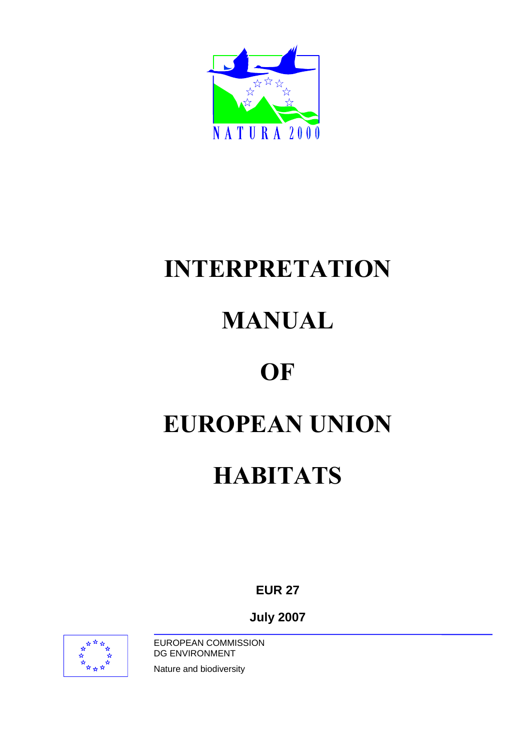NATURA 2000

# INTERPRETATION MANUAL OF EUROPEAN UNION HABITATS

**EUR 27**

**July 2007**

EUROPEAN COMMISSION
DG ENVIRONMENT

Nature and biodiversity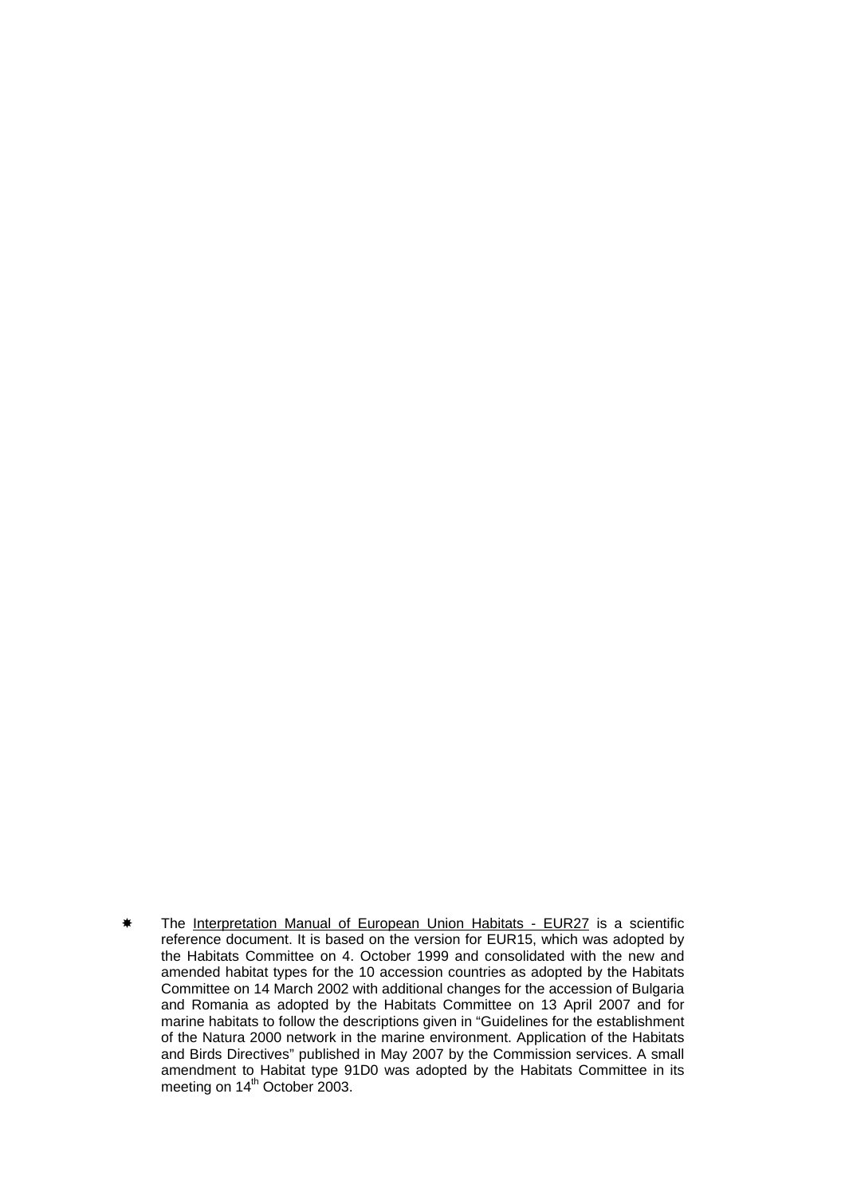- ✱ The <u>Interpretation Manual of European Union Habitats - EUR27</u> is a scientific reference document. It is based on the version for EUR15, which was adopted by the Habitats Committee on 4. October 1999 and consolidated with the new and amended habitat types for the 10 accession countries as adopted by the Habitats Committee on 14 March 2002 with additional changes for the accession of Bulgaria and Romania as adopted by the Habitats Committee on 13 April 2007 and for marine habitats to follow the descriptions given in "Guidelines for the establishment of the Natura 2000 network in the marine environment. Application of the Habitats and Birds Directives" published in May 2007 by the Commission services. A small amendment to Habitat type 91D0 was adopted by the Habitats Committee in its meeting on 14th October 2003.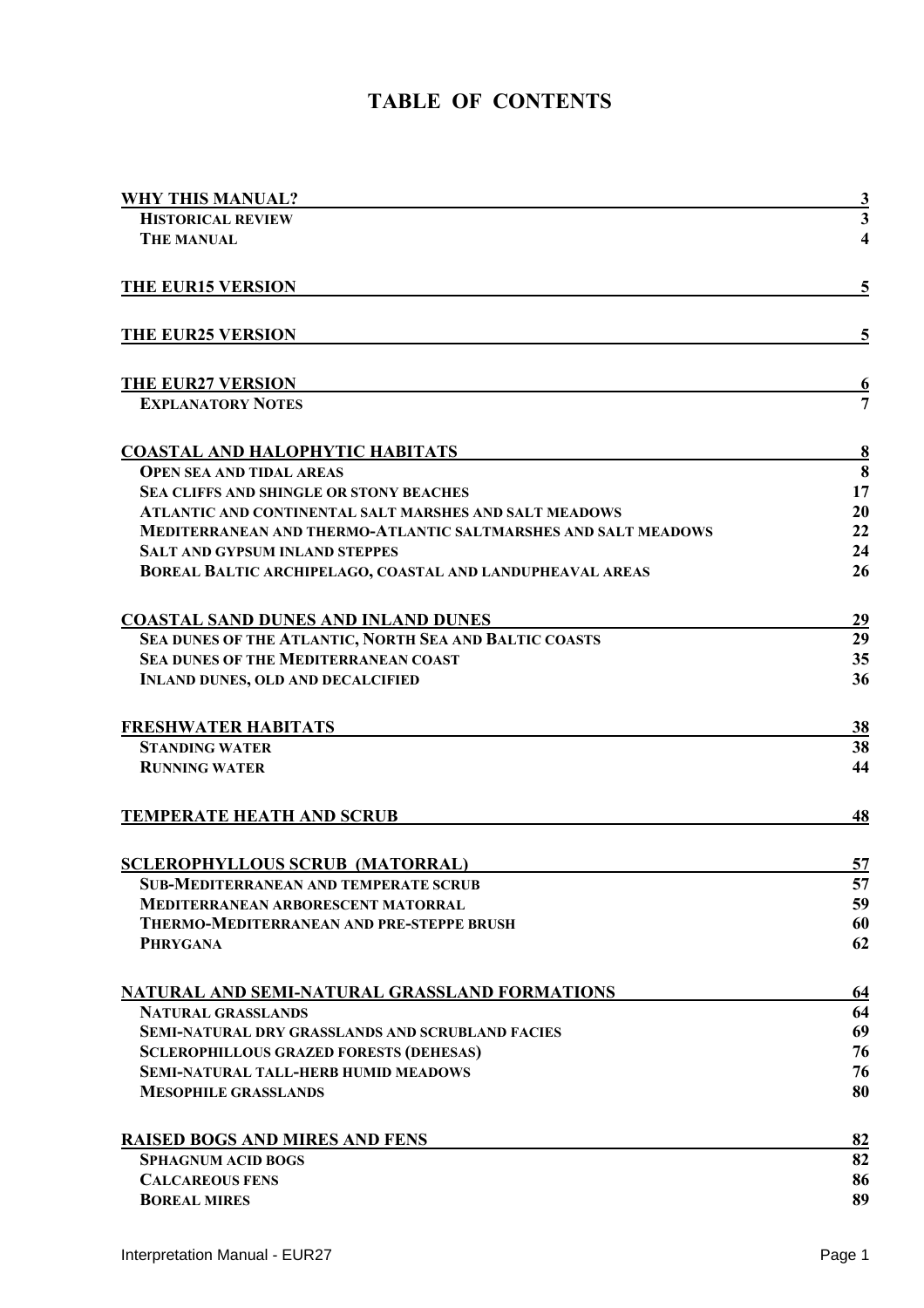# TABLE OF CONTENTS

| | |
|---|---|
| **WHY THIS MANUAL?** | **3** |
| HISTORICAL REVIEW | 3 |
| THE MANUAL | 4 |
| **THE EUR15 VERSION** | **5** |
| **THE EUR25 VERSION** | **5** |
| **THE EUR27 VERSION** | **6** |
| EXPLANATORY NOTES | 7 |
| **COASTAL AND HALOPHYTIC HABITATS** | **8** |
| OPEN SEA AND TIDAL AREAS | 8 |
| SEA CLIFFS AND SHINGLE OR STONY BEACHES | 17 |
| ATLANTIC AND CONTINENTAL SALT MARSHES AND SALT MEADOWS | 20 |
| MEDITERRANEAN AND THERMO-ATLANTIC SALTMARSHES AND SALT MEADOWS | 22 |
| SALT AND GYPSUM INLAND STEPPES | 24 |
| BOREAL BALTIC ARCHIPELAGO, COASTAL AND LANDUPHEAVAL AREAS | 26 |
| **COASTAL SAND DUNES AND INLAND DUNES** | **29** |
| SEA DUNES OF THE ATLANTIC, NORTH SEA AND BALTIC COASTS | 29 |
| SEA DUNES OF THE MEDITERRANEAN COAST | 35 |
| INLAND DUNES, OLD AND DECALCIFIED | 36 |
| **FRESHWATER HABITATS** | **38** |
| STANDING WATER | 38 |
| RUNNING WATER | 44 |
| **TEMPERATE HEATH AND SCRUB** | **48** |
| **SCLEROPHYLLOUS SCRUB (MATORRAL)** | **57** |
| SUB-MEDITERRANEAN AND TEMPERATE SCRUB | 57 |
| MEDITERRANEAN ARBORESCENT MATORRAL | 59 |
| THERMO-MEDITERRANEAN AND PRE-STEPPE BRUSH | 60 |
| PHRYGANA | 62 |
| **NATURAL AND SEMI-NATURAL GRASSLAND FORMATIONS** | **64** |
| NATURAL GRASSLANDS | 64 |
| SEMI-NATURAL DRY GRASSLANDS AND SCRUBLAND FACIES | 69 |
| SCLEROPHILLOUS GRAZED FORESTS (DEHESAS) | 76 |
| SEMI-NATURAL TALL-HERB HUMID MEADOWS | 76 |
| MESOPHILE GRASSLANDS | 80 |
| **RAISED BOGS AND MIRES AND FENS** | **82** |
| SPHAGNUM ACID BOGS | 82 |
| CALCAREOUS FENS | 86 |
| BOREAL MIRES | 89 |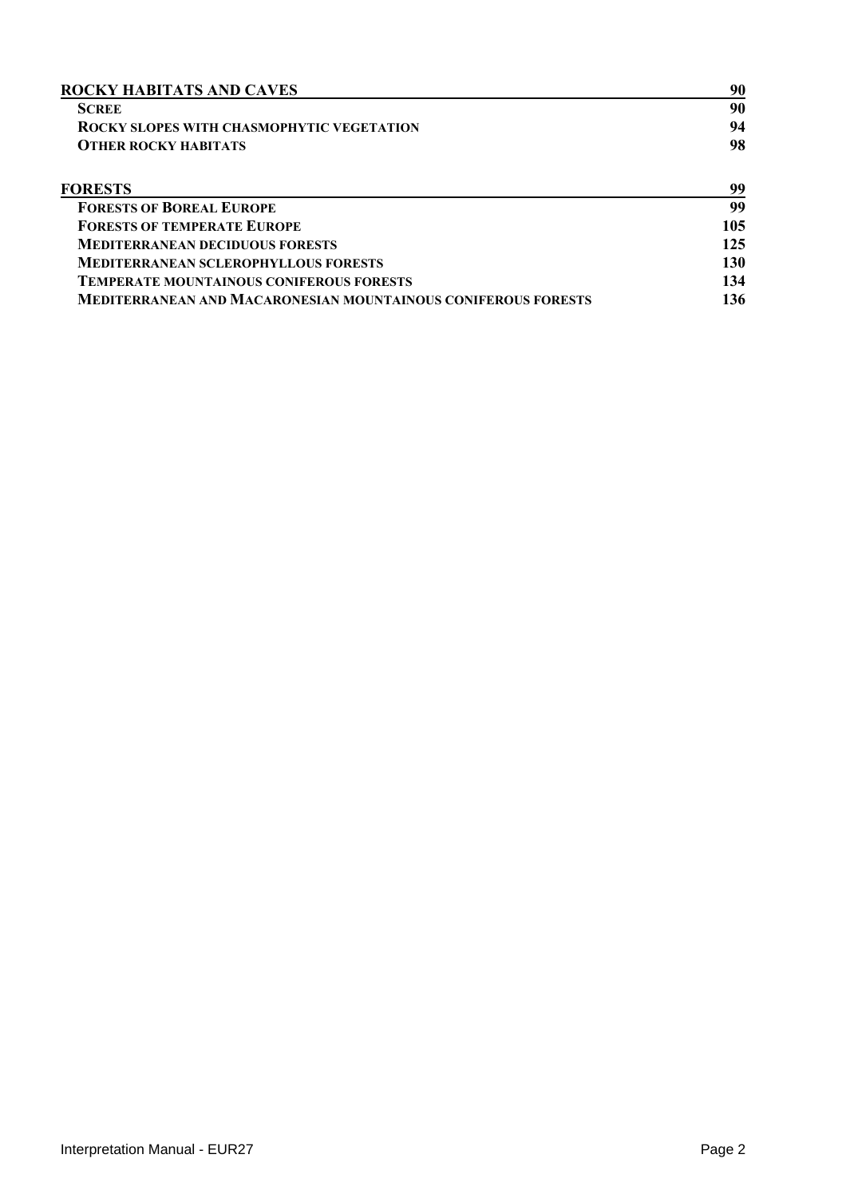**ROCKY HABITATS AND CAVES** 90

- **SCREE** 90
- **ROCKY SLOPES WITH CHASMOPHYTIC VEGETATION** 94
- **OTHER ROCKY HABITATS** 98

**FORESTS** 99

- **FORESTS OF BOREAL EUROPE** 99
- **FORESTS OF TEMPERATE EUROPE** 105
- **MEDITERRANEAN DECIDUOUS FORESTS** 125
- **MEDITERRANEAN SCLEROPHYLLOUS FORESTS** 130
- **TEMPERATE MOUNTAINOUS CONIFEROUS FORESTS** 134
- **MEDITERRANEAN AND MACARONESIAN MOUNTAINOUS CONIFEROUS FORESTS** 136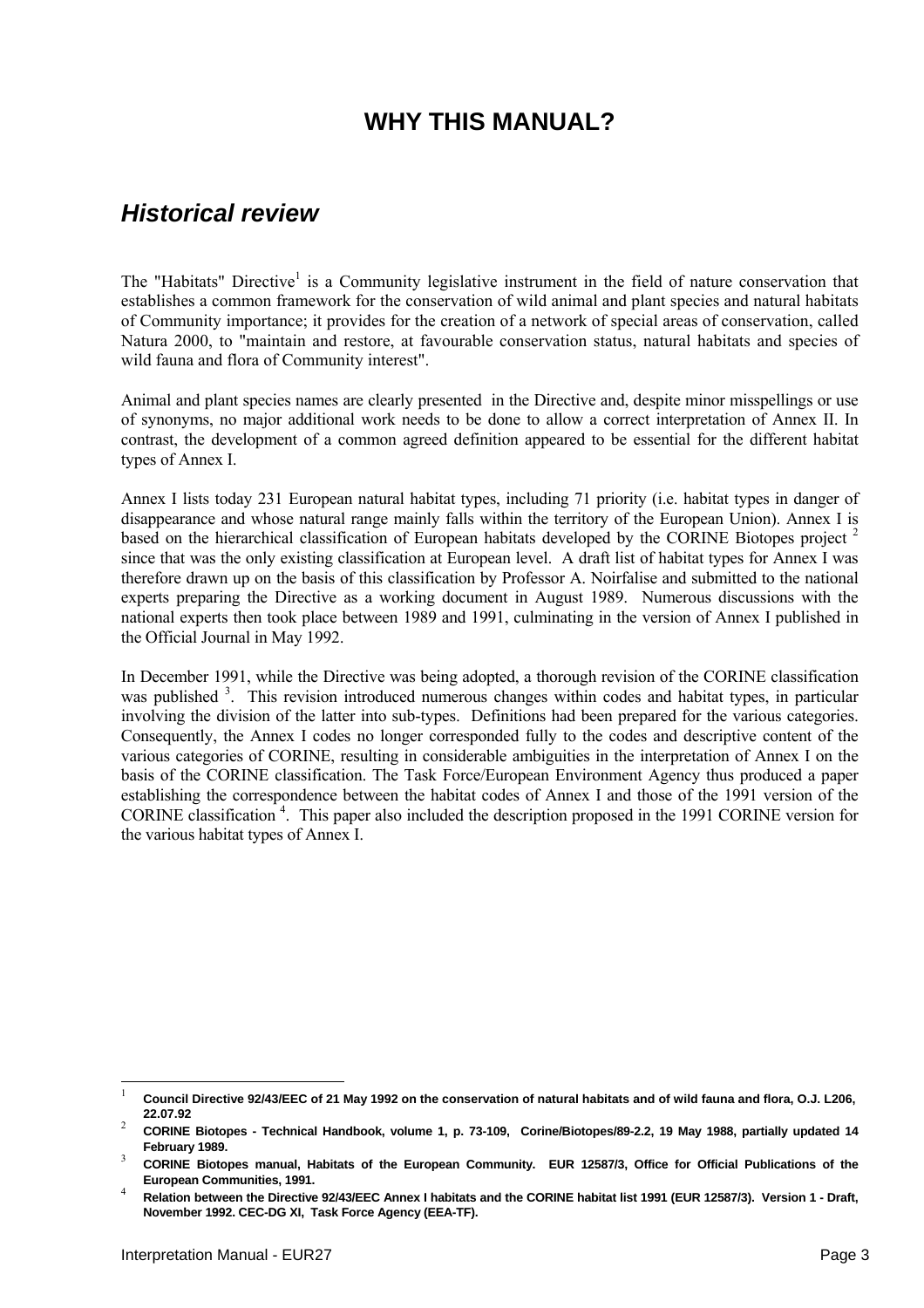# WHY THIS MANUAL?

## *Historical review*

The "Habitats" Directive[1] is a Community legislative instrument in the field of nature conservation that establishes a common framework for the conservation of wild animal and plant species and natural habitats of Community importance; it provides for the creation of a network of special areas of conservation, called Natura 2000, to "maintain and restore, at favourable conservation status, natural habitats and species of wild fauna and flora of Community interest".

Animal and plant species names are clearly presented in the Directive and, despite minor misspellings or use of synonyms, no major additional work needs to be done to allow a correct interpretation of Annex II. In contrast, the development of a common agreed definition appeared to be essential for the different habitat types of Annex I.

Annex I lists today 231 European natural habitat types, including 71 priority (i.e. habitat types in danger of disappearance and whose natural range mainly falls within the territory of the European Union). Annex I is based on the hierarchical classification of European habitats developed by the CORINE Biotopes project [2] since that was the only existing classification at European level. A draft list of habitat types for Annex I was therefore drawn up on the basis of this classification by Professor A. Noirfalise and submitted to the national experts preparing the Directive as a working document in August 1989. Numerous discussions with the national experts then took place between 1989 and 1991, culminating in the version of Annex I published in the Official Journal in May 1992.

In December 1991, while the Directive was being adopted, a thorough revision of the CORINE classification was published [3]. This revision introduced numerous changes within codes and habitat types, in particular involving the division of the latter into sub-types. Definitions had been prepared for the various categories. Consequently, the Annex I codes no longer corresponded fully to the codes and descriptive content of the various categories of CORINE, resulting in considerable ambiguities in the interpretation of Annex I on the basis of the CORINE classification. The Task Force/European Environment Agency thus produced a paper establishing the correspondence between the habitat codes of Annex I and those of the 1991 version of the CORINE classification [4]. This paper also included the description proposed in the 1991 CORINE version for the various habitat types of Annex I.

---

[1] **Council Directive 92/43/EEC of 21 May 1992 on the conservation of natural habitats and of wild fauna and flora, O.J. L206, 22.07.92**

[2] **CORINE Biotopes - Technical Handbook, volume 1, p. 73-109, Corine/Biotopes/89-2.2, 19 May 1988, partially updated 14 February 1989.**

[3] **CORINE Biotopes manual, Habitats of the European Community. EUR 12587/3, Office for Official Publications of the European Communities, 1991.**

[4] **Relation between the Directive 92/43/EEC Annex I habitats and the CORINE habitat list 1991 (EUR 12587/3). Version 1 - Draft, November 1992. CEC-DG XI, Task Force Agency (EEA-TF).**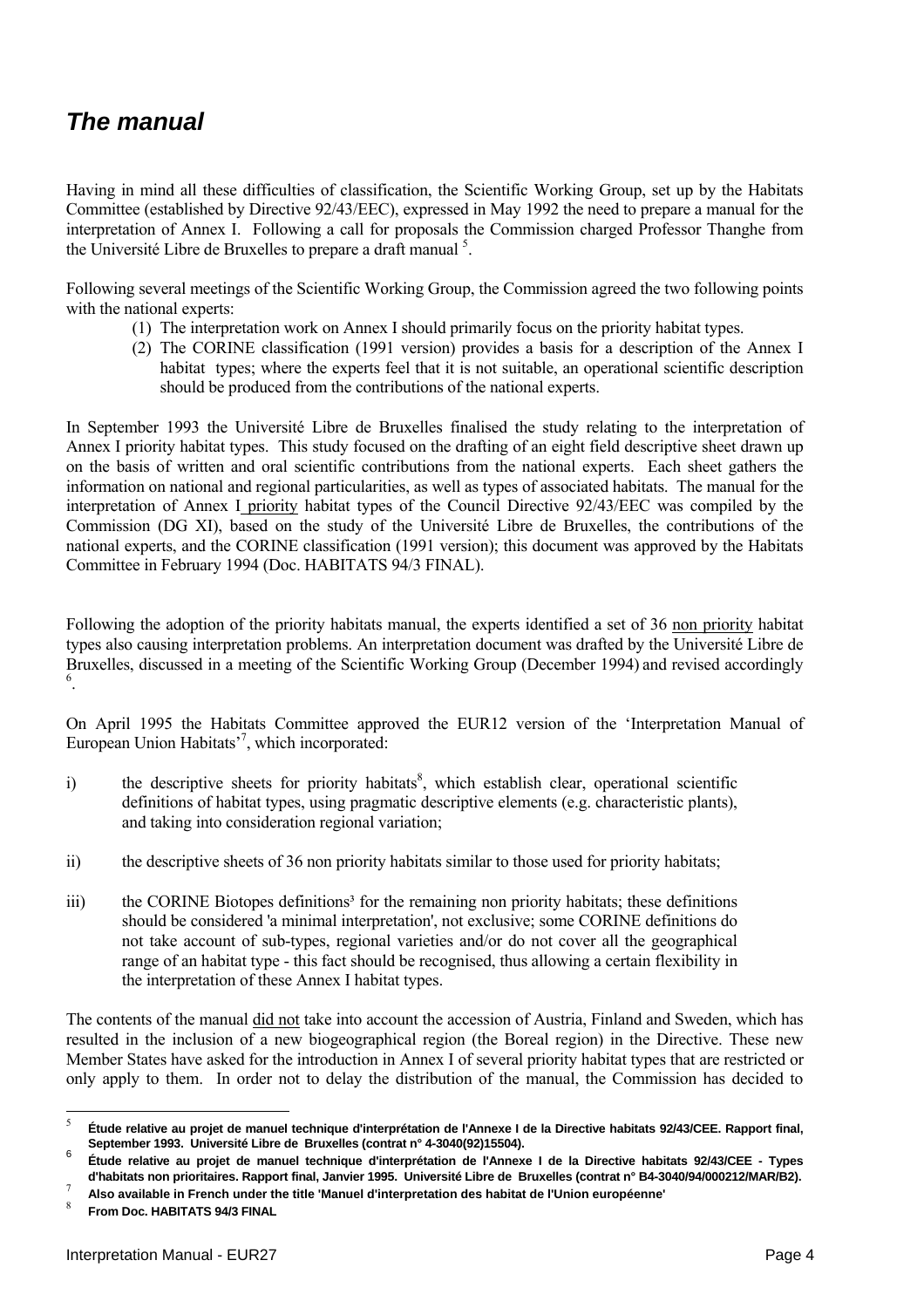## *The manual*

Having in mind all these difficulties of classification, the Scientific Working Group, set up by the Habitats Committee (established by Directive 92/43/EEC), expressed in May 1992 the need to prepare a manual for the interpretation of Annex I. Following a call for proposals the Commission charged Professor Thanghe from the Université Libre de Bruxelles to prepare a draft manual [5].

Following several meetings of the Scientific Working Group, the Commission agreed the two following points with the national experts:

(1) The interpretation work on Annex I should primarily focus on the priority habitat types.

(2) The CORINE classification (1991 version) provides a basis for a description of the Annex I habitat types; where the experts feel that it is not suitable, an operational scientific description should be produced from the contributions of the national experts.

In September 1993 the Université Libre de Bruxelles finalised the study relating to the interpretation of Annex I priority habitat types. This study focused on the drafting of an eight field descriptive sheet drawn up on the basis of written and oral scientific contributions from the national experts. Each sheet gathers the information on national and regional particularities, as well as types of associated habitats. The manual for the interpretation of Annex I priority habitat types of the Council Directive 92/43/EEC was compiled by the Commission (DG XI), based on the study of the Université Libre de Bruxelles, the contributions of the national experts, and the CORINE classification (1991 version); this document was approved by the Habitats Committee in February 1994 (Doc. HABITATS 94/3 FINAL).

Following the adoption of the priority habitats manual, the experts identified a set of 36 non priority habitat types also causing interpretation problems. An interpretation document was drafted by the Université Libre de Bruxelles, discussed in a meeting of the Scientific Working Group (December 1994) and revised accordingly [6].

On April 1995 the Habitats Committee approved the EUR12 version of the 'Interpretation Manual of European Union Habitats'[7], which incorporated:

i) the descriptive sheets for priority habitats[8], which establish clear, operational scientific definitions of habitat types, using pragmatic descriptive elements (e.g. characteristic plants), and taking into consideration regional variation;

ii) the descriptive sheets of 36 non priority habitats similar to those used for priority habitats;

iii) the CORINE Biotopes definitions[3] for the remaining non priority habitats; these definitions should be considered 'a minimal interpretation', not exclusive; some CORINE definitions do not take account of sub-types, regional varieties and/or do not cover all the geographical range of an habitat type - this fact should be recognised, thus allowing a certain flexibility in the interpretation of these Annex I habitat types.

The contents of the manual did not take into account the accession of Austria, Finland and Sweden, which has resulted in the inclusion of a new biogeographical region (the Boreal region) in the Directive. These new Member States have asked for the introduction in Annex I of several priority habitat types that are restricted or only apply to them. In order not to delay the distribution of the manual, the Commission has decided to

---

[5] **Étude relative au projet de manuel technique d'interprétation de l'Annexe I de la Directive habitats 92/43/CEE. Rapport final, September 1993. Université Libre de Bruxelles (contrat n° 4-3040(92)15504).**

[6] **Étude relative au projet de manuel technique d'interprétation de l'Annexe I de la Directive habitats 92/43/CEE - Types d'habitats non prioritaires. Rapport final, Janvier 1995. Université Libre de Bruxelles (contrat n° B4-3040/94/000212/MAR/B2).**

[7] **Also available in French under the title 'Manuel d'interprétation des habitat de l'Union européenne'**

[8] **From Doc. HABITATS 94/3 FINAL**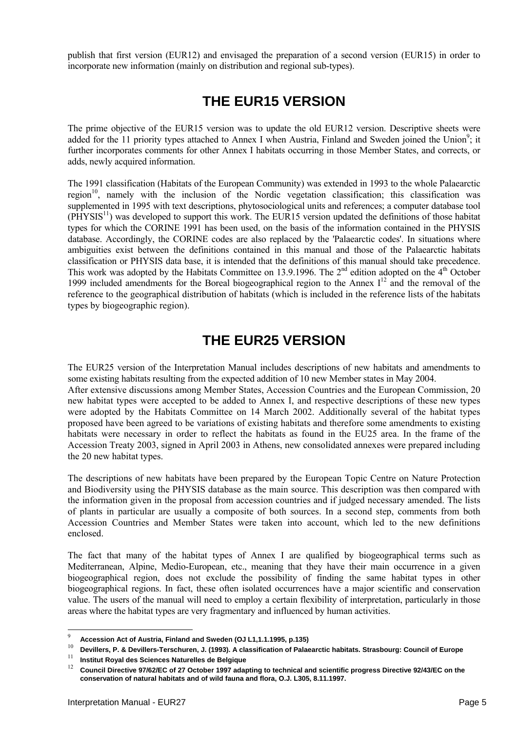publish that first version (EUR12) and envisaged the preparation of a second version (EUR15) in order to incorporate new information (mainly on distribution and regional sub-types).

# THE EUR15 VERSION

The prime objective of the EUR15 version was to update the old EUR12 version. Descriptive sheets were added for the 11 priority types attached to Annex I when Austria, Finland and Sweden joined the Union[9]; it further incorporates comments for other Annex I habitats occurring in those Member States, and corrects, or adds, newly acquired information.

The 1991 classification (Habitats of the European Community) was extended in 1993 to the whole Palaearctic region[10], namely with the inclusion of the Nordic vegetation classification; this classification was supplemented in 1995 with text descriptions, phytosociological units and references; a computer database tool (PHYSIS[11]) was developed to support this work. The EUR15 version updated the definitions of those habitat types for which the CORINE 1991 has been used, on the basis of the information contained in the PHYSIS database. Accordingly, the CORINE codes are also replaced by the 'Palaearctic codes'. In situations where ambiguities exist between the definitions contained in this manual and those of the Palaearctic habitats classification or PHYSIS data base, it is intended that the definitions of this manual should take precedence. This work was adopted by the Habitats Committee on 13.9.1996. The 2nd edition adopted on the 4th October 1999 included amendments for the Boreal biogeographical region to the Annex I[12] and the removal of the reference to the geographical distribution of habitats (which is included in the reference lists of the habitats types by biogeographic region).

# THE EUR25 VERSION

The EUR25 version of the Interpretation Manual includes descriptions of new habitats and amendments to some existing habitats resulting from the expected addition of 10 new Member states in May 2004.
After extensive discussions among Member States, Accession Countries and the European Commission, 20 new habitat types were accepted to be added to Annex I, and respective descriptions of these new types were adopted by the Habitats Committee on 14 March 2002. Additionally several of the habitat types proposed have been agreed to be variations of existing habitats and therefore some amendments to existing habitats were necessary in order to reflect the habitats as found in the EU25 area. In the frame of the Accession Treaty 2003, signed in April 2003 in Athens, new consolidated annexes were prepared including the 20 new habitat types.

The descriptions of new habitats have been prepared by the European Topic Centre on Nature Protection and Biodiversity using the PHYSIS database as the main source. This description was then compared with the information given in the proposal from accession countries and if judged necessary amended. The lists of plants in particular are usually a composite of both sources. In a second step, comments from both Accession Countries and Member States were taken into account, which led to the new definitions enclosed.

The fact that many of the habitat types of Annex I are qualified by biogeographical terms such as Mediterranean, Alpine, Medio-European, etc., meaning that they have their main occurrence in a given biogeographical region, does not exclude the possibility of finding the same habitat types in other biogeographical regions. In fact, these often isolated occurrences have a major scientific and conservation value. The users of the manual will need to employ a certain flexibility of interpretation, particularly in those areas where the habitat types are very fragmentary and influenced by human activities.

---

[9] **Accession Act of Austria, Finland and Sweden (OJ L1,1.1.1995, p.135)**

[10] **Devillers, P. & Devillers-Terschuren, J. (1993). A classification of Palaearctic habitats. Strasbourg: Council of Europe**

[11] **Institut Royal des Sciences Naturelles de Belgique**

[12] **Council Directive 97/62/EC of 27 October 1997 adapting to technical and scientific progress Directive 92/43/EC on the conservation of natural habitats and of wild fauna and flora, O.J. L305, 8.11.1997.**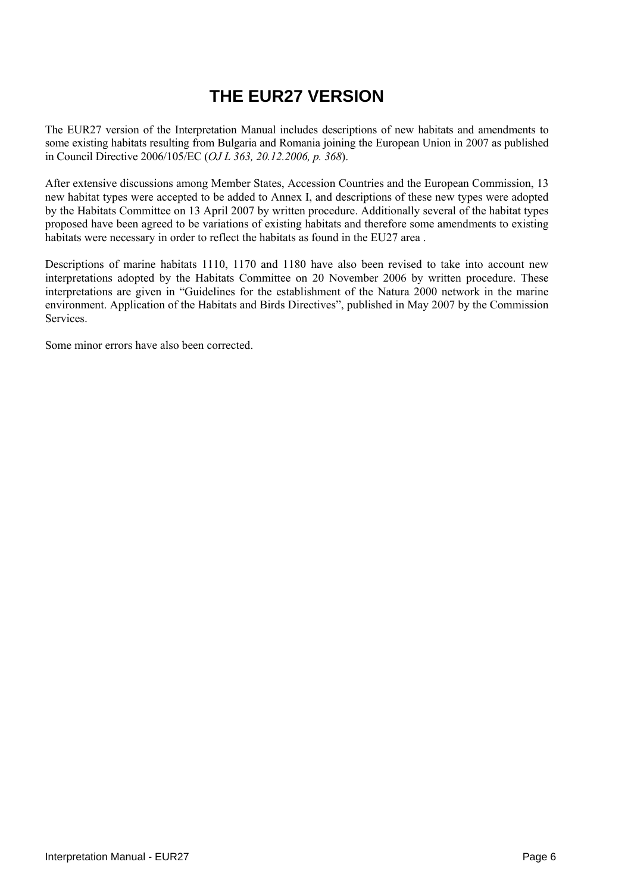# THE EUR27 VERSION

The EUR27 version of the Interpretation Manual includes descriptions of new habitats and amendments to some existing habitats resulting from Bulgaria and Romania joining the European Union in 2007 as published in Council Directive 2006/105/EC (*OJ L 363, 20.12.2006, p. 368*).

After extensive discussions among Member States, Accession Countries and the European Commission, 13 new habitat types were accepted to be added to Annex I, and descriptions of these new types were adopted by the Habitats Committee on 13 April 2007 by written procedure. Additionally several of the habitat types proposed have been agreed to be variations of existing habitats and therefore some amendments to existing habitats were necessary in order to reflect the habitats as found in the EU27 area .

Descriptions of marine habitats 1110, 1170 and 1180 have also been revised to take into account new interpretations adopted by the Habitats Committee on 20 November 2006 by written procedure. These interpretations are given in "Guidelines for the establishment of the Natura 2000 network in the marine environment. Application of the Habitats and Birds Directives", published in May 2007 by the Commission Services.

Some minor errors have also been corrected.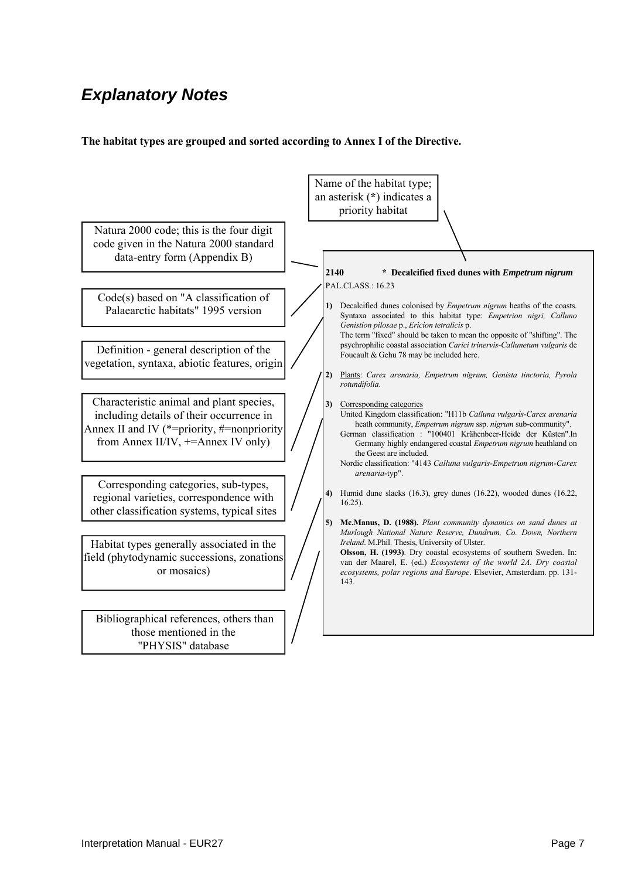## *Explanatory Notes*

**The habitat types are grouped and sorted according to Annex I of the Directive.**

Name of the habitat type; an asterisk (**\***) indicates a priority habitat

Natura 2000 code; this is the four digit code given in the Natura 2000 standard data-entry form (Appendix B)

Code(s) based on "A classification of Palaearctic habitats" 1995 version

Definition - general description of the vegetation, syntaxa, abiotic features, origin

Characteristic animal and plant species, including details of their occurrence in Annex II and IV (\*=priority, #=nonpriority from Annex II/IV, +=Annex IV only)

Corresponding categories, sub-types, regional varieties, correspondence with other classification systems, typical sites

Habitat types generally associated in the field (phytodynamic successions, zonations or mosaics)

Bibliographical references, others than those mentioned in the "PHYSIS" database

---

**2140 \* Decalcified fixed dunes with *Empetrum nigrum***

PAL.CLASS.: 16.23

**1)** Decalcified dunes colonised by *Empetrum nigrum* heaths of the coasts. Syntaxa associated to this habitat type: *Empetrion nigri, Calluno Genistion pilosae* p., *Ericion tetralicis* p.
The term "fixed" should be taken to mean the opposite of "shifting". The psychrophilic coastal association *Carici trinervis-Callunetum vulgaris* de Foucault & Gehu 78 may be included here.

**2)** Plants: *Carex arenaria, Empetrum nigrum, Genista tinctoria, Pyrola rotundifolia*.

**3)** Corresponding categories
United Kingdom classification: "H11b *Calluna vulgaris-Carex arenaria* heath community, *Empetrum nigrum* ssp. *nigrum* sub-community".
German classification : "100401 Krähenbeer-Heide der Küsten".In Germany highly endangered coastal *Empetrum nigrum* heathland on the Geest are included.
Nordic classification: "4143 *Calluna vulgaris-Empetrum nigrum-Carex arenaria*-typ".

**4)** Humid dune slacks (16.3), grey dunes (16.22), wooded dunes (16.22, 16.25).

**5)** **Mc.Manus, D. (1988).** *Plant community dynamics on sand dunes at Murlough National Nature Reserve, Dundrum, Co. Down, Northern Ireland*. M.Phil. Thesis, University of Ulster.
**Olsson, H. (1993)**. Dry coastal ecosystems of southern Sweden. In: van der Maarel, E. (ed.) *Ecosystems of the world 2A. Dry coastal ecosystems, polar regions and Europe*. Elsevier, Amsterdam. pp. 131-143.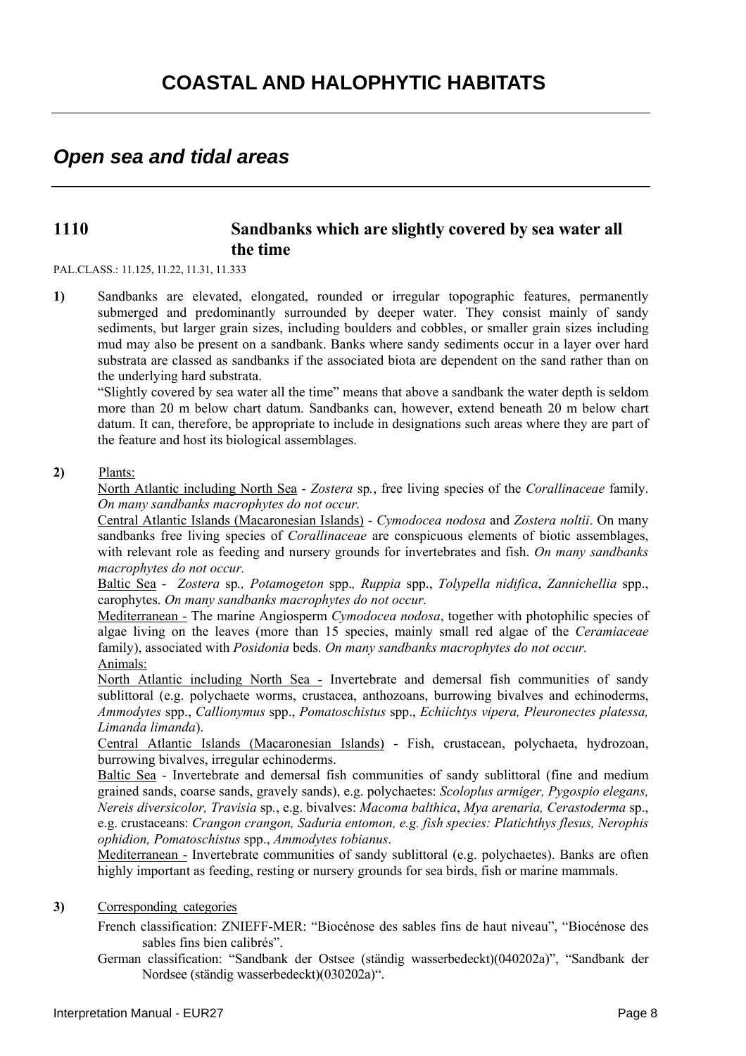# COASTAL AND HALOPHYTIC HABITATS

## *Open sea and tidal areas*

### 1110 Sandbanks which are slightly covered by sea water all the time

PAL.CLASS.: 11.125, 11.22, 11.31, 11.333

**1)** Sandbanks are elevated, elongated, rounded or irregular topographic features, permanently submerged and predominantly surrounded by deeper water. They consist mainly of sandy sediments, but larger grain sizes, including boulders and cobbles, or smaller grain sizes including mud may also be present on a sandbank. Banks where sandy sediments occur in a layer over hard substrata are classed as sandbanks if the associated biota are dependent on the sand rather than on the underlying hard substrata.

"Slightly covered by sea water all the time" means that above a sandbank the water depth is seldom more than 20 m below chart datum. Sandbanks can, however, extend beneath 20 m below chart datum. It can, therefore, be appropriate to include in designations such areas where they are part of the feature and host its biological assemblages.

**2)** Plants:

North Atlantic including North Sea - *Zostera* sp., free living species of the *Corallinaceae* family. *On many sandbanks macrophytes do not occur.*

Central Atlantic Islands (Macaronesian Islands) - *Cymodocea nodosa* and *Zostera noltii*. On many sandbanks free living species of *Corallinaceae* are conspicuous elements of biotic assemblages, with relevant role as feeding and nursery grounds for invertebrates and fish. *On many sandbanks macrophytes do not occur.*

Baltic Sea - *Zostera* sp*., Potamogeton* spp*., Ruppia* spp., *Tolypella nidifica*, *Zannichellia* spp., carophytes. *On many sandbanks macrophytes do not occur.*

Mediterranean - The marine Angiosperm *Cymodocea nodosa*, together with photophilic species of algae living on the leaves (more than 15 species, mainly small red algae of the *Ceramiaceae* family), associated with *Posidonia* beds. *On many sandbanks macrophytes do not occur.*

Animals:

North Atlantic including North Sea - Invertebrate and demersal fish communities of sandy sublittoral (e.g. polychaete worms, crustacea, anthozoans, burrowing bivalves and echinoderms, *Ammodytes* spp., *Callionymus* spp., *Pomatoschistus* spp., *Echiichtys vipera, Pleuronectes platessa, Limanda limanda*).

Central Atlantic Islands (Macaronesian Islands) - Fish, crustacean, polychaeta, hydrozoan, burrowing bivalves, irregular echinoderms.

Baltic Sea - Invertebrate and demersal fish communities of sandy sublittoral (fine and medium grained sands, coarse sands, gravely sands), e.g. polychaetes: *Scoloplus armiger, Pygospio elegans, Nereis diversicolor, Travisia* sp., e.g. bivalves: *Macoma balthica*, *Mya arenaria, Cerastoderma* sp., e.g. crustaceans: *Crangon crangon, Saduria entomon, e.g. fish species: Platichthys flesus, Nerophis ophidion, Pomatoschistus* spp., *Ammodytes tobianus*.

Mediterranean - Invertebrate communities of sandy sublittoral (e.g. polychaetes). Banks are often highly important as feeding, resting or nursery grounds for sea birds, fish or marine mammals.

**3)** Corresponding categories

French classification: ZNIEFF-MER: "Biocénose des sables fins de haut niveau", "Biocénose des sables fins bien calibrés".

German classification: "Sandbank der Ostsee (ständig wasserbedeckt)(040202a)", "Sandbank der Nordsee (ständig wasserbedeckt)(030202a)".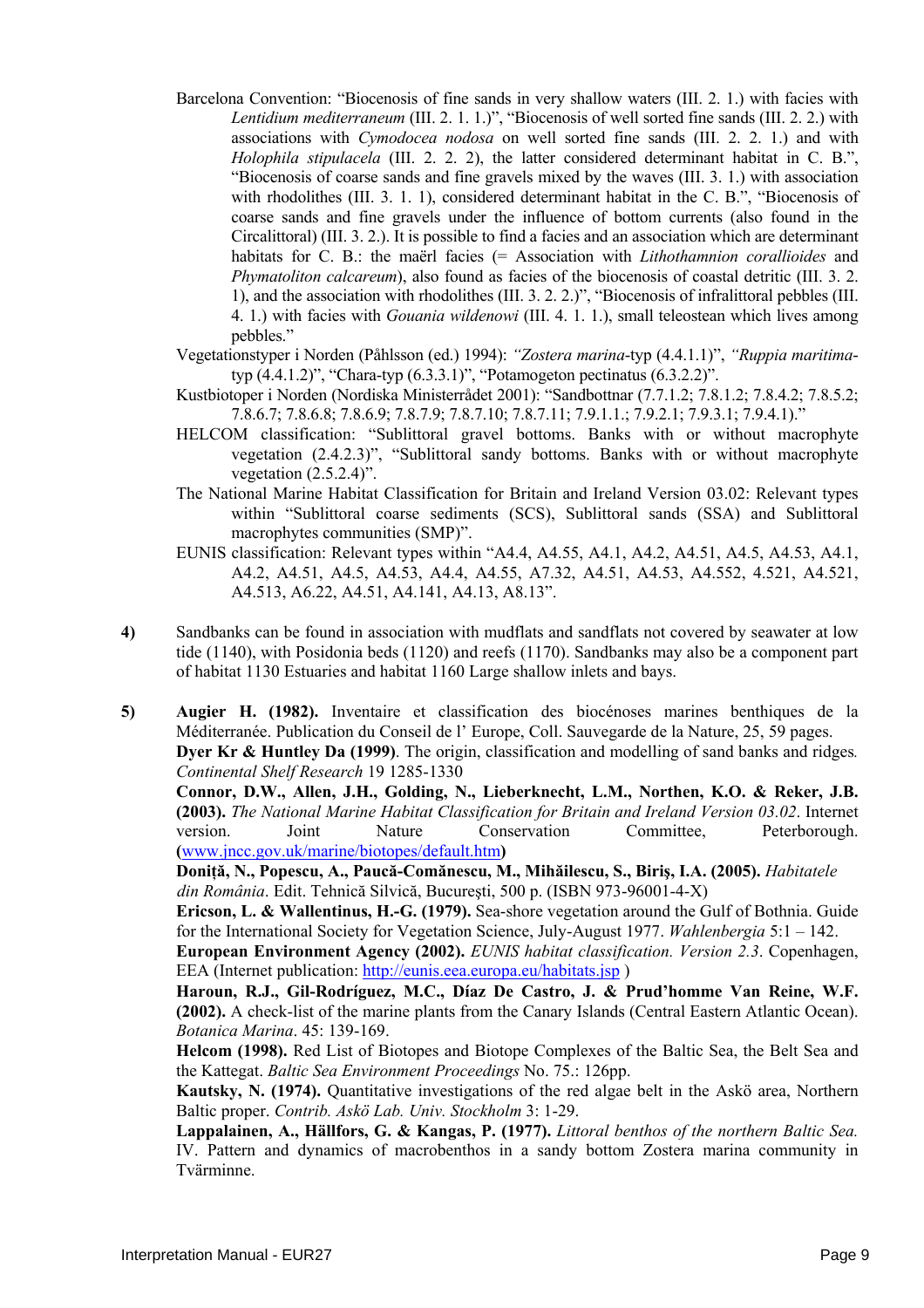Barcelona Convention: "Biocenosis of fine sands in very shallow waters (III. 2. 1.) with facies with *Lentidium mediterraneum* (III. 2. 1. 1.)", "Biocenosis of well sorted fine sands (III. 2. 2.) with associations with *Cymodocea nodosa* on well sorted fine sands (III. 2. 2. 1.) and with *Holophila stipulacela* (III. 2. 2. 2), the latter considered determinant habitat in C. B.", "Biocenosis of coarse sands and fine gravels mixed by the waves (III. 3. 1.) with association with rhodolithes (III. 3. 1. 1), considered determinant habitat in the C. B.", "Biocenosis of coarse sands and fine gravels under the influence of bottom currents (also found in the Circalittoral) (III. 3. 2.). It is possible to find a facies and an association which are determinant habitats for C. B.: the maërl facies (= Association with *Lithothamnion corallioides* and *Phymatoliton calcareum*), also found as facies of the biocenosis of coastal detritic (III. 3. 2. 1), and the association with rhodolithes (III. 3. 2. 2.)", "Biocenosis of infralittoral pebbles (III. 4. 1.) with facies with *Gouania wildenowi* (III. 4. 1. 1.), small teleostean which lives among pebbles."

Vegetationstyper i Norden (Påhlsson (ed.) 1994): *"Zostera marina*-typ (4.4.1.1)", *"Ruppia maritima*-typ (4.4.1.2)", "Chara-typ (6.3.3.1)", "Potamogeton pectinatus (6.3.2.2)".

Kustbiotoper i Norden (Nordiska Ministerrådet 2001): "Sandbottnar (7.7.1.2; 7.8.1.2; 7.8.4.2; 7.8.5.2; 7.8.6.7; 7.8.6.8; 7.8.6.9; 7.8.7.9; 7.8.7.10; 7.8.7.11; 7.9.1.1.; 7.9.2.1; 7.9.3.1; 7.9.4.1)."

HELCOM classification: "Sublittoral gravel bottoms. Banks with or without macrophyte vegetation (2.4.2.3)", "Sublittoral sandy bottoms. Banks with or without macrophyte vegetation (2.5.2.4)".

The National Marine Habitat Classification for Britain and Ireland Version 03.02: Relevant types within "Sublittoral coarse sediments (SCS), Sublittoral sands (SSA) and Sublittoral macrophytes communities (SMP)".

EUNIS classification: Relevant types within "A4.4, A4.55, A4.1, A4.2, A4.51, A4.5, A4.53, A4.1, A4.2, A4.51, A4.5, A4.53, A4.4, A4.55, A7.32, A4.51, A4.53, A4.552, 4.521, A4.521, A4.513, A6.22, A4.51, A4.141, A4.13, A8.13".

**4)** Sandbanks can be found in association with mudflats and sandflats not covered by seawater at low tide (1140), with Posidonia beds (1120) and reefs (1170). Sandbanks may also be a component part of habitat 1130 Estuaries and habitat 1160 Large shallow inlets and bays.

**5)** **Augier H. (1982).** Inventaire et classification des biocénoses marines benthiques de la Méditerranée. Publication du Conseil de l' Europe, Coll. Sauvegarde de la Nature, 25, 59 pages.

**Dyer Kr & Huntley Da (1999)**. The origin, classification and modelling of sand banks and ridges*. Continental Shelf Research* 19 1285-1330

**Connor, D.W., Allen, J.H., Golding, N., Lieberknecht, L.M., Northen, K.O. & Reker, J.B. (2003).** *The National Marine Habitat Classification for Britain and Ireland Version 03.02*. Internet version. Joint Nature Conservation Committee, Peterborough. **(**www.jncc.gov.uk/marine/biotopes/default.htm**)**

**Doniță, N., Popescu, A., Paucă-Comănescu, M., Mihăilescu, S., Biriș, I.A. (2005).** *Habitatele din România*. Edit. Tehnică Silvică, București, 500 p. (ISBN 973-96001-4-X)

**Ericson, L. & Wallentinus, H.-G. (1979).** Sea-shore vegetation around the Gulf of Bothnia. Guide for the International Society for Vegetation Science, July-August 1977. *Wahlenbergia* 5:1 – 142.

**European Environment Agency (2002).** *EUNIS habitat classification. Version 2.3*. Copenhagen, EEA (Internet publication: http://eunis.eea.europa.eu/habitats.jsp )

**Haroun, R.J., Gil-Rodríguez, M.C., Díaz De Castro, J. & Prud'homme Van Reine, W.F. (2002).** A check-list of the marine plants from the Canary Islands (Central Eastern Atlantic Ocean). *Botanica Marina*. 45: 139-169.

**Helcom (1998).** Red List of Biotopes and Biotope Complexes of the Baltic Sea, the Belt Sea and the Kattegat. *Baltic Sea Environment Proceedings* No. 75.: 126pp.

**Kautsky, N. (1974).** Quantitative investigations of the red algae belt in the Askö area, Northern Baltic proper. *Contrib. Askö Lab. Univ. Stockholm* 3: 1-29.

**Lappalainen, A., Hällfors, G. & Kangas, P. (1977).** *Littoral benthos of the northern Baltic Sea.* IV. Pattern and dynamics of macrobenthos in a sandy bottom Zostera marina community in Tvärminne.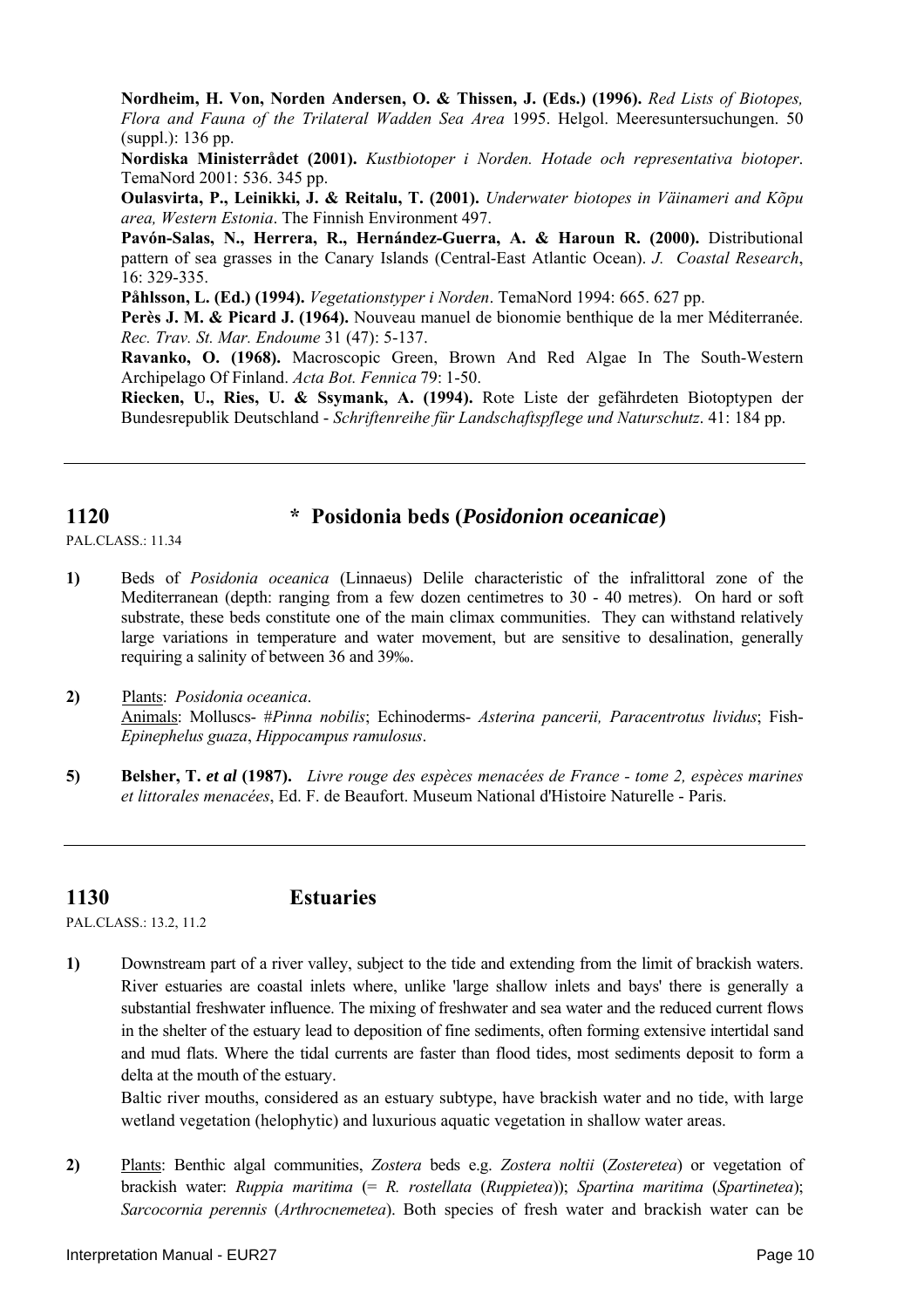**Nordheim, H. Von, Norden Andersen, O. & Thissen, J. (Eds.) (1996).** *Red Lists of Biotopes, Flora and Fauna of the Trilateral Wadden Sea Area* 1995. Helgol. Meeresuntersuchungen. 50 (suppl.): 136 pp.

**Nordiska Ministerrådet (2001).** *Kustbiotoper i Norden. Hotade och representativa biotoper*. TemaNord 2001: 536. 345 pp.

**Oulasvirta, P., Leinikki, J. & Reitalu, T. (2001).** *Underwater biotopes in Väinameri and Kõpu area, Western Estonia*. The Finnish Environment 497.

**Pavón-Salas, N., Herrera, R., Hernández-Guerra, A. & Haroun R. (2000).** Distributional pattern of sea grasses in the Canary Islands (Central-East Atlantic Ocean). *J. Coastal Research*, 16: 329-335.

**Påhlsson, L. (Ed.) (1994).** *Vegetationstyper i Norden*. TemaNord 1994: 665. 627 pp.

**Perès J. M. & Picard J. (1964).** Nouveau manuel de bionomie benthique de la mer Méditerranée. *Rec. Trav. St. Mar. Endoume* 31 (47): 5-137.

**Ravanko, O. (1968).** Macroscopic Green, Brown And Red Algae In The South-Western Archipelago Of Finland. *Acta Bot. Fennica* 79: 1-50.

**Riecken, U., Ries, U. & Ssymank, A. (1994).** Rote Liste der gefährdeten Biotoptypen der Bundesrepublik Deutschland - *Schriftenreihe für Landschaftspflege und Naturschutz*. 41: 184 pp.

---

## 1120 * Posidonia beds (*Posidonion oceanicae*)

PAL.CLASS.: 11.34

**1)** Beds of *Posidonia oceanica* (Linnaeus) Delile characteristic of the infralittoral zone of the Mediterranean (depth: ranging from a few dozen centimetres to 30 - 40 metres). On hard or soft substrate, these beds constitute one of the main climax communities. They can withstand relatively large variations in temperature and water movement, but are sensitive to desalination, generally requiring a salinity of between 36 and 39‰.

**2)** Plants: *Posidonia oceanica*.
Animals: Molluscs- #*Pinna nobilis*; Echinoderms- *Asterina pancerii, Paracentrotus lividus*; Fish- *Epinephelus guaza*, *Hippocampus ramulosus*.

**5)** **Belsher, T. *et al* (1987).** *Livre rouge des espèces menacées de France - tome 2, espèces marines et littorales menacées*, Ed. F. de Beaufort. Museum National d'Histoire Naturelle - Paris.

---

## 1130 Estuaries

PAL.CLASS.: 13.2, 11.2

**1)** Downstream part of a river valley, subject to the tide and extending from the limit of brackish waters. River estuaries are coastal inlets where, unlike 'large shallow inlets and bays' there is generally a substantial freshwater influence. The mixing of freshwater and sea water and the reduced current flows in the shelter of the estuary lead to deposition of fine sediments, often forming extensive intertidal sand and mud flats. Where the tidal currents are faster than flood tides, most sediments deposit to form a delta at the mouth of the estuary.
Baltic river mouths, considered as an estuary subtype, have brackish water and no tide, with large wetland vegetation (helophytic) and luxurious aquatic vegetation in shallow water areas.

**2)** Plants: Benthic algal communities, *Zostera* beds e.g. *Zostera noltii* (*Zosteretea*) or vegetation of brackish water: *Ruppia maritima* (= *R. rostellata* (*Ruppietea*)); *Spartina maritima* (*Spartinetea*); *Sarcocornia perennis* (*Arthrocnemetea*). Both species of fresh water and brackish water can be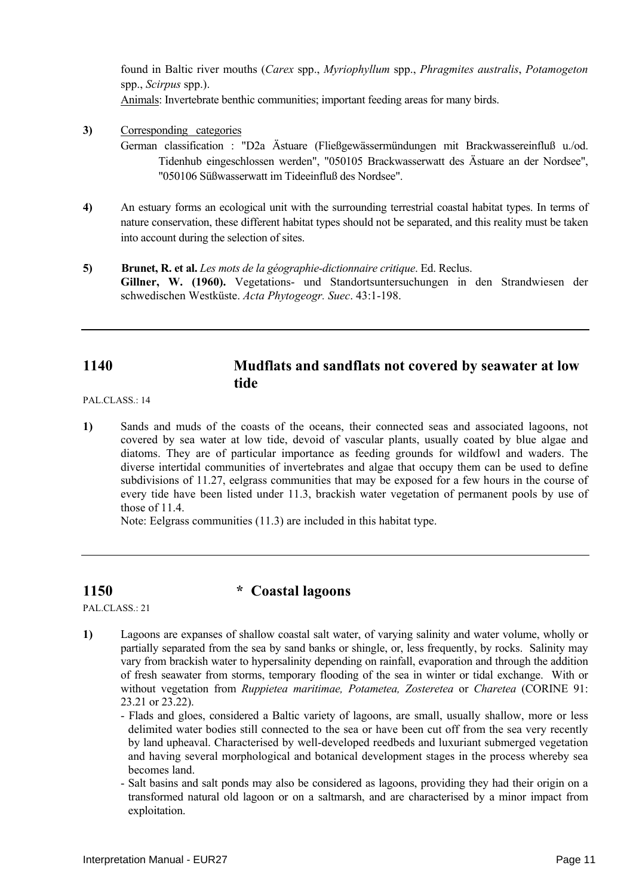found in Baltic river mouths (*Carex* spp., *Myriophyllum* spp., *Phragmites australis*, *Potamogeton* spp., *Scirpus* spp.).

Animals: Invertebrate benthic communities; important feeding areas for many birds.

**3)** Corresponding categories

German classification : "D2a Ästuare (Fließgewässermündungen mit Brackwassereinfluß u./od. Tidenhub eingeschlossen werden", "050105 Brackwasserwatt des Ästuare an der Nordsee", "050106 Süßwasserwatt im Tideeinfluß des Nordsee".

**4)** An estuary forms an ecological unit with the surrounding terrestrial coastal habitat types. In terms of nature conservation, these different habitat types should not be separated, and this reality must be taken into account during the selection of sites.

**5)** **Brunet, R. et al.** *Les mots de la géographie-dictionnaire critique*. Ed. Reclus.
**Gillner, W. (1960).** Vegetations- und Standortsuntersuchungen in den Strandwiesen der schwedischen Westküste. *Acta Phytogeogr. Suec*. 43:1-198.

---

## 1140 Mudflats and sandflats not covered by seawater at low tide

PAL.CLASS.: 14

**1)** Sands and muds of the coasts of the oceans, their connected seas and associated lagoons, not covered by sea water at low tide, devoid of vascular plants, usually coated by blue algae and diatoms. They are of particular importance as feeding grounds for wildfowl and waders. The diverse intertidal communities of invertebrates and algae that occupy them can be used to define subdivisions of 11.27, eelgrass communities that may be exposed for a few hours in the course of every tide have been listed under 11.3, brackish water vegetation of permanent pools by use of those of 11.4.

Note: Eelgrass communities (11.3) are included in this habitat type.

---

## 1150 * Coastal lagoons

PAL.CLASS.: 21

**1)** Lagoons are expanses of shallow coastal salt water, of varying salinity and water volume, wholly or partially separated from the sea by sand banks or shingle, or, less frequently, by rocks. Salinity may vary from brackish water to hypersalinity depending on rainfall, evaporation and through the addition of fresh seawater from storms, temporary flooding of the sea in winter or tidal exchange. With or without vegetation from *Ruppietea maritimae, Potametea, Zosteretea* or *Charetea* (CORINE 91: 23.21 or 23.22).

- Flads and gloes, considered a Baltic variety of lagoons, are small, usually shallow, more or less delimited water bodies still connected to the sea or have been cut off from the sea very recently by land upheaval. Characterised by well-developed reedbeds and luxuriant submerged vegetation and having several morphological and botanical development stages in the process whereby sea becomes land.
- Salt basins and salt ponds may also be considered as lagoons, providing they had their origin on a transformed natural old lagoon or on a saltmarsh, and are characterised by a minor impact from exploitation.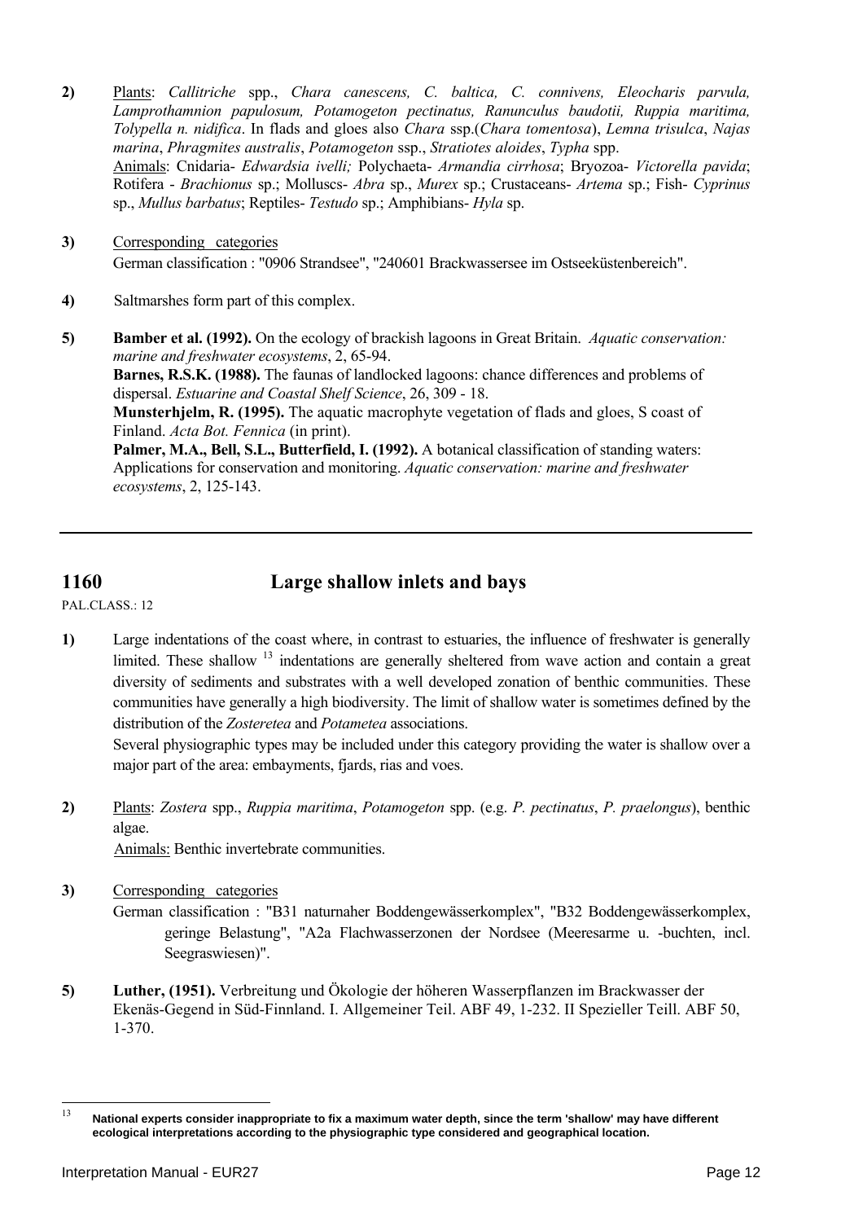**2)** Plants: *Callitriche* spp., *Chara canescens, C. baltica, C. connivens, Eleocharis parvula, Lamprothamnion papulosum, Potamogeton pectinatus, Ranunculus baudotii, Ruppia maritima, Tolypella n. nidifica*. In flads and gloes also *Chara* ssp.(*Chara tomentosa*), *Lemna trisulca*, *Najas marina*, *Phragmites australis*, *Potamogeton* ssp., *Stratiotes aloides*, *Typha* spp.
Animals: Cnidaria- *Edwardsia ivelli;* Polychaeta- *Armandia cirrhosa*; Bryozoa- *Victorella pavida*; Rotifera - *Brachionus* sp.; Molluscs- *Abra* sp., *Murex* sp.; Crustaceans- *Artema* sp.; Fish- *Cyprinus* sp., *Mullus barbatus*; Reptiles- *Testudo* sp.; Amphibians- *Hyla* sp.

**3)** Corresponding categories
German classification : "0906 Strandsee", "240601 Brackwassersee im Ostseeküstenbereich".

**4)** Saltmarshes form part of this complex.

**5)** **Bamber et al. (1992).** On the ecology of brackish lagoons in Great Britain. *Aquatic conservation: marine and freshwater ecosystems*, 2, 65-94.
**Barnes, R.S.K. (1988).** The faunas of landlocked lagoons: chance differences and problems of dispersal. *Estuarine and Coastal Shelf Science*, 26, 309 - 18.
**Munsterhjelm, R. (1995).** The aquatic macrophyte vegetation of flads and gloes, S coast of Finland. *Acta Bot. Fennica* (in print).
**Palmer, M.A., Bell, S.L., Butterfield, I. (1992).** A botanical classification of standing waters: Applications for conservation and monitoring. *Aquatic conservation: marine and freshwater ecosystems*, 2, 125-143.

---

## 1160 Large shallow inlets and bays

PAL.CLASS.: 12

**1)** Large indentations of the coast where, in contrast to estuaries, the influence of freshwater is generally limited. These shallow [13] indentations are generally sheltered from wave action and contain a great diversity of sediments and substrates with a well developed zonation of benthic communities. These communities have generally a high biodiversity. The limit of shallow water is sometimes defined by the distribution of the *Zosteretea* and *Potametea* associations.
Several physiographic types may be included under this category providing the water is shallow over a major part of the area: embayments, fjards, rias and voes.

**2)** Plants: *Zostera* spp., *Ruppia maritima*, *Potamogeton* spp. (e.g. *P. pectinatus*, *P. praelongus*), benthic algae.
Animals: Benthic invertebrate communities.

**3)** Corresponding categories
German classification : "B31 naturnaher Boddengewässerkomplex", "B32 Boddengewässerkomplex, geringe Belastung", "A2a Flachwasserzonen der Nordsee (Meeresarme u. -buchten, incl. Seegraswiesen)".

**5)** **Luther, (1951).** Verbreitung und Ökologie der höheren Wasserpflanzen im Brackwasser der Ekenäs-Gegend in Süd-Finnland. I. Allgemeiner Teil. ABF 49, 1-232. II Spezieller Teill. ABF 50, 1-370.

---

[13] **National experts consider inappropriate to fix a maximum water depth, since the term 'shallow' may have different ecological interpretations according to the physiographic type considered and geographical location.**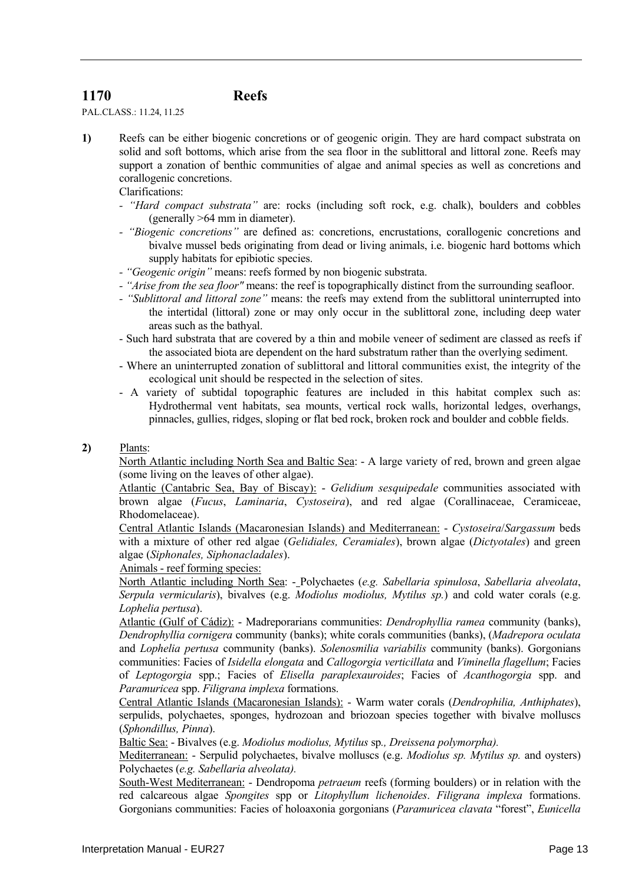## 1170 Reefs

PAL.CLASS.: 11.24, 11.25

**1)** Reefs can be either biogenic concretions or of geogenic origin. They are hard compact substrata on solid and soft bottoms, which arise from the sea floor in the sublittoral and littoral zone. Reefs may support a zonation of benthic communities of algae and animal species as well as concretions and corallogenic concretions.

Clarifications:

- *"Hard compact substrata"* are: rocks (including soft rock, e.g. chalk), boulders and cobbles (generally >64 mm in diameter).
- *"Biogenic concretions"* are defined as: concretions, encrustations, corallogenic concretions and bivalve mussel beds originating from dead or living animals, i.e. biogenic hard bottoms which supply habitats for epibiotic species.
- *"Geogenic origin"* means: reefs formed by non biogenic substrata.
- *"Arise from the sea floor"* means: the reef is topographically distinct from the surrounding seafloor.
- *"Sublittoral and littoral zone"* means: the reefs may extend from the sublittoral uninterrupted into the intertidal (littoral) zone or may only occur in the sublittoral zone, including deep water areas such as the bathyal.
- Such hard substrata that are covered by a thin and mobile veneer of sediment are classed as reefs if the associated biota are dependent on the hard substratum rather than the overlying sediment.
- Where an uninterrupted zonation of sublittoral and littoral communities exist, the integrity of the ecological unit should be respected in the selection of sites.
- A variety of subtidal topographic features are included in this habitat complex such as: Hydrothermal vent habitats, sea mounts, vertical rock walls, horizontal ledges, overhangs, pinnacles, gullies, ridges, sloping or flat bed rock, broken rock and boulder and cobble fields.

**2)** Plants:

North Atlantic including North Sea and Baltic Sea: - A large variety of red, brown and green algae (some living on the leaves of other algae).

Atlantic (Cantabric Sea, Bay of Biscay): - *Gelidium sesquipedale* communities associated with brown algae (*Fucus*, *Laminaria*, *Cystoseira*), and red algae (Corallinaceae, Ceramiceae, Rhodomelaceae).

Central Atlantic Islands (Macaronesian Islands) and Mediterranean: - *Cystoseira*/*Sargassum* beds with a mixture of other red algae (*Gelidiales, Ceramiales*), brown algae (*Dictyotales*) and green algae (*Siphonales, Siphonacladales*).

Animals - reef forming species:

North Atlantic including North Sea: - Polychaetes (*e.g. Sabellaria spinulosa*, *Sabellaria alveolata*, *Serpula vermicularis*), bivalves (e.g. *Modiolus modiolus, Mytilus sp.*) and cold water corals (e.g. *Lophelia pertusa*).

Atlantic (Gulf of Cádiz): - Madreporarians communities: *Dendrophyllia ramea* community (banks), *Dendrophyllia cornigera* community (banks); white corals communities (banks), (*Madrepora oculata* and *Lophelia pertusa* community (banks). *Solenosmilia variabilis* community (banks). Gorgonians communities: Facies of *Isidella elongata* and *Callogorgia verticillata* and *Viminella flagellum*; Facies of *Leptogorgia* spp.; Facies of *Elisella paraplexauroides*; Facies of *Acanthogorgia* spp. and *Paramuricea* spp. *Filigrana implexa* formations.

Central Atlantic Islands (Macaronesian Islands): - Warm water corals (*Dendrophilia, Anthiphates*), serpulids, polychaetes, sponges, hydrozoan and briozoan species together with bivalve molluscs (*Sphondillus, Pinna*).

Baltic Sea: - Bivalves (e.g. *Modiolus modiolus, Mytilus* sp*., Dreissena polymorpha).*

Mediterranean: - Serpulid polychaetes, bivalve molluscs (e.g. *Modiolus sp. Mytilus sp.* and oysters) Polychaetes (*e.g. Sabellaria alveolata).*

South-West Mediterranean: - Dendropoma *petraeum* reefs (forming boulders) or in relation with the red calcareous algae *Spongites* spp or *Litophyllum lichenoides*. *Filigrana implexa* formations. Gorgonians communities: Facies of holoaxonia gorgonians (*Paramuricea clavata* "forest", *Eunicella*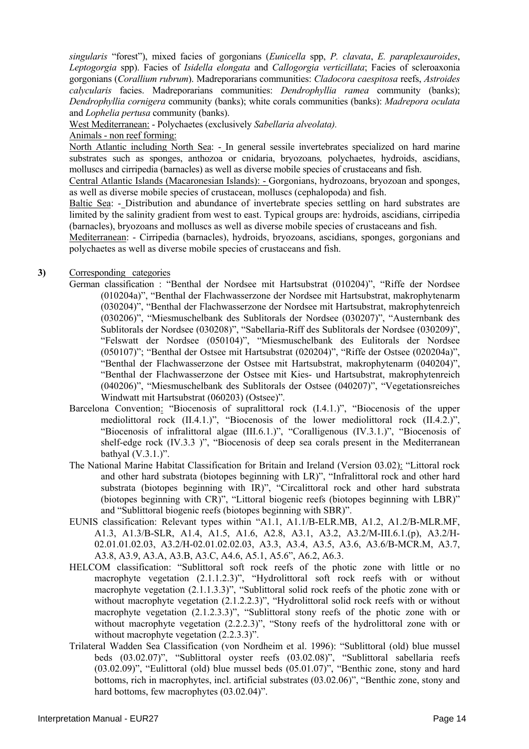*singularis* "forest"), mixed facies of gorgonians (*Eunicella* spp, *P. clavata*, *E. paraplexauroides*, *Leptogorgia* spp). Facies of *Isidella elongata* and *Callogorgia verticillata*; Facies of scleroaxonia gorgonians (*Corallium rubrum*). Madreporarians communities: *Cladocora caespitosa* reefs, *Astroides calycularis* facies. Madreporarians communities: *Dendrophyllia ramea* community (banks); *Dendrophyllia cornigera* community (banks); white corals communities (banks): *Madrepora oculata* and *Lophelia pertusa* community (banks).

West Mediterranean: - Polychaetes (exclusively *Sabellaria alveolata).*

Animals - non reef forming:

North Atlantic including North Sea: - In general sessile invertebrates specialized on hard marine substrates such as sponges, anthozoa or cnidaria, bryozoans, polychaetes, hydroids, ascidians, molluscs and cirripedia (barnacles) as well as diverse mobile species of crustaceans and fish.

Central Atlantic Islands (Macaronesian Islands): - Gorgonians, hydrozoans, bryozoan and sponges, as well as diverse mobile species of crustacean, molluscs (cephalopoda) and fish.

Baltic Sea: - Distribution and abundance of invertebrate species settling on hard substrates are limited by the salinity gradient from west to east. Typical groups are: hydroids, ascidians, cirripedia (barnacles), bryozoans and molluscs as well as diverse mobile species of crustaceans and fish.

Mediterranean: - Cirripedia (barnacles), hydroids, bryozoans, ascidians, sponges, gorgonians and polychaetes as well as diverse mobile species of crustaceans and fish.

**3)** Corresponding categories

German classification : "Benthal der Nordsee mit Hartsubstrat (010204)", "Riffe der Nordsee (010204a)", "Benthal der Flachwasserzone der Nordsee mit Hartsubstrat, makrophytenarm (030204)", "Benthal der Flachwasserzone der Nordsee mit Hartsubstrat, makrophytenreich (030206)", "Miesmuschelbank des Sublitorals der Nordsee (030207)", "Austernbank des Sublitorals der Nordsee (030208)", "Sabellaria-Riff des Sublitorals der Nordsee (030209)", "Felswatt der Nordsee (050104)", "Miesmuschelbank des Eulitorals der Nordsee (050107)"; "Benthal der Ostsee mit Hartsubstrat (020204)", "Riffe der Ostsee (020204a)", "Benthal der Flachwasserzone der Ostsee mit Hartsubstrat, makrophytenarm (040204)", "Benthal der Flachwasserzone der Ostsee mit Kies- und Hartsubstrat, makrophytenreich (040206)", "Miesmuschelbank des Sublitorals der Ostsee (040207)", "Vegetationsreiches Windwatt mit Hartsubstrat (060203) (Ostsee)".

Barcelona Convention: "Biocenosis of supralittoral rock (I.4.1.)", "Biocenosis of the upper mediolittoral rock (II.4.1.)", "Biocenosis of the lower mediolittoral rock (II.4.2.)", "Biocenosis of infralittoral algae (III.6.1.)", "Coralligenous (IV.3.1.)", "Biocenosis of shelf-edge rock (IV.3.3 )", "Biocenosis of deep sea corals present in the Mediterranean bathyal (V.3.1.)".

The National Marine Habitat Classification for Britain and Ireland (Version 03.02): "Littoral rock and other hard substrata (biotopes beginning with LR)", "Infralittoral rock and other hard substrata (biotopes beginning with IR)", "Circalittoral rock and other hard substrata (biotopes beginning with CR)", "Littoral biogenic reefs (biotopes beginning with LBR)" and "Sublittoral biogenic reefs (biotopes beginning with SBR)".

EUNIS classification: Relevant types within "A1.1, A1.1/B-ELR.MB, A1.2, A1.2/B-MLR.MF, A1.3, A1.3/B-SLR, A1.4, A1.5, A1.6, A2.8, A3.1, A3.2, A3.2/M-III.6.1.(p), A3.2/H-02.01.01.02.03, A3.2/H-02.01.01.02.02.03, A3.3, A3.4, A3.5, A3.6, A3.6/B-MCR.M, A3.7, A3.8, A3.9, A3.A, A3.B, A3.C, A4.6, A5.1, A5.6", A6.2, A6.3.

HELCOM classification: "Sublittoral soft rock reefs of the photic zone with little or no macrophyte vegetation (2.1.1.2.3)", "Hydrolittoral soft rock reefs with or without macrophyte vegetation (2.1.1.3.3)", "Sublittoral solid rock reefs of the photic zone with or without macrophyte vegetation (2.1.2.2.3)", "Hydrolittoral solid rock reefs with or without macrophyte vegetation (2.1.2.3.3)", "Sublittoral stony reefs of the photic zone with or without macrophyte vegetation (2.2.2.3)", "Stony reefs of the hydrolittoral zone with or without macrophyte vegetation (2.2.3.3)".

Trilateral Wadden Sea Classification (von Nordheim et al. 1996): "Sublittoral (old) blue mussel beds (03.02.07)", "Sublittoral oyster reefs (03.02.08)", "Sublittoral sabellaria reefs (03.02.09)", "Eulittoral (old) blue mussel beds (05.01.07)", "Benthic zone, stony and hard bottoms, rich in macrophytes, incl. artificial substrates (03.02.06)", "Benthic zone, stony and hard bottoms, few macrophytes (03.02.04)".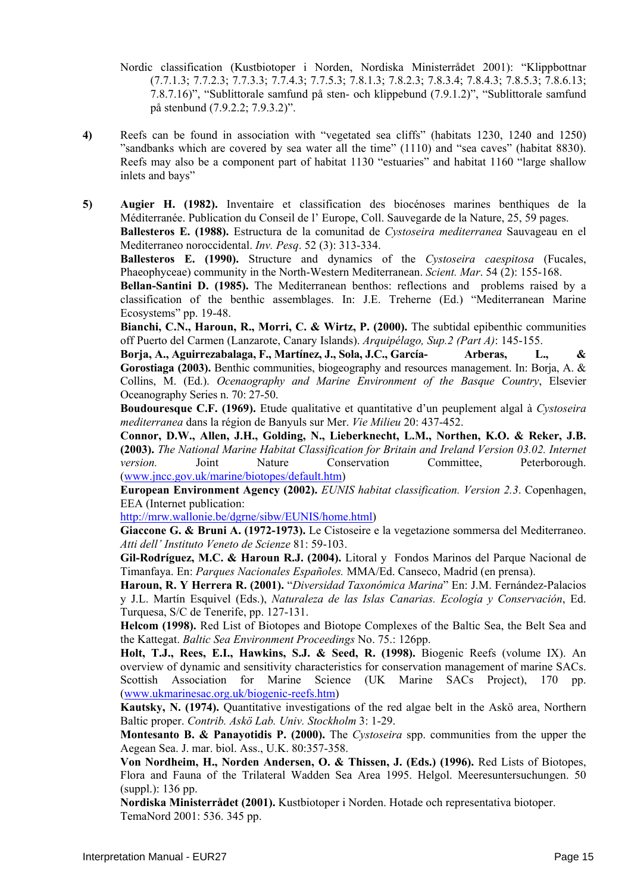Nordic classification (Kustbiotoper i Norden, Nordiska Ministerrådet 2001): "Klippbottnar (7.7.1.3; 7.7.2.3; 7.7.3.3; 7.7.4.3; 7.7.5.3; 7.8.1.3; 7.8.2.3; 7.8.3.4; 7.8.4.3; 7.8.5.3; 7.8.6.13; 7.8.7.16)", "Sublittorale samfund på sten- och klippebund (7.9.1.2)", "Sublittorale samfund på stenbund (7.9.2.2; 7.9.3.2)".

**4)** Reefs can be found in association with "vegetated sea cliffs" (habitats 1230, 1240 and 1250) "sandbanks which are covered by sea water all the time" (1110) and "sea caves" (habitat 8830). Reefs may also be a component part of habitat 1130 "estuaries" and habitat 1160 "large shallow inlets and bays"

**5)** **Augier H. (1982).** Inventaire et classification des biocénoses marines benthiques de la Méditerranée. Publication du Conseil de l' Europe, Coll. Sauvegarde de la Nature, 25, 59 pages.

**Ballesteros E. (1988).** Estructura de la comunidad de *Cystoseira mediterranea* Sauvageau en el Mediterraneo noroccidental. *Inv. Pesq*. 52 (3): 313-334.

**Ballesteros E. (1990).** Structure and dynamics of the *Cystoseira caespitosa* (Fucales, Phaeophyceae) community in the North-Western Mediterranean. *Scient. Mar*. 54 (2): 155-168.

**Bellan-Santini D. (1985).** The Mediterranean benthos: reflections and problems raised by a classification of the benthic assemblages. In: J.E. Treherne (Ed.) "Mediterranean Marine Ecosystems" pp. 19-48.

**Bianchi, C.N., Haroun, R., Morri, C. & Wirtz, P. (2000).** The subtidal epibenthic communities off Puerto del Carmen (Lanzarote, Canary Islands). *Arquipélago, Sup.2 (Part A)*: 145-155.

**Borja, A., Aguirrezabalaga, F., Martínez, J., Sola, J.C., García- Arberas, L., & Gorostiaga (2003).** Benthic communities, biogeography and resources management. In: Borja, A. & Collins, M. (Ed.). *Ocenaography and Marine Environment of the Basque Country*, Elsevier Oceanography Series n. 70: 27-50.

**Boudouresque C.F. (1969).** Etude qualitative et quantitative d'un peuplement algal à *Cystoseira mediterranea* dans la région de Banyuls sur Mer. *Vie Milieu* 20: 437-452.

**Connor, D.W., Allen, J.H., Golding, N., Lieberknecht, L.M., Northen, K.O. & Reker, J.B. (2003).** *The National Marine Habitat Classification for Britain and Ireland Version 03.02. Internet version.* Joint Nature Conservation Committee, Peterborough. (www.jncc.gov.uk/marine/biotopes/default.htm)

**European Environment Agency (2002).** *EUNIS habitat classification. Version 2.3*. Copenhagen, EEA (Internet publication: http://mrw.wallonie.be/dgrne/sibw/EUNIS/home.html)

**Giaccone G. & Bruni A. (1972-1973).** Le Cistoseire e la vegetazione sommersa del Mediterraneo. *Atti dell' Instituto Veneto de Scienze* 81: 59-103.

**Gil-Rodríguez, M.C. & Haroun R.J. (2004).** Litoral y Fondos Marinos del Parque Nacional de Timanfaya. En: *Parques Nacionales Españoles.* MMA/Ed. Canseco, Madrid (en prensa).

**Haroun, R. Y Herrera R. (2001).** "*Diversidad Taxonómica Marina*" En: J.M. Fernández-Palacios y J.L. Martín Esquivel (Eds.), *Naturaleza de las Islas Canarias. Ecología y Conservación*, Ed. Turquesa, S/C de Tenerife, pp. 127-131.

**Helcom (1998).** Red List of Biotopes and Biotope Complexes of the Baltic Sea, the Belt Sea and the Kattegat. *Baltic Sea Environment Proceedings* No. 75.: 126pp.

**Holt, T.J., Rees, E.I., Hawkins, S.J. & Seed, R. (1998).** Biogenic Reefs (volume IX). An overview of dynamic and sensitivity characteristics for conservation management of marine SACs. Scottish Association for Marine Science (UK Marine SACs Project), 170 pp. (www.ukmarinesac.org.uk/biogenic-reefs.htm)

**Kautsky, N. (1974).** Quantitative investigations of the red algae belt in the Askö area, Northern Baltic proper. *Contrib. Askö Lab. Univ. Stockholm* 3: 1-29.

**Montesanto B. & Panayotidis P. (2000).** The *Cystoseira* spp. communities from the upper the Aegean Sea. J. mar. biol. Ass., U.K. 80:357-358.

**Von Nordheim, H., Norden Andersen, O. & Thissen, J. (Eds.) (1996).** Red Lists of Biotopes, Flora and Fauna of the Trilateral Wadden Sea Area 1995. Helgol. Meeresuntersuchungen. 50 (suppl.): 136 pp.

**Nordiska Ministerrådet (2001).** Kustbiotoper i Norden. Hotade och representativa biotoper. TemaNord 2001: 536. 345 pp.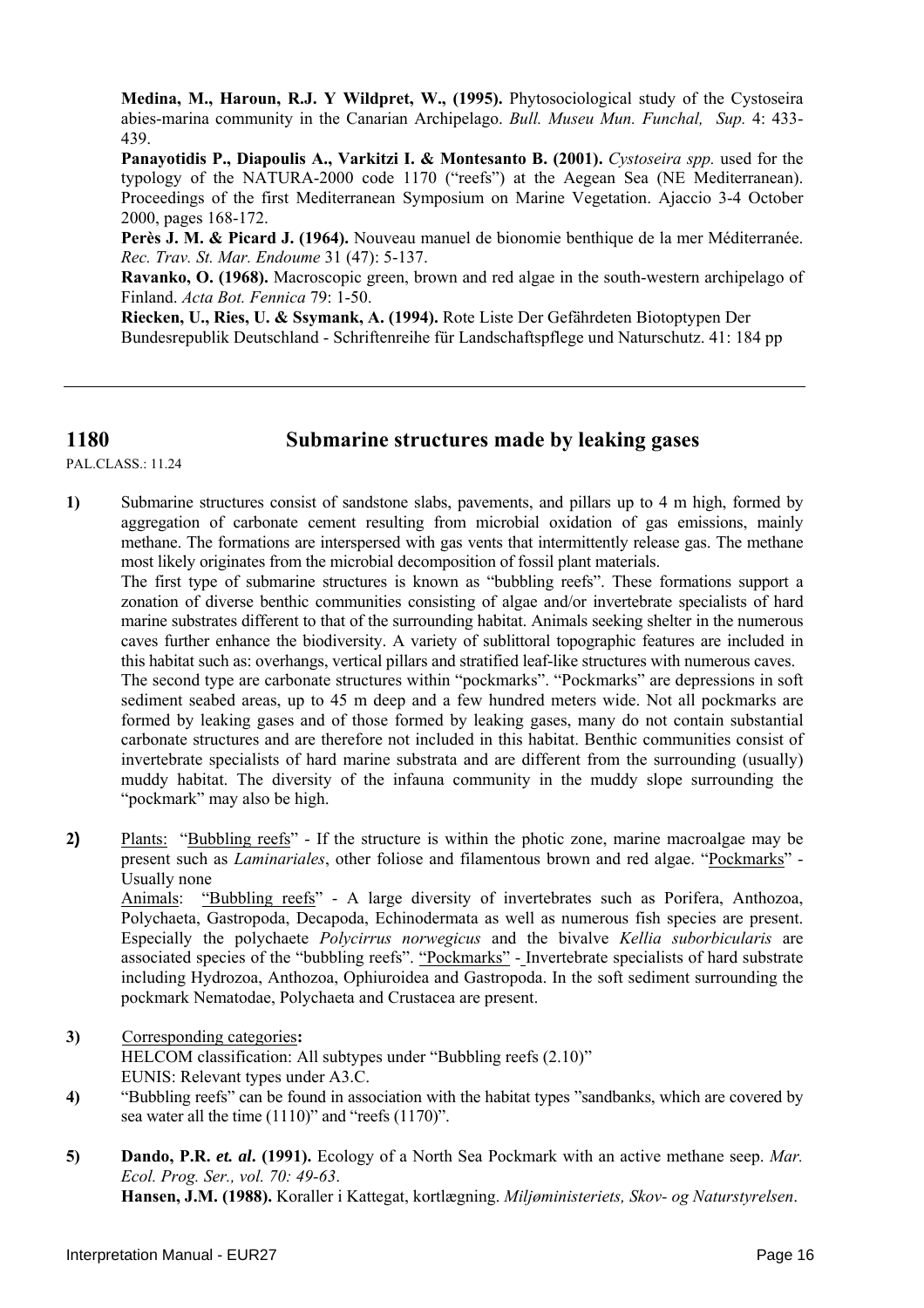**Medina, M., Haroun, R.J. Y Wildpret, W., (1995).** Phytosociological study of the Cystoseira abies-marina community in the Canarian Archipelago. *Bull. Museu Mun. Funchal, Sup.* 4: 433-439.

**Panayotidis P., Diapoulis A., Varkitzi I. & Montesanto B. (2001).** *Cystoseira spp.* used for the typology of the NATURA-2000 code 1170 ("reefs") at the Aegean Sea (NE Mediterranean). Proceedings of the first Mediterranean Symposium on Marine Vegetation. Ajaccio 3-4 October 2000, pages 168-172.

**Perès J. M. & Picard J. (1964).** Nouveau manuel de bionomie benthique de la mer Méditerranée. *Rec. Trav. St. Mar. Endoume* 31 (47): 5-137.

**Ravanko, O. (1968).** Macroscopic green, brown and red algae in the south-western archipelago of Finland. *Acta Bot. Fennica* 79: 1-50.

**Riecken, U., Ries, U. & Ssymank, A. (1994).** Rote Liste Der Gefährdeten Biotoptypen Der Bundesrepublik Deutschland - Schriftenreihe für Landschaftspflege und Naturschutz. 41: 184 pp

---

## 1180 Submarine structures made by leaking gases

PAL.CLASS.: 11.24

**1)** Submarine structures consist of sandstone slabs, pavements, and pillars up to 4 m high, formed by aggregation of carbonate cement resulting from microbial oxidation of gas emissions, mainly methane. The formations are interspersed with gas vents that intermittently release gas. The methane most likely originates from the microbial decomposition of fossil plant materials.

The first type of submarine structures is known as "bubbling reefs". These formations support a zonation of diverse benthic communities consisting of algae and/or invertebrate specialists of hard marine substrates different to that of the surrounding habitat. Animals seeking shelter in the numerous caves further enhance the biodiversity. A variety of sublittoral topographic features are included in this habitat such as: overhangs, vertical pillars and stratified leaf-like structures with numerous caves.

The second type are carbonate structures within "pockmarks". "Pockmarks" are depressions in soft sediment seabed areas, up to 45 m deep and a few hundred meters wide. Not all pockmarks are formed by leaking gases and of those formed by leaking gases, many do not contain substantial carbonate structures and are therefore not included in this habitat. Benthic communities consist of invertebrate specialists of hard marine substrata and are different from the surrounding (usually) muddy habitat. The diversity of the infauna community in the muddy slope surrounding the "pockmark" may also be high.

**2)** Plants: "Bubbling reefs" - If the structure is within the photic zone, marine macroalgae may be present such as *Laminariales*, other foliose and filamentous brown and red algae. "Pockmarks" - Usually none

Animals: "Bubbling reefs" - A large diversity of invertebrates such as Porifera, Anthozoa, Polychaeta, Gastropoda, Decapoda, Echinodermata as well as numerous fish species are present. Especially the polychaete *Polycirrus norwegicus* and the bivalve *Kellia suborbicularis* are associated species of the "bubbling reefs". "Pockmarks" - Invertebrate specialists of hard substrate including Hydrozoa, Anthozoa, Ophiuroidea and Gastropoda. In the soft sediment surrounding the pockmark Nematodae, Polychaeta and Crustacea are present.

**3)** Corresponding categories**:**
HELCOM classification: All subtypes under "Bubbling reefs (2.10)"
EUNIS: Relevant types under A3.C.

**4)** "Bubbling reefs" can be found in association with the habitat types "sandbanks, which are covered by sea water all the time (1110)" and "reefs (1170)".

**5)** **Dando, P.R. *et. al*. (1991).** Ecology of a North Sea Pockmark with an active methane seep. *Mar. Ecol. Prog. Ser., vol. 70: 49-63*.
**Hansen, J.M. (1988).** Koraller i Kattegat, kortlægning. *Miljøministeriets, Skov- og Naturstyrelsen*.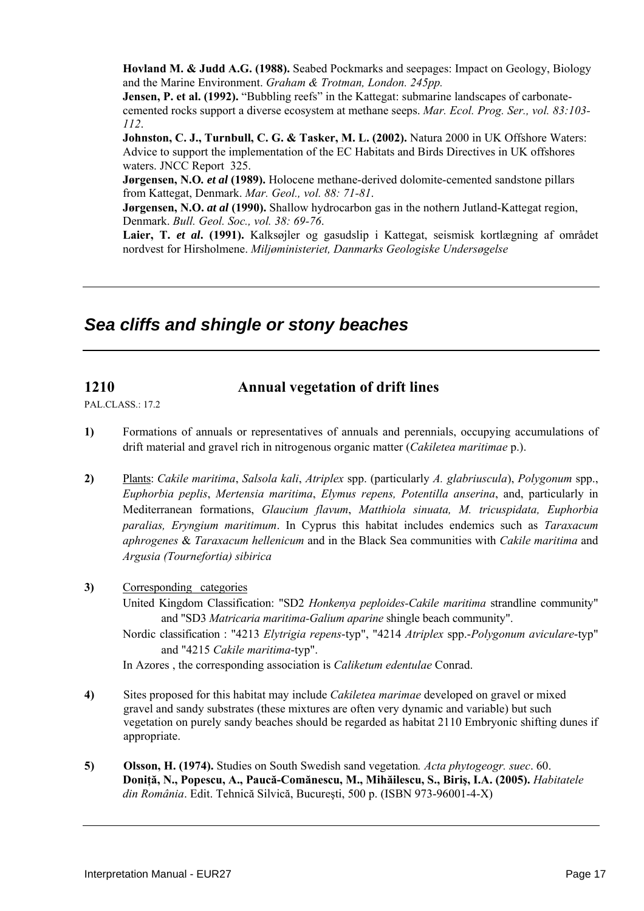**Hovland M. & Judd A.G. (1988).** Seabed Pockmarks and seepages: Impact on Geology, Biology and the Marine Environment. *Graham & Trotman, London. 245pp.*

**Jensen, P. et al. (1992).** "Bubbling reefs" in the Kattegat: submarine landscapes of carbonate-cemented rocks support a diverse ecosystem at methane seeps. *Mar. Ecol. Prog. Ser., vol. 83:103-112*.

**Johnston, C. J., Turnbull, C. G. & Tasker, M. L. (2002).** Natura 2000 in UK Offshore Waters: Advice to support the implementation of the EC Habitats and Birds Directives in UK offshores waters. JNCC Report 325.

**Jørgensen, N.O.** ***et al*** **(1989).** Holocene methane-derived dolomite-cemented sandstone pillars from Kattegat, Denmark. *Mar. Geol., vol. 88: 71-81*.

**Jørgensen, N.O.** ***at al*** **(1990).** Shallow hydrocarbon gas in the nothern Jutland-Kattegat region, Denmark. *Bull. Geol. Soc., vol. 38: 69-76*.

**Laier, T.** ***et al*****. (1991).** Kalksøjler og gasudslip i Kattegat, seismisk kortlægning af området nordvest for Hirsholmene. *Miljøministeriet, Danmarks Geologiske Undersøgelse*

---

## *Sea cliffs and shingle or stony beaches*

---

### 1210 Annual vegetation of drift lines

PAL.CLASS.: 17.2

**1)** Formations of annuals or representatives of annuals and perennials, occupying accumulations of drift material and gravel rich in nitrogenous organic matter (*Cakiletea maritimae* p.).

**2)** Plants: *Cakile maritima*, *Salsola kali*, *Atriplex* spp. (particularly *A. glabriuscula*), *Polygonum* spp., *Euphorbia peplis*, *Mertensia maritima*, *Elymus repens, Potentilla anserina*, and, particularly in Mediterranean formations, *Glaucium flavum*, *Matthiola sinuata, M. tricuspidata, Euphorbia paralias, Eryngium maritimum*. In Cyprus this habitat includes endemics such as *Taraxacum aphrogenes* & *Taraxacum hellenicum* and in the Black Sea communities with *Cakile maritima* and *Argusia (Tournefortia) sibirica*

**3)** Corresponding categories

United Kingdom Classification: "SD2 *Honkenya peploides-Cakile maritima* strandline community" and "SD3 *Matricaria maritima-Galium aparine* shingle beach community".

Nordic classification : "4213 *Elytrigia repens*-typ", "4214 *Atriplex* spp.-*Polygonum aviculare*-typ" and "4215 *Cakile maritima*-typ".

In Azores , the corresponding association is *Caliketum edentulae* Conrad.

**4)** Sites proposed for this habitat may include *Cakiletea marimae* developed on gravel or mixed gravel and sandy substrates (these mixtures are often very dynamic and variable) but such vegetation on purely sandy beaches should be regarded as habitat 2110 Embryonic shifting dunes if appropriate.

**5)** **Olsson, H. (1974).** Studies on South Swedish sand vegetation*. Acta phytogeogr. suec*. 60.
**Doniță, N., Popescu, A., Paucă-Comănescu, M., Mihăilescu, S., Biriş, I.A. (2005).** *Habitatele din România*. Edit. Tehnică Silvică, Bucureşti, 500 p. (ISBN 973-96001-4-X)

---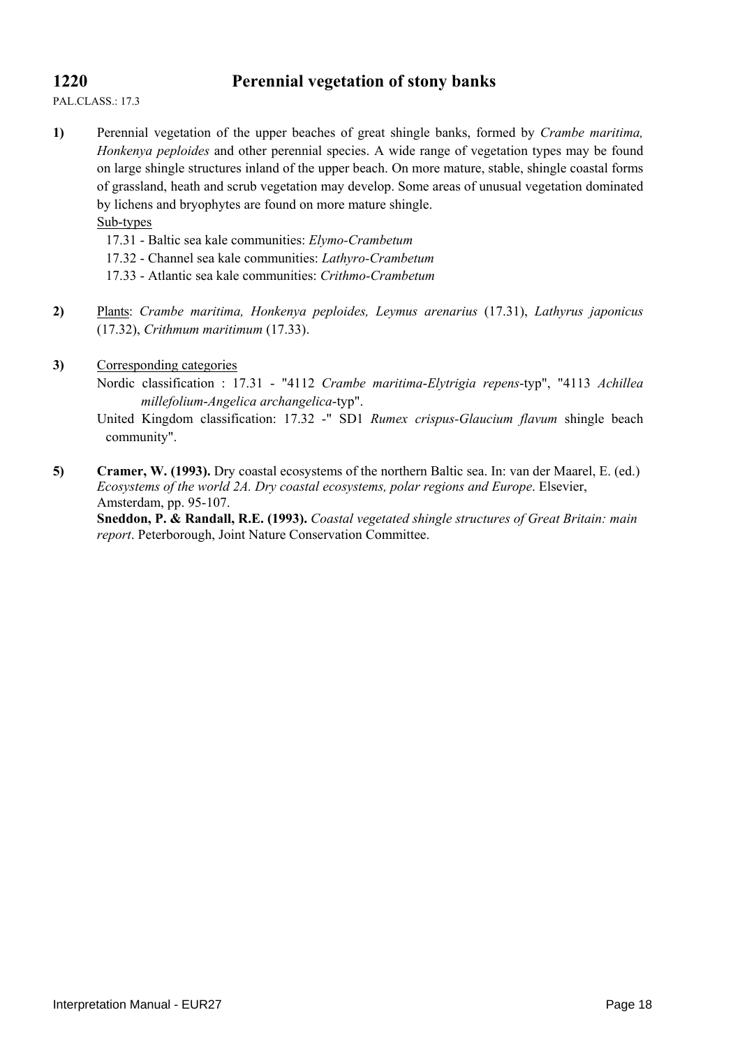## 1220 Perennial vegetation of stony banks

PAL.CLASS.: 17.3

**1)** Perennial vegetation of the upper beaches of great shingle banks, formed by *Crambe maritima, Honkenya peploides* and other perennial species. A wide range of vegetation types may be found on large shingle structures inland of the upper beach. On more mature, stable, shingle coastal forms of grassland, heath and scrub vegetation may develop. Some areas of unusual vegetation dominated by lichens and bryophytes are found on more mature shingle.

Sub-types

17.31 - Baltic sea kale communities: *Elymo-Crambetum*

17.32 - Channel sea kale communities: *Lathyro-Crambetum*

17.33 - Atlantic sea kale communities: *Crithmo-Crambetum*

**2)** Plants: *Crambe maritima, Honkenya peploides, Leymus arenarius* (17.31), *Lathyrus japonicus* (17.32), *Crithmum maritimum* (17.33).

**3)** Corresponding categories

Nordic classification : 17.31 - "4112 *Crambe maritima-Elytrigia repens*-typ", "4113 *Achillea millefolium-Angelica archangelica*-typ".

United Kingdom classification: 17.32 -" SD1 *Rumex crispus-Glaucium flavum* shingle beach community".

**5)** **Cramer, W. (1993).** Dry coastal ecosystems of the northern Baltic sea. In: van der Maarel, E. (ed.) *Ecosystems of the world 2A. Dry coastal ecosystems, polar regions and Europe*. Elsevier, Amsterdam, pp. 95-107.

**Sneddon, P. & Randall, R.E. (1993).** *Coastal vegetated shingle structures of Great Britain: main report*. Peterborough, Joint Nature Conservation Committee.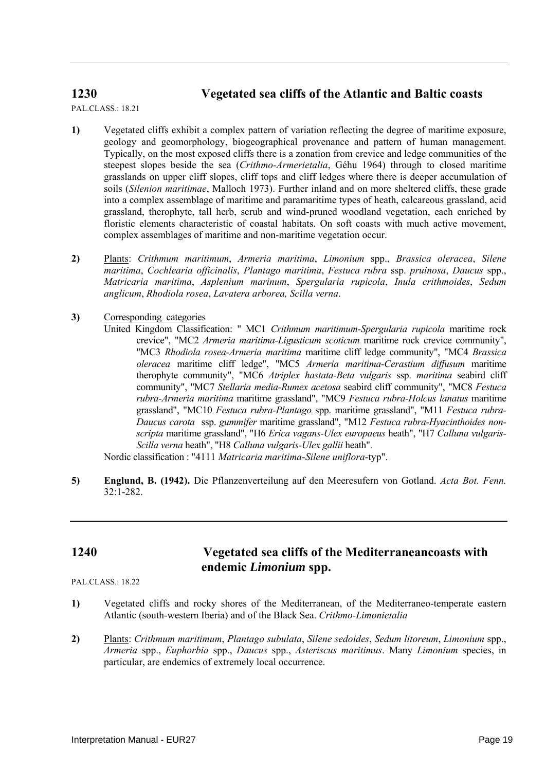## 1230 Vegetated sea cliffs of the Atlantic and Baltic coasts

PAL.CLASS.: 18.21

**1)** Vegetated cliffs exhibit a complex pattern of variation reflecting the degree of maritime exposure, geology and geomorphology, biogeographical provenance and pattern of human management. Typically, on the most exposed cliffs there is a zonation from crevice and ledge communities of the steepest slopes beside the sea (*Crithmo-Armerietalia*, Géhu 1964) through to closed maritime grasslands on upper cliff slopes, cliff tops and cliff ledges where there is deeper accumulation of soils (*Silenion maritimae*, Malloch 1973). Further inland and on more sheltered cliffs, these grade into a complex assemblage of maritime and paramaritime types of heath, calcareous grassland, acid grassland, therophyte, tall herb, scrub and wind-pruned woodland vegetation, each enriched by floristic elements characteristic of coastal habitats. On soft coasts with much active movement, complex assemblages of maritime and non-maritime vegetation occur.

**2)** Plants: *Crithmum maritimum*, *Armeria maritima*, *Limonium* spp., *Brassica oleracea*, *Silene maritima*, *Cochlearia officinalis*, *Plantago maritima*, *Festuca rubra* ssp. *pruinosa*, *Daucus* spp., *Matricaria maritima*, *Asplenium marinum*, *Spergularia rupicola*, *Inula crithmoides*, *Sedum anglicum*, *Rhodiola rosea*, *Lavatera arborea, Scilla verna*.

**3)** Corresponding categories

United Kingdom Classification: " MC1 *Crithmum maritimum-Spergularia rupicola* maritime rock crevice", "MC2 *Armeria maritima-Ligusticum scoticum* maritime rock crevice community", "MC3 *Rhodiola rosea-Armeria maritima* maritime cliff ledge community", "MC4 *Brassica oleracea* maritime cliff ledge", "MC5 *Armeria maritima-Cerastium diffusum* maritime therophyte community", "MC6 *Atriplex hastata-Beta vulgaris* ssp. *maritima* seabird cliff community", "MC7 *Stellaria media-Rumex acetosa* seabird cliff community", "MC8 *Festuca rubra-Armeria maritima* maritime grassland", "MC9 *Festuca rubra-Holcus lanatus* maritime grassland", "MC10 *Festuca rubra-Plantago* spp. maritime grassland", "M11 *Festuca rubra-Daucus carota* ssp. *gummifer* maritime grassland", "M12 *Festuca rubra-Hyacinthoides non-scripta* maritime grassland", "H6 *Erica vagans-Ulex europaeus* heath", "H7 *Calluna vulgaris-Scilla verna* heath", "H8 *Calluna vulgaris-Ulex gallii* heath".

Nordic classification : "4111 *Matricaria maritima-Silene uniflora*-typ".

**5)** **Englund, B. (1942).** Die Pflanzenverteilung auf den Meeresufern von Gotland. *Acta Bot. Fenn.* 32:1-282.

## 1240 Vegetated sea cliffs of the Mediterraneancoasts with endemic *Limonium* spp.

PAL.CLASS.: 18.22

**1)** Vegetated cliffs and rocky shores of the Mediterranean, of the Mediterraneo-temperate eastern Atlantic (south-western Iberia) and of the Black Sea. *Crithmo-Limonietalia*

**2)** Plants: *Crithmum maritimum*, *Plantago subulata*, *Silene sedoides*, *Sedum litoreum*, *Limonium* spp., *Armeria* spp., *Euphorbia* spp., *Daucus* spp., *Asteriscus maritimus*. Many *Limonium* species, in particular, are endemics of extremely local occurrence.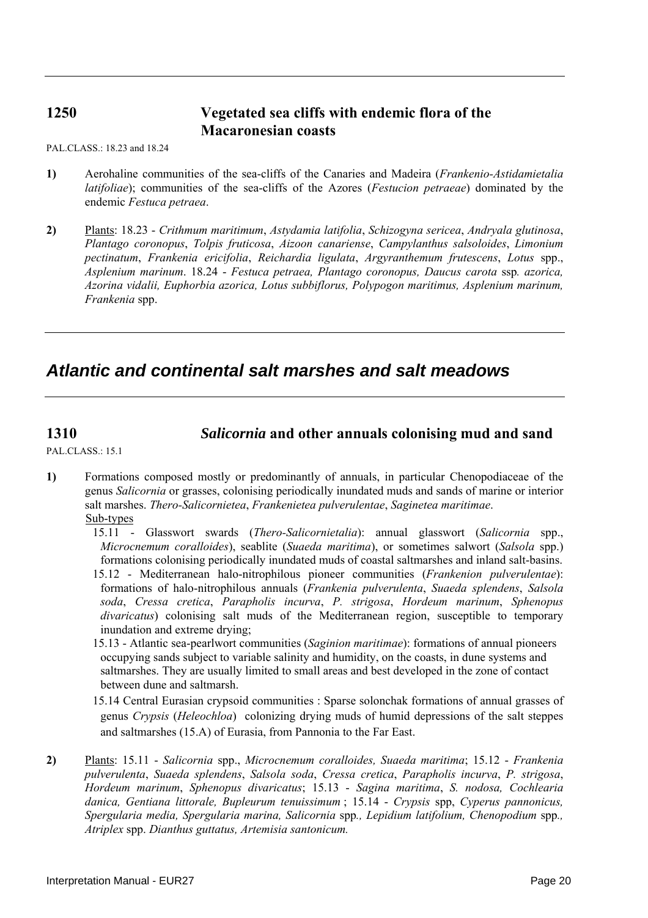## 1250 Vegetated sea cliffs with endemic flora of the Macaronesian coasts

PAL.CLASS.: 18.23 and 18.24

**1)** Aerohaline communities of the sea-cliffs of the Canaries and Madeira (*Frankenio-Astidamietalia latifoliae*); communities of the sea-cliffs of the Azores (*Festucion petraeae*) dominated by the endemic *Festuca petraea*.

**2)** Plants: 18.23 - *Crithmum maritimum*, *Astydamia latifolia*, *Schizogyna sericea*, *Andryala glutinosa*, *Plantago coronopus*, *Tolpis fruticosa*, *Aizoon canariense*, *Campylanthus salsoloides*, *Limonium pectinatum*, *Frankenia ericifolia*, *Reichardia ligulata*, *Argyranthemum frutescens*, *Lotus* spp., *Asplenium marinum*. 18.24 - *Festuca petraea, Plantago coronopus, Daucus carota* ssp*. azorica, Azorina vidalii, Euphorbia azorica, Lotus subbiflorus, Polypogon maritimus, Asplenium marinum, Frankenia* spp.

# *Atlantic and continental salt marshes and salt meadows*

## 1310 *Salicornia* and other annuals colonising mud and sand

PAL.CLASS.: 15.1

**1)** Formations composed mostly or predominantly of annuals, in particular Chenopodiaceae of the genus *Salicornia* or grasses, colonising periodically inundated muds and sands of marine or interior salt marshes. *Thero-Salicornietea*, *Frankenietea pulverulentae*, *Saginetea maritimae*.

Sub-types

15.11 - Glasswort swards (*Thero-Salicornietalia*): annual glasswort (*Salicornia* spp., *Microcnemum coralloides*), seablite (*Suaeda maritima*), or sometimes salwort (*Salsola* spp.) formations colonising periodically inundated muds of coastal saltmarshes and inland salt-basins.

15.12 - Mediterranean halo-nitrophilous pioneer communities (*Frankenion pulverulentae*): formations of halo-nitrophilous annuals (*Frankenia pulverulenta*, *Suaeda splendens*, *Salsola soda*, *Cressa cretica*, *Parapholis incurva*, *P. strigosa*, *Hordeum marinum*, *Sphenopus divaricatus*) colonising salt muds of the Mediterranean region, susceptible to temporary inundation and extreme drying;

15.13 - Atlantic sea-pearlwort communities (*Saginion maritimae*): formations of annual pioneers occupying sands subject to variable salinity and humidity, on the coasts, in dune systems and saltmarshes. They are usually limited to small areas and best developed in the zone of contact between dune and saltmarsh.

15.14 Central Eurasian crypsoid communities : Sparse solonchak formations of annual grasses of genus *Crypsis* (*Heleochloa*) colonizing drying muds of humid depressions of the salt steppes and saltmarshes (15.A) of Eurasia, from Pannonia to the Far East.

**2)** Plants: 15.11 - *Salicornia* spp., *Microcnemum coralloides, Suaeda maritima*; 15.12 - *Frankenia pulverulenta*, *Suaeda splendens*, *Salsola soda*, *Cressa cretica*, *Parapholis incurva*, *P. strigosa*, *Hordeum marinum*, *Sphenopus divaricatus*; 15.13 - *Sagina maritima*, *S. nodosa, Cochlearia danica, Gentiana littorale, Bupleurum tenuissimum* ; 15.14 - *Crypsis* spp, *Cyperus pannonicus, Spergularia media, Spergularia marina, Salicornia* spp*., Lepidium latifolium, Chenopodium* spp*., Atriplex* spp. *Dianthus guttatus, Artemisia santonicum.*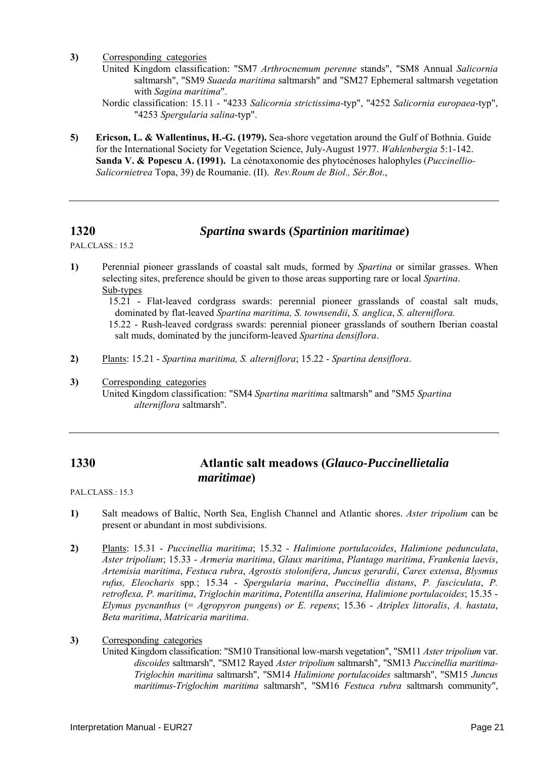**3)** Corresponding categories

United Kingdom classification: "SM7 *Arthrocnemum perenne* stands", "SM8 Annual *Salicornia* saltmarsh", "SM9 *Suaeda maritima* saltmarsh" and "SM27 Ephemeral saltmarsh vegetation with *Sagina maritima*".

Nordic classification: 15.11 - "4233 *Salicornia strictissima*-typ", "4252 *Salicornia europaea*-typ", "4253 *Spergularia salina*-typ".

**5)** **Ericson, L. & Wallentinus, H.-G. (1979).** Sea-shore vegetation around the Gulf of Bothnia. Guide for the International Society for Vegetation Science, July-August 1977. *Wahlenbergia* 5:1-142.
**Sanda V. & Popescu A. (1991).** La cénotaxonomie des phytocénoses halophyles (*Puccinellio-Salicornietrea* Topa, 39) de Roumanie. (II). *Rev.Roum de Biol., Sér.Bot*.,

---

## 1320 *Spartina* swards (*Spartinion maritimae*)

PAL.CLASS.: 15.2

**1)** Perennial pioneer grasslands of coastal salt muds, formed by *Spartina* or similar grasses. When selecting sites, preference should be given to those areas supporting rare or local *Spartina*.

Sub-types

15.21 - Flat-leaved cordgrass swards: perennial pioneer grasslands of coastal salt muds, dominated by flat-leaved *Spartina maritima, S. townsendii*, *S. anglica*, *S. alterniflora.*

15.22 - Rush-leaved cordgrass swards: perennial pioneer grasslands of southern Iberian coastal salt muds, dominated by the junciform-leaved *Spartina densiflora*.

**2)** Plants: 15.21 - *Spartina maritima, S. alterniflora*; 15.22 - *Spartina densiflora*.

**3)** Corresponding categories

United Kingdom classification: "SM4 *Spartina maritima* saltmarsh" and "SM5 *Spartina alterniflora* saltmarsh".

---

## 1330 Atlantic salt meadows (*Glauco-Puccinellietalia maritimae*)

PAL.CLASS.: 15.3

**1)** Salt meadows of Baltic, North Sea, English Channel and Atlantic shores. *Aster tripolium* can be present or abundant in most subdivisions.

**2)** Plants: 15.31 - *Puccinellia maritima*; 15.32 - *Halimione portulacoides*, *Halimione pedunculata*, *Aster tripolium*; 15.33 - *Armeria maritima*, *Glaux maritima*, *Plantago maritima*, *Frankenia laevis*, *Artemisia maritima*, *Festuca rubra*, *Agrostis stolonifera*, *Juncus gerardii*, *Carex extensa*, *Blysmus rufus, Eleocharis* spp.; 15.34 - *Spergularia marina*, *Puccinellia distans*, *P. fasciculata*, *P. retroflexa, P. maritima*, *Triglochin maritima*, *Potentilla anserina, Halimione portulacoides*; 15.35 - *Elymus pycnanthus* (= *Agropyron pungens*) *or E. repens*; 15.36 - *Atriplex littoralis*, *A. hastata*, *Beta maritima*, *Matricaria maritima*.

**3)** Corresponding categories

United Kingdom classification: "SM10 Transitional low-marsh vegetation", "SM11 *Aster tripolium* var. *discoides* saltmarsh", "SM12 Rayed *Aster tripolium* saltmarsh", "SM13 *Puccinellia maritima-Triglochin maritima* saltmarsh", "SM14 *Halimione portulacoides* saltmarsh", "SM15 *Juncus maritimus-Triglochim maritima* saltmarsh", "SM16 *Festuca rubra* saltmarsh community",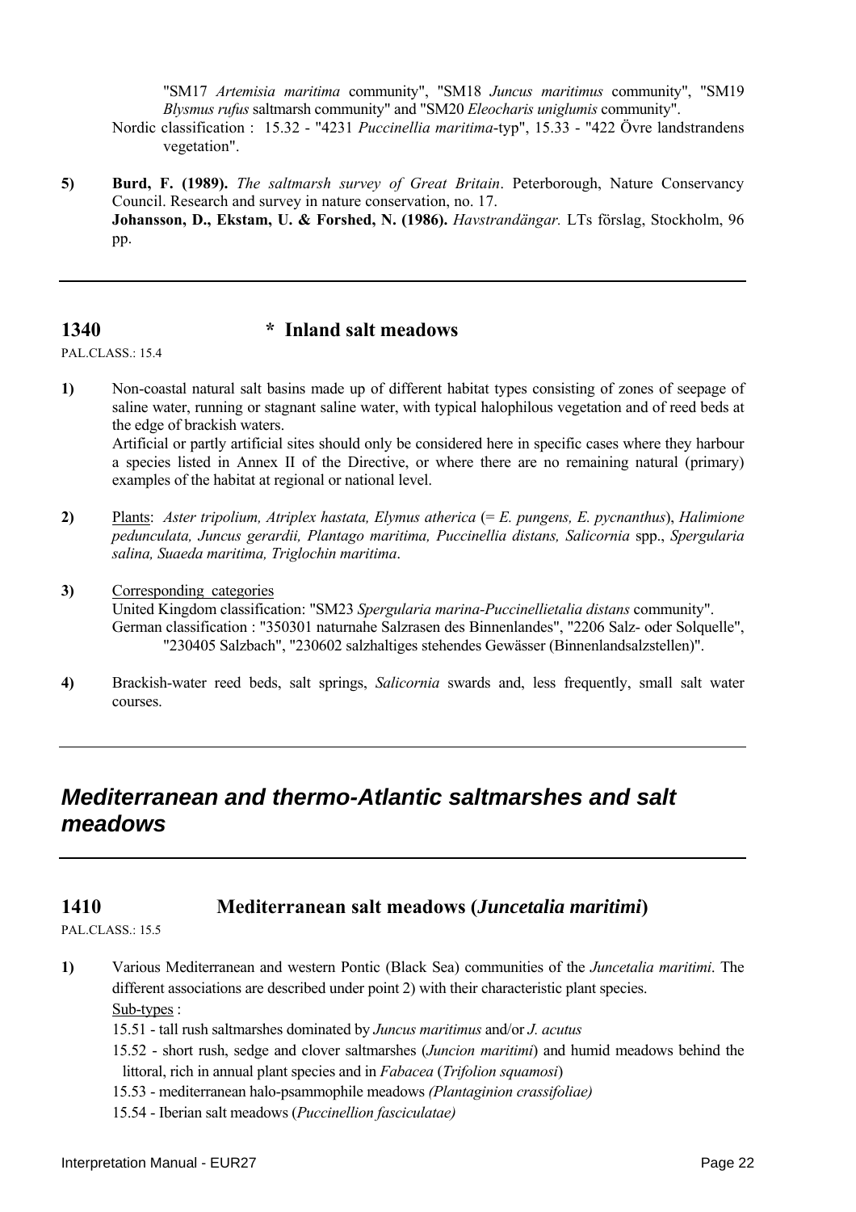"SM17 *Artemisia maritima* community", "SM18 *Juncus maritimus* community", "SM19 *Blysmus rufus* saltmarsh community" and "SM20 *Eleocharis uniglumis* community".
Nordic classification : 15.32 - "4231 *Puccinellia maritima*-typ", 15.33 - "422 Övre landstrandens vegetation".

**5)** **Burd, F. (1989).** *The saltmarsh survey of Great Britain*. Peterborough, Nature Conservancy Council. Research and survey in nature conservation, no. 17.
**Johansson, D., Ekstam, U. & Forshed, N. (1986).** *Havstrandängar.* LTs förslag, Stockholm, 96 pp.

---

## 1340 * Inland salt meadows

PAL.CLASS.: 15.4

**1)** Non-coastal natural salt basins made up of different habitat types consisting of zones of seepage of saline water, running or stagnant saline water, with typical halophilous vegetation and of reed beds at the edge of brackish waters.
Artificial or partly artificial sites should only be considered here in specific cases where they harbour a species listed in Annex II of the Directive, or where there are no remaining natural (primary) examples of the habitat at regional or national level.

**2)** Plants: *Aster tripolium, Atriplex hastata, Elymus atherica* (= *E. pungens, E. pycnanthus*), *Halimione pedunculata, Juncus gerardii, Plantago maritima, Puccinellia distans, Salicornia* spp., *Spergularia salina, Suaeda maritima, Triglochin maritima*.

**3)** Corresponding categories
United Kingdom classification: "SM23 *Spergularia marina-Puccinellietalia distans* community".
German classification : "350301 naturnahe Salzrasen des Binnenlandes", "2206 Salz- oder Solquelle", "230405 Salzbach", "230602 salzhaltiges stehendes Gewässer (Binnenlandsalzstellen)".

**4)** Brackish-water reed beds, salt springs, *Salicornia* swards and, less frequently, small salt water courses.

---

# *Mediterranean and thermo-Atlantic saltmarshes and salt meadows*

---

## 1410 Mediterranean salt meadows (*Juncetalia maritimi*)

PAL.CLASS.: 15.5

**1)** Various Mediterranean and western Pontic (Black Sea) communities of the *Juncetalia maritimi*. The different associations are described under point 2) with their characteristic plant species.
Sub-types :

15.51 - tall rush saltmarshes dominated by *Juncus maritimus* and/or *J. acutus*

15.52 - short rush, sedge and clover saltmarshes (*Juncion maritimi*) and humid meadows behind the littoral, rich in annual plant species and in *Fabacea* (*Trifolion squamosi*)

15.53 - mediterranean halo-psammophile meadows *(Plantaginion crassifoliae)*

15.54 - Iberian salt meadows (*Puccinellion fasciculatae)*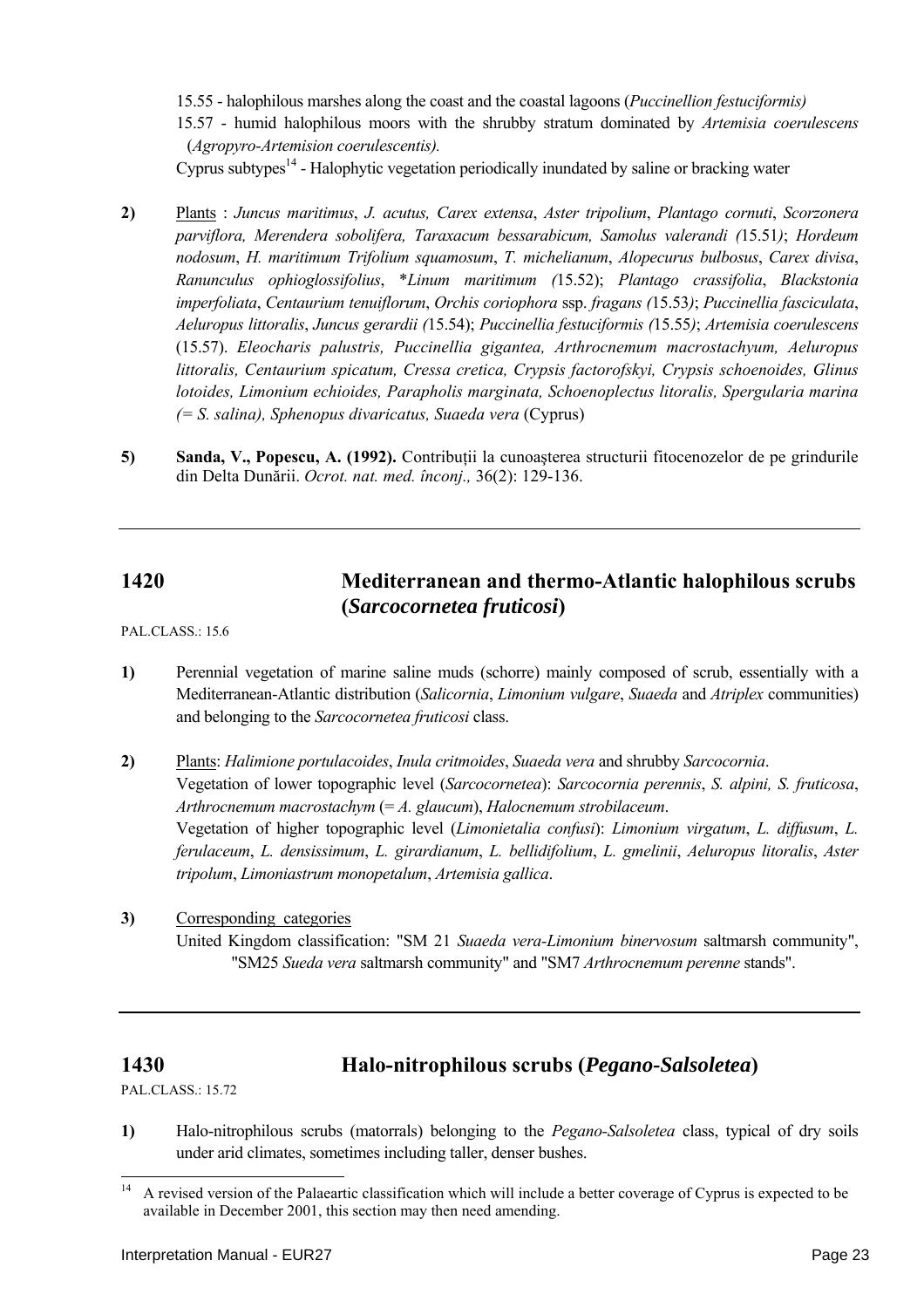15.55 - halophilous marshes along the coast and the coastal lagoons (*Puccinellion festuciformis)*

15.57 - humid halophilous moors with the shrubby stratum dominated by *Artemisia coerulescens* (*Agropyro-Artemision coerulescentis).*

Cyprus subtypes[14] - Halophytic vegetation periodically inundated by saline or bracking water

**2)** Plants : *Juncus maritimus*, *J. acutus, Carex extensa*, *Aster tripolium*, *Plantago cornuti*, *Scorzonera parviflora, Merendera sobolifera, Taraxacum bessarabicum, Samolus valerandi (*15.51*)*; *Hordeum nodosum*, *H. maritimum Trifolium squamosum*, *T. michelianum*, *Alopecurus bulbosus*, *Carex divisa*, *Ranunculus ophioglossifolius*, \**Linum maritimum (*15.52); *Plantago crassifolia*, *Blackstonia imperfoliata*, *Centaurium tenuiflorum*, *Orchis coriophora* ssp. *fragans (*15.53*)*; *Puccinellia fasciculata*, *Aeluropus littoralis*, *Juncus gerardii (*15.54); *Puccinellia festuciformis (*15.55*)*; *Artemisia coerulescens* (15.57). *Eleocharis palustris, Puccinellia gigantea, Arthrocnemum macrostachyum, Aeluropus littoralis, Centaurium spicatum, Cressa cretica, Crypsis factorofskyi, Crypsis schoenoides, Glinus lotoides, Limonium echioides, Parapholis marginata, Schoenoplectus litoralis, Spergularia marina (= S. salina), Sphenopus divaricatus, Suaeda vera* (Cyprus)

**5)** **Sanda, V., Popescu, A. (1992).** Contribuții la cunoaşterea structurii fitocenozelor de pe grindurile din Delta Dunării. *Ocrot. nat. med. înconj.,* 36(2): 129-136.

---

## 1420 Mediterranean and thermo-Atlantic halophilous scrubs (*Sarcocornetea fruticosi*)

PAL.CLASS.: 15.6

**1)** Perennial vegetation of marine saline muds (schorre) mainly composed of scrub, essentially with a Mediterranean-Atlantic distribution (*Salicornia*, *Limonium vulgare*, *Suaeda* and *Atriplex* communities) and belonging to the *Sarcocornetea fruticosi* class.

**2)** Plants: *Halimione portulacoides*, *Inula critmoides*, *Suaeda vera* and shrubby *Sarcocornia*.
Vegetation of lower topographic level (*Sarcocornetea*): *Sarcocornia perennis*, *S. alpini, S. fruticosa*, *Arthrocnemum macrostachym* (= *A. glaucum*), *Halocnemum strobilaceum*.
Vegetation of higher topographic level (*Limonietalia confusi*): *Limonium virgatum*, *L. diffusum*, *L. ferulaceum*, *L. densissimum*, *L. girardianum*, *L. bellidifolium*, *L. gmelinii*, *Aeluropus litoralis*, *Aster tripolum*, *Limoniastrum monopetalum*, *Artemisia gallica*.

**3)** Corresponding categories
United Kingdom classification: "SM 21 *Suaeda vera-Limonium binervosum* saltmarsh community", "SM25 *Sueda vera* saltmarsh community" and "SM7 *Arthrocnemum perenne* stands".

---

## 1430 Halo-nitrophilous scrubs (*Pegano-Salsoletea*)

PAL.CLASS.: 15.72

**1)** Halo-nitrophilous scrubs (matorrals) belonging to the *Pegano-Salsoletea* class, typical of dry soils under arid climates, sometimes including taller, denser bushes.

---

[14] A revised version of the Palaeartic classification which will include a better coverage of Cyprus is expected to be available in December 2001, this section may then need amending.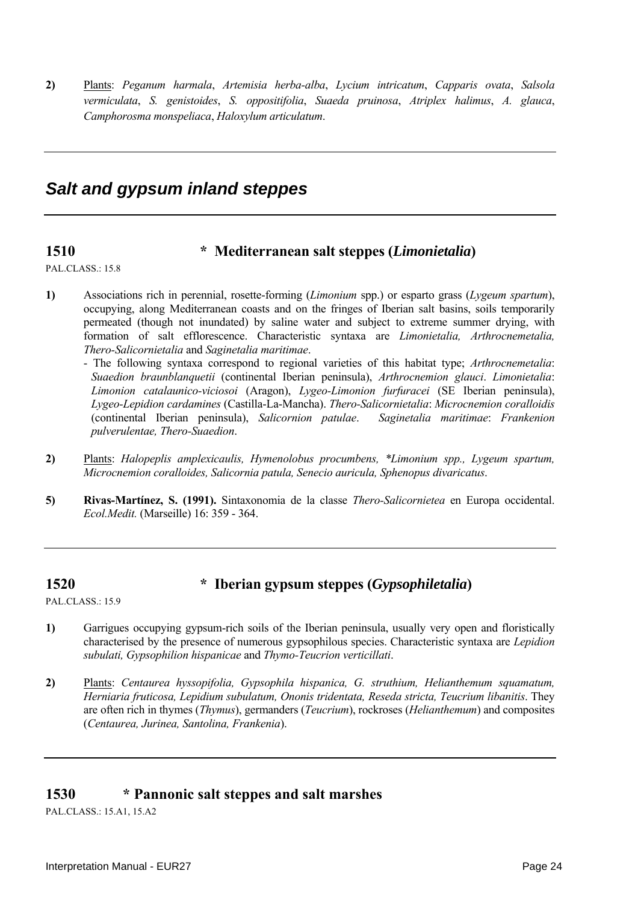**2)** Plants: *Peganum harmala*, *Artemisia herba-alba*, *Lycium intricatum*, *Capparis ovata*, *Salsola vermiculata*, *S. genistoides*, *S. oppositifolia*, *Suaeda pruinosa*, *Atriplex halimus*, *A. glauca*, *Camphorosma monspeliaca*, *Haloxylum articulatum*.

---

## *Salt and gypsum inland steppes*

---

### 1510 * Mediterranean salt steppes (*Limonietalia*)

PAL.CLASS.: 15.8

**1)** Associations rich in perennial, rosette-forming (*Limonium* spp.) or esparto grass (*Lygeum spartum*), occupying, along Mediterranean coasts and on the fringes of Iberian salt basins, soils temporarily permeated (though not inundated) by saline water and subject to extreme summer drying, with formation of salt efflorescence. Characteristic syntaxa are *Limonietalia, Arthrocnemetalia, Thero-Salicornietalia* and *Saginetalia maritimae*.

- The following syntaxa correspond to regional varieties of this habitat type; *Arthrocnemetalia*: *Suaedion braunblanquetii* (continental Iberian peninsula), *Arthrocnemion glauci*. *Limonietalia*: *Limonion catalaunico-viciosoi* (Aragon), *Lygeo-Limonion furfuracei* (SE Iberian peninsula), *Lygeo-Lepidion cardamines* (Castilla-La-Mancha). *Thero-Salicornietalia*: *Microcnemion coralloidis* (continental Iberian peninsula), *Salicornion patulae*. *Saginetalia maritimae*: *Frankenion pulverulentae, Thero-Suaedion*.

**2)** Plants: *Halopeplis amplexicaulis, Hymenolobus procumbens, *Limonium spp., Lygeum spartum, Microcnemion coralloides, Salicornia patula, Senecio auricula, Sphenopus divaricatus*.

**5)** **Rivas-Martínez, S. (1991).** Sintaxonomia de la classe *Thero-Salicornietea* en Europa occidental. *Ecol.Medit.* (Marseille) 16: 359 - 364.

---

### 1520 * Iberian gypsum steppes (*Gypsophiletalia*)

PAL.CLASS.: 15.9

**1)** Garrigues occupying gypsum-rich soils of the Iberian peninsula, usually very open and floristically characterised by the presence of numerous gypsophilous species. Characteristic syntaxa are *Lepidion subulati, Gypsophilion hispanicae* and *Thymo-Teucrion verticillati*.

**2)** Plants: *Centaurea hyssopifolia, Gypsophila hispanica, G. struthium, Helianthemum squamatum, Herniaria fruticosa, Lepidium subulatum, Ononis tridentata, Reseda stricta, Teucrium libanitis*. They are often rich in thymes (*Thymus*), germanders (*Teucrium*), rockroses (*Helianthemum*) and composites (*Centaurea, Jurinea, Santolina, Frankenia*).

---

### 1530 * Pannonic salt steppes and salt marshes

PAL.CLASS.: 15.A1, 15.A2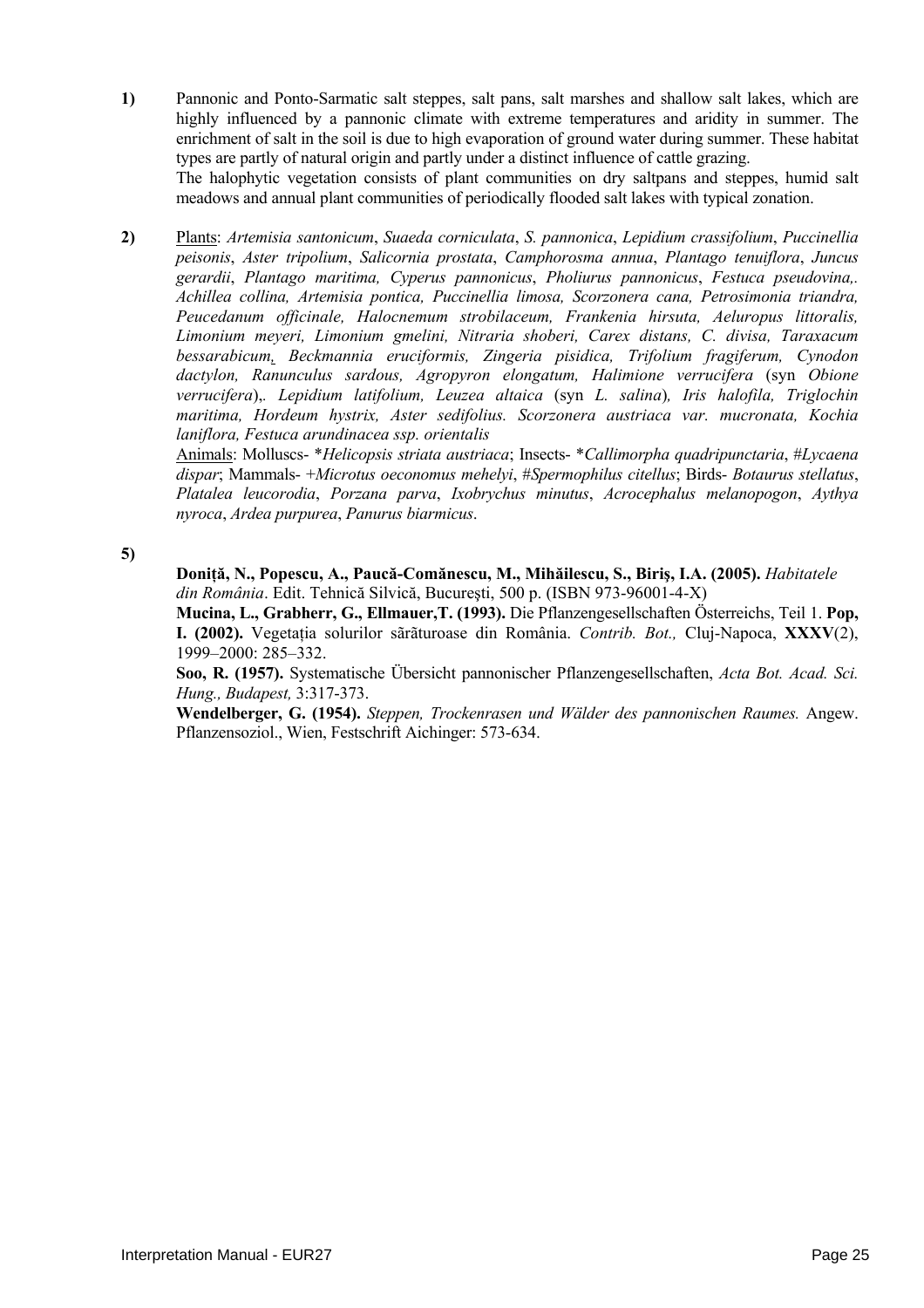**1)** Pannonic and Ponto-Sarmatic salt steppes, salt pans, salt marshes and shallow salt lakes, which are highly influenced by a pannonic climate with extreme temperatures and aridity in summer. The enrichment of salt in the soil is due to high evaporation of ground water during summer. These habitat types are partly of natural origin and partly under a distinct influence of cattle grazing.

The halophytic vegetation consists of plant communities on dry saltpans and steppes, humid salt meadows and annual plant communities of periodically flooded salt lakes with typical zonation.

**2)** Plants: *Artemisia santonicum*, *Suaeda corniculata*, *S. pannonica*, *Lepidium crassifolium*, *Puccinellia peisonis*, *Aster tripolium*, *Salicornia prostata*, *Camphorosma annua*, *Plantago tenuiflora*, *Juncus gerardii*, *Plantago maritima, Cyperus pannonicus*, *Pholiurus pannonicus*, *Festuca pseudovina,. Achillea collina, Artemisia pontica, Puccinellia limosa, Scorzonera cana, Petrosimonia triandra, Peucedanum officinale, Halocnemum strobilaceum, Frankenia hirsuta, Aeluropus littoralis, Limonium meyeri, Limonium gmelini, Nitraria shoberi, Carex distans, C. divisa, Taraxacum bessarabicum, Beckmannia eruciformis, Zingeria pisidica, Trifolium fragiferum, Cynodon dactylon, Ranunculus sardous, Agropyron elongatum, Halimione verrucifera* (syn *Obione verrucifera*),. *Lepidium latifolium, Leuzea altaica* (syn *L. salina*)*, Iris halofila, Triglochin maritima, Hordeum hystrix, Aster sedifolius. Scorzonera austriaca var. mucronata, Kochia laniflora, Festuca arundinacea ssp. orientalis*

Animals: Molluscs- \**Helicopsis striata austriaca*; Insects- \**Callimorpha quadripunctaria*, #*Lycaena dispar*; Mammals- +*Microtus oeconomus mehelyi*, #*Spermophilus citellus*; Birds- *Botaurus stellatus*, *Platalea leucorodia*, *Porzana parva*, *Ixobrychus minutus*, *Acrocephalus melanopogon*, *Aythya nyroca*, *Ardea purpurea*, *Panurus biarmicus*.

**5)**

**Doniță, N., Popescu, A., Paucă-Comănescu, M., Mihăilescu, S., Biriş, I.A. (2005).** *Habitatele din România*. Edit. Tehnică Silvică, Bucureşti, 500 p. (ISBN 973-96001-4-X)

**Mucina, L., Grabherr, G., Ellmauer,T. (1993).** Die Pflanzengesellschaften Österreichs, Teil 1. **Pop, I. (2002).** Vegetația solurilor sărăturoase din România. *Contrib. Bot.,* Cluj-Napoca, **XXXV**(2), 1999–2000: 285–332.

**Soo, R. (1957).** Systematische Übersicht pannonischer Pflanzengesellschaften, *Acta Bot. Acad. Sci. Hung., Budapest,* 3:317-373.

**Wendelberger, G. (1954).** *Steppen, Trockenrasen und Wälder des pannonischen Raumes.* Angew. Pflanzensoziol., Wien, Festschrift Aichinger: 573-634.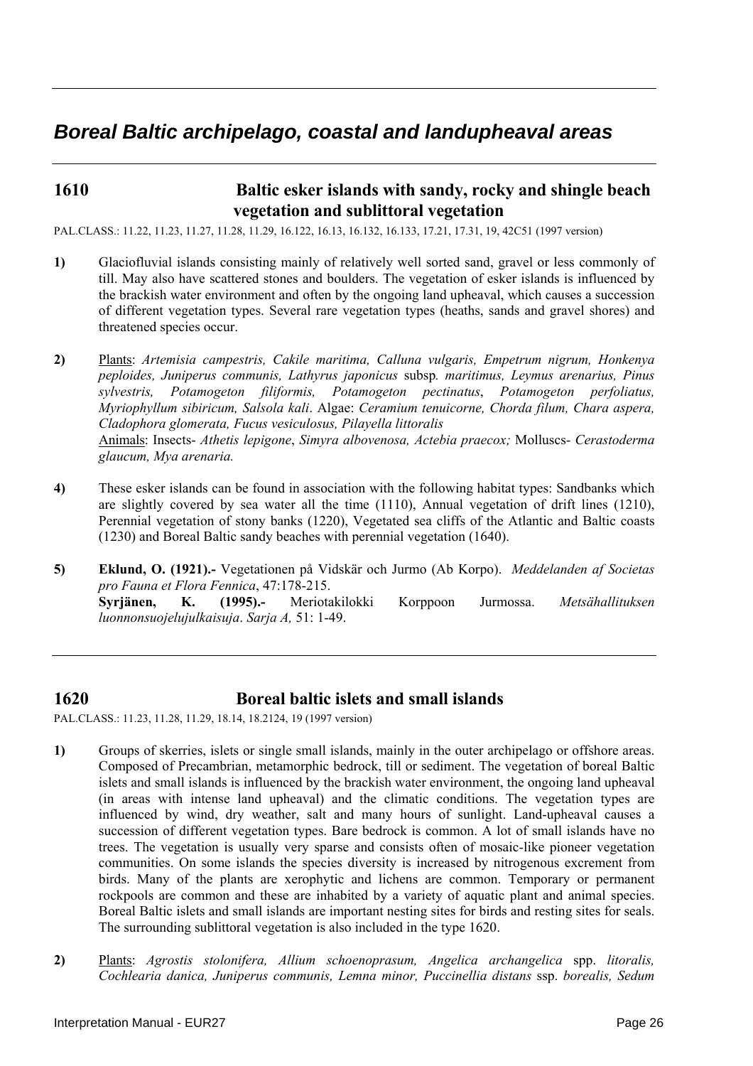# *Boreal Baltic archipelago, coastal and landupheaval areas*

## 1610 Baltic esker islands with sandy, rocky and shingle beach vegetation and sublittoral vegetation

PAL.CLASS.: 11.22, 11.23, 11.27, 11.28, 11.29, 16.122, 16.13, 16.132, 16.133, 17.21, 17.31, 19, 42C51 (1997 version)

**1)** Glaciofluvial islands consisting mainly of relatively well sorted sand, gravel or less commonly of till. May also have scattered stones and boulders. The vegetation of esker islands is influenced by the brackish water environment and often by the ongoing land upheaval, which causes a succession of different vegetation types. Several rare vegetation types (heaths, sands and gravel shores) and threatened species occur.

**2)** Plants: *Artemisia campestris, Cakile maritima, Calluna vulgaris, Empetrum nigrum, Honkenya peploides, Juniperus communis, Lathyrus japonicus* subsp*. maritimus, Leymus arenarius, Pinus sylvestris, Potamogeton filiformis, Potamogeton pectinatus*, *Potamogeton perfoliatus, Myriophyllum sibiricum, Salsola kali*. Algae: *Ceramium tenuicorne, Chorda filum, Chara aspera, Cladophora glomerata, Fucus vesiculosus, Pilayella littoralis*
Animals: Insects- *Athetis lepigone*, *Simyra albovenosa, Actebia praecox;* Molluscs- *Cerastoderma glaucum, Mya arenaria.*

**4)** These esker islands can be found in association with the following habitat types: Sandbanks which are slightly covered by sea water all the time (1110), Annual vegetation of drift lines (1210), Perennial vegetation of stony banks (1220), Vegetated sea cliffs of the Atlantic and Baltic coasts (1230) and Boreal Baltic sandy beaches with perennial vegetation (1640).

**5)** **Eklund, O. (1921).-** Vegetationen på Vidskär och Jurmo (Ab Korpo). *Meddelanden af Societas pro Fauna et Flora Fennica*, 47:178-215.
**Syrjänen, K. (1995).-** Meriotakilokki Korppoon Jurmossa. *Metsähallituksen luonnonsuojelujulkaisuja*. *Sarja A,* 51: 1-49.

## 1620 Boreal baltic islets and small islands

PAL.CLASS.: 11.23, 11.28, 11.29, 18.14, 18.2124, 19 (1997 version)

**1)** Groups of skerries, islets or single small islands, mainly in the outer archipelago or offshore areas. Composed of Precambrian, metamorphic bedrock, till or sediment. The vegetation of boreal Baltic islets and small islands is influenced by the brackish water environment, the ongoing land upheaval (in areas with intense land upheaval) and the climatic conditions. The vegetation types are influenced by wind, dry weather, salt and many hours of sunlight. Land-upheaval causes a succession of different vegetation types. Bare bedrock is common. A lot of small islands have no trees. The vegetation is usually very sparse and consists often of mosaic-like pioneer vegetation communities. On some islands the species diversity is increased by nitrogenous excrement from birds. Many of the plants are xerophytic and lichens are common. Temporary or permanent rockpools are common and these are inhabited by a variety of aquatic plant and animal species. Boreal Baltic islets and small islands are important nesting sites for birds and resting sites for seals. The surrounding sublittoral vegetation is also included in the type 1620.

**2)** Plants: *Agrostis stolonifera, Allium schoenoprasum, Angelica archangelica* spp. *litoralis, Cochlearia danica, Juniperus communis, Lemna minor, Puccinellia distans* ssp. *borealis, Sedum*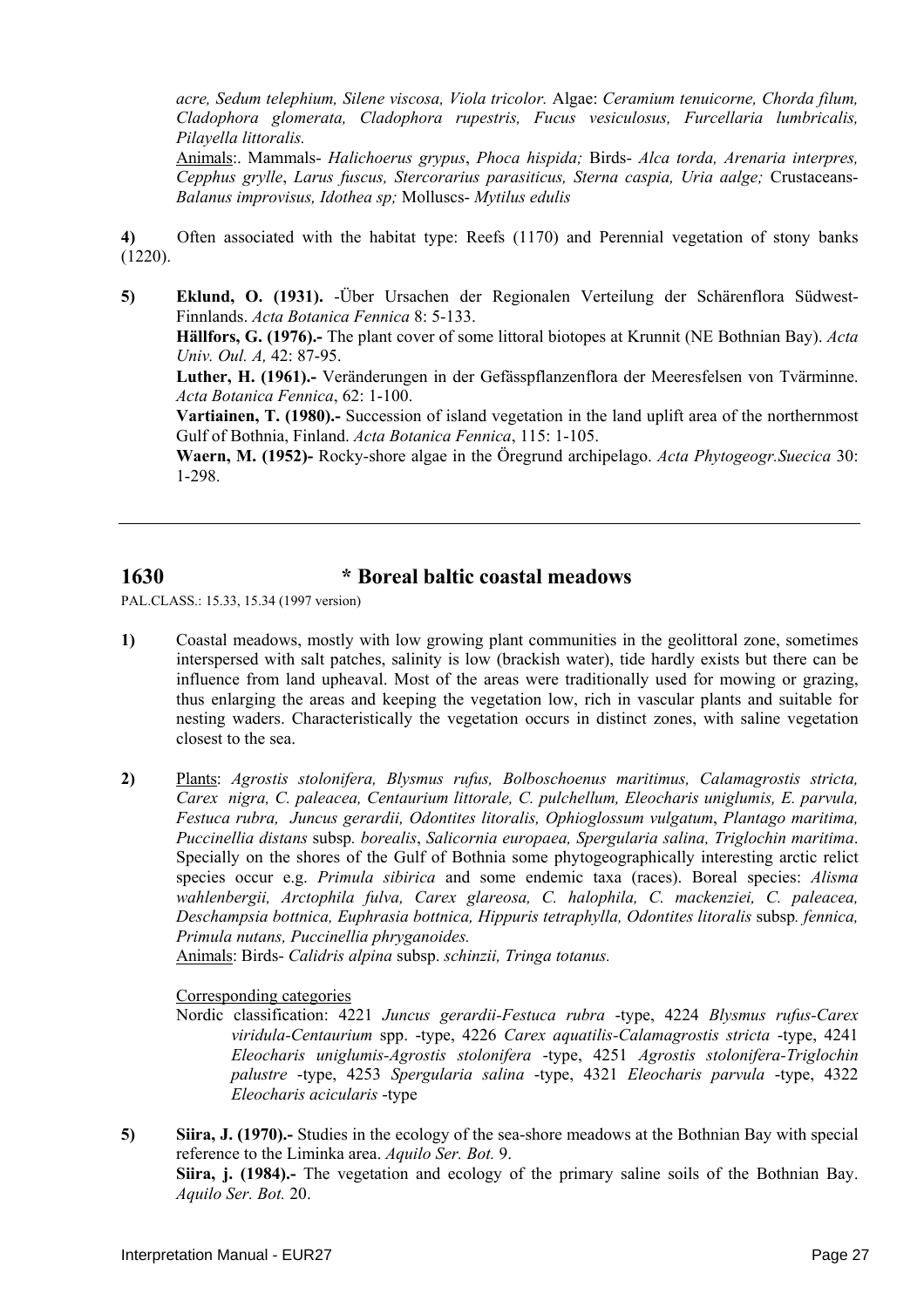*acre, Sedum telephium, Silene viscosa, Viola tricolor.* Algae: *Ceramium tenuicorne, Chorda filum, Cladophora glomerata, Cladophora rupestris, Fucus vesiculosus, Furcellaria lumbricalis, Pilayella littoralis.*

Animals:. Mammals- *Halichoerus grypus*, *Phoca hispida;* Birds- *Alca torda, Arenaria interpres, Cepphus grylle*, *Larus fuscus, Stercorarius parasiticus, Sterna caspia, Uria aalge;* Crustaceans- *Balanus improvisus, Idothea sp;* Molluscs- *Mytilus edulis*

**4)** Often associated with the habitat type: Reefs (1170) and Perennial vegetation of stony banks (1220).

**5)** **Eklund, O. (1931).** -Über Ursachen der Regionalen Verteilung der Schärenflora Südwest-Finnlands. *Acta Botanica Fennica* 8: 5-133.

**Hällfors, G. (1976).-** The plant cover of some littoral biotopes at Krunnit (NE Bothnian Bay). *Acta Univ. Oul. A,* 42: 87-95.

**Luther, H. (1961).-** Veränderungen in der Gefässpflanzenflora der Meeresfelsen von Tvärminne. *Acta Botanica Fennica*, 62: 1-100.

**Vartiainen, T. (1980).-** Succession of island vegetation in the land uplift area of the northernmost Gulf of Bothnia, Finland. *Acta Botanica Fennica*, 115: 1-105.

**Waern, M. (1952)-** Rocky-shore algae in the Öregrund archipelago. *Acta Phytogeogr.Suecica* 30: 1-298.

---

## 1630 * Boreal baltic coastal meadows

PAL.CLASS.: 15.33, 15.34 (1997 version)

**1)** Coastal meadows, mostly with low growing plant communities in the geolittoral zone, sometimes interspersed with salt patches, salinity is low (brackish water), tide hardly exists but there can be influence from land upheaval. Most of the areas were traditionally used for mowing or grazing, thus enlarging the areas and keeping the vegetation low, rich in vascular plants and suitable for nesting waders. Characteristically the vegetation occurs in distinct zones, with saline vegetation closest to the sea.

**2)** Plants: *Agrostis stolonifera, Blysmus rufus, Bolboschoenus maritimus, Calamagrostis stricta, Carex nigra, C. paleacea, Centaurium littorale, C. pulchellum, Eleocharis uniglumis, E. parvula, Festuca rubra, Juncus gerardii, Odontites litoralis, Ophioglossum vulgatum*, *Plantago maritima, Puccinellia distans* subsp*. borealis*, *Salicornia europaea, Spergularia salina, Triglochin maritima*. Specially on the shores of the Gulf of Bothnia some phytogeographically interesting arctic relict species occur e.g. *Primula sibirica* and some endemic taxa (races). Boreal species: *Alisma wahlenbergii, Arctophila fulva, Carex glareosa, C. halophila, C. mackenziei, C. paleacea, Deschampsia bottnica, Euphrasia bottnica, Hippuris tetraphylla, Odontites litoralis* subsp*. fennica, Primula nutans, Puccinellia phryganoides.*

Animals: Birds- *Calidris alpina* subsp. *schinzii, Tringa totanus.*

Corresponding categories

Nordic classification: 4221 *Juncus gerardii-Festuca rubra* -type, 4224 *Blysmus rufus-Carex viridula-Centaurium* spp. -type, 4226 *Carex aquatilis-Calamagrostis stricta* -type, 4241 *Eleocharis uniglumis-Agrostis stolonifera* -type, 4251 *Agrostis stolonifera-Triglochin palustre* -type, 4253 *Spergularia salina* -type, 4321 *Eleocharis parvula* -type, 4322 *Eleocharis acicularis* -type

**5)** **Siira, J. (1970).-** Studies in the ecology of the sea-shore meadows at the Bothnian Bay with special reference to the Liminka area. *Aquilo Ser. Bot.* 9.

**Siira, j. (1984).-** The vegetation and ecology of the primary saline soils of the Bothnian Bay. *Aquilo Ser. Bot.* 20.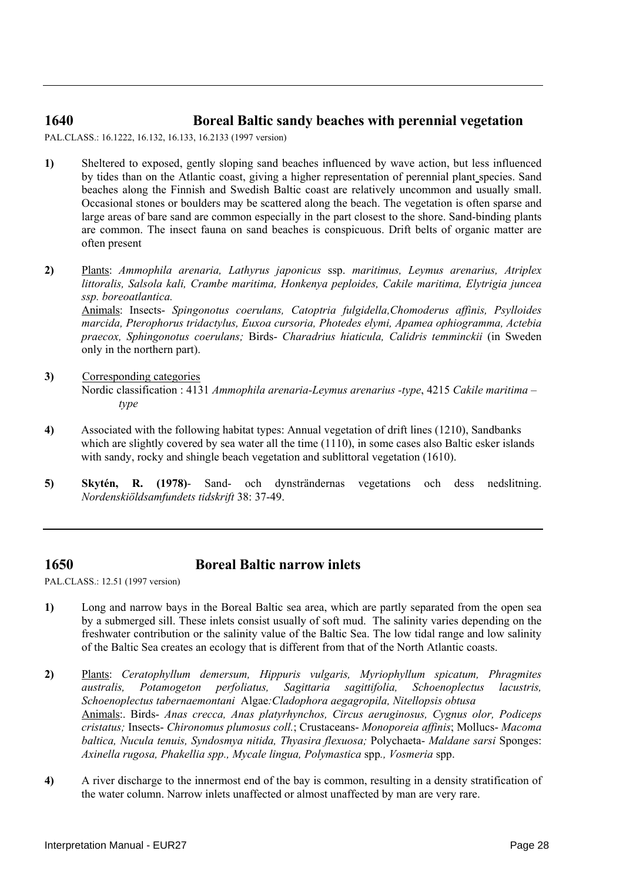## 1640 Boreal Baltic sandy beaches with perennial vegetation

PAL.CLASS.: 16.1222, 16.132, 16.133, 16.2133 (1997 version)

**1)** Sheltered to exposed, gently sloping sand beaches influenced by wave action, but less influenced by tides than on the Atlantic coast, giving a higher representation of perennial plant species. Sand beaches along the Finnish and Swedish Baltic coast are relatively uncommon and usually small. Occasional stones or boulders may be scattered along the beach. The vegetation is often sparse and large areas of bare sand are common especially in the part closest to the shore. Sand-binding plants are common. The insect fauna on sand beaches is conspicuous. Drift belts of organic matter are often present

**2)** Plants: *Ammophila arenaria, Lathyrus japonicus* ssp. *maritimus, Leymus arenarius, Atriplex littoralis, Salsola kali, Crambe maritima, Honkenya peploides, Cakile maritima, Elytrigia juncea ssp. boreoatlantica.*
Animals: Insects- *Spingonotus coerulans, Catoptria fulgidella,Chomoderus affinis, Psylloides marcida, Pterophorus tridactylus, Euxoa cursoria, Photedes elymi, Apamea ophiogramma, Actebia praecox, Sphingonotus coerulans;* Birds- *Charadrius hiaticula, Calidris temminckii* (in Sweden only in the northern part).

**3)** Corresponding categories
Nordic classification : 4131 *Ammophila arenaria-Leymus arenarius -type*, 4215 *Cakile maritima –type*

**4)** Associated with the following habitat types: Annual vegetation of drift lines (1210), Sandbanks which are slightly covered by sea water all the time (1110), in some cases also Baltic esker islands with sandy, rocky and shingle beach vegetation and sublittoral vegetation (1610).

**5)** **Skytén, R. (1978)**- Sand- och dynsträndernas vegetations och dess nedslitning. *Nordenskiöldsamfundets tidskrift* 38: 37-49.

## 1650 Boreal Baltic narrow inlets

PAL.CLASS.: 12.51 (1997 version)

**1)** Long and narrow bays in the Boreal Baltic sea area, which are partly separated from the open sea by a submerged sill. These inlets consist usually of soft mud. The salinity varies depending on the freshwater contribution or the salinity value of the Baltic Sea. The low tidal range and low salinity of the Baltic Sea creates an ecology that is different from that of the North Atlantic coasts.

**2)** Plants: *Ceratophyllum demersum, Hippuris vulgaris, Myriophyllum spicatum, Phragmites australis, Potamogeton perfoliatus, Sagittaria sagittifolia, Schoenoplectus lacustris, Schoenoplectus tabernaemontani* Algae*:Cladophora aegagropila, Nitellopsis obtusa*
Animals:. Birds- *Anas crecca, Anas platyrhynchos, Circus aeruginosus, Cygnus olor, Podiceps cristatus;* Insects- *Chironomus plumosus coll.*; Crustaceans- *Monoporeia affinis*; Mollucs- *Macoma baltica, Nucula tenuis, Syndosmya nitida, Thyasira flexuosa;* Polychaeta- *Maldane sarsi* Sponges: *Axinella rugosa, Phakellia spp., Mycale lingua, Polymastica* spp*., Vosmeria* spp.

**4)** A river discharge to the innermost end of the bay is common, resulting in a density stratification of the water column. Narrow inlets unaffected or almost unaffected by man are very rare.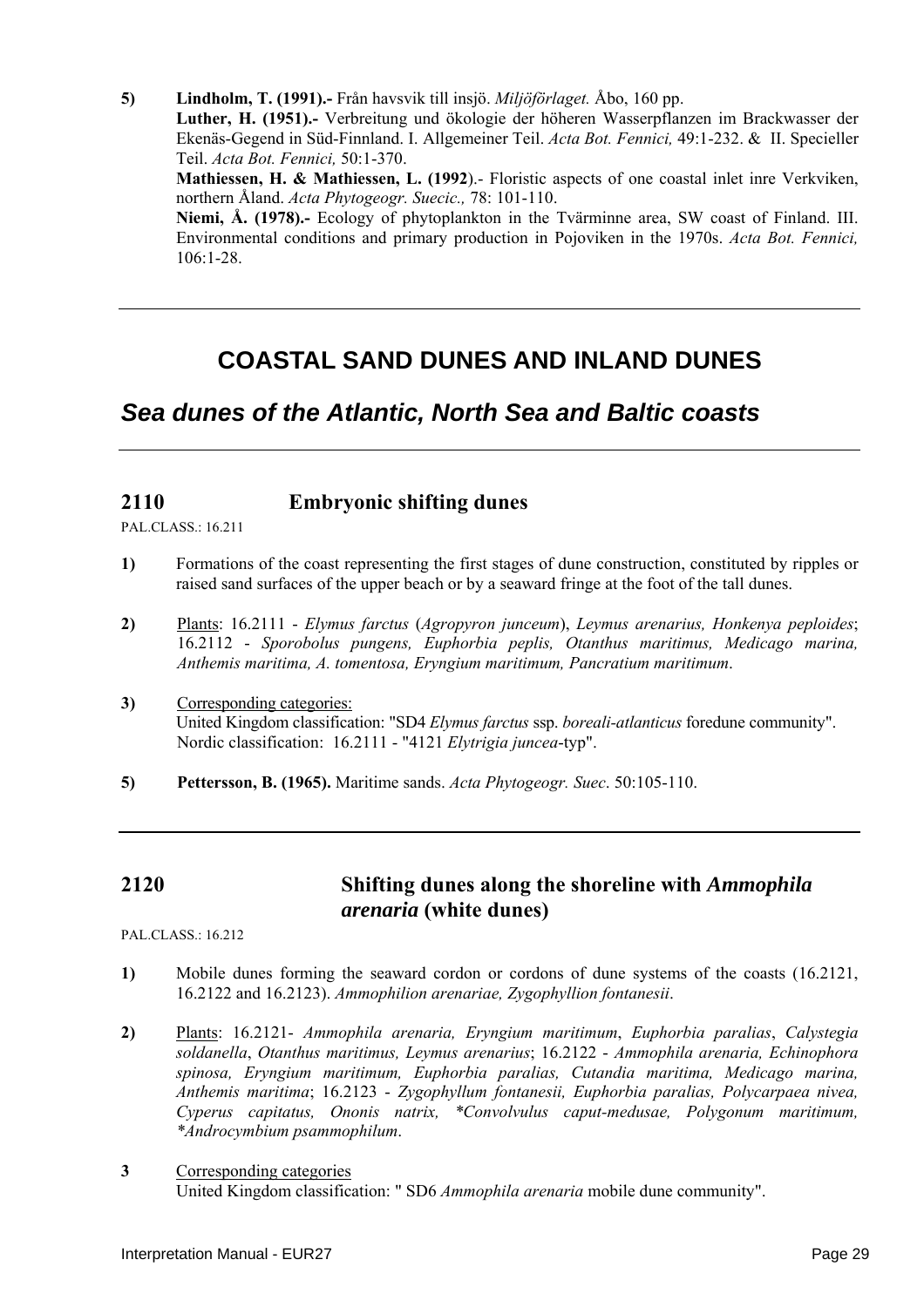**5)** **Lindholm, T. (1991).-** Från havsvik till insjö. *Miljöförlaget.* Åbo, 160 pp.
**Luther, H. (1951).-** Verbreitung und ökologie der höheren Wasserpflanzen im Brackwasser der Ekenäs-Gegend in Süd-Finnland. I. Allgemeiner Teil. *Acta Bot. Fennici,* 49:1-232. & II. Specieller Teil. *Acta Bot. Fennici,* 50:1-370.
**Mathiessen, H. & Mathiessen, L. (1992**).- Floristic aspects of one coastal inlet inre Verkviken, northern Åland. *Acta Phytogeogr. Suecic.,* 78: 101-110.
**Niemi, Å. (1978).-** Ecology of phytoplankton in the Tvärminne area, SW coast of Finland. III. Environmental conditions and primary production in Pojoviken in the 1970s. *Acta Bot. Fennici,* 106:1-28.

---

# COASTAL SAND DUNES AND INLAND DUNES

## *Sea dunes of the Atlantic, North Sea and Baltic coasts*

---

### 2110 Embryonic shifting dunes

PAL.CLASS.: 16.211

**1)** Formations of the coast representing the first stages of dune construction, constituted by ripples or raised sand surfaces of the upper beach or by a seaward fringe at the foot of the tall dunes.

**2)** Plants: 16.2111 - *Elymus farctus* (*Agropyron junceum*), *Leymus arenarius, Honkenya peploides*; 16.2112 - *Sporobolus pungens, Euphorbia peplis, Otanthus maritimus, Medicago marina, Anthemis maritima, A. tomentosa, Eryngium maritimum, Pancratium maritimum*.

**3)** Corresponding categories:
United Kingdom classification: "SD4 *Elymus farctus* ssp. *boreali-atlanticus* foredune community".
Nordic classification: 16.2111 - "4121 *Elytrigia juncea*-typ".

**5)** **Pettersson, B. (1965).** Maritime sands. *Acta Phytogeogr. Suec*. 50:105-110.

---

### 2120 Shifting dunes along the shoreline with *Ammophila arenaria* (white dunes)

PAL.CLASS.: 16.212

**1)** Mobile dunes forming the seaward cordon or cordons of dune systems of the coasts (16.2121, 16.2122 and 16.2123). *Ammophilion arenariae, Zygophyllion fontanesii*.

**2)** Plants: 16.2121- *Ammophila arenaria, Eryngium maritimum*, *Euphorbia paralias*, *Calystegia soldanella*, *Otanthus maritimus, Leymus arenarius*; 16.2122 - *Ammophila arenaria, Echinophora spinosa, Eryngium maritimum, Euphorbia paralias, Cutandia maritima, Medicago marina, Anthemis maritima*; 16.2123 - *Zygophyllum fontanesii, Euphorbia paralias, Polycarpaea nivea, Cyperus capitatus, Ononis natrix, *Convolvulus caput-medusae, Polygonum maritimum, *Androcymbium psammophilum*.

**3** Corresponding categories
United Kingdom classification: " SD6 *Ammophila arenaria* mobile dune community".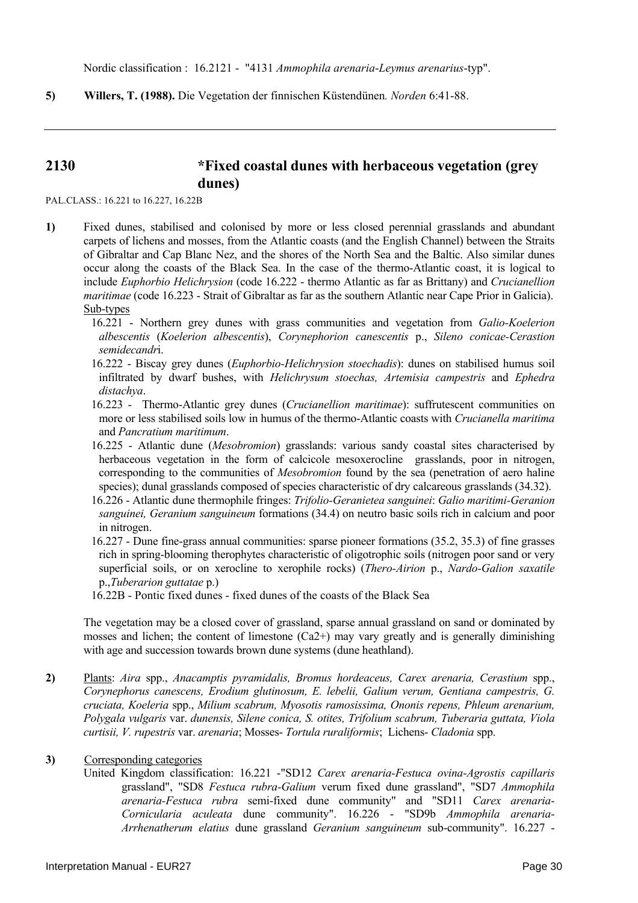Nordic classification : 16.2121 - "4131 *Ammophila arenaria-Leymus arenarius*-typ".

**5)** **Willers, T. (1988).** Die Vegetation der finnischen Küstendünen*. Norden* 6:41-88.

---

## 2130 *Fixed coastal dunes with herbaceous vegetation (grey dunes)

PAL.CLASS.: 16.221 to 16.227, 16.22B

**1)** Fixed dunes, stabilised and colonised by more or less closed perennial grasslands and abundant carpets of lichens and mosses, from the Atlantic coasts (and the English Channel) between the Straits of Gibraltar and Cap Blanc Nez, and the shores of the North Sea and the Baltic. Also similar dunes occur along the coasts of the Black Sea. In the case of the thermo-Atlantic coast, it is logical to include *Euphorbio Helichrysion* (code 16.222 - thermo Atlantic as far as Brittany) and *Crucianellion maritimae* (code 16.223 - Strait of Gibraltar as far as the southern Atlantic near Cape Prior in Galicia).

Sub-types

16.221 - Northern grey dunes with grass communities and vegetation from *Galio-Koelerion albescentis* (*Koelerion albescentis*), *Corynephorion canescentis* p., *Sileno conicae-Cerastion semidecandr*i.

16.222 - Biscay grey dunes (*Euphorbio-Helichrysion stoechadis*): dunes on stabilised humus soil infiltrated by dwarf bushes, with *Helichrysum stoechas, Artemisia campestris* and *Ephedra distachya*.

16.223 - Thermo-Atlantic grey dunes (*Crucianellion maritimae*): suffrutescent communities on more or less stabilised soils low in humus of the thermo-Atlantic coasts with *Crucianella maritima* and *Pancratium maritimum*.

16.225 - Atlantic dune (*Mesobromion*) grasslands: various sandy coastal sites characterised by herbaceous vegetation in the form of calcicole mesoxerocline grasslands, poor in nitrogen, corresponding to the communities of *Mesobromion* found by the sea (penetration of aero haline species); dunal grasslands composed of species characteristic of dry calcareous grasslands (34.32).

16.226 - Atlantic dune thermophile fringes: *Trifolio-Geranietea sanguinei*: *Galio maritimi-Geranion sanguinei, Geranium sanguineum* formations (34.4) on neutro basic soils rich in calcium and poor in nitrogen.

16.227 - Dune fine-grass annual communities: sparse pioneer formations (35.2, 35.3) of fine grasses rich in spring-blooming therophytes characteristic of oligotrophic soils (nitrogen poor sand or very superficial soils, or on xerocline to xerophile rocks) (*Thero-Airion* p., *Nardo-Galion saxatile* p.,*Tuberarion guttatae* p.)

16.22B - Pontic fixed dunes - fixed dunes of the coasts of the Black Sea

The vegetation may be a closed cover of grassland, sparse annual grassland on sand or dominated by mosses and lichen; the content of limestone ($Ca^{2+}$) may vary greatly and is generally diminishing with age and succession towards brown dune systems (dune heathland).

**2)** Plants: *Aira* spp., *Anacamptis pyramidalis, Bromus hordeaceus, Carex arenaria, Cerastium* spp., *Corynephorus canescens, Erodium glutinosum, E. lebelii, Galium verum, Gentiana campestris, G. cruciata, Koeleria* spp., *Milium scabrum, Myosotis ramosissima, Ononis repens, Phleum arenarium, Polygala vulgaris* var. *dunensis, Silene conica, S. otites, Trifolium scabrum, Tuberaria guttata, Viola curtisii, V. rupestris* var. *arenaria*; Mosses- *Tortula ruraliformis*; Lichens- *Cladonia* spp.

**3)** Corresponding categories

United Kingdom classification: 16.221 -"SD12 *Carex arenaria-Festuca ovina-Agrostis capillaris* grassland", "SD8 *Festuca rubra-Galium* verum fixed dune grassland", "SD7 *Ammophila arenaria-Festuca rubra* semi-fixed dune community" and "SD11 *Carex arenaria-Cornicularia aculeata* dune community". 16.226 - "SD9b *Ammophila arenaria-Arrhenatherum elatius* dune grassland *Geranium sanguineum* sub-community". 16.227 -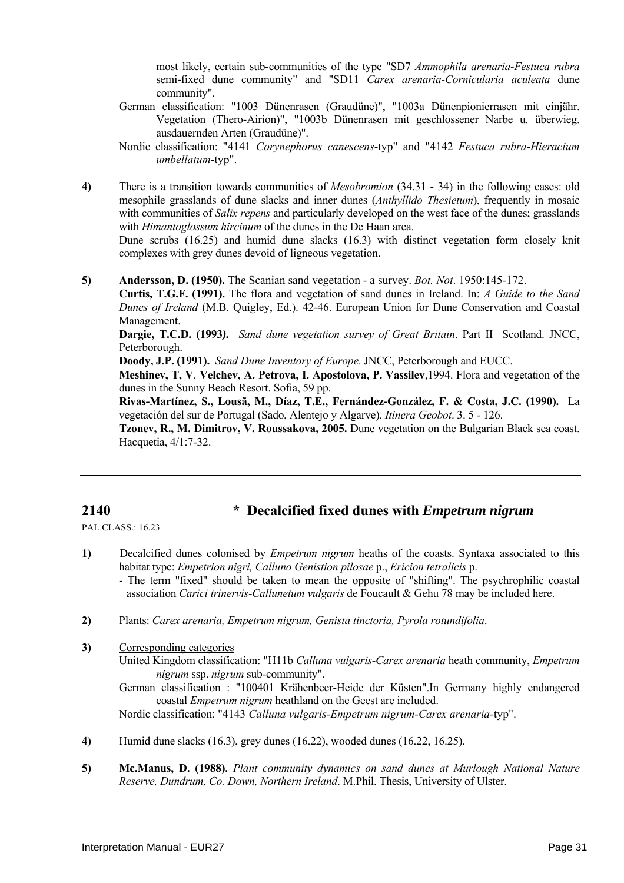most likely, certain sub-communities of the type "SD7 *Ammophila arenaria-Festuca rubra* semi-fixed dune community" and "SD11 *Carex arenaria-Cornicularia aculeata* dune community".

German classification: "1003 Dünenrasen (Graudüne)", "1003a Dünenpionierrasen mit einjähr. Vegetation (Thero-Airion)", "1003b Dünenrasen mit geschlossener Narbe u. überwieg. ausdauernden Arten (Graudüne)".

Nordic classification: "4141 *Corynephorus canescens*-typ" and "4142 *Festuca rubra-Hieracium umbellatum*-typ".

**4)** There is a transition towards communities of *Mesobromion* (34.31 - 34) in the following cases: old mesophile grasslands of dune slacks and inner dunes (*Anthyllido Thesietum*), frequently in mosaic with communities of *Salix repens* and particularly developed on the west face of the dunes; grasslands with *Himantoglossum hircinum* of the dunes in the De Haan area.
Dune scrubs (16.25) and humid dune slacks (16.3) with distinct vegetation form closely knit complexes with grey dunes devoid of ligneous vegetation.

**5)** **Andersson, D. (1950).** The Scanian sand vegetation - a survey. *Bot. Not*. 1950:145-172.
**Curtis, T.G.F. (1991).** The flora and vegetation of sand dunes in Ireland. In: *A Guide to the Sand Dunes of Ireland* (M.B. Quigley, Ed.). 42-46. European Union for Dune Conservation and Coastal Management.
**Dargie, T.C.D. (1993).** *Sand dune vegetation survey of Great Britain*. Part II Scotland. JNCC, Peterborough.
**Doody, J.P. (1991).** *Sand Dune Inventory of Europe*. JNCC, Peterborough and EUCC.
**Meshinev, T, V. Velchev, A. Petrova, I. Apostolova, P. Vassilev**,1994. Flora and vegetation of the dunes in the Sunny Beach Resort. Sofia, 59 pp.
**Rivas-Martínez, S., Lousã, M., Díaz, T.E., Fernández-González, F. & Costa, J.C. (1990).** La vegetación del sur de Portugal (Sado, Alentejo y Algarve). *Itinera Geobot*. 3. 5 - 126.
**Tzonev, R., M. Dimitrov, V. Roussakova, 2005.** Dune vegetation on the Bulgarian Black sea coast. Hacquetia, 4/1:7-32.

---

## 2140 * Decalcified fixed dunes with *Empetrum nigrum*

PAL.CLASS.: 16.23

**1)** Decalcified dunes colonised by *Empetrum nigrum* heaths of the coasts. Syntaxa associated to this habitat type: *Empetrion nigri, Calluno Genistion pilosae* p., *Ericion tetralicis* p.
- The term "fixed" should be taken to mean the opposite of "shifting". The psychrophilic coastal association *Carici trinervis-Callunetum vulgaris* de Foucault & Gehu 78 may be included here.

**2)** Plants: *Carex arenaria, Empetrum nigrum, Genista tinctoria, Pyrola rotundifolia*.

**3)** Corresponding categories
United Kingdom classification: "H11b *Calluna vulgaris-Carex arenaria* heath community, *Empetrum nigrum* ssp. *nigrum* sub-community".
German classification : "100401 Krähenbeer-Heide der Küsten".In Germany highly endangered coastal *Empetrum nigrum* heathland on the Geest are included.
Nordic classification: "4143 *Calluna vulgaris-Empetrum nigrum-Carex arenaria*-typ".

**4)** Humid dune slacks (16.3), grey dunes (16.22), wooded dunes (16.22, 16.25).

**5)** **Mc.Manus, D. (1988).** *Plant community dynamics on sand dunes at Murlough National Nature Reserve, Dundrum, Co. Down, Northern Ireland*. M.Phil. Thesis, University of Ulster.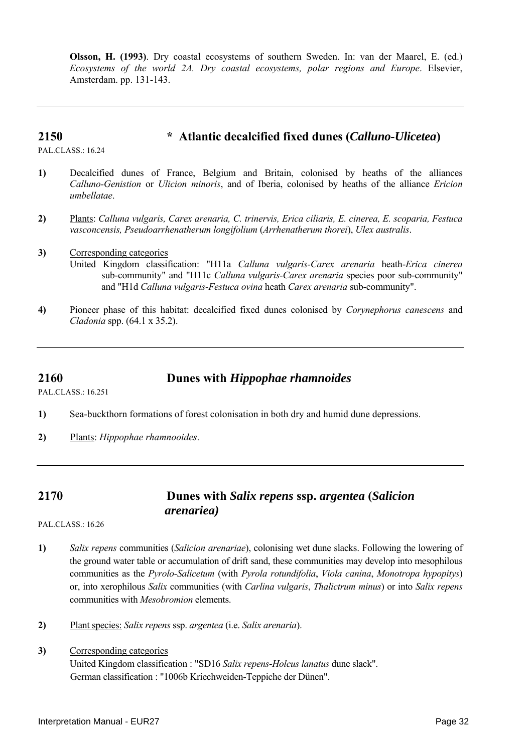**Olsson, H. (1993)**. Dry coastal ecosystems of southern Sweden. In: van der Maarel, E. (ed.) *Ecosystems of the world 2A. Dry coastal ecosystems, polar regions and Europe*. Elsevier, Amsterdam. pp. 131-143.

---

## 2150 * Atlantic decalcified fixed dunes (*Calluno-Ulicetea*)

PAL.CLASS.: 16.24

**1)** Decalcified dunes of France, Belgium and Britain, colonised by heaths of the alliances *Calluno-Genistion* or *Ulicion minoris*, and of Iberia, colonised by heaths of the alliance *Ericion umbellatae*.

**2)** Plants: *Calluna vulgaris, Carex arenaria, C. trinervis, Erica ciliaris, E. cinerea, E. scoparia, Festuca vasconcensis, Pseudoarrhenatherum longifolium* (*Arrhenatherum thorei*), *Ulex australis*.

**3)** Corresponding categories

United Kingdom classification: "H11a *Calluna vulgaris-Carex arenaria* heath-*Erica cinerea* sub-community" and "H11c *Calluna vulgaris-Carex arenaria* species poor sub-community" and "H1d *Calluna vulgaris-Festuca ovina* heath *Carex arenaria* sub-community".

**4)** Pioneer phase of this habitat: decalcified fixed dunes colonised by *Corynephorus canescens* and *Cladonia* spp. (64.1 x 35.2).

---

## 2160 Dunes with *Hippophae rhamnoides*

PAL.CLASS.: 16.251

**1)** Sea-buckthorn formations of forest colonisation in both dry and humid dune depressions.

**2)** Plants: *Hippophae rhamnooides*.

---

## 2170 Dunes with *Salix repens* ssp. *argentea* (*Salicion arenariea)*

PAL.CLASS.: 16.26

**1)** *Salix repens* communities (*Salicion arenariae*), colonising wet dune slacks. Following the lowering of the ground water table or accumulation of drift sand, these communities may develop into mesophilous communities as the *Pyrolo-Salicetum* (with *Pyrola rotundifolia*, *Viola canina*, *Monotropa hypopitys*) or, into xerophilous *Salix* communities (with *Carlina vulgaris*, *Thalictrum minus*) or into *Salix repens* communities with *Mesobromion* elements.

**2)** Plant species: *Salix repens* ssp. *argentea* (i.e. *Salix arenaria*).

**3)** Corresponding categories

United Kingdom classification : "SD16 *Salix repens-Holcus lanatus* dune slack".

German classification : "1006b Kriechweiden-Teppiche der Dünen".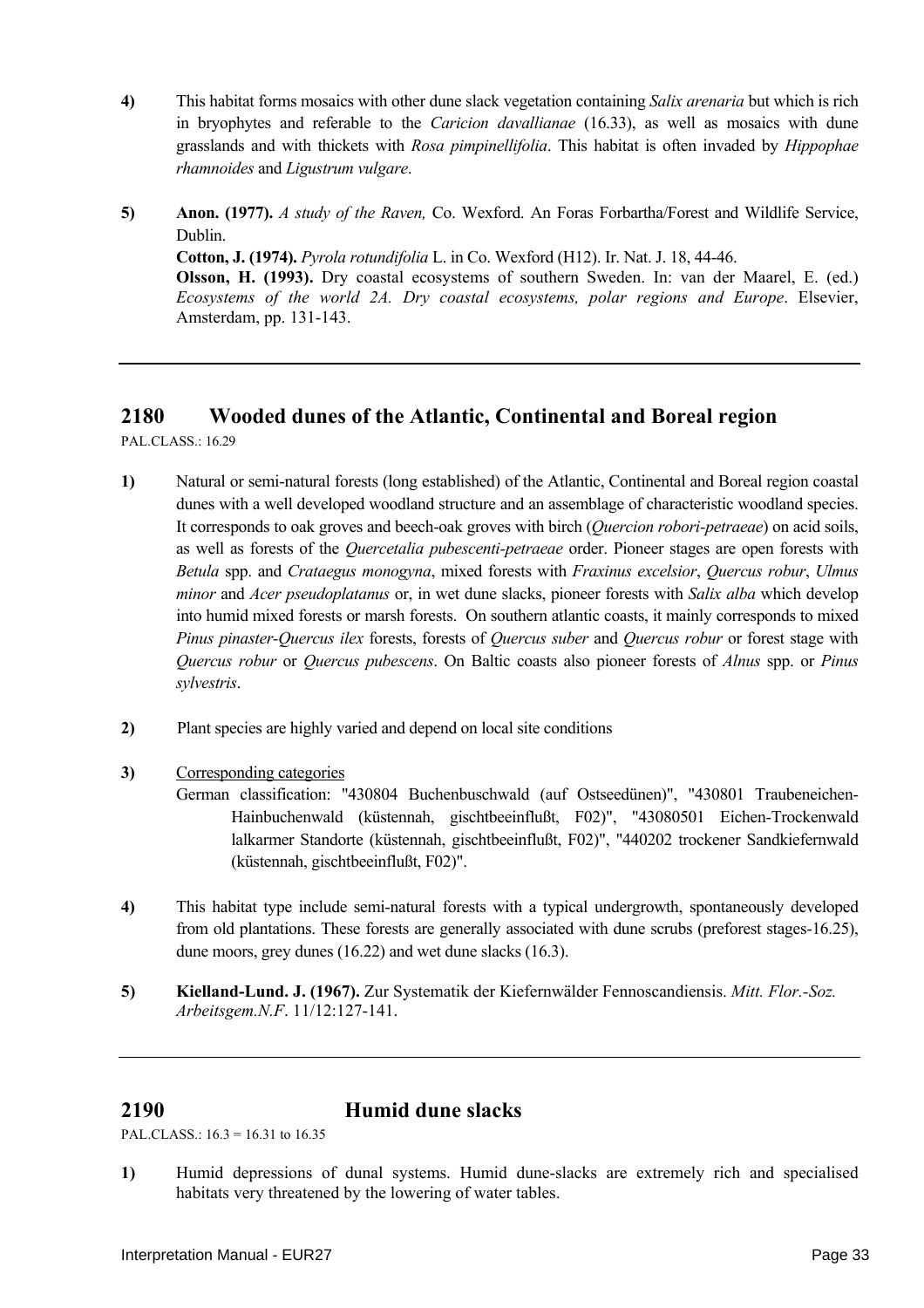**4)** This habitat forms mosaics with other dune slack vegetation containing *Salix arenaria* but which is rich in bryophytes and referable to the *Caricion davallianae* (16.33), as well as mosaics with dune grasslands and with thickets with *Rosa pimpinellifolia*. This habitat is often invaded by *Hippophae rhamnoides* and *Ligustrum vulgare*.

**5)** **Anon. (1977).** *A study of the Raven,* Co. Wexford. An Foras Forbartha/Forest and Wildlife Service, Dublin.

**Cotton, J. (1974).** *Pyrola rotundifolia* L. in Co. Wexford (H12). Ir. Nat. J. 18, 44-46.

**Olsson, H. (1993).** Dry coastal ecosystems of southern Sweden. In: van der Maarel, E. (ed.) *Ecosystems of the world 2A. Dry coastal ecosystems, polar regions and Europe*. Elsevier, Amsterdam, pp. 131-143.

---

## 2180 Wooded dunes of the Atlantic, Continental and Boreal region

PAL.CLASS.: 16.29

**1)** Natural or semi-natural forests (long established) of the Atlantic, Continental and Boreal region coastal dunes with a well developed woodland structure and an assemblage of characteristic woodland species. It corresponds to oak groves and beech-oak groves with birch (*Quercion robori-petraeae*) on acid soils, as well as forests of the *Quercetalia pubescenti-petraeae* order. Pioneer stages are open forests with *Betula* spp. and *Crataegus monogyna*, mixed forests with *Fraxinus excelsior*, *Quercus robur*, *Ulmus minor* and *Acer pseudoplatanus* or, in wet dune slacks, pioneer forests with *Salix alba* which develop into humid mixed forests or marsh forests. On southern atlantic coasts, it mainly corresponds to mixed *Pinus pinaster-Quercus ilex* forests, forests of *Quercus suber* and *Quercus robur* or forest stage with *Quercus robur* or *Quercus pubescens*. On Baltic coasts also pioneer forests of *Alnus* spp. or *Pinus sylvestris*.

**2)** Plant species are highly varied and depend on local site conditions

**3)** Corresponding categories

German classification: "430804 Buchenbuschwald (auf Ostseedünen)", "430801 Traubeneichen-Hainbuchenwald (küstennah, gischtbeeinflußt, F02)", "43080501 Eichen-Trockenwald lalkarmer Standorte (küstennah, gischtbeeinflußt, F02)", "440202 trockener Sandkiefernwald (küstennah, gischtbeeinflußt, F02)".

**4)** This habitat type include semi-natural forests with a typical undergrowth, spontaneously developed from old plantations. These forests are generally associated with dune scrubs (preforest stages-16.25), dune moors, grey dunes (16.22) and wet dune slacks (16.3).

**5)** **Kielland-Lund. J. (1967).** Zur Systematik der Kiefernwälder Fennoscandiensis. *Mitt. Flor.-Soz. Arbeitsgem.N.F*. 11/12:127-141.

---

## 2190 Humid dune slacks

PAL.CLASS.: 16.3 = 16.31 to 16.35

**1)** Humid depressions of dunal systems. Humid dune-slacks are extremely rich and specialised habitats very threatened by the lowering of water tables.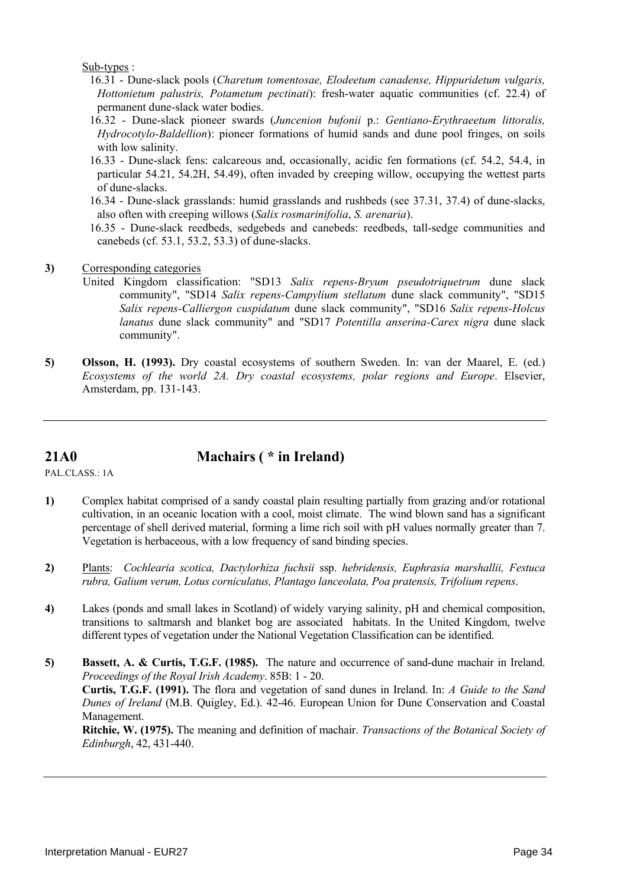Sub-types :

16.31 - Dune-slack pools (*Charetum tomentosae, Elodeetum canadense, Hippuridetum vulgaris, Hottonietum palustris, Potametum pectinati*): fresh-water aquatic communities (cf. 22.4) of permanent dune-slack water bodies.

16.32 - Dune-slack pioneer swards (*Juncenion bufonii* p.: *Gentiano-Erythraeetum littoralis, Hydrocotylo-Baldellion*): pioneer formations of humid sands and dune pool fringes, on soils with low salinity.

16.33 - Dune-slack fens: calcareous and, occasionally, acidic fen formations (cf. 54.2, 54.4, in particular 54.21, 54.2H, 54.49), often invaded by creeping willow, occupying the wettest parts of dune-slacks.

16.34 - Dune-slack grasslands: humid grasslands and rushbeds (see 37.31, 37.4) of dune-slacks, also often with creeping willows (*Salix rosmarinifolia*, *S. arenaria*).

16.35 - Dune-slack reedbeds, sedgebeds and canebeds: reedbeds, tall-sedge communities and canebeds (cf. 53.1, 53.2, 53.3) of dune-slacks.

**3)** Corresponding categories

United Kingdom classification: "SD13 *Salix repens-Bryum pseudotriquetrum* dune slack community", "SD14 *Salix repens-Campylium stellatum* dune slack community", "SD15 *Salix repens-Calliergon cuspidatum* dune slack community", "SD16 *Salix repens-Holcus lanatus* dune slack community" and "SD17 *Potentilla anserina-Carex nigra* dune slack community".

**5)** **Olsson, H. (1993).** Dry coastal ecosystems of southern Sweden. In: van der Maarel, E. (ed.) *Ecosystems of the world 2A. Dry coastal ecosystems, polar regions and Europe*. Elsevier, Amsterdam, pp. 131-143.

---

## 21A0 Machairs ( * in Ireland)

PAL.CLASS.: 1A

**1)** Complex habitat comprised of a sandy coastal plain resulting partially from grazing and/or rotational cultivation, in an oceanic location with a cool, moist climate. The wind blown sand has a significant percentage of shell derived material, forming a lime rich soil with pH values normally greater than 7. Vegetation is herbaceous, with a low frequency of sand binding species.

**2)** Plants: *Cochlearia scotica, Dactylorhiza fuchsii* ssp. *hebridensis, Euphrasia marshallii, Festuca rubra, Galium verum, Lotus corniculatus, Plantago lanceolata, Poa pratensis, Trifolium repens*.

**4)** Lakes (ponds and small lakes in Scotland) of widely varying salinity, pH and chemical composition, transitions to saltmarsh and blanket bog are associated habitats. In the United Kingdom, twelve different types of vegetation under the National Vegetation Classification can be identified.

**5)** **Bassett, A. & Curtis, T.G.F. (1985).** The nature and occurrence of sand-dune machair in Ireland. *Proceedings of the Royal Irish Academy*. 85B: 1 - 20.

**Curtis, T.G.F. (1991).** The flora and vegetation of sand dunes in Ireland. In: *A Guide to the Sand Dunes of Ireland* (M.B. Quigley, Ed.). 42-46. European Union for Dune Conservation and Coastal Management.

**Ritchie, W. (1975).** The meaning and definition of machair. *Transactions of the Botanical Society of Edinburgh*, 42, 431-440.

---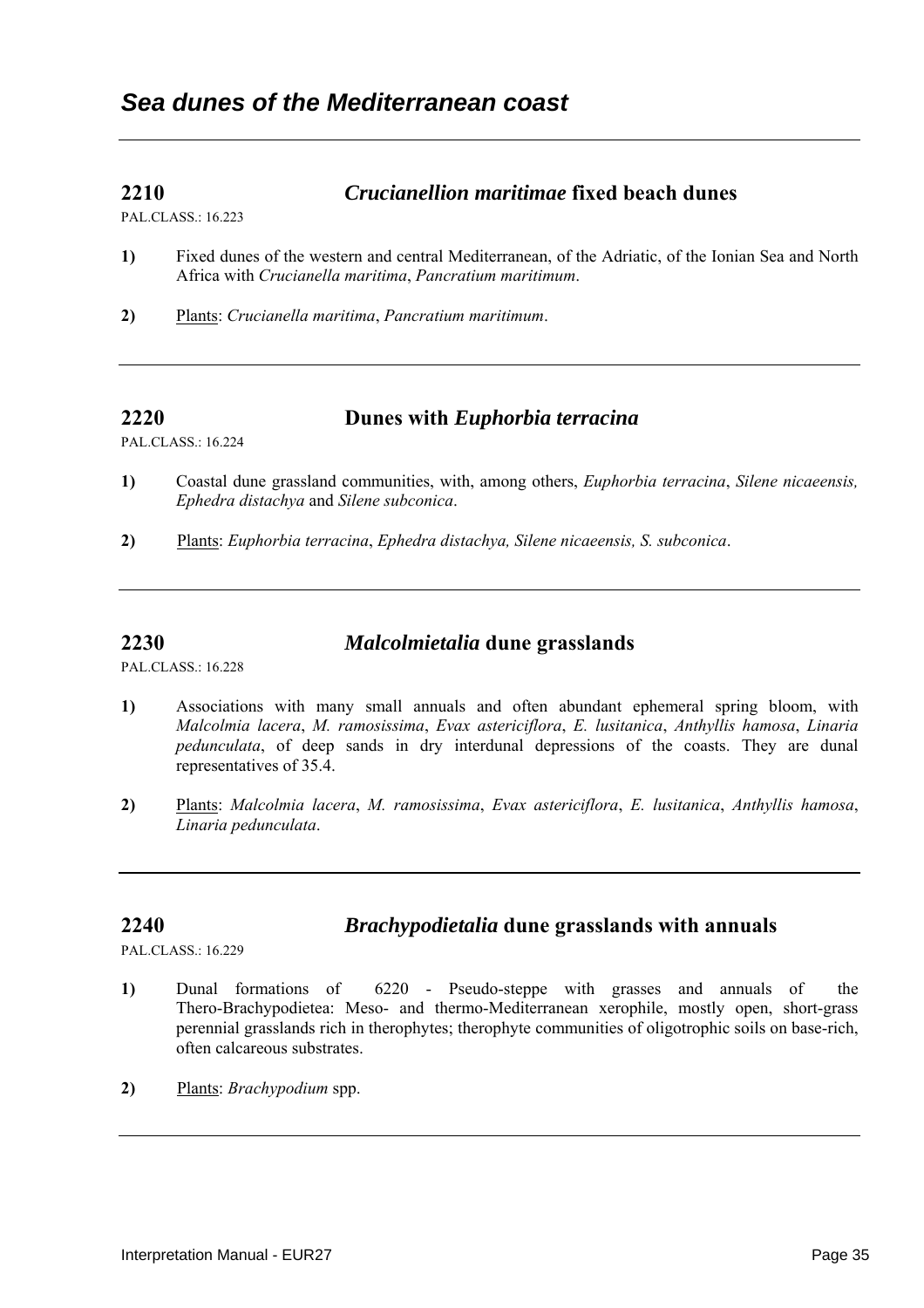# *Sea dunes of the Mediterranean coast*

---

## 2210 *Crucianellion maritimae* fixed beach dunes

PAL.CLASS.: 16.223

**1)** Fixed dunes of the western and central Mediterranean, of the Adriatic, of the Ionian Sea and North Africa with *Crucianella maritima*, *Pancratium maritimum*.

**2)** Plants: *Crucianella maritima*, *Pancratium maritimum*.

---

## 2220 Dunes with *Euphorbia terracina*

PAL.CLASS.: 16.224

**1)** Coastal dune grassland communities, with, among others, *Euphorbia terracina*, *Silene nicaeensis, Ephedra distachya* and *Silene subconica*.

**2)** Plants: *Euphorbia terracina*, *Ephedra distachya, Silene nicaeensis, S. subconica*.

---

## 2230 *Malcolmietalia* dune grasslands

PAL.CLASS.: 16.228

**1)** Associations with many small annuals and often abundant ephemeral spring bloom, with *Malcolmia lacera*, *M. ramosissima*, *Evax astericiflora*, *E. lusitanica*, *Anthyllis hamosa*, *Linaria pedunculata*, of deep sands in dry interdunal depressions of the coasts. They are dunal representatives of 35.4.

**2)** Plants: *Malcolmia lacera*, *M. ramosissima*, *Evax astericiflora*, *E. lusitanica*, *Anthyllis hamosa*, *Linaria pedunculata*.

---

## 2240 *Brachypodietalia* dune grasslands with annuals

PAL.CLASS.: 16.229

**1)** Dunal formations of 6220 - Pseudo-steppe with grasses and annuals of the Thero-Brachypodietea: Meso- and thermo-Mediterranean xerophile, mostly open, short-grass perennial grasslands rich in therophytes; therophyte communities of oligotrophic soils on base-rich, often calcareous substrates.

**2)** Plants: *Brachypodium* spp.

---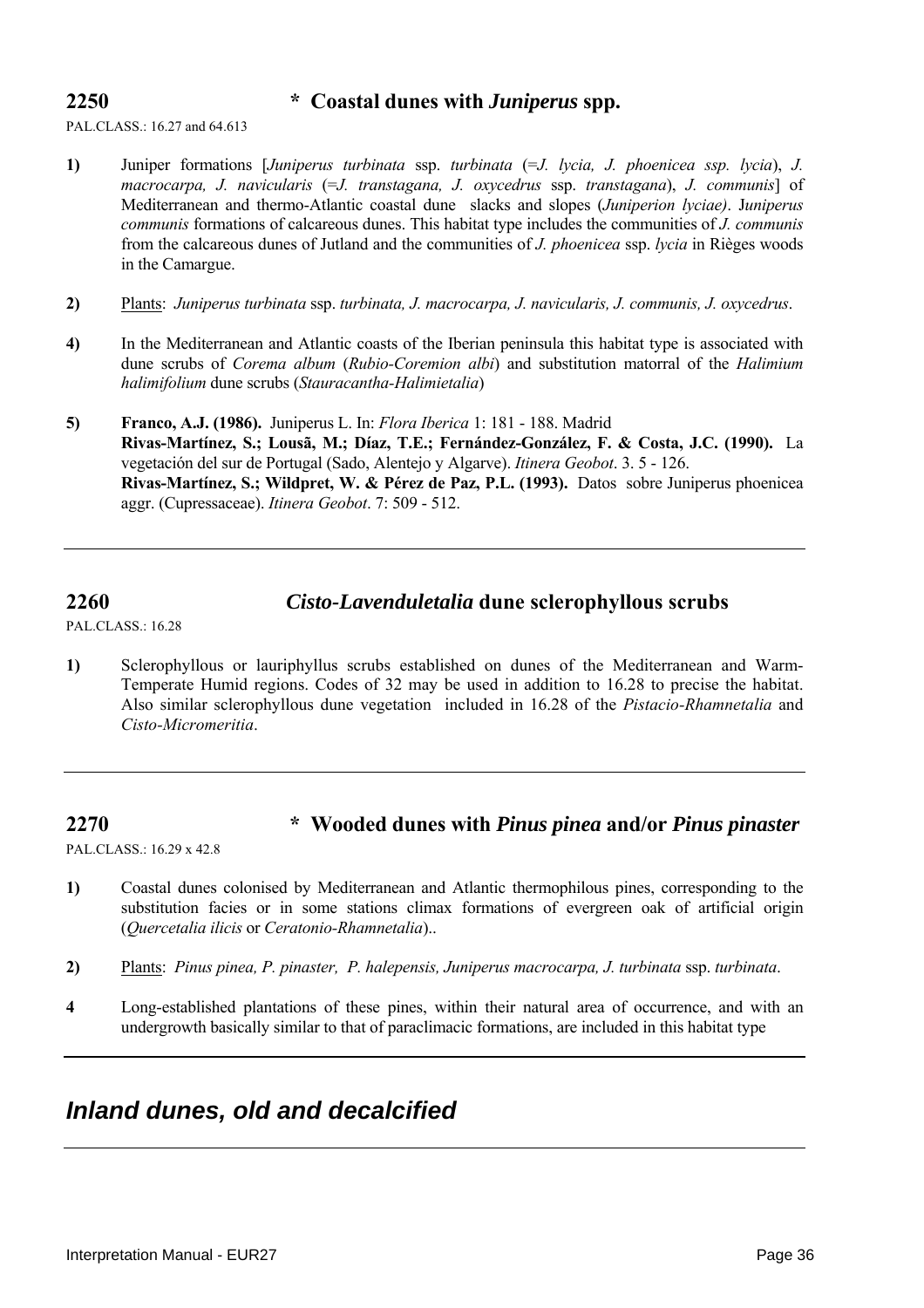## 2250 * Coastal dunes with *Juniperus* spp.

PAL.CLASS.: 16.27 and 64.613

**1)** Juniper formations [*Juniperus turbinata* ssp. *turbinata* (=*J. lycia, J. phoenicea ssp. lycia*), *J. macrocarpa, J. navicularis* (=*J. transtagana, J. oxycedrus* ssp. *transtagana*), *J. communis*] of Mediterranean and thermo-Atlantic coastal dune slacks and slopes (*Juniperion lyciae)*. J*uniperus communis* formations of calcareous dunes. This habitat type includes the communities of *J. communis* from the calcareous dunes of Jutland and the communities of *J. phoenicea* ssp. *lycia* in Rièges woods in the Camargue.

**2)** Plants: *Juniperus turbinata* ssp. *turbinata, J. macrocarpa, J. navicularis, J. communis, J. oxycedrus*.

**4)** In the Mediterranean and Atlantic coasts of the Iberian peninsula this habitat type is associated with dune scrubs of *Corema album* (*Rubio-Coremion albi*) and substitution matorral of the *Halimium halimifolium* dune scrubs (*Stauracantha-Halimietalia*)

**5)** **Franco, A.J. (1986).** Juniperus L. In: *Flora Iberica* 1: 181 - 188. Madrid
**Rivas-Martínez, S.; Lousã, M.; Díaz, T.E.; Fernández-González, F. & Costa, J.C. (1990).** La vegetación del sur de Portugal (Sado, Alentejo y Algarve). *Itinera Geobot*. 3. 5 - 126.
**Rivas-Martínez, S.; Wildpret, W. & Pérez de Paz, P.L. (1993).** Datos sobre Juniperus phoenicea aggr. (Cupressaceae). *Itinera Geobot*. 7: 509 - 512.

---

## 2260 *Cisto-Lavenduletalia* dune sclerophyllous scrubs

PAL.CLASS.: 16.28

**1)** Sclerophyllous or lauriphyllus scrubs established on dunes of the Mediterranean and Warm-Temperate Humid regions. Codes of 32 may be used in addition to 16.28 to precise the habitat. Also similar sclerophyllous dune vegetation included in 16.28 of the *Pistacio-Rhamnetalia* and *Cisto-Micromeritia*.

---

## 2270 * Wooded dunes with *Pinus pinea* and/or *Pinus pinaster*

PAL.CLASS.: 16.29 x 42.8

**1)** Coastal dunes colonised by Mediterranean and Atlantic thermophilous pines, corresponding to the substitution facies or in some stations climax formations of evergreen oak of artificial origin (*Quercetalia ilicis* or *Ceratonio-Rhamnetalia*)..

**2)** Plants: *Pinus pinea, P. pinaster, P. halepensis, Juniperus macrocarpa, J. turbinata* ssp. *turbinata*.

**4** Long-established plantations of these pines, within their natural area of occurrence, and with an undergrowth basically similar to that of paraclimacic formations, are included in this habitat type

---

# *Inland dunes, old and decalcified*

---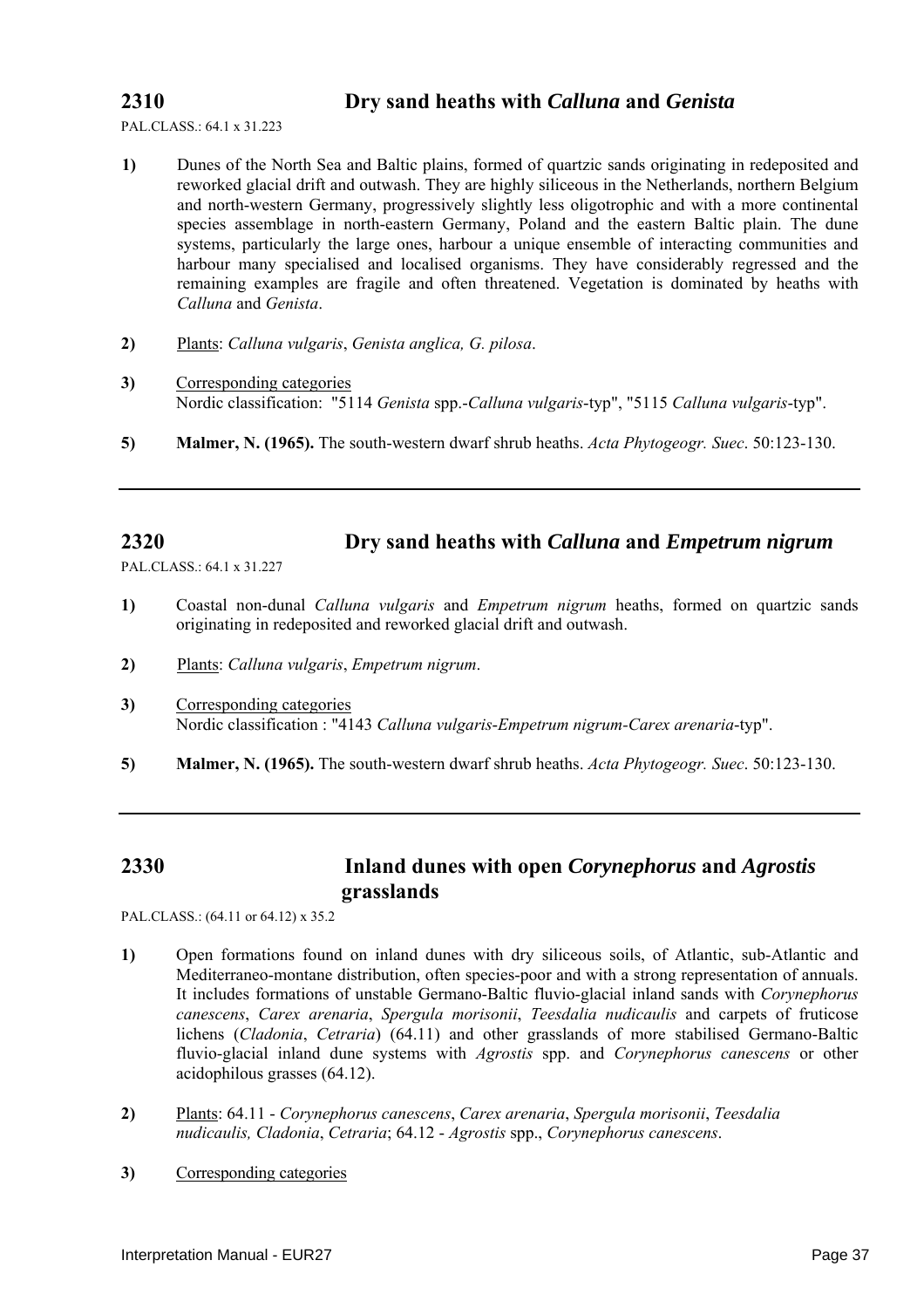## 2310 Dry sand heaths with *Calluna* and *Genista*

PAL.CLASS.: 64.1 x 31.223

**1)** Dunes of the North Sea and Baltic plains, formed of quartzic sands originating in redeposited and reworked glacial drift and outwash. They are highly siliceous in the Netherlands, northern Belgium and north-western Germany, progressively slightly less oligotrophic and with a more continental species assemblage in north-eastern Germany, Poland and the eastern Baltic plain. The dune systems, particularly the large ones, harbour a unique ensemble of interacting communities and harbour many specialised and localised organisms. They have considerably regressed and the remaining examples are fragile and often threatened. Vegetation is dominated by heaths with *Calluna* and *Genista*.

**2)** Plants: *Calluna vulgaris*, *Genista anglica, G. pilosa*.

**3)** Corresponding categories
Nordic classification: "5114 *Genista* spp.-*Calluna vulgaris*-typ", "5115 *Calluna vulgaris*-typ".

**5)** **Malmer, N. (1965).** The south-western dwarf shrub heaths. *Acta Phytogeogr. Suec.* 50:123-130.

---

## 2320 Dry sand heaths with *Calluna* and *Empetrum nigrum*

PAL.CLASS.: 64.1 x 31.227

**1)** Coastal non-dunal *Calluna vulgaris* and *Empetrum nigrum* heaths, formed on quartzic sands originating in redeposited and reworked glacial drift and outwash.

**2)** Plants: *Calluna vulgaris*, *Empetrum nigrum*.

**3)** Corresponding categories
Nordic classification : "4143 *Calluna vulgaris-Empetrum nigrum-Carex arenaria*-typ".

**5)** **Malmer, N. (1965).** The south-western dwarf shrub heaths. *Acta Phytogeogr. Suec.* 50:123-130.

---

## 2330 Inland dunes with open *Corynephorus* and *Agrostis* grasslands

PAL.CLASS.: (64.11 or 64.12) x 35.2

**1)** Open formations found on inland dunes with dry siliceous soils, of Atlantic, sub-Atlantic and Mediterraneo-montane distribution, often species-poor and with a strong representation of annuals. It includes formations of unstable Germano-Baltic fluvio-glacial inland sands with *Corynephorus canescens*, *Carex arenaria*, *Spergula morisonii*, *Teesdalia nudicaulis* and carpets of fruticose lichens (*Cladonia*, *Cetraria*) (64.11) and other grasslands of more stabilised Germano-Baltic fluvio-glacial inland dune systems with *Agrostis* spp. and *Corynephorus canescens* or other acidophilous grasses (64.12).

**2)** Plants: 64.11 - *Corynephorus canescens*, *Carex arenaria*, *Spergula morisonii*, *Teesdalia nudicaulis, Cladonia*, *Cetraria*; 64.12 - *Agrostis* spp., *Corynephorus canescens*.

**3)** Corresponding categories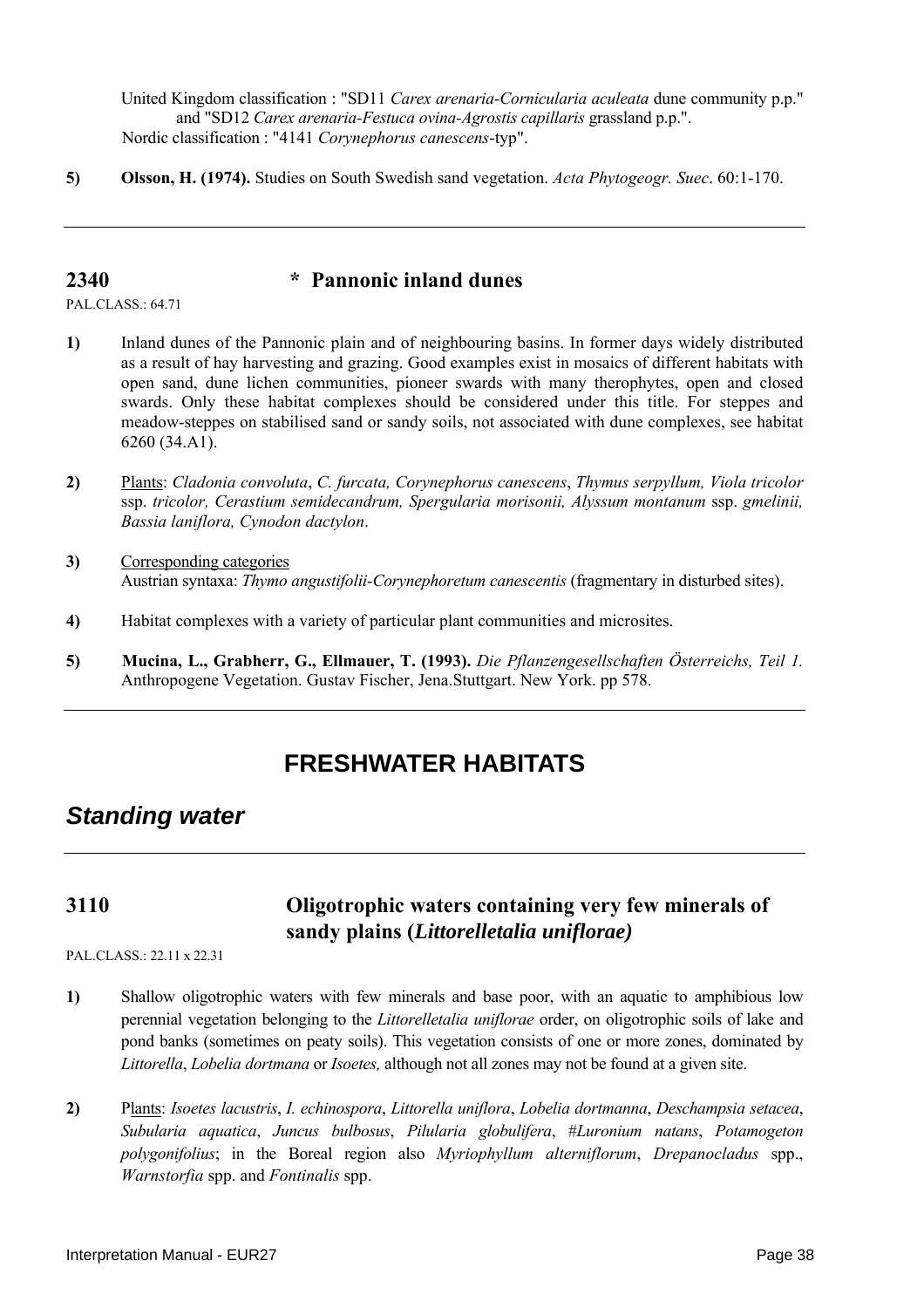United Kingdom classification : "SD11 *Carex arenaria-Cornicularia aculeata* dune community p.p." and "SD12 *Carex arenaria-Festuca ovina-Agrostis capillaris* grassland p.p.".
Nordic classification : "4141 *Corynephorus canescens*-typ".

**5)** **Olsson, H. (1974).** Studies on South Swedish sand vegetation. *Acta Phytogeogr. Suec*. 60:1-170.

---

## 2340 * Pannonic inland dunes

PAL.CLASS.: 64.71

**1)** Inland dunes of the Pannonic plain and of neighbouring basins. In former days widely distributed as a result of hay harvesting and grazing. Good examples exist in mosaics of different habitats with open sand, dune lichen communities, pioneer swards with many therophytes, open and closed swards. Only these habitat complexes should be considered under this title. For steppes and meadow-steppes on stabilised sand or sandy soils, not associated with dune complexes, see habitat 6260 (34.A1).

**2)** Plants: *Cladonia convoluta*, *C. furcata, Corynephorus canescens*, *Thymus serpyllum, Viola tricolor* ssp. *tricolor, Cerastium semidecandrum, Spergularia morisonii, Alyssum montanum* ssp. *gmelinii, Bassia laniflora, Cynodon dactylon*.

**3)** Corresponding categories
Austrian syntaxa: *Thymo angustifolii-Corynephoretum canescentis* (fragmentary in disturbed sites).

**4)** Habitat complexes with a variety of particular plant communities and microsites.

**5)** **Mucina, L., Grabherr, G., Ellmauer, T. (1993).** *Die Pflanzengesellschaften Österreichs, Teil 1.* Anthropogene Vegetation. Gustav Fischer, Jena.Stuttgart. New York. pp 578.

---

# FRESHWATER HABITATS

## *Standing water*

---

## 3110 Oligotrophic waters containing very few minerals of sandy plains (*Littorelletalia uniflorae)*

PAL.CLASS.: 22.11 x 22.31

**1)** Shallow oligotrophic waters with few minerals and base poor, with an aquatic to amphibious low perennial vegetation belonging to the *Littorelletalia uniflorae* order, on oligotrophic soils of lake and pond banks (sometimes on peaty soils). This vegetation consists of one or more zones, dominated by *Littorella*, *Lobelia dortmana* or *Isoetes,* although not all zones may not be found at a given site.

**2)** Plants: *Isoetes lacustris*, *I. echinospora*, *Littorella uniflora*, *Lobelia dortmanna*, *Deschampsia setacea*, *Subularia aquatica*, *Juncus bulbosus*, *Pilularia globulifera*, *#Luronium natans*, *Potamogeton polygonifolius*; in the Boreal region also *Myriophyllum alterniflorum*, *Drepanocladus* spp., *Warnstorfia* spp. and *Fontinalis* spp.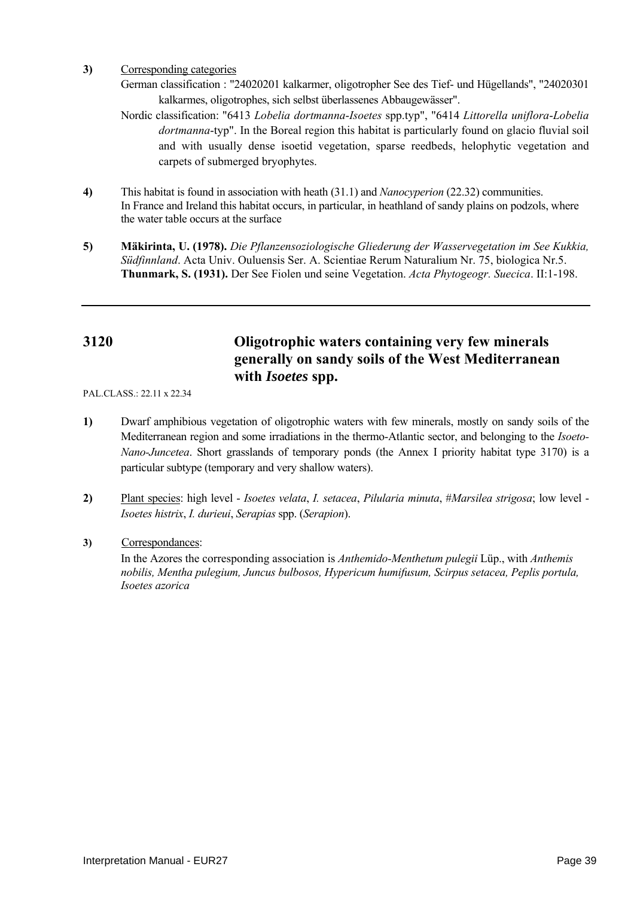**3)** Corresponding categories

German classification : "24020201 kalkarmer, oligotropher See des Tief- und Hügellands", "24020301 kalkarmes, oligotrophes, sich selbst überlassenes Abbaugewässer".

Nordic classification: "6413 *Lobelia dortmanna-Isoetes* spp.typ", "6414 *Littorella uniflora-Lobelia dortmanna*-typ". In the Boreal region this habitat is particularly found on glacio fluvial soil and with usually dense isoetid vegetation, sparse reedbeds, helophytic vegetation and carpets of submerged bryophytes.

**4)** This habitat is found in association with heath (31.1) and *Nanocyperion* (22.32) communities. In France and Ireland this habitat occurs, in particular, in heathland of sandy plains on podzols, where the water table occurs at the surface

**5)** **Mäkirinta, U. (1978).** *Die Pflanzensoziologische Gliederung der Wasservegetation im See Kukkia, Südfinnland*. Acta Univ. Ouluensis Ser. A. Scientiae Rerum Naturalium Nr. 75, biologica Nr.5.
**Thunmark, S. (1931).** Der See Fiolen und seine Vegetation. *Acta Phytogeogr. Suecica*. II:1-198.

---

## 3120 Oligotrophic waters containing very few minerals generally on sandy soils of the West Mediterranean with *Isoetes* spp.

PAL.CLASS.: 22.11 x 22.34

**1)** Dwarf amphibious vegetation of oligotrophic waters with few minerals, mostly on sandy soils of the Mediterranean region and some irradiations in the thermo-Atlantic sector, and belonging to the *Isoeto-Nano-Juncetea*. Short grasslands of temporary ponds (the Annex I priority habitat type 3170) is a particular subtype (temporary and very shallow waters).

**2)** Plant species: high level - *Isoetes velata*, *I. setacea*, *Pilularia minuta*, *#Marsilea strigosa*; low level - *Isoetes histrix*, *I. durieui*, *Serapias* spp. (*Serapion*).

**3)** Correspondances:

In the Azores the corresponding association is *Anthemido-Menthetum pulegii* Lüp., with *Anthemis nobilis, Mentha pulegium, Juncus bulbosos, Hypericum humifusum, Scirpus setacea, Peplis portula, Isoetes azorica*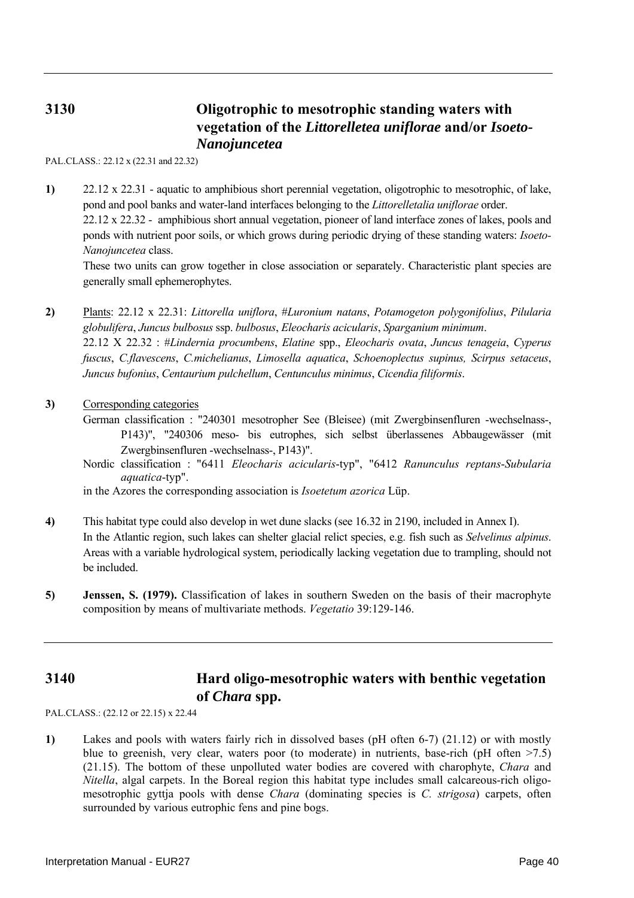## 3130 Oligotrophic to mesotrophic standing waters with vegetation of the *Littorelletea uniflorae* and/or *Isoeto-Nanojuncetea*

PAL.CLASS.: 22.12 x (22.31 and 22.32)

**1)** 22.12 x 22.31 - aquatic to amphibious short perennial vegetation, oligotrophic to mesotrophic, of lake, pond and pool banks and water-land interfaces belonging to the *Littorelletalia uniflorae* order.
22.12 x 22.32 - amphibious short annual vegetation, pioneer of land interface zones of lakes, pools and ponds with nutrient poor soils, or which grows during periodic drying of these standing waters: *Isoeto-Nanojuncetea* class.
These two units can grow together in close association or separately. Characteristic plant species are generally small ephemerophytes.

**2)** Plants: 22.12 x 22.31: *Littorella uniflora*, *#Luronium natans*, *Potamogeton polygonifolius*, *Pilularia globulifera*, *Juncus bulbosus* ssp. *bulbosus*, *Eleocharis acicularis*, *Sparganium minimum*.
22.12 X 22.32 : *#Lindernia procumbens*, *Elatine* spp., *Eleocharis ovata*, *Juncus tenageia*, *Cyperus fuscus*, *C.flavescens*, *C.michelianus*, *Limosella aquatica*, *Schoenoplectus supinus, Scirpus setaceus*, *Juncus bufonius*, *Centaurium pulchellum*, *Centunculus minimus*, *Cicendia filiformis*.

**3)** Corresponding categories
German classification : "240301 mesotropher See (Bleisee) (mit Zwergbinsenfluren -wechselnass-, P143)", "240306 meso- bis eutrophes, sich selbst überlassenes Abbaugewässer (mit Zwergbinsenfluren -wechselnass-, P143)".
Nordic classification : "6411 *Eleocharis acicularis*-typ", "6412 *Ranunculus reptans-Subularia aquatica*-typ".
in the Azores the corresponding association is *Isoetetum azorica* Lüp.

**4)** This habitat type could also develop in wet dune slacks (see 16.32 in 2190, included in Annex I).
In the Atlantic region, such lakes can shelter glacial relict species, e.g. fish such as *Selvelinus alpinus*.
Areas with a variable hydrological system, periodically lacking vegetation due to trampling, should not be included.

**5)** **Jenssen, S. (1979).** Classification of lakes in southern Sweden on the basis of their macrophyte composition by means of multivariate methods. *Vegetatio* 39:129-146.

## 3140 Hard oligo-mesotrophic waters with benthic vegetation of *Chara* spp.

PAL.CLASS.: (22.12 or 22.15) x 22.44

**1)** Lakes and pools with waters fairly rich in dissolved bases (pH often 6-7) (21.12) or with mostly blue to greenish, very clear, waters poor (to moderate) in nutrients, base-rich (pH often >7.5) (21.15). The bottom of these unpolluted water bodies are covered with charophyte, *Chara* and *Nitella*, algal carpets. In the Boreal region this habitat type includes small calcareous-rich oligo-mesotrophic gyttja pools with dense *Chara* (dominating species is *C. strigosa*) carpets, often surrounded by various eutrophic fens and pine bogs.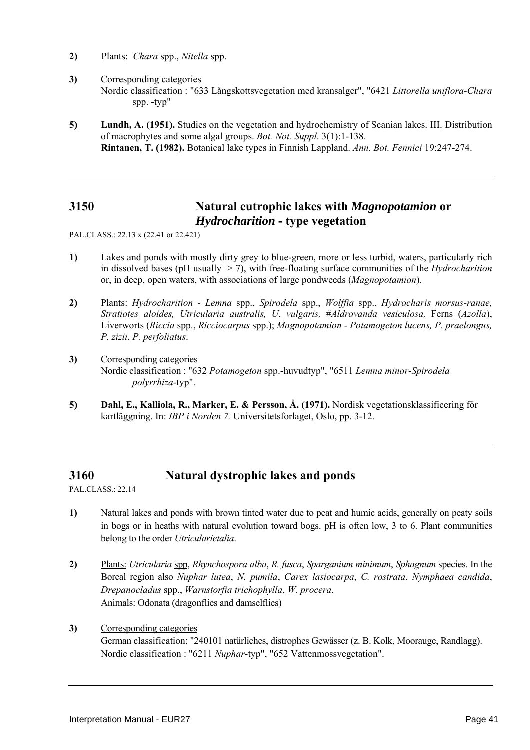**2)** Plants: *Chara* spp., *Nitella* spp.

**3)** Corresponding categories
Nordic classification : "633 Långskottsvegetation med kransalger", "6421 *Littorella uniflora-Chara* spp. -typ"

**5)** **Lundh, A. (1951).** Studies on the vegetation and hydrochemistry of Scanian lakes. III. Distribution of macrophytes and some algal groups. *Bot. Not. Suppl*. 3(1):1-138.
**Rintanen, T. (1982).** Botanical lake types in Finnish Lappland. *Ann. Bot. Fennici* 19:247-274.

---

## 3150 Natural eutrophic lakes with *Magnopotamion* or *Hydrocharition* - type vegetation

PAL.CLASS.: 22.13 x (22.41 or 22.421)

**1)** Lakes and ponds with mostly dirty grey to blue-green, more or less turbid, waters, particularly rich in dissolved bases (pH usually > 7), with free-floating surface communities of the *Hydrocharition* or, in deep, open waters, with associations of large pondweeds (*Magnopotamion*).

**2)** Plants: *Hydrocharition - Lemna* spp., *Spirodela* spp., *Wolffia* spp., *Hydrocharis morsus-ranae, Stratiotes aloides, Utricularia australis, U. vulgaris, #Aldrovanda vesiculosa,* Ferns (*Azolla*), Liverworts (*Riccia* spp., *Ricciocarpus* spp.); *Magnopotamion - Potamogeton lucens, P. praelongus, P. zizii*, *P. perfoliatus*.

**3)** Corresponding categories
Nordic classification : "632 *Potamogeton* spp.-huvudtyp", "6511 *Lemna minor-Spirodela polyrrhiza*-typ".

**5)** **Dahl, E., Kalliola, R., Marker, E. & Persson, Å. (1971).** Nordisk vegetationsklassificering för kartläggning. In: *IBP i Norden 7.* Universitetsforlaget, Oslo, pp. 3-12.

---

## 3160 Natural dystrophic lakes and ponds

PAL.CLASS.: 22.14

**1)** Natural lakes and ponds with brown tinted water due to peat and humic acids, generally on peaty soils in bogs or in heaths with natural evolution toward bogs. pH is often low, 3 to 6. Plant communities belong to the order *Utricularietalia*.

**2)** Plants: *Utricularia* spp, *Rhynchospora alba*, *R. fusca*, *Sparganium minimum*, *Sphagnum* species. In the Boreal region also *Nuphar lutea*, *N. pumila*, *Carex lasiocarpa*, *C. rostrata*, *Nymphaea candida*, *Drepanocladus* spp., *Warnstorfia trichophylla*, *W. procera*.
Animals: Odonata (dragonflies and damselflies)

**3)** Corresponding categories
German classification: "240101 natürliches, distrophes Gewässer (z. B. Kolk, Moorauge, Randlagg).
Nordic classification : "6211 *Nuphar*-typ", "652 Vattenmossvegetation".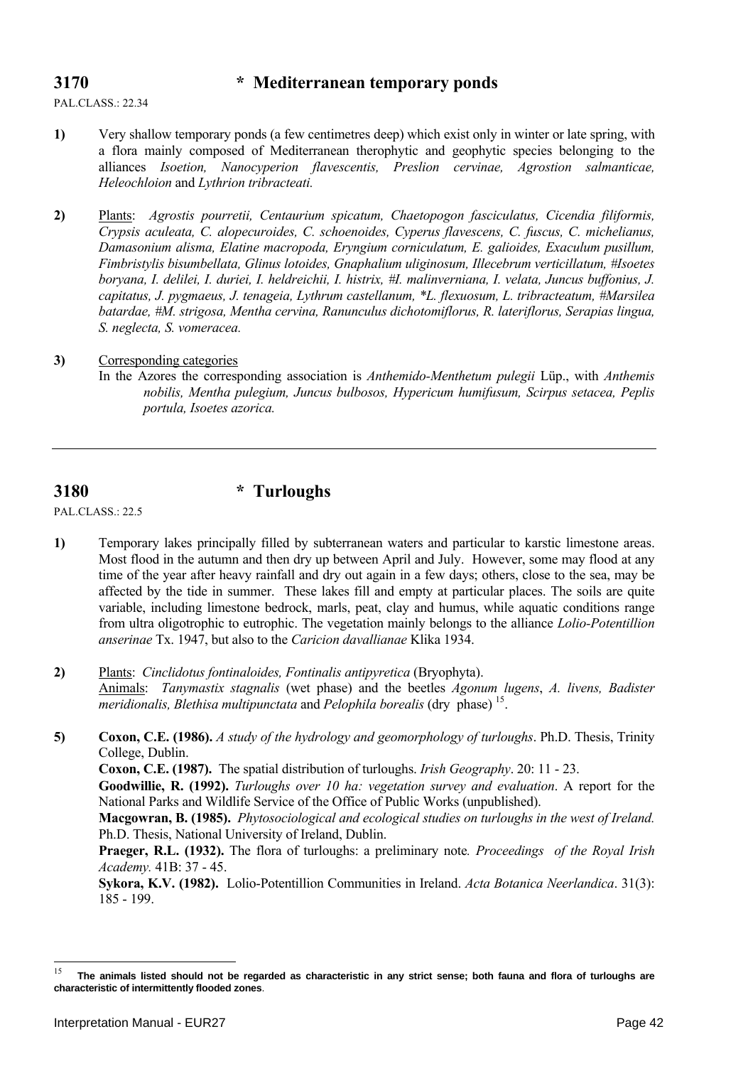## 3170 * Mediterranean temporary ponds

PAL.CLASS.: 22.34

**1)** Very shallow temporary ponds (a few centimetres deep) which exist only in winter or late spring, with a flora mainly composed of Mediterranean therophytic and geophytic species belonging to the alliances *Isoetion, Nanocyperion flavescentis, Preslion cervinae, Agrostion salmanticae, Heleochloion* and *Lythrion tribracteati.*

**2)** Plants: *Agrostis pourretii, Centaurium spicatum, Chaetopogon fasciculatus, Cicendia filiformis, Crypsis aculeata, C. alopecuroides, C. schoenoides, Cyperus flavescens, C. fuscus, C. michelianus, Damasonium alisma, Elatine macropoda, Eryngium corniculatum, E. galioides, Exaculum pusillum, Fimbristylis bisumbellata, Glinus lotoides, Gnaphalium uliginosum, Illecebrum verticillatum, #Isoetes boryana, I. delilei, I. duriei, I. heldreichii, I. histrix, #I. malinverniana, I. velata, Juncus buffonius, J. capitatus, J. pygmaeus, J. tenageia, Lythrum castellanum, *L. flexuosum, L. tribracteatum, #Marsilea batardae, #M. strigosa, Mentha cervina, Ranunculus dichotomiflorus, R. lateriflorus, Serapias lingua, S. neglecta, S. vomeracea.*

**3)** Corresponding categories

In the Azores the corresponding association is *Anthemido-Menthetum pulegii* Lüp., with *Anthemis nobilis, Mentha pulegium, Juncus bulbosos, Hypericum humifusum, Scirpus setacea, Peplis portula, Isoetes azorica.*

---

## 3180 * Turloughs

PAL.CLASS.: 22.5

**1)** Temporary lakes principally filled by subterranean waters and particular to karstic limestone areas. Most flood in the autumn and then dry up between April and July. However, some may flood at any time of the year after heavy rainfall and dry out again in a few days; others, close to the sea, may be affected by the tide in summer. These lakes fill and empty at particular places. The soils are quite variable, including limestone bedrock, marls, peat, clay and humus, while aquatic conditions range from ultra oligotrophic to eutrophic. The vegetation mainly belongs to the alliance *Lolio-Potentillion anserinae* Tx. 1947, but also to the *Caricion davallianae* Klika 1934.

**2)** Plants: *Cinclidotus fontinaloides, Fontinalis antipyretica* (Bryophyta).
Animals: *Tanymastix stagnalis* (wet phase) and the beetles *Agonum lugens*, *A. livens, Badister meridionalis, Blethisa multipunctata* and *Pelophila borealis* (dry phase) [15].

**5)** **Coxon, C.E. (1986).** *A study of the hydrology and geomorphology of turloughs*. Ph.D. Thesis, Trinity College, Dublin.

**Coxon, C.E. (1987).** The spatial distribution of turloughs. *Irish Geography*. 20: 11 - 23.

**Goodwillie, R. (1992).** *Turloughs over 10 ha: vegetation survey and evaluation*. A report for the National Parks and Wildlife Service of the Office of Public Works (unpublished).

**Macgowran, B. (1985).** *Phytosociological and ecological studies on turloughs in the west of Ireland.* Ph.D. Thesis, National University of Ireland, Dublin.

**Praeger, R.L. (1932).** The flora of turloughs: a preliminary note*. Proceedings of the Royal Irish Academy.* 41B: 37 - 45.

**Sykora, K.V. (1982).** Lolio-Potentillion Communities in Ireland. *Acta Botanica Neerlandica*. 31(3): 185 - 199.

---

[15] **The animals listed should not be regarded as characteristic in any strict sense; both fauna and flora of turloughs are characteristic of intermittently flooded zones**.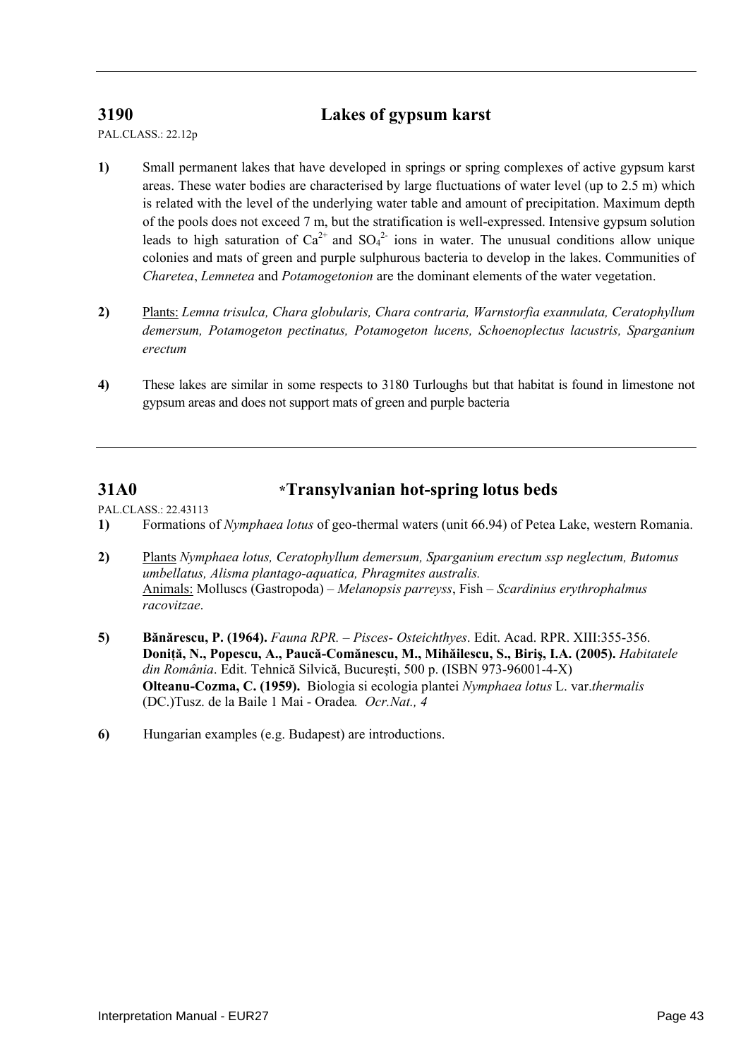## 3190 Lakes of gypsum karst

PAL.CLASS.: 22.12p

**1)** Small permanent lakes that have developed in springs or spring complexes of active gypsum karst areas. These water bodies are characterised by large fluctuations of water level (up to 2.5 m) which is related with the level of the underlying water table and amount of precipitation. Maximum depth of the pools does not exceed 7 m, but the stratification is well-expressed. Intensive gypsum solution leads to high saturation of $Ca^{2+}$ and $SO_4^{2-}$ ions in water. The unusual conditions allow unique colonies and mats of green and purple sulphurous bacteria to develop in the lakes. Communities of *Charetea*, *Lemnetea* and *Potamogetonion* are the dominant elements of the water vegetation.

**2)** Plants: *Lemna trisulca, Chara globularis, Chara contraria, Warnstorfia exannulata, Ceratophyllum demersum, Potamogeton pectinatus, Potamogeton lucens, Schoenoplectus lacustris, Sparganium erectum*

**4)** These lakes are similar in some respects to 3180 Turloughs but that habitat is found in limestone not gypsum areas and does not support mats of green and purple bacteria

## 31A0 *Transylvanian hot-spring lotus beds

PAL.CLASS.: 22.43113

**1)** Formations of *Nymphaea lotus* of geo-thermal waters (unit 66.94) of Petea Lake, western Romania.

**2)** Plants *Nymphaea lotus, Ceratophyllum demersum, Sparganium erectum ssp neglectum, Butomus umbellatus, Alisma plantago-aquatica, Phragmites australis.*
Animals: Molluscs (Gastropoda) – *Melanopsis parreyss*, Fish – *Scardinius erythrophalmus racovitzae*.

**5)** **Bănărescu, P. (1964).** *Fauna RPR. – Pisces- Osteichthyes*. Edit. Acad. RPR. XIII:355-356.
**Doniță, N., Popescu, A., Paucă-Comănescu, M., Mihăilescu, S., Biriş, I.A. (2005).** *Habitatele din România*. Edit. Tehnică Silvică, Bucureşti, 500 p. (ISBN 973-96001-4-X)
**Olteanu-Cozma, C. (1959).** Biologia si ecologia plantei *Nymphaea lotus* L. var.*thermalis* (DC.)Tusz. de la Baile 1 Mai - Oradea*. Ocr.Nat., 4*

**6)** Hungarian examples (e.g. Budapest) are introductions.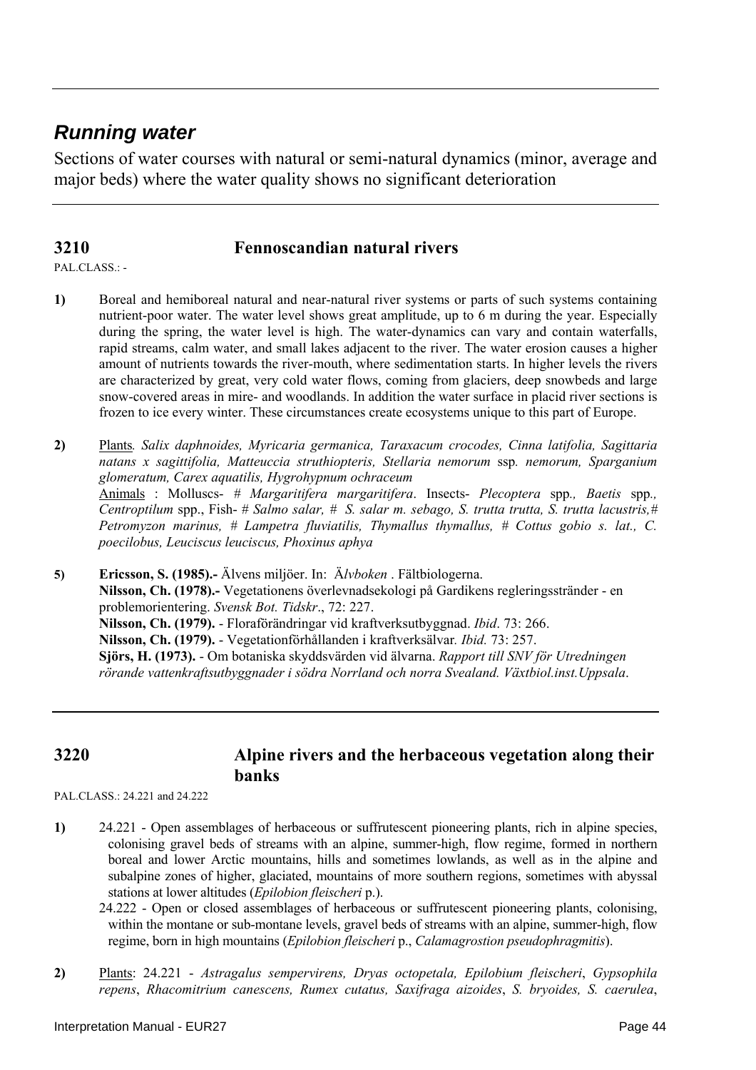## *Running water*

Sections of water courses with natural or semi-natural dynamics (minor, average and major beds) where the water quality shows no significant deterioration

### 3210 Fennoscandian natural rivers

PAL.CLASS.: -

**1)** Boreal and hemiboreal natural and near-natural river systems or parts of such systems containing nutrient-poor water. The water level shows great amplitude, up to 6 m during the year. Especially during the spring, the water level is high. The water-dynamics can vary and contain waterfalls, rapid streams, calm water, and small lakes adjacent to the river. The water erosion causes a higher amount of nutrients towards the river-mouth, where sedimentation starts. In higher levels the rivers are characterized by great, very cold water flows, coming from glaciers, deep snowbeds and large snow-covered areas in mire- and woodlands. In addition the water surface in placid river sections is frozen to ice every winter. These circumstances create ecosystems unique to this part of Europe.

**2)** Plants. *Salix daphnoides, Myricaria germanica, Taraxacum crocodes, Cinna latifolia, Sagittaria natans x sagittifolia, Matteuccia struthiopteris, Stellaria nemorum* ssp. *nemorum, Sparganium glomeratum, Carex aquatilis, Hygrohypnum ochraceum*
Animals : Molluscs- # *Margaritifera margaritifera*. Insects- *Plecoptera* spp., *Baetis* spp., *Centroptilum* spp., Fish- # *Salmo salar, # S. salar m. sebago, S. trutta trutta, S. trutta lacustris,# Petromyzon marinus, # Lampetra fluviatilis, Thymallus thymallus, # Cottus gobio s. lat., C. poecilobus, Leuciscus leuciscus, Phoxinus aphya*

**5)** **Ericsson, S. (1985).-** Älvens miljöer. In: *Älvboken* . Fältbiologerna.
**Nilsson, Ch. (1978).-** Vegetationens överlevnadsekologi på Gardikens regleringsstränder - en problemorientering. *Svensk Bot. Tidskr*., 72: 227.
**Nilsson, Ch. (1979).** - Floraförändringar vid kraftverksutbyggnad. *Ibid*. 73: 266.
**Nilsson, Ch. (1979).** - Vegetationförhållanden i kraftverksälvar. *Ibid.* 73: 257.
**Sjörs, H. (1973).** - Om botaniska skyddsvärden vid älvarna. *Rapport till SNV för Utredningen rörande vattenkraftsutbyggnader i södra Norrland och norra Svealand. Växtbiol.inst.Uppsala*.

### 3220 Alpine rivers and the herbaceous vegetation along their banks

PAL.CLASS.: 24.221 and 24.222

**1)** 24.221 - Open assemblages of herbaceous or suffrutescent pioneering plants, rich in alpine species, colonising gravel beds of streams with an alpine, summer-high, flow regime, formed in northern boreal and lower Arctic mountains, hills and sometimes lowlands, as well as in the alpine and subalpine zones of higher, glaciated, mountains of more southern regions, sometimes with abyssal stations at lower altitudes (*Epilobion fleischeri* p.).
24.222 - Open or closed assemblages of herbaceous or suffrutescent pioneering plants, colonising, within the montane or sub-montane levels, gravel beds of streams with an alpine, summer-high, flow regime, born in high mountains (*Epilobion fleischeri* p., *Calamagrostion pseudophragmitis*).

**2)** Plants: 24.221 - *Astragalus sempervirens, Dryas octopetala, Epilobium fleischeri*, *Gypsophila repens*, *Rhacomitrium canescens, Rumex cutatus, Saxifraga aizoides*, *S. bryoides, S. caerulea*,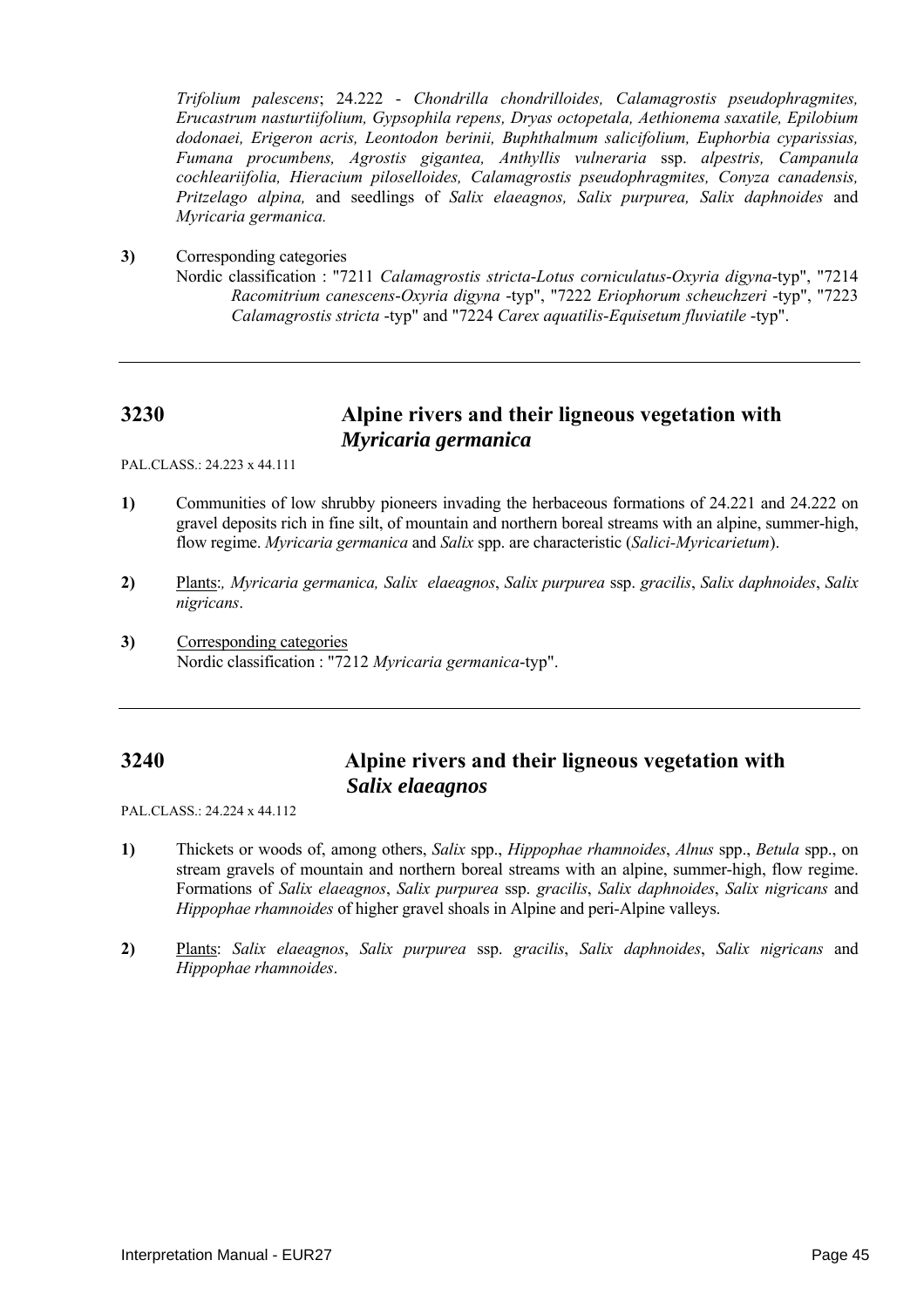*Trifolium palescens*; 24.222 - *Chondrilla chondrilloides, Calamagrostis pseudophragmites, Erucastrum nasturtiifolium, Gypsophila repens, Dryas octopetala, Aethionema saxatile, Epilobium dodonaei, Erigeron acris, Leontodon berinii, Buphthalmum salicifolium, Euphorbia cyparissias, Fumana procumbens, Agrostis gigantea, Anthyllis vulneraria* ssp. *alpestris, Campanula cochleariifolia, Hieracium piloselloides, Calamagrostis pseudophragmites, Conyza canadensis, Pritzelago alpina,* and seedlings of *Salix elaeagnos, Salix purpurea, Salix daphnoides* and *Myricaria germanica.*

**3)** Corresponding categories

Nordic classification : "7211 *Calamagrostis stricta-Lotus corniculatus-Oxyria digyna*-typ", "7214 *Racomitrium canescens-Oxyria digyna* -typ", "7222 *Eriophorum scheuchzeri* -typ", "7223 *Calamagrostis stricta* -typ" and "7224 *Carex aquatilis-Equisetum fluviatile* -typ".

---

## 3230 Alpine rivers and their ligneous vegetation with *Myricaria germanica*

PAL.CLASS.: 24.223 x 44.111

**1)** Communities of low shrubby pioneers invading the herbaceous formations of 24.221 and 24.222 on gravel deposits rich in fine silt, of mountain and northern boreal streams with an alpine, summer-high, flow regime. *Myricaria germanica* and *Salix* spp. are characteristic (*Salici-Myricarietum*).

**2)** Plants:*, Myricaria germanica, Salix elaeagnos*, *Salix purpurea* ssp. *gracilis*, *Salix daphnoides*, *Salix nigricans*.

**3)** Corresponding categories

Nordic classification : "7212 *Myricaria germanica*-typ".

---

## 3240 Alpine rivers and their ligneous vegetation with *Salix elaeagnos*

PAL.CLASS.: 24.224 x 44.112

**1)** Thickets or woods of, among others, *Salix* spp., *Hippophae rhamnoides*, *Alnus* spp., *Betula* spp., on stream gravels of mountain and northern boreal streams with an alpine, summer-high, flow regime. Formations of *Salix elaeagnos*, *Salix purpurea* ssp. *gracilis*, *Salix daphnoides*, *Salix nigricans* and *Hippophae rhamnoides* of higher gravel shoals in Alpine and peri-Alpine valleys.

**2)** Plants: *Salix elaeagnos*, *Salix purpurea* ssp. *gracilis*, *Salix daphnoides*, *Salix nigricans* and *Hippophae rhamnoides*.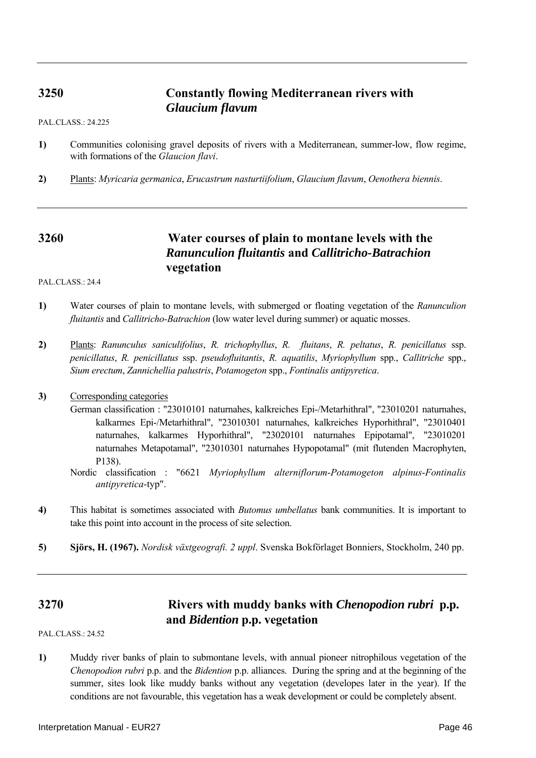## 3250 Constantly flowing Mediterranean rivers with *Glaucium flavum*

PAL.CLASS.: 24.225

**1)** Communities colonising gravel deposits of rivers with a Mediterranean, summer-low, flow regime, with formations of the *Glaucion flavi*.

**2)** Plants: *Myricaria germanica*, *Erucastrum nasturtiifolium*, *Glaucium flavum*, *Oenothera biennis*.

---

## 3260 Water courses of plain to montane levels with the *Ranunculion fluitantis* and *Callitricho-Batrachion* vegetation

PAL.CLASS.: 24.4

**1)** Water courses of plain to montane levels, with submerged or floating vegetation of the *Ranunculion fluitantis* and *Callitricho-Batrachion* (low water level during summer) or aquatic mosses.

**2)** Plants: *Ranunculus saniculifolius*, *R. trichophyllus*, *R. fluitans*, *R. peltatus*, *R. penicillatus* ssp. *penicillatus*, *R. penicillatus* ssp. *pseudofluitantis*, *R. aquatilis*, *Myriophyllum* spp., *Callitriche* spp., *Sium erectum*, *Zannichellia palustris*, *Potamogeton* spp., *Fontinalis antipyretica*.

**3)** Corresponding categories

German classification : "23010101 naturnahes, kalkreiches Epi-/Metarhithral", "23010201 naturnahes, kalkarmes Epi-/Metarhithral", "23010301 naturnahes, kalkreiches Hyporhithral", "23010401 naturnahes, kalkarmes Hyporhithral", "23020101 naturnahes Epipotamal", "23010201 naturnahes Metapotamal", "23010301 naturnahes Hypopotamal" (mit flutenden Macrophyten, P138).

Nordic classification : "6621 *Myriophyllum alterniflorum-Potamogeton alpinus-Fontinalis antipyretica*-typ".

**4)** This habitat is sometimes associated with *Butomus umbellatus* bank communities. It is important to take this point into account in the process of site selection.

**5)** **Sjörs, H. (1967).** *Nordisk växtgeografi. 2 uppl*. Svenska Bokförlaget Bonniers, Stockholm, 240 pp.

---

## 3270 Rivers with muddy banks with *Chenopodion rubri* p.p. and *Bidention* p.p. vegetation

PAL.CLASS.: 24.52

**1)** Muddy river banks of plain to submontane levels, with annual pioneer nitrophilous vegetation of the *Chenopodion rubri* p.p. and the *Bidention* p.p. alliances. During the spring and at the beginning of the summer, sites look like muddy banks without any vegetation (developes later in the year). If the conditions are not favourable, this vegetation has a weak development or could be completely absent.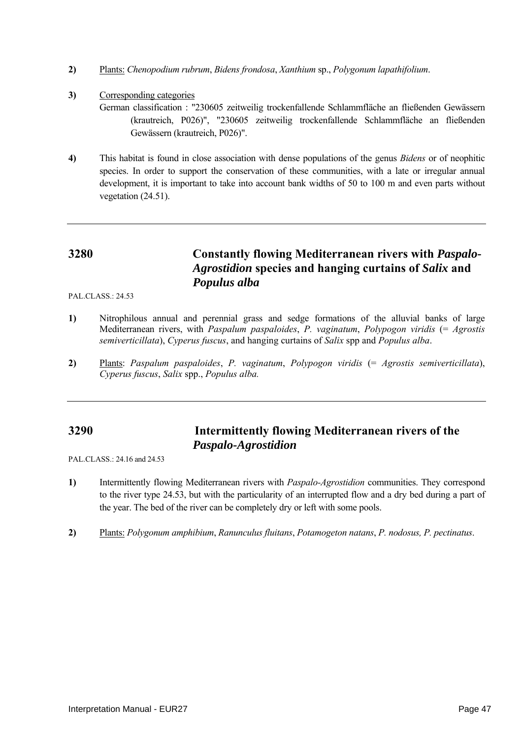**2)** Plants: *Chenopodium rubrum*, *Bidens frondosa*, *Xanthium* sp., *Polygonum lapathifolium*.

**3)** Corresponding categories

German classification : "230605 zeitweilig trockenfallende Schlammfläche an fließenden Gewässern (krautreich, P026)", "230605 zeitweilig trockenfallende Schlammfläche an fließenden Gewässern (krautreich, P026)".

**4)** This habitat is found in close association with dense populations of the genus *Bidens* or of neophitic species. In order to support the conservation of these communities, with a late or irregular annual development, it is important to take into account bank widths of 50 to 100 m and even parts without vegetation (24.51).

---

## 3280 Constantly flowing Mediterranean rivers with *Paspalo-Agrostidion* species and hanging curtains of *Salix* and *Populus alba*

PAL.CLASS.: 24.53

**1)** Nitrophilous annual and perennial grass and sedge formations of the alluvial banks of large Mediterranean rivers, with *Paspalum paspaloides*, *P. vaginatum*, *Polypogon viridis* (= *Agrostis semiverticillata*), *Cyperus fuscus*, and hanging curtains of *Salix* spp and *Populus alba*.

**2)** Plants: *Paspalum paspaloides*, *P. vaginatum*, *Polypogon viridis* (= *Agrostis semiverticillata*), *Cyperus fuscus*, *Salix* spp., *Populus alba.*

---

## 3290 Intermittently flowing Mediterranean rivers of the *Paspalo-Agrostidion*

PAL.CLASS.: 24.16 and 24.53

**1)** Intermittently flowing Mediterranean rivers with *Paspalo-Agrostidion* communities. They correspond to the river type 24.53, but with the particularity of an interrupted flow and a dry bed during a part of the year. The bed of the river can be completely dry or left with some pools.

**2)** Plants: *Polygonum amphibium*, *Ranunculus fluitans*, *Potamogeton natans*, *P. nodosus, P. pectinatus*.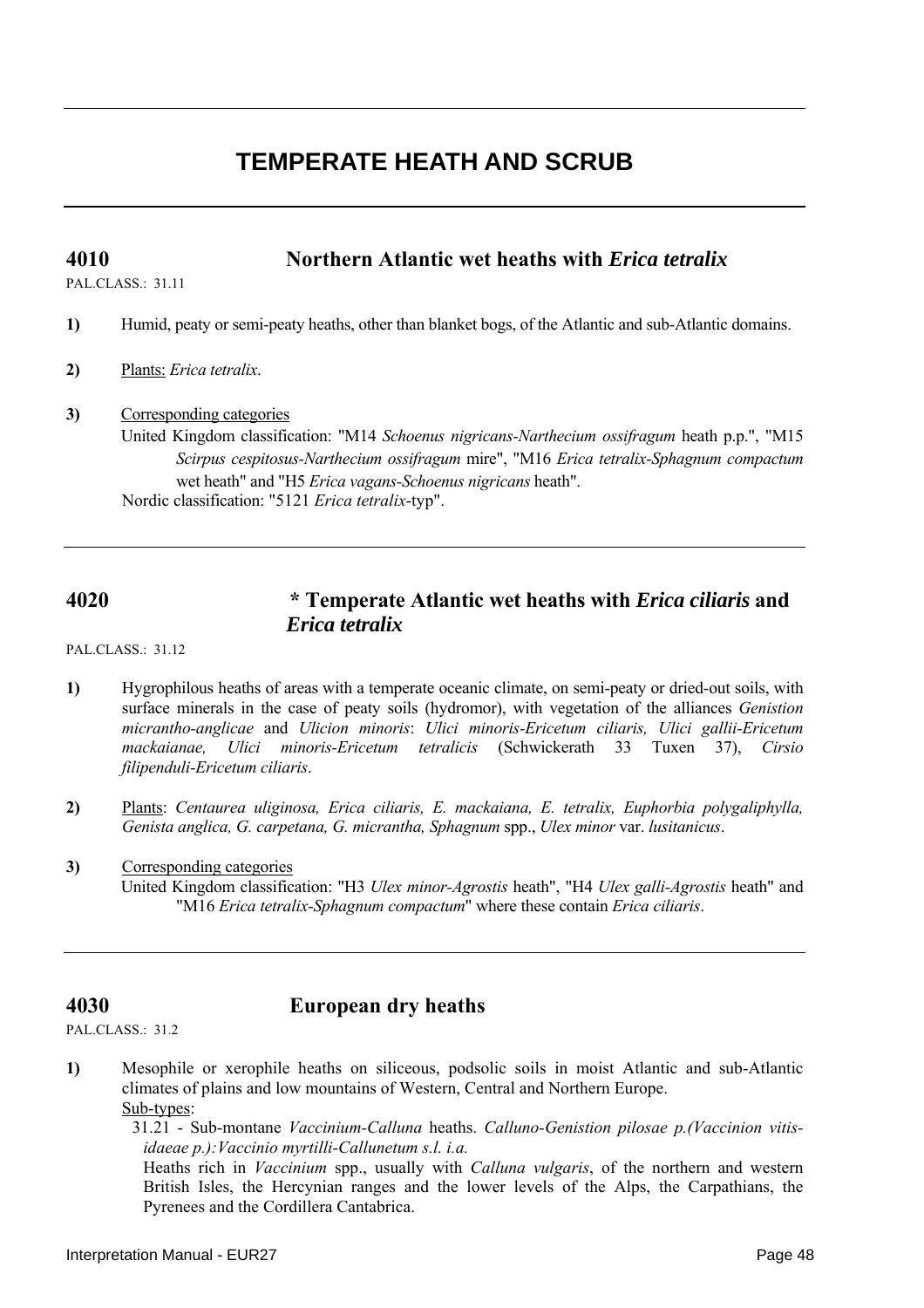# TEMPERATE HEATH AND SCRUB

## 4010 Northern Atlantic wet heaths with *Erica tetralix*

PAL.CLASS.: 31.11

**1)** Humid, peaty or semi-peaty heaths, other than blanket bogs, of the Atlantic and sub-Atlantic domains.

**2)** Plants: *Erica tetralix*.

**3)** Corresponding categories

United Kingdom classification: "M14 *Schoenus nigricans-Narthecium ossifragum* heath p.p.", "M15 *Scirpus cespitosus-Narthecium ossifragum* mire", "M16 *Erica tetralix-Sphagnum compactum* wet heath" and "H5 *Erica vagans-Schoenus nigricans* heath".

Nordic classification: "5121 *Erica tetralix*-typ".

## 4020 * Temperate Atlantic wet heaths with *Erica ciliaris* and *Erica tetralix*

PAL.CLASS.: 31.12

**1)** Hygrophilous heaths of areas with a temperate oceanic climate, on semi-peaty or dried-out soils, with surface minerals in the case of peaty soils (hydromor), with vegetation of the alliances *Genistion micrantho-anglicae* and *Ulicion minoris*: *Ulici minoris-Ericetum ciliaris, Ulici gallii-Ericetum mackaianae, Ulici minoris-Ericetum tetralicis* (Schwickerath 33 Tuxen 37), *Cirsio filipenduli-Ericetum ciliaris*.

**2)** Plants: *Centaurea uliginosa, Erica ciliaris, E. mackaiana, E. tetralix, Euphorbia polygaliphylla, Genista anglica, G. carpetana, G. micrantha, Sphagnum* spp., *Ulex minor* var. *lusitanicus*.

**3)** Corresponding categories

United Kingdom classification: "H3 *Ulex minor-Agrostis* heath", "H4 *Ulex galli-Agrostis* heath" and "M16 *Erica tetralix-Sphagnum compactum*" where these contain *Erica ciliaris*.

## 4030 European dry heaths

PAL.CLASS.: 31.2

**1)** Mesophile or xerophile heaths on siliceous, podsolic soils in moist Atlantic and sub-Atlantic climates of plains and low mountains of Western, Central and Northern Europe.

Sub-types:

31.21 - Sub-montane *Vaccinium-Calluna* heaths. *Calluno-Genistion pilosae p.(Vaccinion vitis-idaeae p.):Vaccinio myrtilli-Callunetum s.l. i.a.*

Heaths rich in *Vaccinium* spp., usually with *Calluna vulgaris*, of the northern and western British Isles, the Hercynian ranges and the lower levels of the Alps, the Carpathians, the Pyrenees and the Cordillera Cantabrica.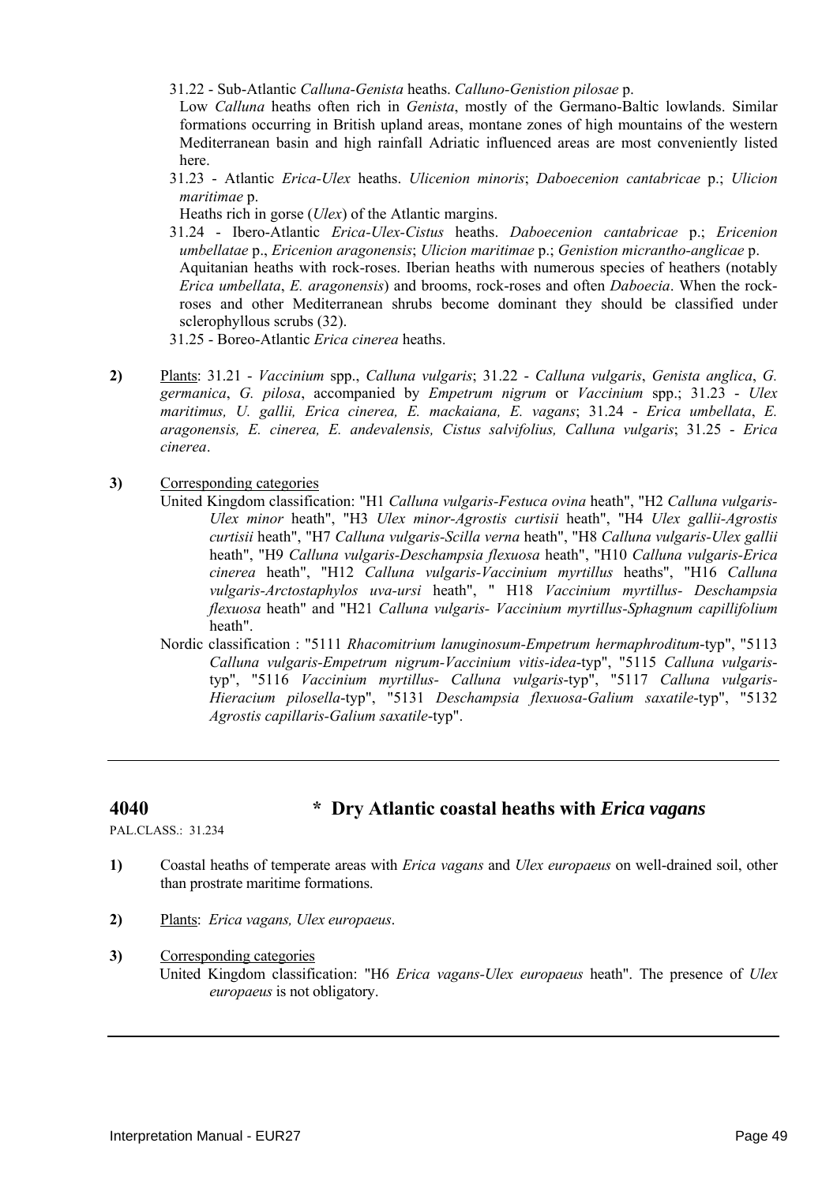31.22 - Sub-Atlantic *Calluna-Genista* heaths. *Calluno-Genistion pilosae* p.

Low *Calluna* heaths often rich in *Genista*, mostly of the Germano-Baltic lowlands. Similar formations occurring in British upland areas, montane zones of high mountains of the western Mediterranean basin and high rainfall Adriatic influenced areas are most conveniently listed here.

31.23 - Atlantic *Erica-Ulex* heaths. *Ulicenion minoris*; *Daboecenion cantabricae* p.; *Ulicion maritimae* p.

Heaths rich in gorse (*Ulex*) of the Atlantic margins.

31.24 - Ibero-Atlantic *Erica-Ulex-Cistus* heaths. *Daboecenion cantabricae* p.; *Ericenion umbellatae* p., *Ericenion aragonensis*; *Ulicion maritimae* p.; *Genistion micrantho-anglicae* p.

Aquitanian heaths with rock-roses. Iberian heaths with numerous species of heathers (notably *Erica umbellata*, *E. aragonensis*) and brooms, rock-roses and often *Daboecia*. When the rock-roses and other Mediterranean shrubs become dominant they should be classified under sclerophyllous scrubs (32).

31.25 - Boreo-Atlantic *Erica cinerea* heaths.

**2)** Plants: 31.21 - *Vaccinium* spp., *Calluna vulgaris*; 31.22 - *Calluna vulgaris*, *Genista anglica*, *G. germanica*, *G. pilosa*, accompanied by *Empetrum nigrum* or *Vaccinium* spp.; 31.23 - *Ulex maritimus, U. gallii, Erica cinerea, E. mackaiana, E. vagans*; 31.24 - *Erica umbellata*, *E. aragonensis, E. cinerea, E. andevalensis, Cistus salvifolius, Calluna vulgaris*; 31.25 - *Erica cinerea*.

**3)** Corresponding categories

United Kingdom classification: "H1 *Calluna vulgaris-Festuca ovina* heath", "H2 *Calluna vulgaris-Ulex minor* heath", "H3 *Ulex minor-Agrostis curtisii* heath", "H4 *Ulex gallii-Agrostis curtisii* heath", "H7 *Calluna vulgaris-Scilla verna* heath", "H8 *Calluna vulgaris-Ulex gallii* heath", "H9 *Calluna vulgaris-Deschampsia flexuosa* heath", "H10 *Calluna vulgaris-Erica cinerea* heath", "H12 *Calluna vulgaris-Vaccinium myrtillus* heaths", "H16 *Calluna vulgaris-Arctostaphylos uva-ursi* heath", " H18 *Vaccinium myrtillus- Deschampsia flexuosa* heath" and "H21 *Calluna vulgaris- Vaccinium myrtillus-Sphagnum capillifolium* heath".

Nordic classification : "5111 *Rhacomitrium lanuginosum-Empetrum hermaphroditum*-typ", "5113 *Calluna vulgaris-Empetrum nigrum-Vaccinium vitis-idea*-typ", "5115 *Calluna vulgaris*-typ", "5116 *Vaccinium myrtillus- Calluna vulgaris*-typ", "5117 *Calluna vulgaris-Hieracium pilosella*-typ", "5131 *Deschampsia flexuosa-Galium saxatile*-typ", "5132 *Agrostis capillaris-Galium saxatile*-typ".

---

## 4040 * Dry Atlantic coastal heaths with *Erica vagans*

PAL.CLASS.: 31.234

**1)** Coastal heaths of temperate areas with *Erica vagans* and *Ulex europaeus* on well-drained soil, other than prostrate maritime formations.

**2)** Plants: *Erica vagans, Ulex europaeus*.

**3)** Corresponding categories

United Kingdom classification: "H6 *Erica vagans-Ulex europaeus* heath". The presence of *Ulex europaeus* is not obligatory.

---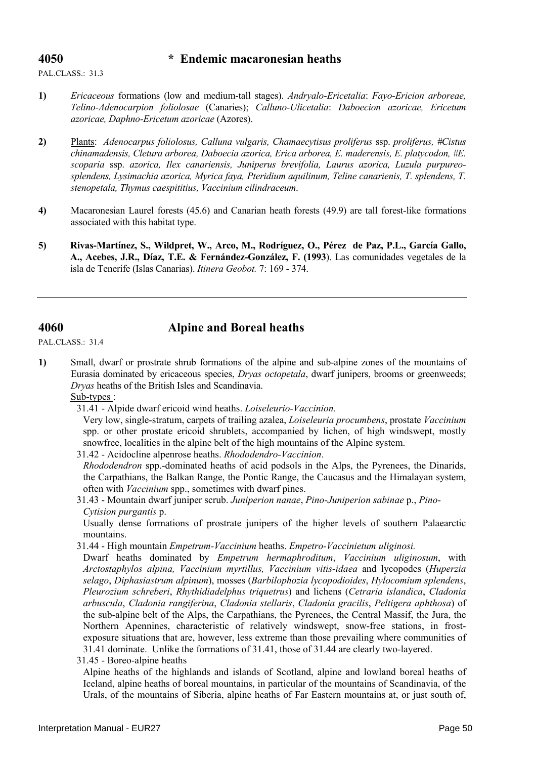## 4050 * Endemic macaronesian heaths

PAL.CLASS.: 31.3

**1)** *Ericaceous* formations (low and medium-tall stages). *Andryalo-Ericetalia*: *Fayo-Ericion arboreae, Telino-Adenocarpion foliolosae* (Canaries); *Calluno-Ulicetalia*: *Daboecion azoricae, Ericetum azoricae, Daphno-Ericetum azoricae* (Azores).

**2)** Plants: *Adenocarpus foliolosus, Calluna vulgaris, Chamaecytisus proliferus* ssp. *proliferus, #Cistus chinamadensis, Cletura arborea, Daboecia azorica, Erica arborea, E. maderensis, E. platycodon, #E. scoparia* ssp. *azorica, Ilex canariensis, Juniperus brevifolia, Laurus azorica, Luzula purpureo-splendens, Lysimachia azorica, Myrica faya, Pteridium aquilinum, Teline canarienis, T. splendens, T. stenopetala, Thymus caespititius, Vaccinium cilindraceum*.

**4)** Macaronesian Laurel forests (45.6) and Canarian heath forests (49.9) are tall forest-like formations associated with this habitat type.

**5)** **Rivas-Martínez, S., Wildpret, W., Arco, M., Rodríguez, O., Pérez de Paz, P.L., García Gallo, A., Acebes, J.R., Díaz, T.E. & Fernández-González, F. (1993**). Las comunidades vegetales de la isla de Tenerife (Islas Canarias). *Itinera Geobot.* 7: 169 - 374.

---

## 4060 Alpine and Boreal heaths

PAL.CLASS.: 31.4

**1)** Small, dwarf or prostrate shrub formations of the alpine and sub-alpine zones of the mountains of Eurasia dominated by ericaceous species, *Dryas octopetala*, dwarf junipers, brooms or greenweeds; *Dryas* heaths of the British Isles and Scandinavia.

Sub-types :

31.41 - Alpide dwarf ericoid wind heaths. *Loiseleurio-Vaccinion.*

Very low, single-stratum, carpets of trailing azalea, *Loiseleuria procumbens*, prostate *Vaccinium* spp. or other prostate ericoid shrublets, accompanied by lichen, of high windswept, mostly snowfree, localities in the alpine belt of the high mountains of the Alpine system.

31.42 - Acidocline alpenrose heaths. *Rhododendro-Vaccinion*.

*Rhododendron* spp.-dominated heaths of acid podsols in the Alps, the Pyrenees, the Dinarids, the Carpathians, the Balkan Range, the Pontic Range, the Caucasus and the Himalayan system, often with *Vaccinium* spp., sometimes with dwarf pines.

31.43 - Mountain dwarf juniper scrub. *Juniperion nanae*, *Pino-Juniperion sabinae* p., *Pino-Cytision purgantis* p.

Usually dense formations of prostrate junipers of the higher levels of southern Palaearctic mountains.

31.44 - High mountain *Empetrum-Vaccinium* heaths. *Empetro-Vaccinietum uliginosi.*

Dwarf heaths dominated by *Empetrum hermaphroditum*, *Vaccinium uliginosum*, with *Arctostaphylos alpina, Vaccinium myrtillus, Vaccinium vitis-idaea* and lycopodes (*Huperzia selago*, *Diphasiastrum alpinum*), mosses (*Barbilophozia lycopodioides*, *Hylocomium splendens*, *Pleurozium schreberi*, *Rhythidiadelphus triquetrus*) and lichens (*Cetraria islandica*, *Cladonia arbuscula*, *Cladonia rangiferina*, *Cladonia stellaris*, *Cladonia gracilis*, *Peltigera aphthosa*) of the sub-alpine belt of the Alps, the Carpathians, the Pyrenees, the Central Massif, the Jura, the Northern Apennines, characteristic of relatively windswept, snow-free stations, in frost-exposure situations that are, however, less extreme than those prevailing where communities of 31.41 dominate. Unlike the formations of 31.41, those of 31.44 are clearly two-layered.

31.45 - Boreo-alpine heaths

Alpine heaths of the highlands and islands of Scotland, alpine and lowland boreal heaths of Iceland, alpine heaths of boreal mountains, in particular of the mountains of Scandinavia, of the Urals, of the mountains of Siberia, alpine heaths of Far Eastern mountains at, or just south of,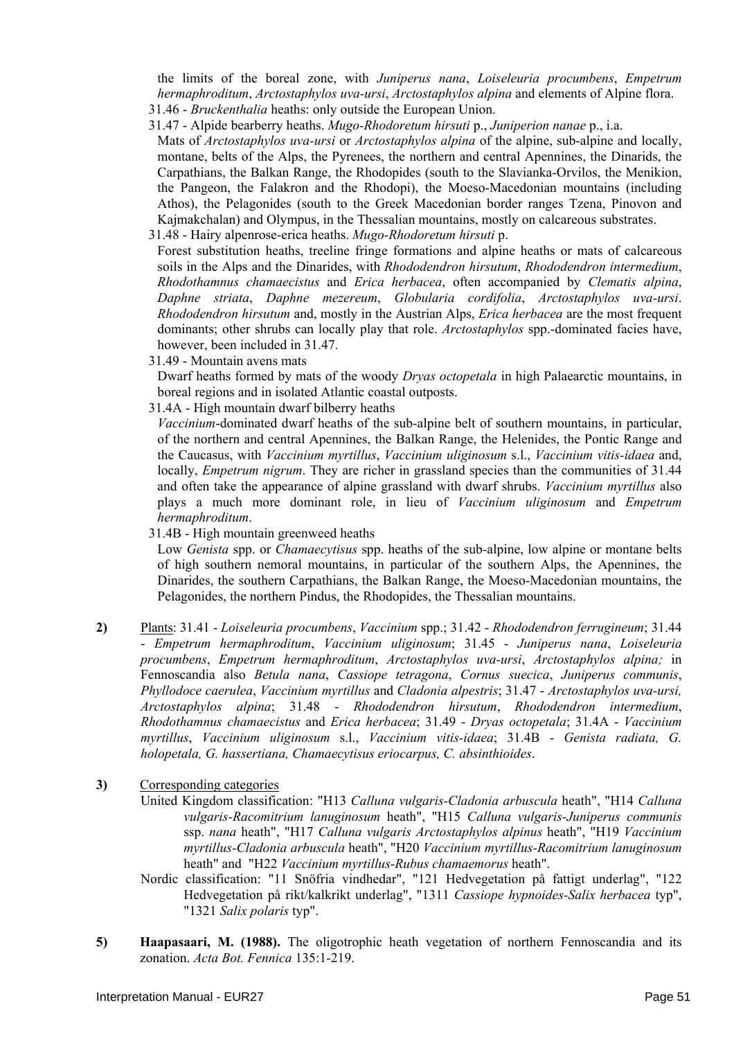the limits of the boreal zone, with *Juniperus nana*, *Loiseleuria procumbens*, *Empetrum hermaphroditum*, *Arctostaphylos uva-ursi*, *Arctostaphylos alpina* and elements of Alpine flora.

31.46 - *Bruckenthalia* heaths: only outside the European Union.

31.47 - Alpide bearberry heaths. *Mugo-Rhodoretum hirsuti* p., *Juniperion nanae* p., i.a.

Mats of *Arctostaphylos uva-ursi* or *Arctostaphylos alpina* of the alpine, sub-alpine and locally, montane, belts of the Alps, the Pyrenees, the northern and central Apennines, the Dinarids, the Carpathians, the Balkan Range, the Rhodopides (south to the Slavianka-Orvilos, the Menikion, the Pangeon, the Falakron and the Rhodopi), the Moeso-Macedonian mountains (including Athos), the Pelagonides (south to the Greek Macedonian border ranges Tzena, Pinovon and Kajmakchalan) and Olympus, in the Thessalian mountains, mostly on calcareous substrates.

31.48 - Hairy alpenrose-erica heaths. *Mugo-Rhodoretum hirsuti* p.

Forest substitution heaths, treeline fringe formations and alpine heaths or mats of calcareous soils in the Alps and the Dinarides, with *Rhododendron hirsutum*, *Rhododendron intermedium*, *Rhodothamnus chamaecistus* and *Erica herbacea*, often accompanied by *Clematis alpina*, *Daphne striata*, *Daphne mezereum*, *Globularia cordifolia*, *Arctostaphylos uva-ursi*. *Rhododendron hirsutum* and, mostly in the Austrian Alps, *Erica herbacea* are the most frequent dominants; other shrubs can locally play that role. *Arctostaphylos* spp.-dominated facies have, however, been included in 31.47.

31.49 - Mountain avens mats

Dwarf heaths formed by mats of the woody *Dryas octopetala* in high Palaearctic mountains, in boreal regions and in isolated Atlantic coastal outposts.

31.4A - High mountain dwarf bilberry heaths

*Vaccinium*-dominated dwarf heaths of the sub-alpine belt of southern mountains, in particular, of the northern and central Apennines, the Balkan Range, the Helenides, the Pontic Range and the Caucasus, with *Vaccinium myrtillus*, *Vaccinium uliginosum* s.l., *Vaccinium vitis-idaea* and, locally, *Empetrum nigrum*. They are richer in grassland species than the communities of 31.44 and often take the appearance of alpine grassland with dwarf shrubs. *Vaccinium myrtillus* also plays a much more dominant role, in lieu of *Vaccinium uliginosum* and *Empetrum hermaphroditum*.

31.4B - High mountain greenweed heaths

Low *Genista* spp. or *Chamaecytisus* spp. heaths of the sub-alpine, low alpine or montane belts of high southern nemoral mountains, in particular of the southern Alps, the Apennines, the Dinarides, the southern Carpathians, the Balkan Range, the Moeso-Macedonian mountains, the Pelagonides, the northern Pindus, the Rhodopides, the Thessalian mountains.

**2)** Plants: 31.41 - *Loiseleuria procumbens*, *Vaccinium* spp.; 31.42 - *Rhododendron ferrugineum*; 31.44 - *Empetrum hermaphroditum*, *Vaccinium uliginosum*; 31.45 - *Juniperus nana*, *Loiseleuria procumbens*, *Empetrum hermaphroditum*, *Arctostaphylos uva-ursi*, *Arctostaphylos alpina;* in Fennoscandia also *Betula nana*, *Cassiope tetragona*, *Cornus suecica*, *Juniperus communis*, *Phyllodoce caerulea*, *Vaccinium myrtillus* and *Cladonia alpestris*; 31.47 - *Arctostaphylos uva-ursi, Arctostaphylos alpina*; 31.48 - *Rhododendron hirsutum*, *Rhododendron intermedium*, *Rhodothamnus chamaecistus* and *Erica herbacea*; 31.49 - *Dryas octopetala*; 31.4A - *Vaccinium myrtillus*, *Vaccinium uliginosum* s.l., *Vaccinium vitis-idaea*; 31.4B - *Genista radiata, G. holopetala, G. hassertiana, Chamaecytisus eriocarpus, C. absinthioides*.

**3)** Corresponding categories

United Kingdom classification: "H13 *Calluna vulgaris-Cladonia arbuscula* heath", "H14 *Calluna vulgaris-Racomitrium lanuginosum* heath", "H15 *Calluna vulgaris-Juniperus communis* ssp. *nana* heath", "H17 *Calluna vulgaris Arctostaphylos alpinus* heath", "H19 *Vaccinium myrtillus-Cladonia arbuscula* heath", "H20 *Vaccinium myrtillus-Racomitrium lanuginosum* heath" and "H22 *Vaccinium myrtillus-Rubus chamaemorus* heath".

Nordic classification: "11 Snöfria vindhedar", "121 Hedvegetation på fattigt underlag", "122 Hedvegetation på rikt/kalkrikt underlag", "1311 *Cassiope hypnoides-Salix herbacea* typ", "1321 *Salix polaris* typ".

**5)** **Haapasaari, M. (1988).** The oligotrophic heath vegetation of northern Fennoscandia and its zonation. *Acta Bot. Fennica* 135:1-219.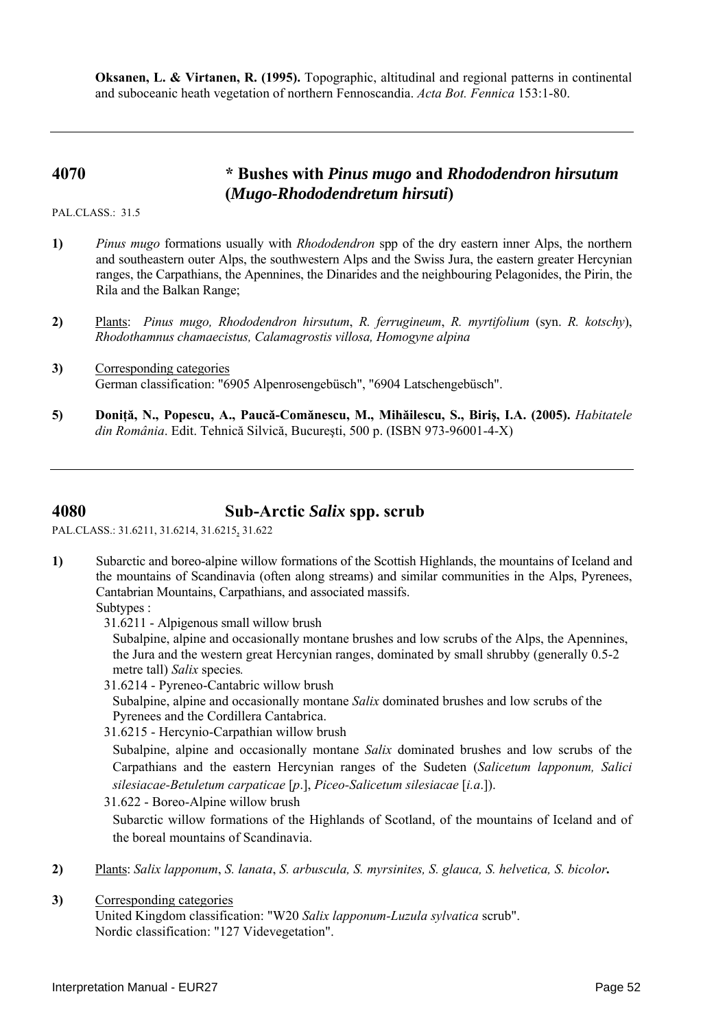**Oksanen, L. & Virtanen, R. (1995).** Topographic, altitudinal and regional patterns in continental and suboceanic heath vegetation of northern Fennoscandia. *Acta Bot. Fennica* 153:1-80.

---

## 4070 * Bushes with *Pinus mugo* and *Rhododendron hirsutum* (*Mugo-Rhododendretum hirsuti*)

PAL.CLASS.: 31.5

**1)** *Pinus mugo* formations usually with *Rhododendron* spp of the dry eastern inner Alps, the northern and southeastern outer Alps, the southwestern Alps and the Swiss Jura, the eastern greater Hercynian ranges, the Carpathians, the Apennines, the Dinarides and the neighbouring Pelagonides, the Pirin, the Rila and the Balkan Range;

**2)** Plants: *Pinus mugo, Rhododendron hirsutum*, *R. ferrugineum*, *R. myrtifolium* (syn. *R. kotschy*), *Rhodothamnus chamaecistus, Calamagrostis villosa, Homogyne alpina*

**3)** Corresponding categories
German classification: "6905 Alpenrosengebüsch", "6904 Latschengebüsch".

**5)** **Doniță, N., Popescu, A., Paucă-Comănescu, M., Mihăilescu, S., Biriş, I.A. (2005).** *Habitatele din România*. Edit. Tehnică Silvică, Bucureşti, 500 p. (ISBN 973-96001-4-X)

---

## 4080 Sub-Arctic *Salix* spp. scrub

PAL.CLASS.: 31.6211, 31.6214, 31.6215, 31.622

**1)** Subarctic and boreo-alpine willow formations of the Scottish Highlands, the mountains of Iceland and the mountains of Scandinavia (often along streams) and similar communities in the Alps, Pyrenees, Cantabrian Mountains, Carpathians, and associated massifs.
Subtypes :

31.6211 - Alpigenous small willow brush
Subalpine, alpine and occasionally montane brushes and low scrubs of the Alps, the Apennines, the Jura and the western great Hercynian ranges, dominated by small shrubby (generally 0.5-2 metre tall) *Salix* species*.*

31.6214 - Pyreneo-Cantabric willow brush
Subalpine, alpine and occasionally montane *Salix* dominated brushes and low scrubs of the Pyrenees and the Cordillera Cantabrica.

31.6215 - Hercynio-Carpathian willow brush
Subalpine, alpine and occasionally montane *Salix* dominated brushes and low scrubs of the Carpathians and the eastern Hercynian ranges of the Sudeten (*Salicetum lapponum, Salici silesiacae-Betuletum carpaticae* [*p*.], *Piceo-Salicetum silesiacae* [*i.a*.]).

31.622 - Boreo-Alpine willow brush
Subarctic willow formations of the Highlands of Scotland, of the mountains of Iceland and of the boreal mountains of Scandinavia.

**2)** Plants: *Salix lapponum*, *S. lanata*, *S. arbuscula, S. myrsinites, S. glauca, S. helvetica, S. bicolor***.**

**3)** Corresponding categories
United Kingdom classification: "W20 *Salix lapponum-Luzula sylvatica* scrub".
Nordic classification: "127 Videvegetation".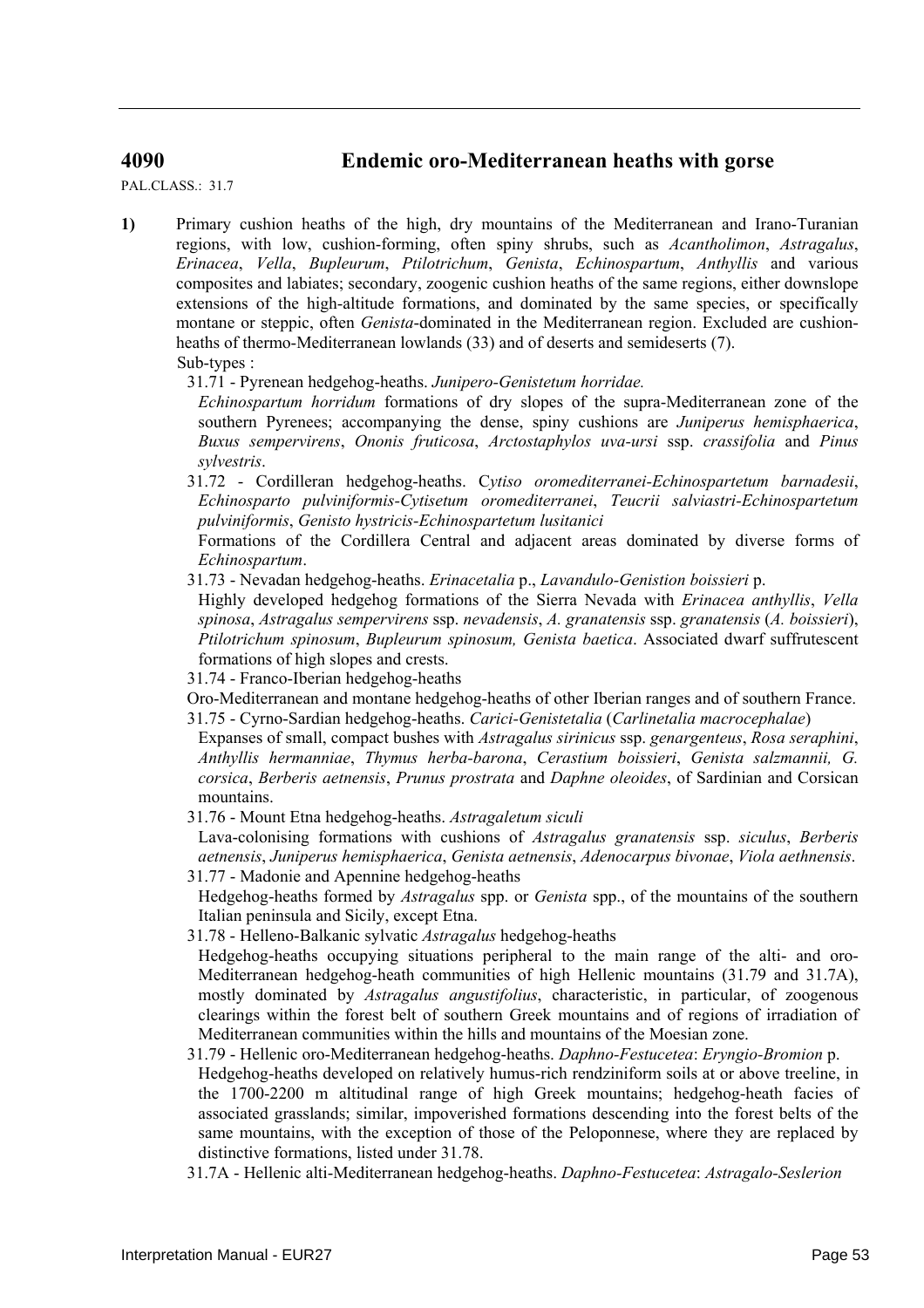## 4090 Endemic oro-Mediterranean heaths with gorse

PAL.CLASS.: 31.7

**1)** Primary cushion heaths of the high, dry mountains of the Mediterranean and Irano-Turanian regions, with low, cushion-forming, often spiny shrubs, such as *Acantholimon*, *Astragalus*, *Erinacea*, *Vella*, *Bupleurum*, *Ptilotrichum*, *Genista*, *Echinospartum*, *Anthyllis* and various composites and labiates; secondary, zoogenic cushion heaths of the same regions, either downslope extensions of the high-altitude formations, and dominated by the same species, or specifically montane or steppic, often *Genista*-dominated in the Mediterranean region. Excluded are cushion-heaths of thermo-Mediterranean lowlands (33) and of deserts and semideserts (7).

Sub-types :

31.71 - Pyrenean hedgehog-heaths. *Junipero-Genistetum horridae.*

*Echinospartum horridum* formations of dry slopes of the supra-Mediterranean zone of the southern Pyrenees; accompanying the dense, spiny cushions are *Juniperus hemisphaerica*, *Buxus sempervirens*, *Ononis fruticosa*, *Arctostaphylos uva-ursi* ssp. *crassifolia* and *Pinus sylvestris*.

31.72 - Cordilleran hedgehog-heaths. C*ytiso oromediterranei-Echinospartetum barnadesii*, *Echinosparto pulviniformis-Cytisetum oromediterranei*, *Teucrii salviastri-Echinospartetum pulviniformis*, *Genisto hystricis-Echinospartetum lusitanici*

Formations of the Cordillera Central and adjacent areas dominated by diverse forms of *Echinospartum*.

31.73 - Nevadan hedgehog-heaths. *Erinacetalia* p., *Lavandulo-Genistion boissieri* p.

Highly developed hedgehog formations of the Sierra Nevada with *Erinacea anthyllis*, *Vella spinosa*, *Astragalus sempervirens* ssp. *nevadensis*, *A. granatensis* ssp. *granatensis* (*A. boissieri*), *Ptilotrichum spinosum*, *Bupleurum spinosum, Genista baetica*. Associated dwarf suffrutescent formations of high slopes and crests.

31.74 - Franco-Iberian hedgehog-heaths

Oro-Mediterranean and montane hedgehog-heaths of other Iberian ranges and of southern France.

31.75 - Cyrno-Sardian hedgehog-heaths. *Carici-Genistetalia* (*Carlinetalia macrocephalae*)

Expanses of small, compact bushes with *Astragalus sirinicus* ssp. *genargenteus*, *Rosa seraphini*, *Anthyllis hermanniae*, *Thymus herba-barona*, *Cerastium boissieri*, *Genista salzmannii, G. corsica*, *Berberis aetnensis*, *Prunus prostrata* and *Daphne oleoides*, of Sardinian and Corsican mountains.

31.76 - Mount Etna hedgehog-heaths. *Astragaletum siculi*

Lava-colonising formations with cushions of *Astragalus granatensis* ssp. *siculus*, *Berberis aetnensis*, *Juniperus hemisphaerica*, *Genista aetnensis*, *Adenocarpus bivonae*, *Viola aethnensis*.

31.77 - Madonie and Apennine hedgehog-heaths

Hedgehog-heaths formed by *Astragalus* spp. or *Genista* spp., of the mountains of the southern Italian peninsula and Sicily, except Etna.

31.78 - Helleno-Balkanic sylvatic *Astragalus* hedgehog-heaths

Hedgehog-heaths occupying situations peripheral to the main range of the alti- and oro-Mediterranean hedgehog-heath communities of high Hellenic mountains (31.79 and 31.7A), mostly dominated by *Astragalus angustifolius*, characteristic, in particular, of zoogenous clearings within the forest belt of southern Greek mountains and of regions of irradiation of Mediterranean communities within the hills and mountains of the Moesian zone.

31.79 - Hellenic oro-Mediterranean hedgehog-heaths. *Daphno-Festucetea*: *Eryngio-Bromion* p.

Hedgehog-heaths developed on relatively humus-rich rendziniform soils at or above treeline, in the 1700-2200 m altitudinal range of high Greek mountains; hedgehog-heath facies of associated grasslands; similar, impoverished formations descending into the forest belts of the same mountains, with the exception of those of the Peloponnese, where they are replaced by distinctive formations, listed under 31.78.

31.7A - Hellenic alti-Mediterranean hedgehog-heaths. *Daphno-Festucetea*: *Astragalo-Seslerion*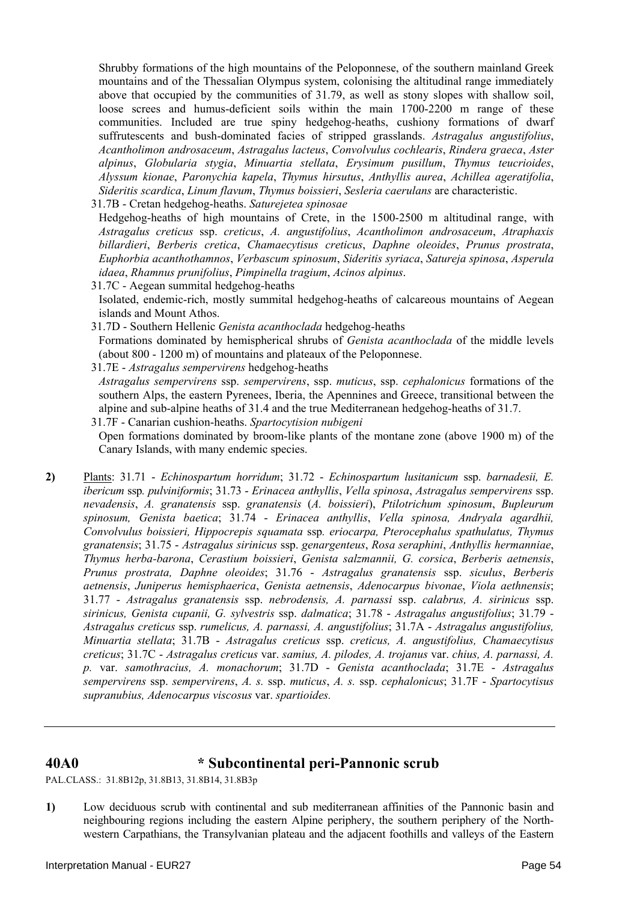Shrubby formations of the high mountains of the Peloponnese, of the southern mainland Greek mountains and of the Thessalian Olympus system, colonising the altitudinal range immediately above that occupied by the communities of 31.79, as well as stony slopes with shallow soil, loose screes and humus-deficient soils within the main 1700-2200 m range of these communities. Included are true spiny hedgehog-heaths, cushiony formations of dwarf suffrutescents and bush-dominated facies of stripped grasslands. *Astragalus angustifolius*, *Acantholimon androsaceum*, *Astragalus lacteus*, *Convolvulus cochlearis*, *Rindera graeca*, *Aster alpinus*, *Globularia stygia*, *Minuartia stellata*, *Erysimum pusillum*, *Thymus teucrioides*, *Alyssum kionae*, *Paronychia kapela*, *Thymus hirsutus*, *Anthyllis aurea*, *Achillea ageratifolia*, *Sideritis scardica*, *Linum flavum*, *Thymus boissieri*, *Sesleria caerulans* are characteristic.

31.7B - Cretan hedgehog-heaths. *Saturejetea spinosae*

Hedgehog-heaths of high mountains of Crete, in the 1500-2500 m altitudinal range, with *Astragalus creticus* ssp. *creticus*, *A. angustifolius*, *Acantholimon androsaceum*, *Atraphaxis billardieri*, *Berberis cretica*, *Chamaecytisus creticus*, *Daphne oleoides*, *Prunus prostrata*, *Euphorbia acanthothamnos*, *Verbascum spinosum*, *Sideritis syriaca*, *Satureja spinosa*, *Asperula idaea*, *Rhamnus prunifolius*, *Pimpinella tragium*, *Acinos alpinus*.

31.7C - Aegean summital hedgehog-heaths

Isolated, endemic-rich, mostly summital hedgehog-heaths of calcareous mountains of Aegean islands and Mount Athos.

31.7D - Southern Hellenic *Genista acanthoclada* hedgehog-heaths

Formations dominated by hemispherical shrubs of *Genista acanthoclada* of the middle levels (about 800 - 1200 m) of mountains and plateaux of the Peloponnese.

31.7E - *Astragalus sempervirens* hedgehog-heaths

*Astragalus sempervirens* ssp. *sempervirens*, ssp. *muticus*, ssp. *cephalonicus* formations of the southern Alps, the eastern Pyrenees, Iberia, the Apennines and Greece, transitional between the alpine and sub-alpine heaths of 31.4 and the true Mediterranean hedgehog-heaths of 31.7.

31.7F - Canarian cushion-heaths. *Spartocytision nubigeni*

Open formations dominated by broom-like plants of the montane zone (above 1900 m) of the Canary Islands, with many endemic species.

**2)** Plants: 31.71 - *Echinospartum horridum*; 31.72 - *Echinospartum lusitanicum* ssp. *barnadesii, E. ibericum* ssp. *pulviniformis*; 31.73 - *Erinacea anthyllis*, *Vella spinosa*, *Astragalus sempervirens* ssp. *nevadensis*, *A. granatensis* ssp. *granatensis* (*A. boissieri*), *Ptilotrichum spinosum*, *Bupleurum spinosum, Genista baetica*; 31.74 - *Erinacea anthyllis*, *Vella spinosa, Andryala agardhii, Convolvulus boissieri, Hippocrepis squamata* ssp. *eriocarpa, Pterocephalus spathulatus, Thymus granatensis*; 31.75 - *Astragalus sirinicus* ssp. *genargenteus*, *Rosa seraphini*, *Anthyllis hermanniae*, *Thymus herba-barona*, *Cerastium boissieri*, *Genista salzmannii, G. corsica*, *Berberis aetnensis*, *Prunus prostrata, Daphne oleoides*; 31.76 - *Astragalus granatensis* ssp. *siculus*, *Berberis aetnensis*, *Juniperus hemisphaerica*, *Genista aetnensis*, *Adenocarpus bivonae*, *Viola aethnensis*; 31.77 - *Astragalus granatensis* ssp. *nebrodensis, A. parnassi* ssp. *calabrus, A. sirinicus* ssp. *sirinicus, Genista cupanii, G. sylvestris* ssp. *dalmatica*; 31.78 - *Astragalus angustifolius*; 31.79 - *Astragalus creticus* ssp. *rumelicus, A. parnassi, A. angustifolius*; 31.7A - *Astragalus angustifolius, Minuartia stellata*; 31.7B - *Astragalus creticus* ssp. *creticus, A. angustifolius, Chamaecytisus creticus*; 31.7C - *Astragalus creticus* var. *samius, A. pilodes, A. trojanus* var. *chius, A. parnassi, A. p.* var. *samothracius, A. monachorum*; 31.7D - *Genista acanthoclada*; 31.7E - *Astragalus sempervirens* ssp. *sempervirens*, *A. s.* ssp. *muticus*, *A. s.* ssp. *cephalonicus*; 31.7F - *Spartocytisus supranubius, Adenocarpus viscosus* var. *spartioides.*

---

## 40A0 * Subcontinental peri-Pannonic scrub

PAL.CLASS.: 31.8B12p, 31.8B13, 31.8B14, 31.8B3p

**1)** Low deciduous scrub with continental and sub mediterranean affinities of the Pannonic basin and neighbouring regions including the eastern Alpine periphery, the southern periphery of the North-western Carpathians, the Transylvanian plateau and the adjacent foothills and valleys of the Eastern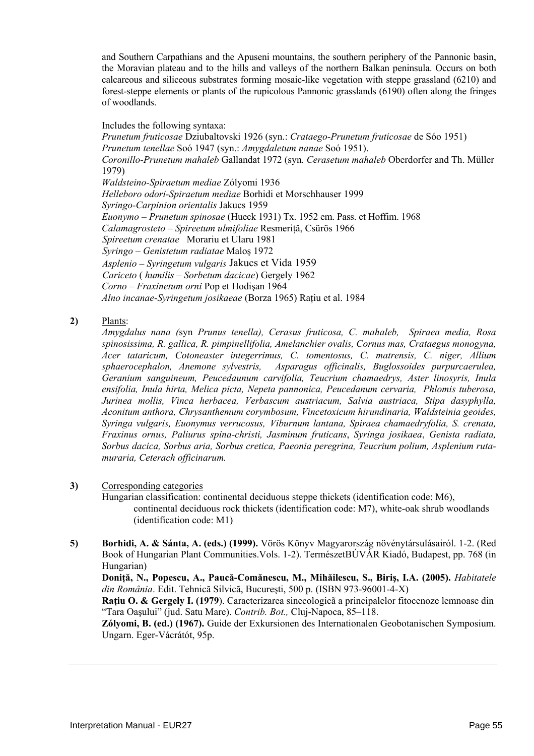and Southern Carpathians and the Apuseni mountains, the southern periphery of the Pannonic basin, the Moravian plateau and to the hills and valleys of the northern Balkan peninsula. Occurs on both calcareous and siliceous substrates forming mosaic-like vegetation with steppe grassland (6210) and forest-steppe elements or plants of the rupicolous Pannonic grasslands (6190) often along the fringes of woodlands.

Includes the following syntaxa:
*Prunetum fruticosae* Dziubaltovski 1926 (syn.: *Crataego-Prunetum fruticosae* de Sóo 1951)
*Prunetum tenellae* Soó 1947 (syn.: *Amygdaletum nanae* Soó 1951).
*Coronillo-Prunetum mahaleb* Gallandat 1972 (syn*. Cerasetum mahaleb* Oberdorfer and Th. Müller 1979)
*Waldsteino-Spiraetum mediae* Zólyomi 1936
*Helleboro odori-Spiraetum mediae* Borhidi et Morschhauser 1999
*Syringo-Carpinion orientalis* Jakucs 1959
*Euonymo – Prunetum spinosae* (Hueck 1931) Tx. 1952 em. Pass. et Hoffm. 1968
*Calamagrosteto – Spireetum ulmifoliae* Resmeriță, Csürös 1966
*Spireetum crenatae* Morariu et Ularu 1981
*Syringo – Genistetum radiatae* Maloş 1972
*Asplenio – Syringetum vulgaris* Jakucs et Vida 1959
*Cariceto* ( *humilis – Sorbetum dacicae*) Gergely 1962
*Corno – Fraxinetum orni* Pop et Hodişan 1964
*Alno incanae-Syringetum josikaeae* (Borza 1965) Rațiu et al. 1984

**2)** Plants:
*Amygdalus nana (*syn *Prunus tenella), Cerasus fruticosa, C. mahaleb, Spiraea media, Rosa spinosissima, R. gallica, R. pimpinellifolia, Amelanchier ovalis, Cornus mas, Crataegus monogyna, Acer tataricum, Cotoneaster integerrimus, C. tomentosus, C. matrensis, C. niger, Allium sphaerocephalon, Anemone sylvestris, Asparagus officinalis, Buglossoides purpurcaerulea, Geranium sanguineum, Peucedaunum carvifolia, Teucrium chamaedrys, Aster linosyris, Inula ensifolia, Inula hirta, Melica picta, Nepeta pannonica, Peucedanum cervaria, Phlomis tuberosa, Jurinea mollis, Vinca herbacea, Verbascum austriacum, Salvia austriaca, Stipa dasyphylla, Aconitum anthora, Chrysanthemum corymbosum, Vincetoxicum hirundinaria, Waldsteinia geoides, Syringa vulgaris, Euonymus verrucosus, Viburnum lantana, Spiraea chamaedryfolia, S. crenata, Fraxinus ornus, Paliurus spina-christi, Jasminum fruticans*, *Syringa josikaea*, *Genista radiata, Sorbus dacica, Sorbus aria, Sorbus cretica, Paeonia peregrina, Teucrium polium, Asplenium ruta-muraria, Ceterach officinarum.*

**3)** Corresponding categories
Hungarian classification: continental deciduous steppe thickets (identification code: M6), continental deciduous rock thickets (identification code: M7), white-oak shrub woodlands (identification code: M1)

**5)** **Borhidi, A. & Sánta, A. (eds.) (1999).** Vörös Könyv Magyarország növénytársulásairól. 1-2. (Red Book of Hungarian Plant Communities.Vols. 1-2). TermészetBÚVÁR Kiadó, Budapest, pp. 768 (in Hungarian)
**Doniță, N., Popescu, A., Paucă-Comănescu, M., Mihăilescu, S., Biriş, I.A. (2005).** *Habitatele din România*. Edit. Tehnică Silvică, Bucureşti, 500 p. (ISBN 973-96001-4-X)
**Rațiu O. & Gergely I. (1979**). Caracterizarea sinecologicã a principalelor fitocenoze lemnoase din "Tara Oaşului" (jud. Satu Mare). *Contrib. Bot.,* Cluj-Napoca, 85–118.
**Zólyomi, B. (ed.) (1967).** Guide der Exkursionen des Internationalen Geobotanischen Symposium. Ungarn. Eger-Vácrátót, 95p.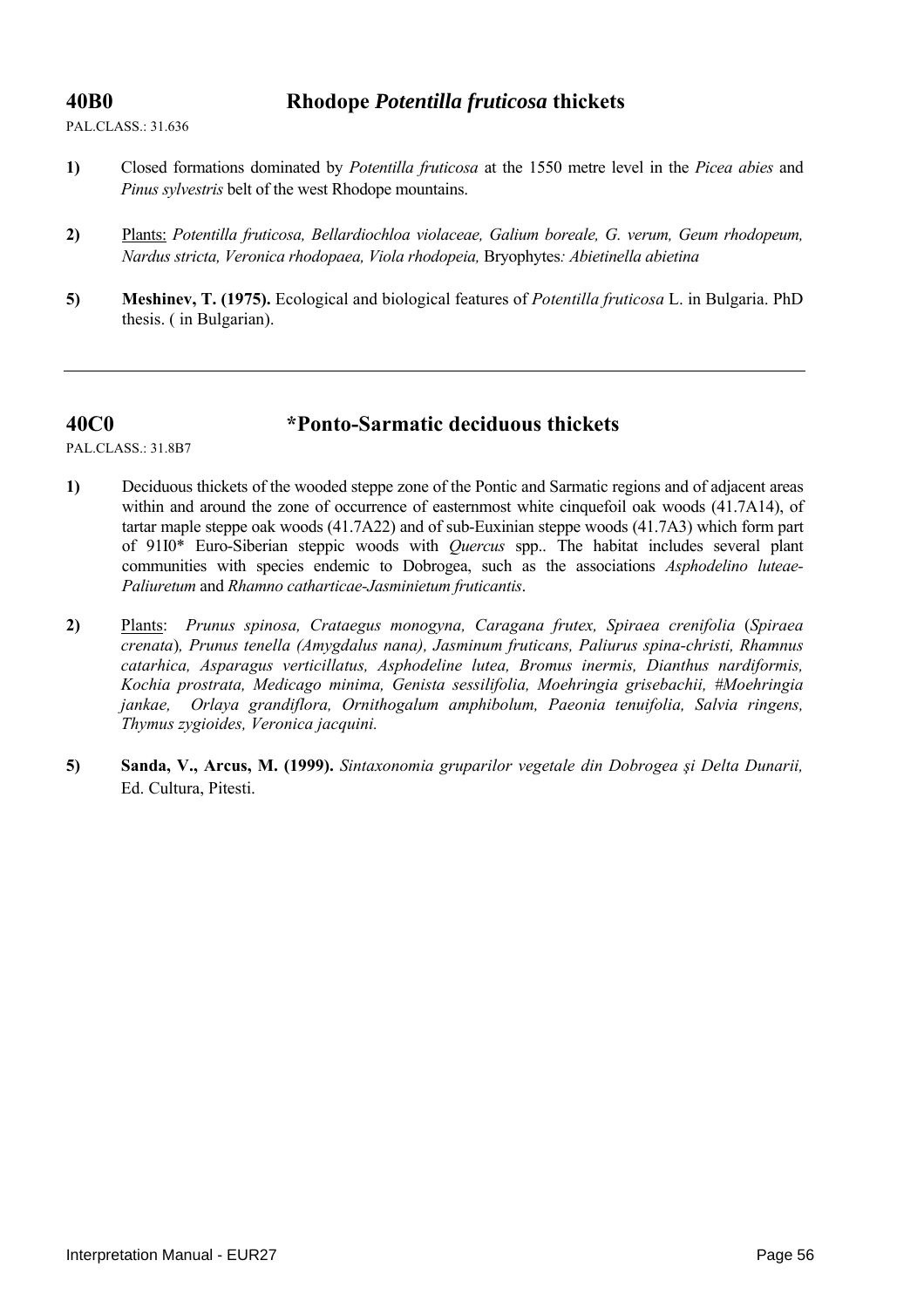## 40B0 Rhodope *Potentilla fruticosa* thickets

PAL.CLASS.: 31.636

**1)** Closed formations dominated by *Potentilla fruticosa* at the 1550 metre level in the *Picea abies* and *Pinus sylvestris* belt of the west Rhodope mountains.

**2)** Plants: *Potentilla fruticosa, Bellardiochloa violaceae, Galium boreale, G. verum, Geum rhodopeum, Nardus stricta, Veronica rhodopaea, Viola rhodopeia,* Bryophytes*: Abietinella abietina*

**5)** **Meshinev, T. (1975).** Ecological and biological features of *Potentilla fruticosa* L. in Bulgaria. PhD thesis. ( in Bulgarian).

---

## 40C0 *Ponto-Sarmatic deciduous thickets

PAL.CLASS.: 31.8B7

**1)** Deciduous thickets of the wooded steppe zone of the Pontic and Sarmatic regions and of adjacent areas within and around the zone of occurrence of easternmost white cinquefoil oak woods (41.7A14), of tartar maple steppe oak woods (41.7A22) and of sub-Euxinian steppe woods (41.7A3) which form part of 91I0* Euro-Siberian steppic woods with *Quercus* spp.. The habitat includes several plant communities with species endemic to Dobrogea, such as the associations *Asphodelino luteae-Paliuretum* and *Rhamno catharticae-Jasminietum fruticantis*.

**2)** Plants: *Prunus spinosa, Crataegus monogyna, Caragana frutex, Spiraea crenifolia* (*Spiraea crenata*)*, Prunus tenella (Amygdalus nana), Jasminum fruticans, Paliurus spina-christi, Rhamnus catarhica, Asparagus verticillatus, Asphodeline lutea, Bromus inermis, Dianthus nardiformis, Kochia prostrata, Medicago minima, Genista sessilifolia, Moehringia grisebachii, #Moehringia jankae, Orlaya grandiflora, Ornithogalum amphibolum, Paeonia tenuifolia, Salvia ringens, Thymus zygioides, Veronica jacquini.*

**5)** **Sanda, V., Arcus, M. (1999).** *Sintaxonomia gruparilor vegetale din Dobrogea şi Delta Dunarii,* Ed. Cultura, Pitesti.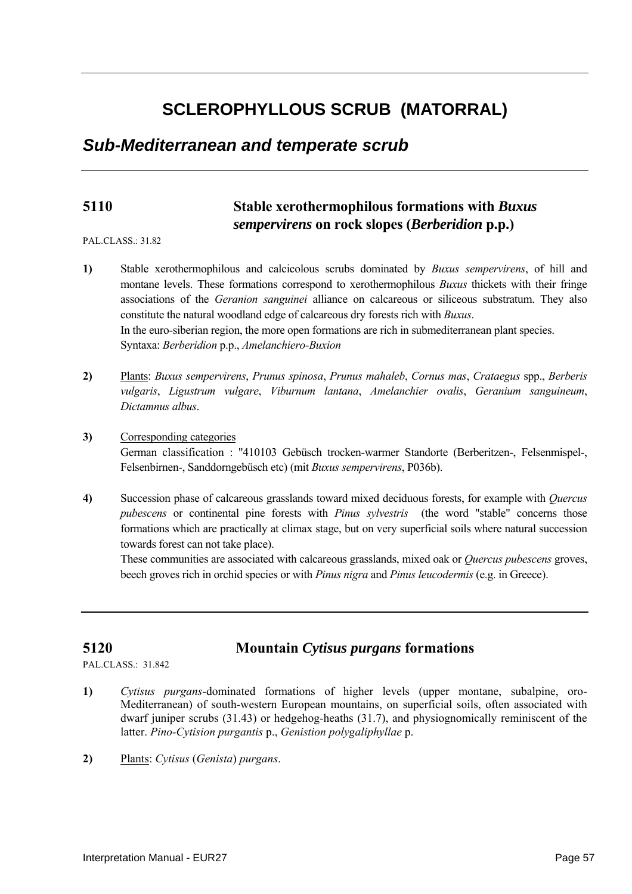# SCLEROPHYLLOUS SCRUB (MATORRAL)

## *Sub-Mediterranean and temperate scrub*

### 5110 Stable xerothermophilous formations with *Buxus sempervirens* on rock slopes (*Berberidion* p.p.)

PAL.CLASS.: 31.82

**1)** Stable xerothermophilous and calcicolous scrubs dominated by *Buxus sempervirens*, of hill and montane levels. These formations correspond to xerothermophilous *Buxus* thickets with their fringe associations of the *Geranion sanguinei* alliance on calcareous or siliceous substratum. They also constitute the natural woodland edge of calcareous dry forests rich with *Buxus*.
In the euro-siberian region, the more open formations are rich in submediterranean plant species.
Syntaxa: *Berberidion* p.p., *Amelanchiero-Buxion*

**2)** Plants: *Buxus sempervirens*, *Prunus spinosa*, *Prunus mahaleb*, *Cornus mas*, *Crataegus* spp., *Berberis vulgaris*, *Ligustrum vulgare*, *Viburnum lantana*, *Amelanchier ovalis*, *Geranium sanguineum*, *Dictamnus albus*.

**3)** Corresponding categories
German classification : "410103 Gebüsch trocken-warmer Standorte (Berberitzen-, Felsenmispel-, Felsenbirnen-, Sanddorngebüsch etc) (mit *Buxus sempervirens*, P036b).

**4)** Succession phase of calcareous grasslands toward mixed deciduous forests, for example with *Quercus pubescens* or continental pine forests with *Pinus sylvestris* (the word "stable" concerns those formations which are practically at climax stage, but on very superficial soils where natural succession towards forest can not take place).
These communities are associated with calcareous grasslands, mixed oak or *Quercus pubescens* groves, beech groves rich in orchid species or with *Pinus nigra* and *Pinus leucodermis* (e.g. in Greece).

### 5120 Mountain *Cytisus purgans* formations

PAL.CLASS.: 31.842

**1)** *Cytisus purgans*-dominated formations of higher levels (upper montane, subalpine, oro-Mediterranean) of south-western European mountains, on superficial soils, often associated with dwarf juniper scrubs (31.43) or hedgehog-heaths (31.7), and physiognomically reminiscent of the latter. *Pino-Cytision purgantis* p., *Genistion polygaliphyllae* p.

**2)** Plants: *Cytisus* (*Genista*) *purgans*.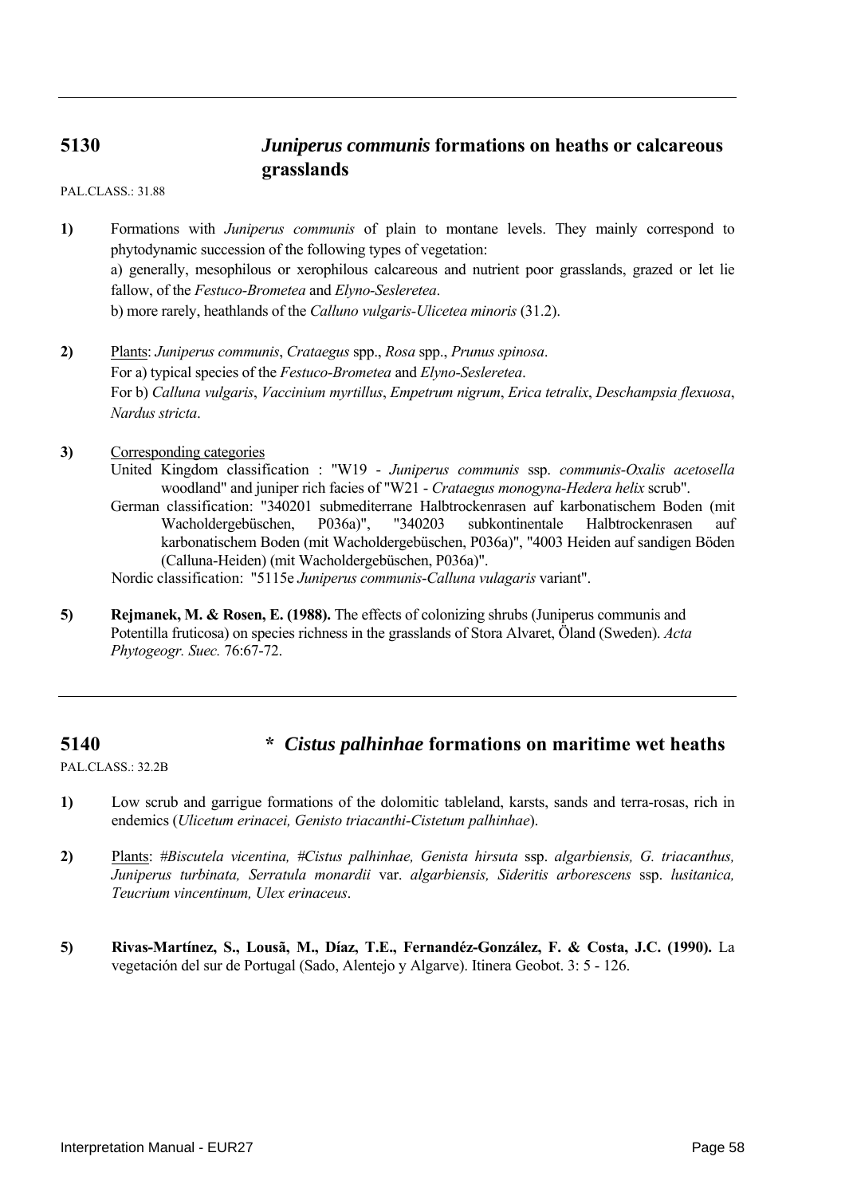## 5130 *Juniperus communis* formations on heaths or calcareous grasslands

PAL.CLASS.: 31.88

**1)** Formations with *Juniperus communis* of plain to montane levels. They mainly correspond to phytodynamic succession of the following types of vegetation:
a) generally, mesophilous or xerophilous calcareous and nutrient poor grasslands, grazed or let lie fallow, of the *Festuco-Brometea* and *Elyno-Sesleretea*.
b) more rarely, heathlands of the *Calluno vulgaris-Ulicetea minoris* (31.2).

**2)** Plants: *Juniperus communis*, *Crataegus* spp., *Rosa* spp., *Prunus spinosa*.
For a) typical species of the *Festuco-Brometea* and *Elyno-Sesleretea*.
For b) *Calluna vulgaris*, *Vaccinium myrtillus*, *Empetrum nigrum*, *Erica tetralix*, *Deschampsia flexuosa*, *Nardus stricta*.

**3)** Corresponding categories
United Kingdom classification : "W19 - *Juniperus communis* ssp. *communis-Oxalis acetosella* woodland" and juniper rich facies of "W21 - *Crataegus monogyna-Hedera helix* scrub".
German classification: "340201 submediterrane Halbtrockenrasen auf karbonatischem Boden (mit Wacholdergebüschen, P036a)", "340203 subkontinentale Halbtrockenrasen auf karbonatischem Boden (mit Wacholdergebüschen, P036a)", "4003 Heiden auf sandigen Böden (Calluna-Heiden) (mit Wacholdergebüschen, P036a)".
Nordic classification: "5115e *Juniperus communis-Calluna vulagaris* variant".

**5)** **Rejmanek, M. & Rosen, E. (1988).** The effects of colonizing shrubs (Juniperus communis and Potentilla fruticosa) on species richness in the grasslands of Stora Alvaret, Öland (Sweden). *Acta Phytogeogr. Suec.* 76:67-72.

## 5140 * *Cistus palhinhae* formations on maritime wet heaths

PAL.CLASS.: 32.2B

**1)** Low scrub and garrigue formations of the dolomitic tableland, karsts, sands and terra-rosas, rich in endemics (*Ulicetum erinacei, Genisto triacanthi-Cistetum palhinhae*).

**2)** Plants: *#Biscutela vicentina, #Cistus palhinhae, Genista hirsuta* ssp. *algarbiensis, G. triacanthus, Juniperus turbinata, Serratula monardii* var. *algarbiensis, Sideritis arborescens* ssp. *lusitanica, Teucrium vincentinum, Ulex erinaceus*.

**5)** **Rivas-Martínez, S., Lousã, M., Díaz, T.E., Fernandéz-González, F. & Costa, J.C. (1990).** La vegetación del sur de Portugal (Sado, Alentejo y Algarve). Itinera Geobot. 3: 5 - 126.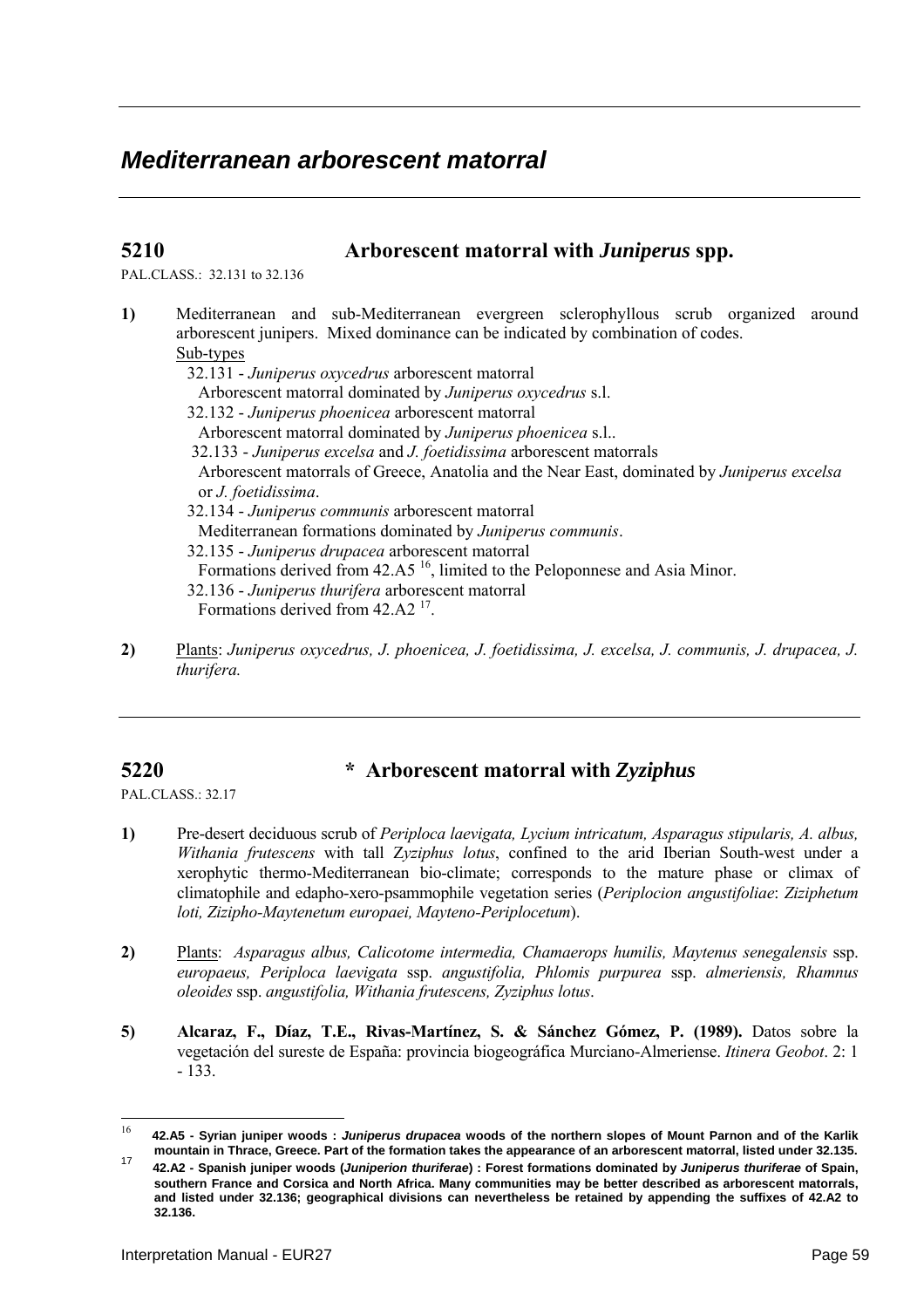# *Mediterranean arborescent matorral*

## 5210 Arborescent matorral with *Juniperus* spp.

PAL.CLASS.: 32.131 to 32.136

**1)** Mediterranean and sub-Mediterranean evergreen sclerophyllous scrub organized around arborescent junipers. Mixed dominance can be indicated by combination of codes.

Sub-types

32.131 - *Juniperus oxycedrus* arborescent matorral
Arborescent matorral dominated by *Juniperus oxycedrus* s.l.

32.132 - *Juniperus phoenicea* arborescent matorral
Arborescent matorral dominated by *Juniperus phoenicea* s.l..

32.133 - *Juniperus excelsa* and *J. foetidissima* arborescent matorrals
Arborescent matorrals of Greece, Anatolia and the Near East, dominated by *Juniperus excelsa* or *J. foetidissima*.

32.134 - *Juniperus communis* arborescent matorral
Mediterranean formations dominated by *Juniperus communis*.

32.135 - *Juniperus drupacea* arborescent matorral
Formations derived from 42.A5 [16], limited to the Peloponnese and Asia Minor.

32.136 - *Juniperus thurifera* arborescent matorral
Formations derived from 42.A2 [17].

**2)** Plants: *Juniperus oxycedrus, J. phoenicea, J. foetidissima, J. excelsa, J. communis, J. drupacea, J. thurifera.*

## 5220 * Arborescent matorral with *Zyziphus*

PAL.CLASS.: 32.17

**1)** Pre-desert deciduous scrub of *Periploca laevigata, Lycium intricatum, Asparagus stipularis, A. albus, Withania frutescens* with tall *Zyziphus lotus*, confined to the arid Iberian South-west under a xerophytic thermo-Mediterranean bio-climate; corresponds to the mature phase or climax of climatophile and edapho-xero-psammophile vegetation series (*Periplocion angustifoliae*: *Ziziphetum loti, Zizipho-Maytenetum europaei, Mayteno-Periplocetum*).

**2)** Plants: *Asparagus albus, Calicotome intermedia, Chamaerops humilis, Maytenus senegalensis* ssp. *europaeus, Periploca laevigata* ssp. *angustifolia, Phlomis purpurea* ssp. *almeriensis, Rhamnus oleoides* ssp. *angustifolia, Withania frutescens, Zyziphus lotus*.

**5)** **Alcaraz, F., Díaz, T.E., Rivas-Martínez, S. & Sánchez Gómez, P. (1989).** Datos sobre la vegetación del sureste de España: provincia biogeográfica Murciano-Almeriense. *Itinera Geobot*. 2: 1 - 133.

---

[16] **42.A5 - Syrian juniper woods : *Juniperus drupacea* woods of the northern slopes of Mount Parnon and of the Karlik mountain in Thrace, Greece. Part of the formation takes the appearance of an arborescent matorral, listed under 32.135.**

[17] **42.A2 - Spanish juniper woods (*Juniperion thuriferae*) : Forest formations dominated by *Juniperus thuriferae* of Spain, southern France and Corsica and North Africa. Many communities may be better described as arborescent matorrals, and listed under 32.136; geographical divisions can nevertheless be retained by appending the suffixes of 42.A2 to 32.136.**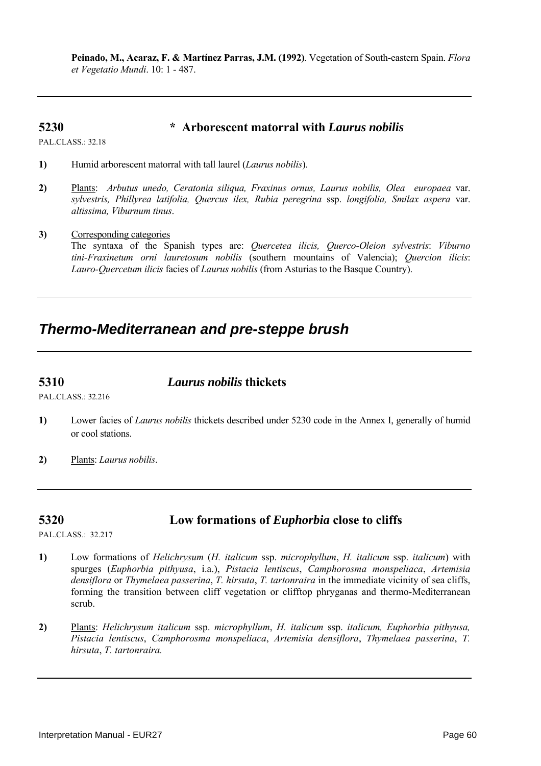**Peinado, M., Acaraz, F. & Martínez Parras, J.M. (1992)**. Vegetation of South-eastern Spain. *Flora et Vegetatio Mundi*. 10: 1 - 487.

---

## 5230 * Arborescent matorral with *Laurus nobilis*

PAL.CLASS.: 32.18

**1)** Humid arborescent matorral with tall laurel (*Laurus nobilis*).

**2)** Plants: *Arbutus unedo, Ceratonia siliqua, Fraxinus ornus, Laurus nobilis, Olea europaea* var. *sylvestris, Phillyrea latifolia, Quercus ilex, Rubia peregrina* ssp. *longifolia, Smilax aspera* var. *altissima, Viburnum tinus*.

**3)** Corresponding categories
The syntaxa of the Spanish types are: *Quercetea ilicis, Querco-Oleion sylvestris*: *Viburno tini-Fraxinetum orni lauretosum nobilis* (southern mountains of Valencia); *Quercion ilicis*: *Lauro-Quercetum ilicis* facies of *Laurus nobilis* (from Asturias to the Basque Country).

---

# *Thermo-Mediterranean and pre-steppe brush*

---

## 5310 *Laurus nobilis* thickets

PAL.CLASS.: 32.216

**1)** Lower facies of *Laurus nobilis* thickets described under 5230 code in the Annex I, generally of humid or cool stations.

**2)** Plants: *Laurus nobilis*.

---

## 5320 Low formations of *Euphorbia* close to cliffs

PAL.CLASS.: 32.217

**1)** Low formations of *Helichrysum* (*H. italicum* ssp. *microphyllum*, *H. italicum* ssp. *italicum*) with spurges (*Euphorbia pithyusa*, i.a.), *Pistacia lentiscus*, *Camphorosma monspeliaca*, *Artemisia densiflora* or *Thymelaea passerina*, *T. hirsuta*, *T. tartonraira* in the immediate vicinity of sea cliffs, forming the transition between cliff vegetation or clifftop phryganas and thermo-Mediterranean scrub.

**2)** Plants: *Helichrysum italicum* ssp. *microphyllum*, *H. italicum* ssp. *italicum, Euphorbia pithyusa, Pistacia lentiscus*, *Camphorosma monspeliaca*, *Artemisia densiflora*, *Thymelaea passerina*, *T. hirsuta*, *T. tartonraira.*

---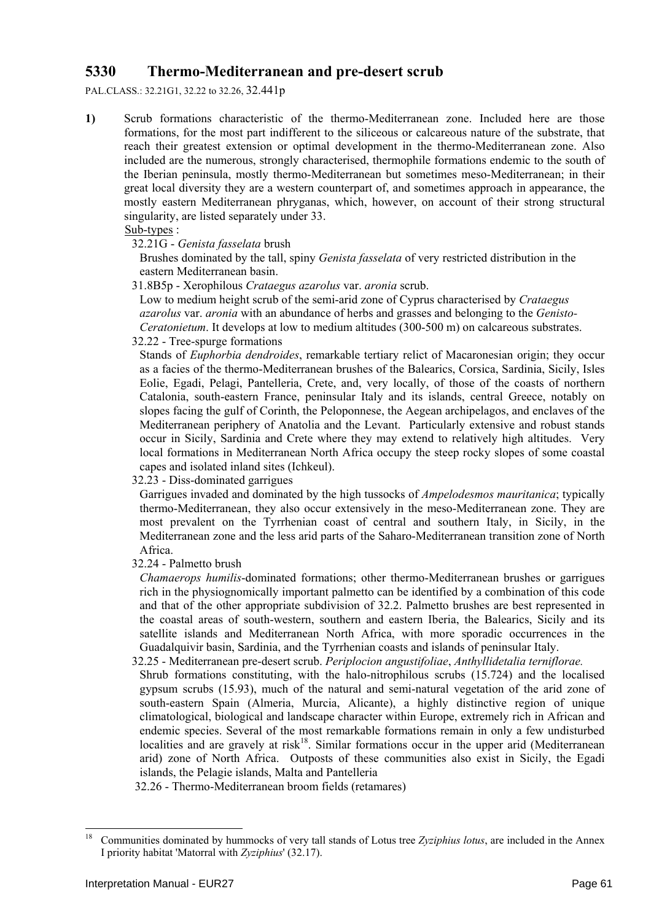## 5330 Thermo-Mediterranean and pre-desert scrub

PAL.CLASS.: 32.21G1, 32.22 to 32.26, 32.441p

**1)** Scrub formations characteristic of the thermo-Mediterranean zone. Included here are those formations, for the most part indifferent to the siliceous or calcareous nature of the substrate, that reach their greatest extension or optimal development in the thermo-Mediterranean zone. Also included are the numerous, strongly characterised, thermophile formations endemic to the south of the Iberian peninsula, mostly thermo-Mediterranean but sometimes meso-Mediterranean; in their great local diversity they are a western counterpart of, and sometimes approach in appearance, the mostly eastern Mediterranean phryganas, which, however, on account of their strong structural singularity, are listed separately under 33.

Sub-types :

32.21G - *Genista fasselata* brush

Brushes dominated by the tall, spiny *Genista fasselata* of very restricted distribution in the eastern Mediterranean basin.

31.8B5p - Xerophilous *Crataegus azarolus* var. *aronia* scrub.

Low to medium height scrub of the semi-arid zone of Cyprus characterised by *Crataegus azarolus* var. *aronia* with an abundance of herbs and grasses and belonging to the *Genisto-Ceratonietum*. It develops at low to medium altitudes (300-500 m) on calcareous substrates.

32.22 - Tree-spurge formations

Stands of *Euphorbia dendroides*, remarkable tertiary relict of Macaronesian origin; they occur as a facies of the thermo-Mediterranean brushes of the Balearics, Corsica, Sardinia, Sicily, Isles Eolie, Egadi, Pelagi, Pantelleria, Crete, and, very locally, of those of the coasts of northern Catalonia, south-eastern France, peninsular Italy and its islands, central Greece, notably on slopes facing the gulf of Corinth, the Peloponnese, the Aegean archipelagos, and enclaves of the Mediterranean periphery of Anatolia and the Levant. Particularly extensive and robust stands occur in Sicily, Sardinia and Crete where they may extend to relatively high altitudes. Very local formations in Mediterranean North Africa occupy the steep rocky slopes of some coastal capes and isolated inland sites (Ichkeul).

32.23 - Diss-dominated garrigues

Garrigues invaded and dominated by the high tussocks of *Ampelodesmos mauritanica*; typically thermo-Mediterranean, they also occur extensively in the meso-Mediterranean zone. They are most prevalent on the Tyrrhenian coast of central and southern Italy, in Sicily, in the Mediterranean zone and the less arid parts of the Saharo-Mediterranean transition zone of North Africa.

32.24 - Palmetto brush

*Chamaerops humilis*-dominated formations; other thermo-Mediterranean brushes or garrigues rich in the physiognomically important palmetto can be identified by a combination of this code and that of the other appropriate subdivision of 32.2. Palmetto brushes are best represented in the coastal areas of south-western, southern and eastern Iberia, the Balearics, Sicily and its satellite islands and Mediterranean North Africa, with more sporadic occurrences in the Guadalquivir basin, Sardinia, and the Tyrrhenian coasts and islands of peninsular Italy.

32.25 - Mediterranean pre-desert scrub. *Periplocion angustifoliae*, *Anthyllidetalia terniflorae.*

Shrub formations constituting, with the halo-nitrophilous scrubs (15.724) and the localised gypsum scrubs (15.93), much of the natural and semi-natural vegetation of the arid zone of south-eastern Spain (Almeria, Murcia, Alicante), a highly distinctive region of unique climatological, biological and landscape character within Europe, extremely rich in African and endemic species. Several of the most remarkable formations remain in only a few undisturbed localities and are gravely at risk[18]. Similar formations occur in the upper arid (Mediterranean arid) zone of North Africa. Outposts of these communities also exist in Sicily, the Egadi islands, the Pelagie islands, Malta and Pantelleria

32.26 - Thermo-Mediterranean broom fields (retamares)

---

[18] Communities dominated by hummocks of very tall stands of Lotus tree *Zyziphius lotus*, are included in the Annex I priority habitat 'Matorral with *Zyziphius*' (32.17).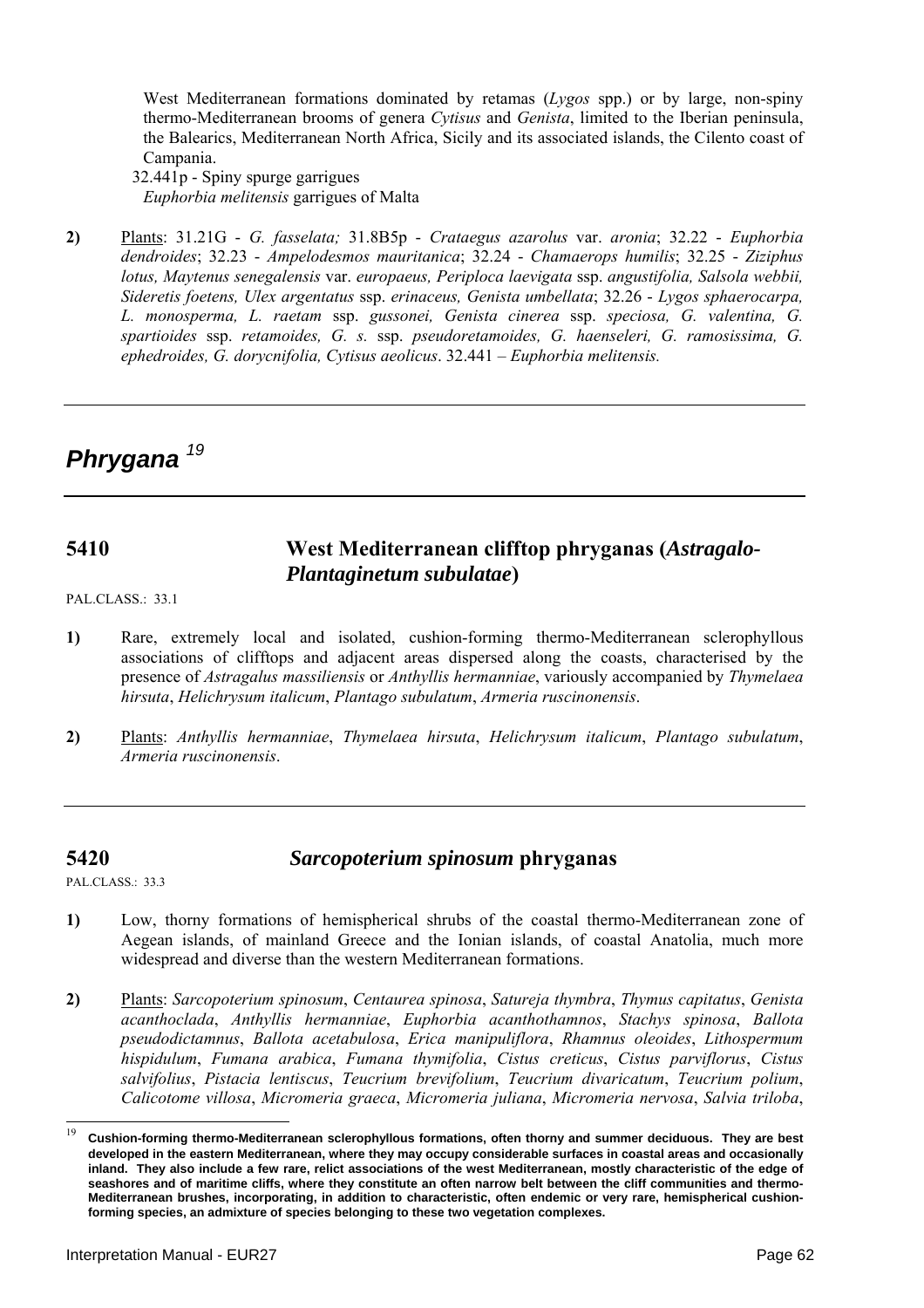West Mediterranean formations dominated by retamas (*Lygos* spp.) or by large, non-spiny thermo-Mediterranean brooms of genera *Cytisus* and *Genista*, limited to the Iberian peninsula, the Balearics, Mediterranean North Africa, Sicily and its associated islands, the Cilento coast of Campania.

32.441p - Spiny spurge garrigues
*Euphorbia melitensis* garrigues of Malta

**2)** Plants: 31.21G - *G. fasselata;* 31.8B5p - *Crataegus azarolus* var. *aronia*; 32.22 - *Euphorbia dendroides*; 32.23 - *Ampelodesmos mauritanica*; 32.24 - *Chamaerops humilis*; 32.25 - *Ziziphus lotus, Maytenus senegalensis* var. *europaeus, Periploca laevigata* ssp. *angustifolia, Salsola webbii, Sideretis foetens, Ulex argentatus* ssp. *erinaceus, Genista umbellata*; 32.26 - *Lygos sphaerocarpa, L. monosperma, L. raetam* ssp. *gussonei, Genista cinerea* ssp. *speciosa, G. valentina, G. spartioides* ssp. *retamoides, G. s.* ssp. *pseudoretamoides, G. haenseleri, G. ramosissima, G. ephedroides, G. dorycnifolia, Cytisus aeolicus*. 32.441 – *Euphorbia melitensis.*

---

# *Phrygana* [19]

---

## 5410 West Mediterranean clifftop phryganas (*Astragalo-Plantaginetum subulatae*)

PAL.CLASS.: 33.1

**1)** Rare, extremely local and isolated, cushion-forming thermo-Mediterranean sclerophyllous associations of clifftops and adjacent areas dispersed along the coasts, characterised by the presence of *Astragalus massiliensis* or *Anthyllis hermanniae*, variously accompanied by *Thymelaea hirsuta*, *Helichrysum italicum*, *Plantago subulatum*, *Armeria ruscinonensis*.

**2)** Plants: *Anthyllis hermanniae*, *Thymelaea hirsuta*, *Helichrysum italicum*, *Plantago subulatum*, *Armeria ruscinonensis*.

---

## 5420 *Sarcopoterium spinosum* phryganas

PAL.CLASS.: 33.3

**1)** Low, thorny formations of hemispherical shrubs of the coastal thermo-Mediterranean zone of Aegean islands, of mainland Greece and the Ionian islands, of coastal Anatolia, much more widespread and diverse than the western Mediterranean formations.

**2)** Plants: *Sarcopoterium spinosum*, *Centaurea spinosa*, *Satureja thymbra*, *Thymus capitatus*, *Genista acanthoclada*, *Anthyllis hermanniae*, *Euphorbia acanthothamnos*, *Stachys spinosa*, *Ballota pseudodictamnus*, *Ballota acetabulosa*, *Erica manipuliflora*, *Rhamnus oleoides*, *Lithospermum hispidulum*, *Fumana arabica*, *Fumana thymifolia*, *Cistus creticus*, *Cistus parviflorus*, *Cistus salvifolius*, *Pistacia lentiscus*, *Teucrium brevifolium*, *Teucrium divaricatum*, *Teucrium polium*, *Calicotome villosa*, *Micromeria graeca*, *Micromeria juliana*, *Micromeria nervosa*, *Salvia triloba*,

---

[19] **Cushion-forming thermo-Mediterranean sclerophyllous formations, often thorny and summer deciduous. They are best developed in the eastern Mediterranean, where they may occupy considerable surfaces in coastal areas and occasionally inland. They also include a few rare, relict associations of the west Mediterranean, mostly characteristic of the edge of seashores and of maritime cliffs, where they constitute an often narrow belt between the cliff communities and thermo-Mediterranean brushes, incorporating, in addition to characteristic, often endemic or very rare, hemispherical cushion-forming species, an admixture of species belonging to these two vegetation complexes.**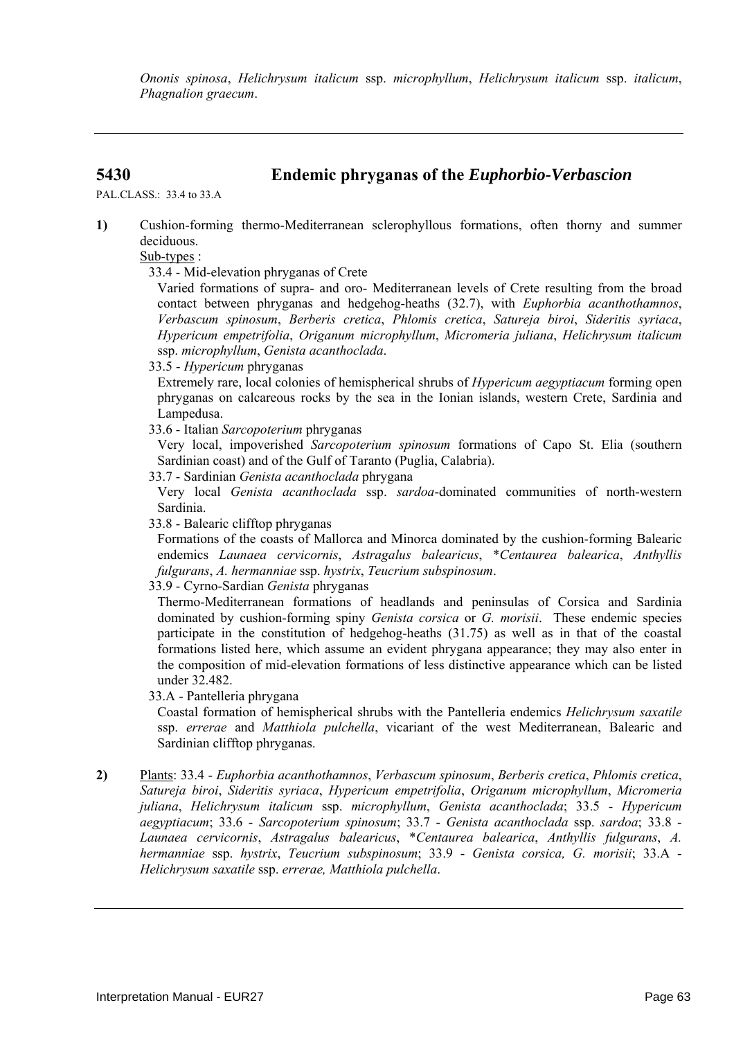*Ononis spinosa*, *Helichrysum italicum* ssp. *microphyllum*, *Helichrysum italicum* ssp. *italicum*, *Phagnalion graecum*.

---

## 5430 Endemic phryganas of the *Euphorbio-Verbascion*

PAL.CLASS.: 33.4 to 33.A

**1)** Cushion-forming thermo-Mediterranean sclerophyllous formations, often thorny and summer deciduous.

Sub-types :

33.4 - Mid-elevation phryganas of Crete

Varied formations of supra- and oro- Mediterranean levels of Crete resulting from the broad contact between phryganas and hedgehog-heaths (32.7), with *Euphorbia acanthothamnos*, *Verbascum spinosum*, *Berberis cretica*, *Phlomis cretica*, *Satureja biroi*, *Sideritis syriaca*, *Hypericum empetrifolia*, *Origanum microphyllum*, *Micromeria juliana*, *Helichrysum italicum* ssp. *microphyllum*, *Genista acanthoclada*.

33.5 - *Hypericum* phryganas

Extremely rare, local colonies of hemispherical shrubs of *Hypericum aegyptiacum* forming open phryganas on calcareous rocks by the sea in the Ionian islands, western Crete, Sardinia and Lampedusa.

33.6 - Italian *Sarcopoterium* phryganas

Very local, impoverished *Sarcopoterium spinosum* formations of Capo St. Elia (southern Sardinian coast) and of the Gulf of Taranto (Puglia, Calabria).

33.7 - Sardinian *Genista acanthoclada* phrygana

Very local *Genista acanthoclada* ssp. *sardoa*-dominated communities of north-western Sardinia.

33.8 - Balearic clifftop phryganas

Formations of the coasts of Mallorca and Minorca dominated by the cushion-forming Balearic endemics *Launaea cervicornis*, *Astragalus balearicus*, **Centaurea balearica*, *Anthyllis fulgurans*, *A. hermanniae* ssp. *hystrix*, *Teucrium subspinosum*.

33.9 - Cyrno-Sardian *Genista* phryganas

Thermo-Mediterranean formations of headlands and peninsulas of Corsica and Sardinia dominated by cushion-forming spiny *Genista corsica* or *G. morisii*. These endemic species participate in the constitution of hedgehog-heaths (31.75) as well as in that of the coastal formations listed here, which assume an evident phrygana appearance; they may also enter in the composition of mid-elevation formations of less distinctive appearance which can be listed under 32.482.

33.A - Pantelleria phrygana

Coastal formation of hemispherical shrubs with the Pantelleria endemics *Helichrysum saxatile* ssp. *errerae* and *Matthiola pulchella*, vicariant of the west Mediterranean, Balearic and Sardinian clifftop phryganas.

**2)** Plants: 33.4 - *Euphorbia acanthothamnos*, *Verbascum spinosum*, *Berberis cretica*, *Phlomis cretica*, *Satureja biroi*, *Sideritis syriaca*, *Hypericum empetrifolia*, *Origanum microphyllum*, *Micromeria juliana*, *Helichrysum italicum* ssp. *microphyllum*, *Genista acanthoclada*; 33.5 - *Hypericum aegyptiacum*; 33.6 - *Sarcopoterium spinosum*; 33.7 - *Genista acanthoclada* ssp. *sardoa*; 33.8 - *Launaea cervicornis*, *Astragalus balearicus*, **Centaurea balearica*, *Anthyllis fulgurans*, *A. hermanniae* ssp. *hystrix*, *Teucrium subspinosum*; 33.9 - *Genista corsica, G. morisii*; 33.A - *Helichrysum saxatile* ssp. *errerae, Matthiola pulchella*.

---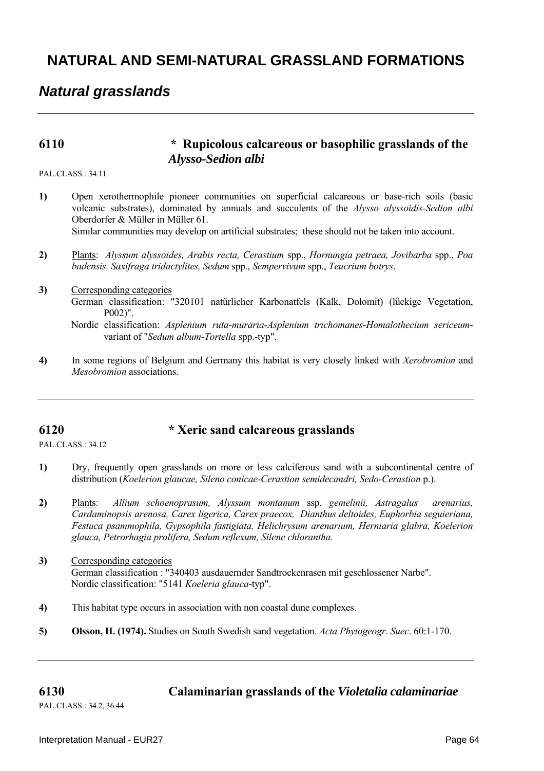# NATURAL AND SEMI-NATURAL GRASSLAND FORMATIONS

## *Natural grasslands*

---

### 6110 * Rupicolous calcareous or basophilic grasslands of the *Alysso-Sedion albi*

PAL.CLASS.: 34.11

**1)** Open xerothermophile pioneer communities on superficial calcareous or base-rich soils (basic volcanic substrates), dominated by annuals and succulents of the *Alysso alyssoidis-Sedion albi* Oberdorfer & Müller in Müller 61.
Similar communities may develop on artificial substrates; these should not be taken into account.

**2)** Plants: *Alyssum alyssoides, Arabis recta, Cerastium* spp., *Hornungia petraea, Jovibarba* spp., *Poa badensis, Saxifraga tridactylites, Sedum* spp., *Sempervivum* spp., *Teucrium botrys*.

**3)** Corresponding categories
German classification: "320101 natürlicher Karbonatfels (Kalk, Dolomit) (lückige Vegetation, P002)".
Nordic classification: *Asplenium ruta-muraria-Asplenium trichomanes-Homalothecium sericeum*-variant of "*Sedum album-Tortella* spp.-typ".

**4)** In some regions of Belgium and Germany this habitat is very closely linked with *Xerobromion* and *Mesobromion* associations.

---

### 6120 * Xeric sand calcareous grasslands

PAL.CLASS.: 34.12

**1)** Dry, frequently open grasslands on more or less calciferous sand with a subcontinental centre of distribution (*Koelerion glaucae, Sileno conicae-Cerastion semidecandri, Sedo-Cerastion* p.).

**2)** Plants: *Allium schoenoprasum, Alyssum montanum* ssp. *gemelinii, Astragalus arenarius, Cardaminopsis arenosa, Carex ligerica, Carex praecox, Dianthus deltoides, Euphorbia seguieriana, Festuca psammophila, Gypsophila fastigiata, Helichrysum arenarium, Herniaria glabra, Koelerion glauca, Petrorhagia prolifera, Sedum reflexum, Silene chlorantha.*

**3)** Corresponding categories
German classification : "340403 ausdauernder Sandtrockenrasen mit geschlossener Narbe".
Nordic classification: "5141 *Koeleria glauca*-typ".

**4)** This habitat type occurs in association with non coastal dune complexes.

**5)** **Olsson, H. (1974).** Studies on South Swedish sand vegetation. *Acta Phytogeogr. Suec*. 60:1-170.

---

### 6130 Calaminarian grasslands of the *Violetalia calaminariae*

PAL.CLASS.: 34.2, 36.44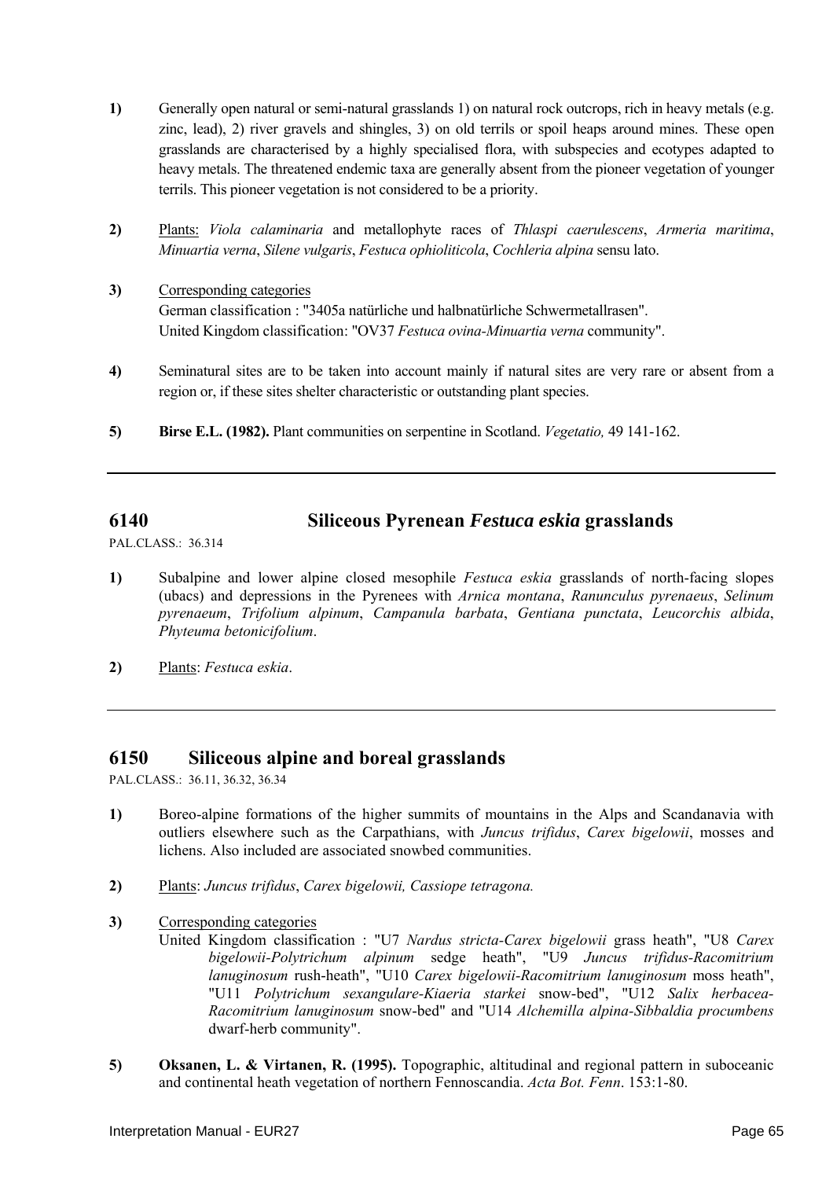**1)** Generally open natural or semi-natural grasslands 1) on natural rock outcrops, rich in heavy metals (e.g. zinc, lead), 2) river gravels and shingles, 3) on old terrils or spoil heaps around mines. These open grasslands are characterised by a highly specialised flora, with subspecies and ecotypes adapted to heavy metals. The threatened endemic taxa are generally absent from the pioneer vegetation of younger terrils. This pioneer vegetation is not considered to be a priority.

**2)** Plants: *Viola calaminaria* and metallophyte races of *Thlaspi caerulescens*, *Armeria maritima*, *Minuartia verna*, *Silene vulgaris*, *Festuca ophioliticola*, *Cochleria alpina* sensu lato.

**3)** Corresponding categories
German classification : "3405a natürliche und halbnatürliche Schwermetallrasen".
United Kingdom classification: "OV37 *Festuca ovina-Minuartia verna* community".

**4)** Seminatural sites are to be taken into account mainly if natural sites are very rare or absent from a region or, if these sites shelter characteristic or outstanding plant species.

**5)** **Birse E.L. (1982).** Plant communities on serpentine in Scotland. *Vegetatio,* 49 141-162.

---

## 6140 Siliceous Pyrenean *Festuca eskia* grasslands

PAL.CLASS.: 36.314

**1)** Subalpine and lower alpine closed mesophile *Festuca eskia* grasslands of north-facing slopes (ubacs) and depressions in the Pyrenees with *Arnica montana*, *Ranunculus pyrenaeus*, *Selinum pyrenaeum*, *Trifolium alpinum*, *Campanula barbata*, *Gentiana punctata*, *Leucorchis albida*, *Phyteuma betonicifolium*.

**2)** Plants: *Festuca eskia*.

---

## 6150 Siliceous alpine and boreal grasslands

PAL.CLASS.: 36.11, 36.32, 36.34

**1)** Boreo-alpine formations of the higher summits of mountains in the Alps and Scandanavia with outliers elsewhere such as the Carpathians, with *Juncus trifidus*, *Carex bigelowii*, mosses and lichens. Also included are associated snowbed communities.

**2)** Plants: *Juncus trifidus*, *Carex bigelowii, Cassiope tetragona.*

**3)** Corresponding categories
United Kingdom classification : "U7 *Nardus stricta-Carex bigelowii* grass heath", "U8 *Carex bigelowii-Polytrichum alpinum* sedge heath", "U9 *Juncus trifidus-Racomitrium lanuginosum* rush-heath", "U10 *Carex bigelowii-Racomitrium lanuginosum* moss heath", "U11 *Polytrichum sexangulare-Kiaeria starkei* snow-bed", "U12 *Salix herbacea-Racomitrium lanuginosum* snow-bed" and "U14 *Alchemilla alpina-Sibbaldia procumbens* dwarf-herb community".

**5)** **Oksanen, L. & Virtanen, R. (1995).** Topographic, altitudinal and regional pattern in suboceanic and continental heath vegetation of northern Fennoscandia. *Acta Bot. Fenn*. 153:1-80.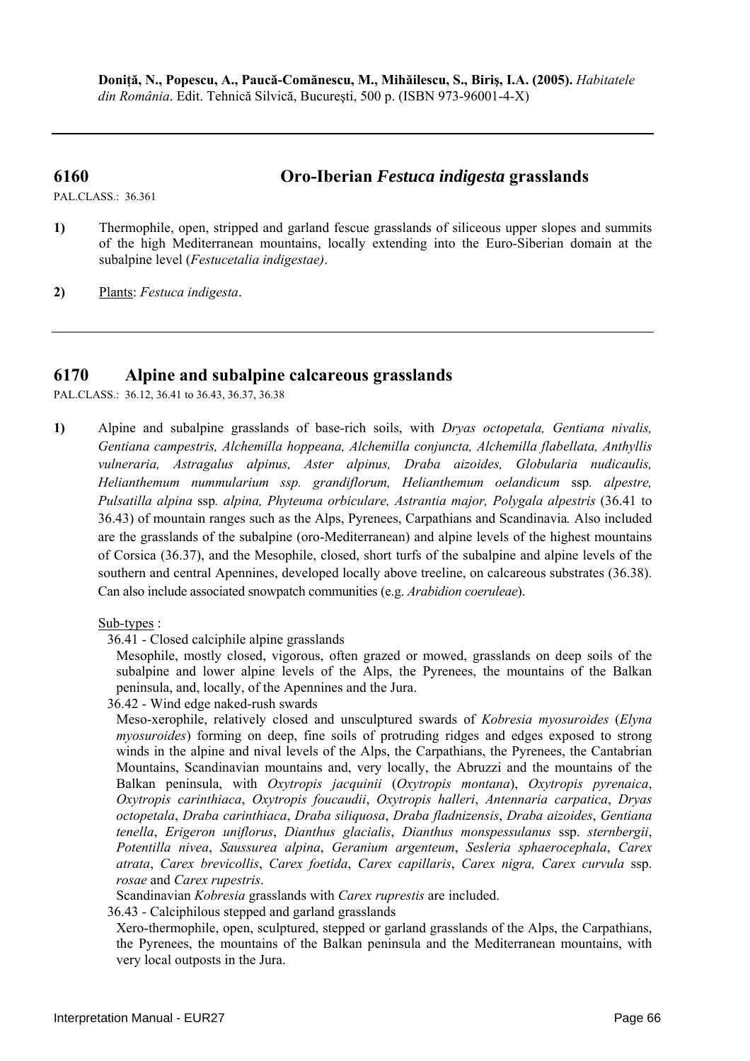**Doniță, N., Popescu, A., Paucă-Comănescu, M., Mihăilescu, S., Biriş, I.A. (2005).** *Habitatele din România*. Edit. Tehnică Silvică, Bucureşti, 500 p. (ISBN 973-96001-4-X)

---

## 6160 Oro-Iberian *Festuca indigesta* grasslands

PAL.CLASS.: 36.361

**1)** Thermophile, open, stripped and garland fescue grasslands of siliceous upper slopes and summits of the high Mediterranean mountains, locally extending into the Euro-Siberian domain at the subalpine level (*Festucetalia indigestae)*.

**2)** Plants: *Festuca indigesta*.

---

## 6170 Alpine and subalpine calcareous grasslands

PAL.CLASS.: 36.12, 36.41 to 36.43, 36.37, 36.38

**1)** Alpine and subalpine grasslands of base-rich soils, with *Dryas octopetala, Gentiana nivalis, Gentiana campestris, Alchemilla hoppeana, Alchemilla conjuncta, Alchemilla flabellata, Anthyllis vulneraria, Astragalus alpinus, Aster alpinus, Draba aizoides, Globularia nudicaulis, Helianthemum nummularium ssp. grandiflorum, Helianthemum oelandicum* ssp. *alpestre, Pulsatilla alpina* ssp. *alpina, Phyteuma orbiculare, Astrantia major, Polygala alpestris* (36.41 to 36.43) of mountain ranges such as the Alps, Pyrenees, Carpathians and Scandinavia. Also included are the grasslands of the subalpine (oro-Mediterranean) and alpine levels of the highest mountains of Corsica (36.37), and the Mesophile, closed, short turfs of the subalpine and alpine levels of the southern and central Apennines, developed locally above treeline, on calcareous substrates (36.38). Can also include associated snowpatch communities (e.g. *Arabidion coeruleae*).

Sub-types :

36.41 - Closed calciphile alpine grasslands

Mesophile, mostly closed, vigorous, often grazed or mowed, grasslands on deep soils of the subalpine and lower alpine levels of the Alps, the Pyrenees, the mountains of the Balkan peninsula, and, locally, of the Apennines and the Jura.

36.42 - Wind edge naked-rush swards

Meso-xerophile, relatively closed and unsculptured swards of *Kobresia myosuroides* (*Elyna myosuroides*) forming on deep, fine soils of protruding ridges and edges exposed to strong winds in the alpine and nival levels of the Alps, the Carpathians, the Pyrenees, the Cantabrian Mountains, Scandinavian mountains and, very locally, the Abruzzi and the mountains of the Balkan peninsula, with *Oxytropis jacquinii* (*Oxytropis montana*), *Oxytropis pyrenaica*, *Oxytropis carinthiaca*, *Oxytropis foucaudii*, *Oxytropis halleri*, *Antennaria carpatica*, *Dryas octopetala*, *Draba carinthiaca*, *Draba siliquosa*, *Draba fladnizensis*, *Draba aizoides*, *Gentiana tenella*, *Erigeron uniflorus*, *Dianthus glacialis*, *Dianthus monspessulanus* ssp. *sternbergii*, *Potentilla nivea*, *Saussurea alpina*, *Geranium argenteum*, *Sesleria sphaerocephala*, *Carex atrata*, *Carex brevicollis*, *Carex foetida*, *Carex capillaris*, *Carex nigra, Carex curvula* ssp. *rosae* and *Carex rupestris*.

Scandinavian *Kobresia* grasslands with *Carex ruprestis* are included.

36.43 - Calciphilous stepped and garland grasslands

Xero-thermophile, open, sculptured, stepped or garland grasslands of the Alps, the Carpathians, the Pyrenees, the mountains of the Balkan peninsula and the Mediterranean mountains, with very local outposts in the Jura.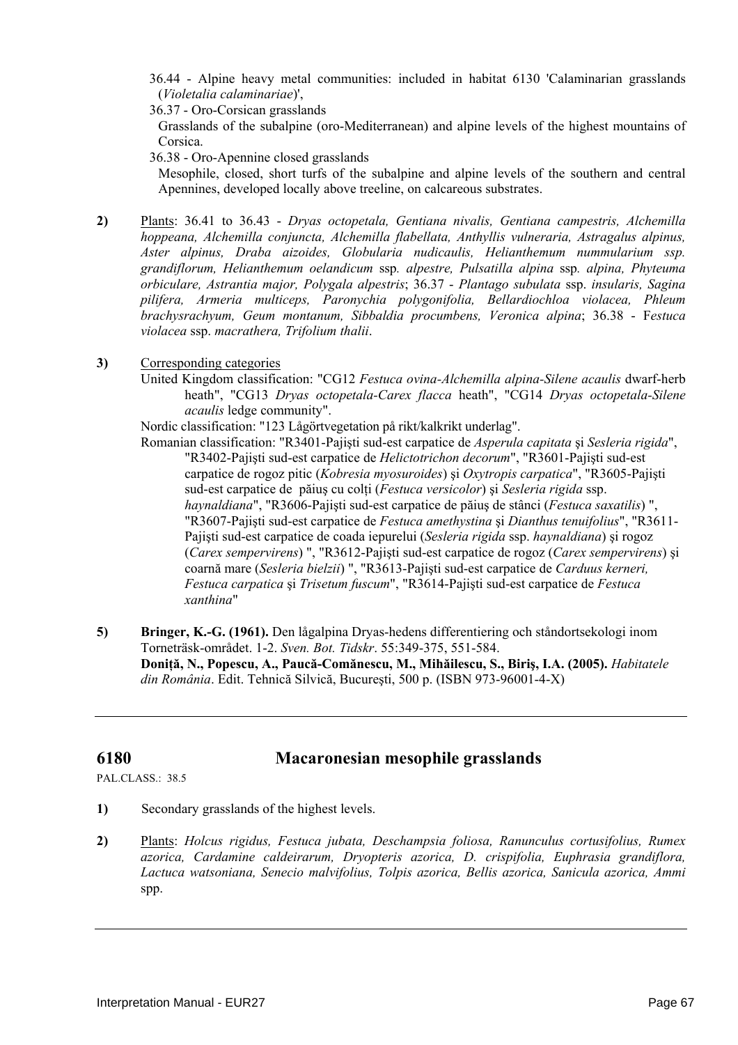36.44 - Alpine heavy metal communities: included in habitat 6130 'Calaminarian grasslands (*Violetalia calaminariae*)',

36.37 - Oro-Corsican grasslands

Grasslands of the subalpine (oro-Mediterranean) and alpine levels of the highest mountains of Corsica.

36.38 - Oro-Apennine closed grasslands

Mesophile, closed, short turfs of the subalpine and alpine levels of the southern and central Apennines, developed locally above treeline, on calcareous substrates.

**2)** Plants: 36.41 to 36.43 - *Dryas octopetala, Gentiana nivalis, Gentiana campestris, Alchemilla hoppeana, Alchemilla conjuncta, Alchemilla flabellata, Anthyllis vulneraria, Astragalus alpinus, Aster alpinus, Draba aizoides, Globularia nudicaulis, Helianthemum nummularium ssp. grandiflorum, Helianthemum oelandicum* ssp. *alpestre, Pulsatilla alpina* ssp. *alpina, Phyteuma orbiculare, Astrantia major, Polygala alpestris*; 36.37 - *Plantago subulata* ssp. *insularis, Sagina pilifera, Armeria multiceps, Paronychia polygonifolia, Bellardiochloa violacea, Phleum brachysrachyum, Geum montanum, Sibbaldia procumbens, Veronica alpina*; 36.38 - F*estuca violacea* ssp. *macrathera, Trifolium thalii*.

**3)** Corresponding categories

United Kingdom classification: "CG12 *Festuca ovina-Alchemilla alpina-Silene acaulis* dwarf-herb heath", "CG13 *Dryas octopetala-Carex flacca* heath", "CG14 *Dryas octopetala-Silene acaulis* ledge community".

Nordic classification: "123 Lågörtvegetation på rikt/kalkrikt underlag".

Romanian classification: "R3401-Pajişti sud-est carpatice de *Asperula capitata* şi *Sesleria rigida*", "R3402-Pajişti sud-est carpatice de *Helictotrichon decorum*", "R3601-Pajişti sud-est carpatice de rogoz pitic (*Kobresia myosuroides*) şi *Oxytropis carpatica*", "R3605-Pajişti sud-est carpatice de păiuş cu colţi (*Festuca versicolor*) şi *Sesleria rigida* ssp. *haynaldiana*", "R3606-Pajişti sud-est carpatice de păiuş de stânci (*Festuca saxatilis*) ", "R3607-Pajişti sud-est carpatice de *Festuca amethystina* şi *Dianthus tenuifolius*", "R3611-Pajişti sud-est carpatice de coada iepurelui (*Sesleria rigida* ssp. *haynaldiana*) şi rogoz (*Carex sempervirens*) ", "R3612-Pajişti sud-est carpatice de rogoz (*Carex sempervirens*) şi coarnă mare (*Sesleria bielzii*) ", "R3613-Pajişti sud-est carpatice de *Carduus kerneri, Festuca carpatica* şi *Trisetum fuscum*", "R3614-Pajişti sud-est carpatice de *Festuca xanthina*"

**5)** **Bringer, K.-G. (1961).** Den lågalpina Dryas-hedens differentiering och ståndortsekologi inom Torneträsk-området. 1-2. *Sven. Bot. Tidskr*. 55:349-375, 551-584.

**Doniţă, N., Popescu, A., Paucă-Comănescu, M., Mihăilescu, S., Biriş, I.A. (2005).** *Habitatele din România*. Edit. Tehnică Silvică, Bucureşti, 500 p. (ISBN 973-96001-4-X)

---

## 6180 Macaronesian mesophile grasslands

PAL.CLASS.: 38.5

**1)** Secondary grasslands of the highest levels.

**2)** Plants: *Holcus rigidus, Festuca jubata, Deschampsia foliosa, Ranunculus cortusifolius, Rumex azorica, Cardamine caldeirarum, Dryopteris azorica, D. crispifolia, Euphrasia grandiflora, Lactuca watsoniana, Senecio malvifolius, Tolpis azorica, Bellis azorica, Sanicula azorica, Ammi* spp.

---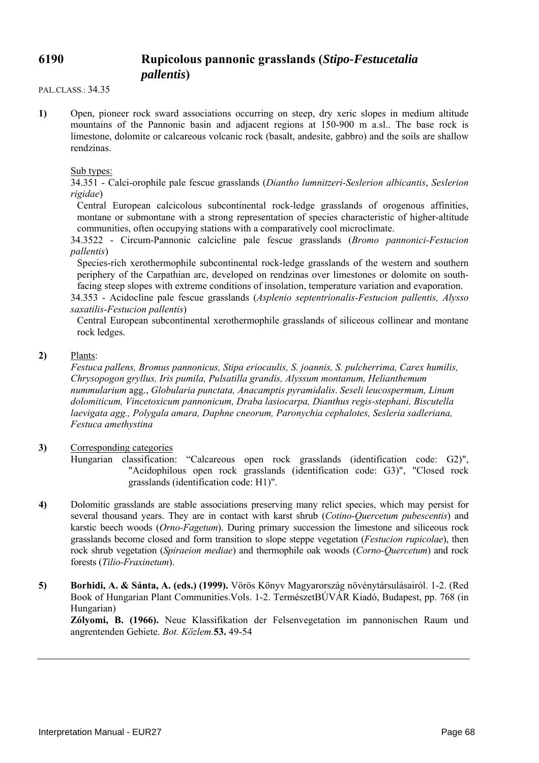## 6190 Rupicolous pannonic grasslands (*Stipo-Festucetalia pallentis*)

PAL.CLASS.: 34.35

**1)** Open, pioneer rock sward associations occurring on steep, dry xeric slopes in medium altitude mountains of the Pannonic basin and adjacent regions at 150-900 m a.sl.. The base rock is limestone, dolomite or calcareous volcanic rock (basalt, andesite, gabbro) and the soils are shallow rendzinas.

Sub types:

34.351 - Calci-orophile pale fescue grasslands (*Diantho lumnitzeri-Seslerion albicantis*, *Seslerion rigidae*)

Central European calcicolous subcontinental rock-ledge grasslands of orogenous affinities, montane or submontane with a strong representation of species characteristic of higher-altitude communities, often occupying stations with a comparatively cool microclimate.

34.3522 - Circum-Pannonic calcicline pale fescue grasslands (*Bromo pannonici-Festucion pallentis*)

Species-rich xerothermophile subcontinental rock-ledge grasslands of the western and southern periphery of the Carpathian arc, developed on rendzinas over limestones or dolomite on south-facing steep slopes with extreme conditions of insolation, temperature variation and evaporation.

34.353 - Acidocline pale fescue grasslands (*Asplenio septentrionalis-Festucion pallentis, Alysso saxatilis-Festucion pallentis*)

Central European subcontinental xerothermophile grasslands of siliceous collinear and montane rock ledges.

**2)** Plants:

*Festuca pallens, Bromus pannonicus, Stipa eriocaulis, S. joannis, S. pulcherrima, Carex humilis, Chrysopogon gryllus, Iris pumila, Pulsatilla grandis, Alyssum montanum, Helianthemum nummularium* agg., *Globularia punctata, Anacamptis pyramidalis*. *Seseli leucospermum, Linum dolomiticum, Vincetoxicum pannonicum, Draba lasiocarpa, Dianthus regis-stephani, Biscutella laevigata agg., Polygala amara, Daphne cneorum, Paronychia cephalotes, Sesleria sadleriana, Festuca amethystina*

**3)** Corresponding categories

Hungarian classification: "Calcareous open rock grasslands (identification code: G2)", "Acidophilous open rock grasslands (identification code: G3)", "Closed rock grasslands (identification code: H1)".

**4)** Dolomitic grasslands are stable associations preserving many relict species, which may persist for several thousand years. They are in contact with karst shrub (*Cotino-Quercetum pubescentis*) and karstic beech woods (*Orno-Fagetum*). During primary succession the limestone and siliceous rock grasslands become closed and form transition to slope steppe vegetation (*Festucion rupicolae*), then rock shrub vegetation (*Spiraeion mediae*) and thermophile oak woods (*Corno-Quercetum*) and rock forests (*Tilio-Fraxinetum*).

**5)** **Borhidi, A. & Sánta, A. (eds.) (1999).** Vörös Könyv Magyarország növénytársulásairól. 1-2. (Red Book of Hungarian Plant Communities.Vols. 1-2. TermészetBÚVÁR Kiadó, Budapest, pp. 768 (in Hungarian)

**Zólyomi, B. (1966).** Neue Klassifikation der Felsenvegetation im pannonischen Raum und angrentenden Gebiete. *Bot. Közlem.***53.** 49-54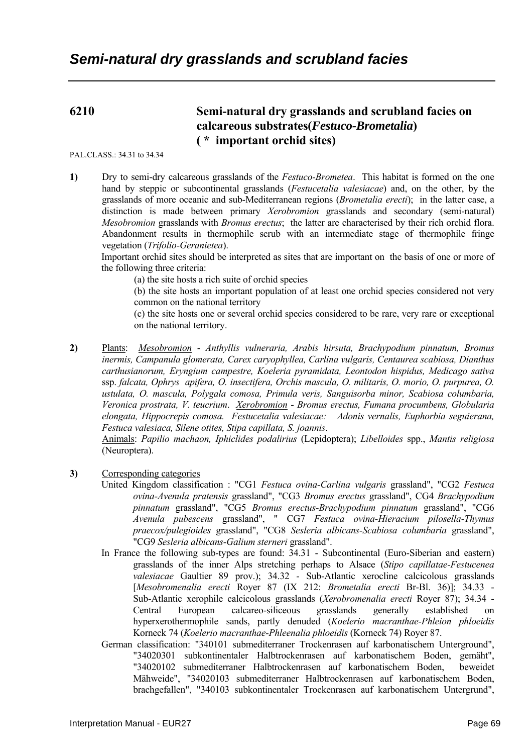# *Semi-natural dry grasslands and scrubland facies*

## 6210 Semi-natural dry grasslands and scrubland facies on calcareous substrates(*Festuco-Brometalia*) ( * important orchid sites)

PAL.CLASS.: 34.31 to 34.34

**1)** Dry to semi-dry calcareous grasslands of the *Festuco-Brometea*. This habitat is formed on the one hand by steppic or subcontinental grasslands (*Festucetalia valesiacae*) and, on the other, by the grasslands of more oceanic and sub-Mediterranean regions (*Brometalia erecti*); in the latter case, a distinction is made between primary *Xerobromion* grasslands and secondary (semi-natural) *Mesobromion* grasslands with *Bromus erectus*; the latter are characterised by their rich orchid flora. Abandonment results in thermophile scrub with an intermediate stage of thermophile fringe vegetation (*Trifolio-Geranietea*).

Important orchid sites should be interpreted as sites that are important on the basis of one or more of the following three criteria:

(a) the site hosts a rich suite of orchid species

(b) the site hosts an important population of at least one orchid species considered not very common on the national territory

(c) the site hosts one or several orchid species considered to be rare, very rare or exceptional on the national territory.

**2)** Plants: *Mesobromion* - *Anthyllis vulneraria, Arabis hirsuta, Brachypodium pinnatum, Bromus inermis, Campanula glomerata, Carex caryophyllea, Carlina vulgaris, Centaurea scabiosa, Dianthus carthusianorum, Eryngium campestre, Koeleria pyramidata, Leontodon hispidus, Medicago sativa* ssp. *falcata, Ophrys apifera, O. insectifera, Orchis mascula, O. militaris, O. morio, O. purpurea, O. ustulata, O. mascula, Polygala comosa, Primula veris, Sanguisorba minor, Scabiosa columbaria, Veronica prostrata, V. teucrium*. *Xerobromion* - *Bromus erectus, Fumana procumbens, Globularia elongata, Hippocrepis comosa. Festucetalia valesiacae: Adonis vernalis, Euphorbia seguierana, Festuca valesiaca, Silene otites, Stipa capillata, S. joannis*.

Animals: *Papilio machaon, Iphiclides podalirius* (Lepidoptera); *Libelloides* spp., *Mantis religiosa* (Neuroptera).

**3)** Corresponding categories

United Kingdom classification : "CG1 *Festuca ovina-Carlina vulgaris* grassland", "CG2 *Festuca ovina-Avenula pratensis* grassland", "CG3 *Bromus erectus* grassland", CG4 *Brachypodium pinnatum* grassland", "CG5 *Bromus erectus-Brachypodium pinnatum* grassland", "CG6 *Avenula pubescens* grassland", " CG7 *Festuca ovina-Hieracium pilosella-Thymus praecox/pulegioides* grassland", "CG8 *Sesleria albicans-Scabiosa columbaria* grassland", "CG9 *Sesleria albicans-Galium sterneri* grassland".

In France the following sub-types are found: 34.31 - Subcontinental (Euro-Siberian and eastern) grasslands of the inner Alps stretching perhaps to Alsace (*Stipo capillatae-Festucenea valesiacae* Gaultier 89 prov.); 34.32 - Sub-Atlantic xerocline calcicolous grasslands [*Mesobromenalia erecti* Royer 87 (IX 212: *Brometalia erecti* Br-Bl. 36)]; 34.33 - Sub-Atlantic xerophile calcicolous grasslands (*Xerobromenalia erecti* Royer 87); 34.34 - Central European calcareo-siliceous grasslands generally established on hyperxerothermophile sands, partly denuded (*Koelerio macranthae-Phleion phloeidis* Korneck 74 (*Koelerio macranthae-Phleenalia phloeidis* (Korneck 74) Royer 87.

German classification: "340101 submediterraner Trockenrasen auf karbonatischem Untergrund", "34020301 subkontinentaler Halbtrockenrasen auf karbonatischem Boden, gemäht", "34020102 submediterraner Halbtrockenrasen auf karbonatischem Boden, beweidet Mähweide", "34020103 submediterraner Halbtrockenrasen auf karbonatischem Boden, brachgefallen", "340103 subkontinentaler Trockenrasen auf karbonatischem Untergrund",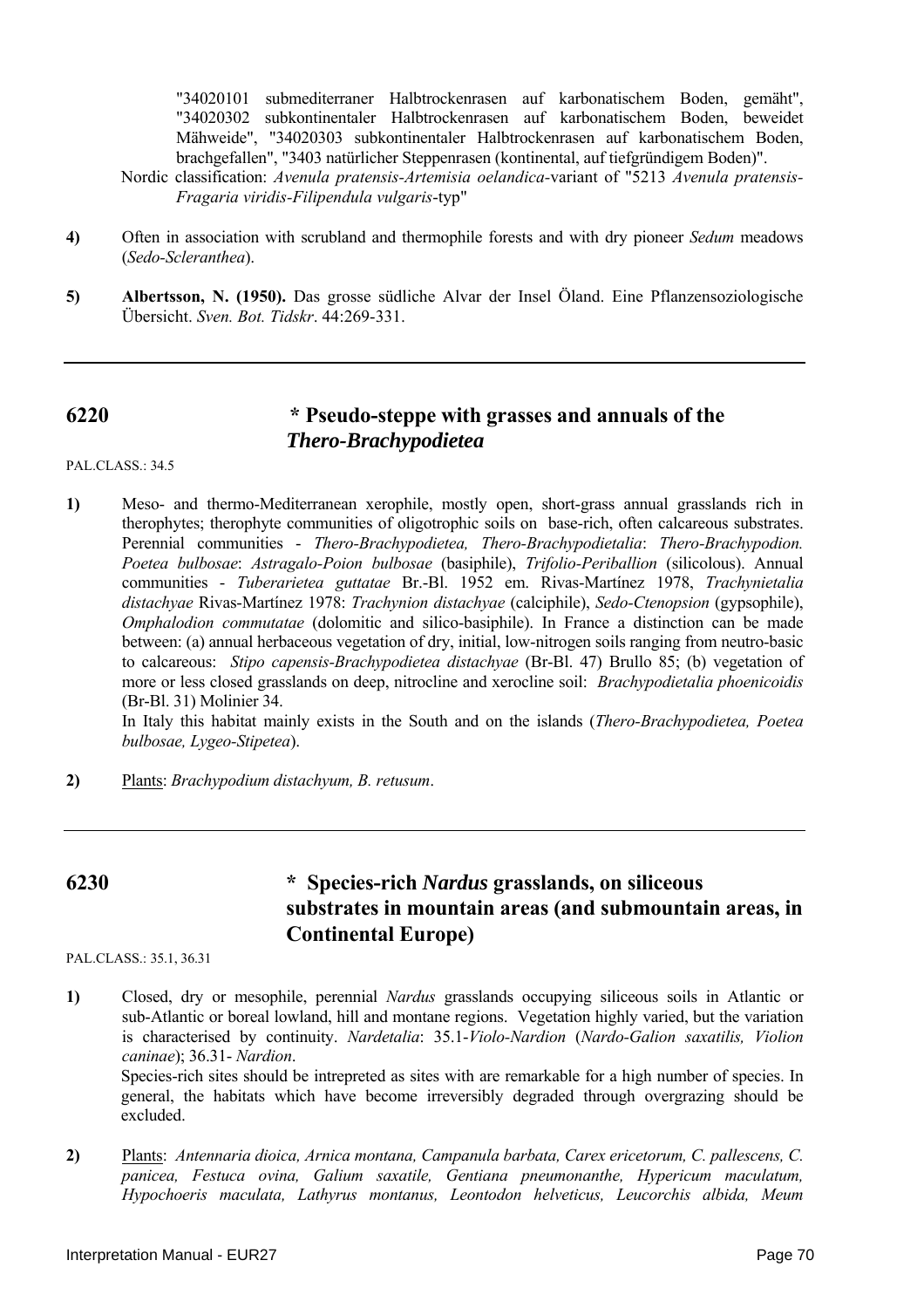"34020101 submediterraner Halbtrockenrasen auf karbonatischem Boden, gemäht", "34020302 subkontinentaler Halbtrockenrasen auf karbonatischem Boden, beweidet Mähweide", "34020303 subkontinentaler Halbtrockenrasen auf karbonatischem Boden, brachgefallen", "3403 natürlicher Steppenrasen (kontinental, auf tiefgründigem Boden)".

Nordic classification: *Avenula pratensis-Artemisia oelandica*-variant of "5213 *Avenula pratensis-Fragaria viridis-Filipendula vulgaris*-typ"

**4)** Often in association with scrubland and thermophile forests and with dry pioneer *Sedum* meadows (*Sedo-Scleranthea*).

**5)** **Albertsson, N. (1950).** Das grosse südliche Alvar der Insel Öland. Eine Pflanzensoziologische Übersicht. *Sven. Bot. Tidskr*. 44:269-331.

---

## 6220 * Pseudo-steppe with grasses and annuals of the *Thero-Brachypodietea*

PAL.CLASS.: 34.5

**1)** Meso- and thermo-Mediterranean xerophile, mostly open, short-grass annual grasslands rich in therophytes; therophyte communities of oligotrophic soils on base-rich, often calcareous substrates. Perennial communities - *Thero-Brachypodietea, Thero-Brachypodietalia*: *Thero-Brachypodion. Poetea bulbosae*: *Astragalo-Poion bulbosae* (basiphile), *Trifolio-Periballion* (silicolous). Annual communities - *Tuberarietea guttatae* Br.-Bl. 1952 em. Rivas-Martínez 1978, *Trachynietalia distachyae* Rivas-Martínez 1978: *Trachynion distachyae* (calciphile), *Sedo-Ctenopsion* (gypsophile), *Omphalodion commutatae* (dolomitic and silico-basiphile). In France a distinction can be made between: (a) annual herbaceous vegetation of dry, initial, low-nitrogen soils ranging from neutro-basic to calcareous: *Stipo capensis-Brachypodietea distachyae* (Br-Bl. 47) Brullo 85; (b) vegetation of more or less closed grasslands on deep, nitrocline and xerocline soil: *Brachypodietalia phoenicoidis* (Br-Bl. 31) Molinier 34.

In Italy this habitat mainly exists in the South and on the islands (*Thero-Brachypodietea, Poetea bulbosae, Lygeo-Stipetea*).

**2)** Plants: *Brachypodium distachyum, B. retusum*.

---

## 6230 * Species-rich *Nardus* grasslands, on siliceous substrates in mountain areas (and submountain areas, in Continental Europe)

PAL.CLASS.: 35.1, 36.31

**1)** Closed, dry or mesophile, perennial *Nardus* grasslands occupying siliceous soils in Atlantic or sub-Atlantic or boreal lowland, hill and montane regions. Vegetation highly varied, but the variation is characterised by continuity. *Nardetalia*: 35.1-*Violo-Nardion* (*Nardo-Galion saxatilis, Violion caninae*); 36.31- *Nardion*.

Species-rich sites should be intrepreted as sites with are remarkable for a high number of species. In general, the habitats which have become irreversibly degraded through overgrazing should be excluded.

**2)** Plants: *Antennaria dioica, Arnica montana, Campanula barbata, Carex ericetorum, C. pallescens, C. panicea, Festuca ovina, Galium saxatile, Gentiana pneumonanthe, Hypericum maculatum, Hypochoeris maculata, Lathyrus montanus, Leontodon helveticus, Leucorchis albida, Meum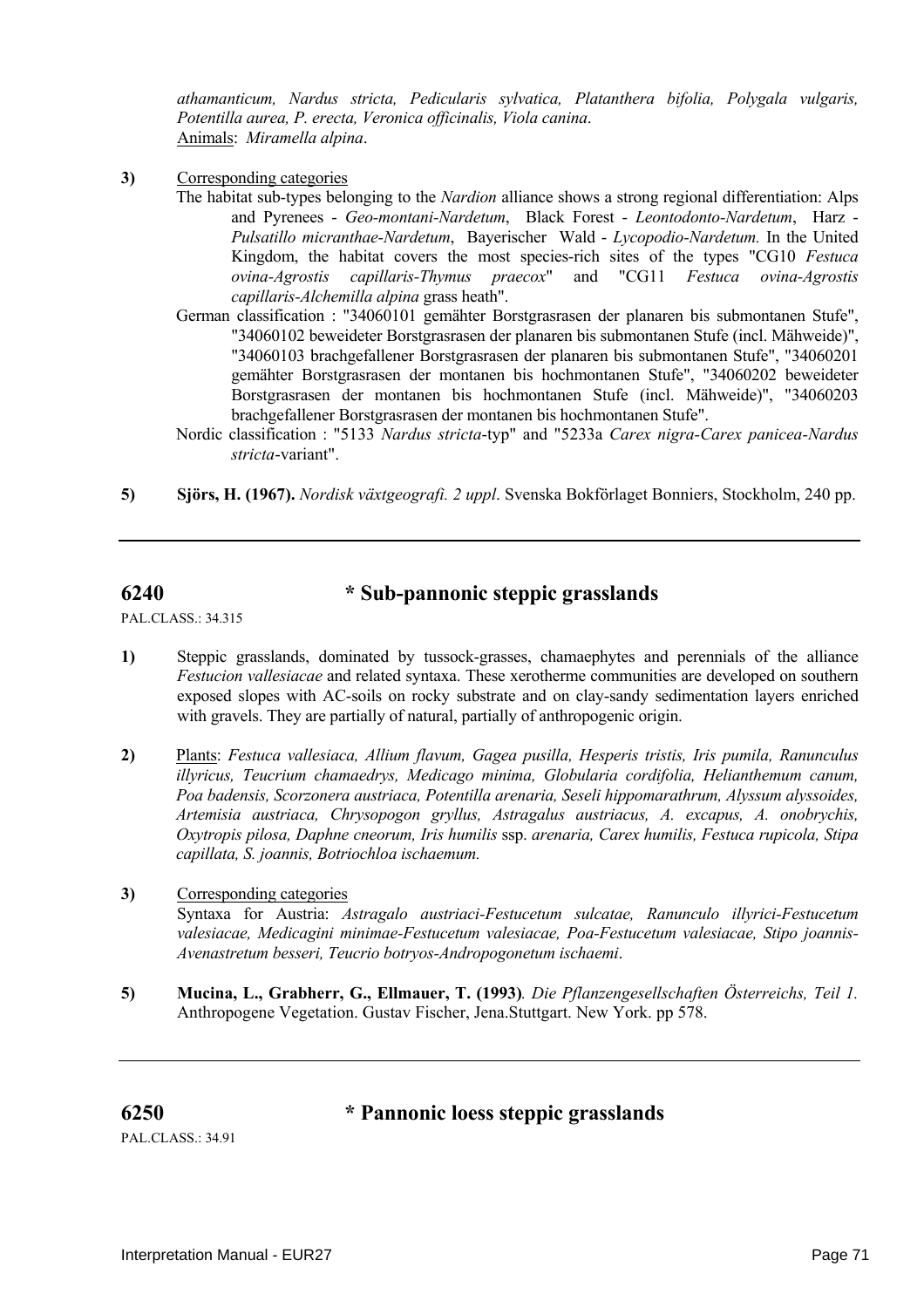*athamanticum, Nardus stricta, Pedicularis sylvatica, Platanthera bifolia, Polygala vulgaris, Potentilla aurea, P. erecta, Veronica officinalis, Viola canina*.
Animals: *Miramella alpina*.

**3)** Corresponding categories

The habitat sub-types belonging to the *Nardion* alliance shows a strong regional differentiation: Alps and Pyrenees - *Geo-montani-Nardetum*, Black Forest - *Leontodonto-Nardetum*, Harz - *Pulsatillo micranthae-Nardetum*, Bayerischer Wald - *Lycopodio-Nardetum.* In the United Kingdom, the habitat covers the most species-rich sites of the types "CG10 *Festuca ovina-Agrostis capillaris-Thymus praecox*" and "CG11 *Festuca ovina-Agrostis capillaris-Alchemilla alpina* grass heath".

German classification : "34060101 gemähter Borstgrasrasen der planaren bis submontanen Stufe", "34060102 beweideter Borstgrasrasen der planaren bis submontanen Stufe (incl. Mähweide)", "34060103 brachgefallener Borstgrasrasen der planaren bis submontanen Stufe", "34060201 gemähter Borstgrasrasen der montanen bis hochmontanen Stufe", "34060202 beweideter Borstgrasrasen der montanen bis hochmontanen Stufe (incl. Mähweide)", "34060203 brachgefallener Borstgrasrasen der montanen bis hochmontanen Stufe".

Nordic classification : "5133 *Nardus stricta*-typ" and "5233a *Carex nigra-Carex panicea-Nardus stricta*-variant".

**5)** **Sjörs, H. (1967).** *Nordisk växtgeografi. 2 uppl*. Svenska Bokförlaget Bonniers, Stockholm, 240 pp.

---

## 6240 * Sub-pannonic steppic grasslands

PAL.CLASS.: 34.315

**1)** Steppic grasslands, dominated by tussock-grasses, chamaephytes and perennials of the alliance *Festucion vallesiacae* and related syntaxa. These xerotherme communities are developed on southern exposed slopes with AC-soils on rocky substrate and on clay-sandy sedimentation layers enriched with gravels. They are partially of natural, partially of anthropogenic origin.

**2)** Plants: *Festuca vallesiaca, Allium flavum, Gagea pusilla, Hesperis tristis, Iris pumila, Ranunculus illyricus, Teucrium chamaedrys, Medicago minima, Globularia cordifolia, Helianthemum canum, Poa badensis, Scorzonera austriaca, Potentilla arenaria, Seseli hippomarathrum, Alyssum alyssoides, Artemisia austriaca, Chrysopogon gryllus, Astragalus austriacus, A. excapus, A. onobrychis, Oxytropis pilosa, Daphne cneorum, Iris humilis* ssp. *arenaria, Carex humilis, Festuca rupicola, Stipa capillata, S. joannis, Botriochloa ischaemum.*

**3)** Corresponding categories

Syntaxa for Austria: *Astragalo austriaci-Festucetum sulcatae, Ranunculo illyrici-Festucetum valesiacae, Medicagini minimae-Festucetum valesiacae, Poa-Festucetum valesiacae, Stipo joannis-Avenastretum besseri, Teucrio botryos-Andropogonetum ischaemi*.

**5)** **Mucina, L., Grabherr, G., Ellmauer, T. (1993)***. Die Pflanzengesellschaften Österreichs, Teil 1.* Anthropogene Vegetation. Gustav Fischer, Jena.Stuttgart. New York. pp 578.

---

## 6250 * Pannonic loess steppic grasslands

PAL.CLASS.: 34.91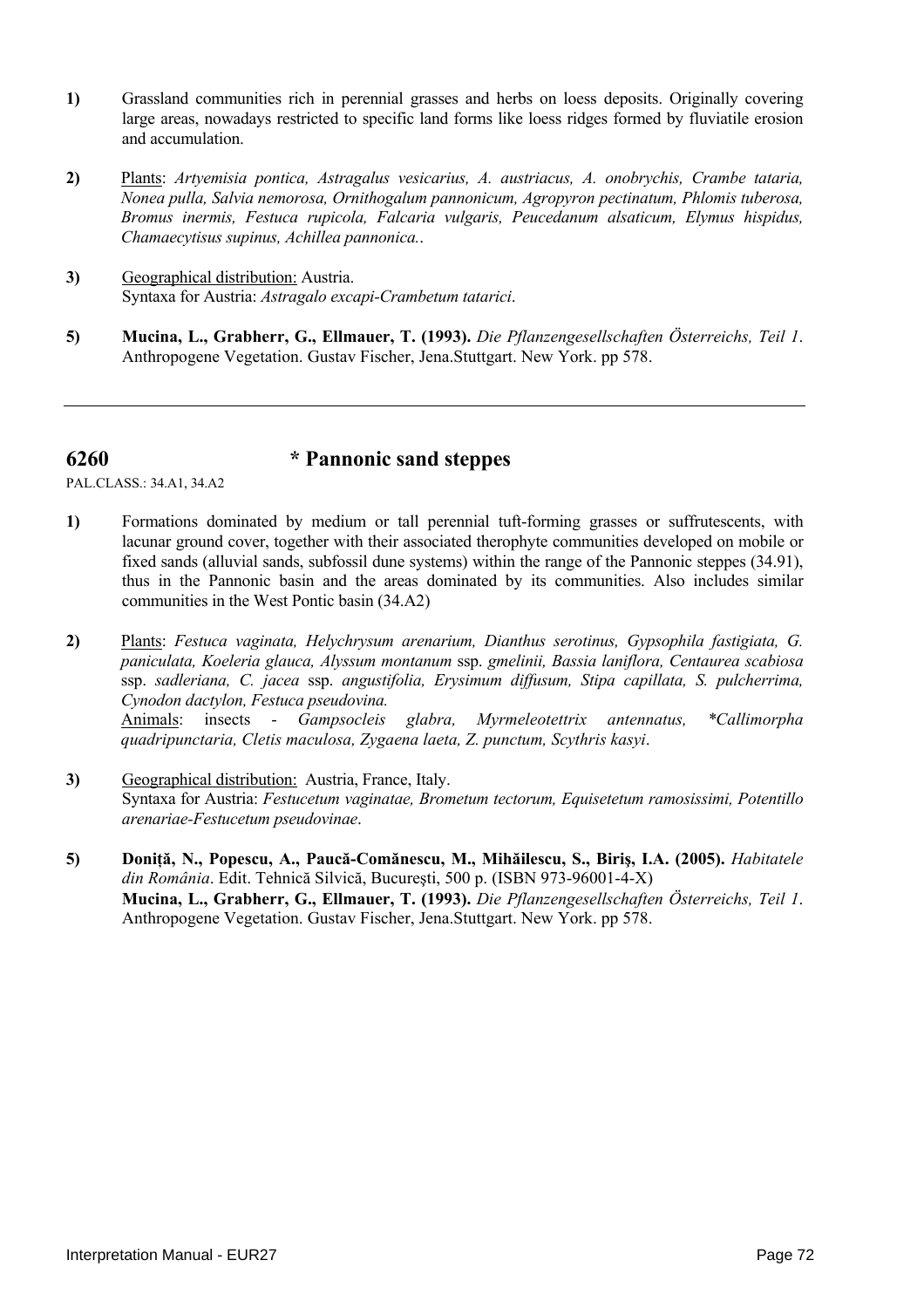**1)** Grassland communities rich in perennial grasses and herbs on loess deposits. Originally covering large areas, nowadays restricted to specific land forms like loess ridges formed by fluviatile erosion and accumulation.

**2)** Plants: *Artyemisia pontica, Astragalus vesicarius, A. austriacus, A. onobrychis, Crambe tataria, Nonea pulla, Salvia nemorosa, Ornithogalum pannonicum, Agropyron pectinatum, Phlomis tuberosa, Bromus inermis, Festuca rupicola, Falcaria vulgaris, Peucedanum alsaticum, Elymus hispidus, Chamaecytisus supinus, Achillea pannonica.*.

**3)** Geographical distribution: Austria.
Syntaxa for Austria: *Astragalo excapi-Crambetum tatarici*.

**5)** **Mucina, L., Grabherr, G., Ellmauer, T. (1993).** *Die Pflanzengesellschaften Österreichs, Teil 1*. Anthropogene Vegetation. Gustav Fischer, Jena.Stuttgart. New York. pp 578.

---

## 6260 * Pannonic sand steppes

PAL.CLASS.: 34.A1, 34.A2

**1)** Formations dominated by medium or tall perennial tuft-forming grasses or suffrutescents, with lacunar ground cover, together with their associated therophyte communities developed on mobile or fixed sands (alluvial sands, subfossil dune systems) within the range of the Pannonic steppes (34.91), thus in the Pannonic basin and the areas dominated by its communities. Also includes similar communities in the West Pontic basin (34.A2)

**2)** Plants: *Festuca vaginata, Helychrysum arenarium, Dianthus serotinus, Gypsophila fastigiata, G. paniculata, Koeleria glauca, Alyssum montanum* ssp. *gmelinii, Bassia laniflora, Centaurea scabiosa* ssp. *sadleriana, C. jacea* ssp. *angustifolia, Erysimum diffusum, Stipa capillata, S. pulcherrima, Cynodon dactylon, Festuca pseudovina.*
Animals: insects - *Gampsocleis glabra, Myrmeleotettrix antennatus, *Callimorpha quadripunctaria, Cletis maculosa, Zygaena laeta, Z. punctum, Scythris kasyi*.

**3)** Geographical distribution: Austria, France, Italy.
Syntaxa for Austria: *Festucetum vaginatae, Brometum tectorum, Equisetetum ramosissimi, Potentillo arenariae-Festucetum pseudovinae*.

**5)** **Doniţă, N., Popescu, A., Paucă-Comănescu, M., Mihăilescu, S., Biriş, I.A. (2005).** *Habitatele din România*. Edit. Tehnică Silvică, Bucureşti, 500 p. (ISBN 973-96001-4-X)
**Mucina, L., Grabherr, G., Ellmauer, T. (1993).** *Die Pflanzengesellschaften Österreichs, Teil 1*. Anthropogene Vegetation. Gustav Fischer, Jena.Stuttgart. New York. pp 578.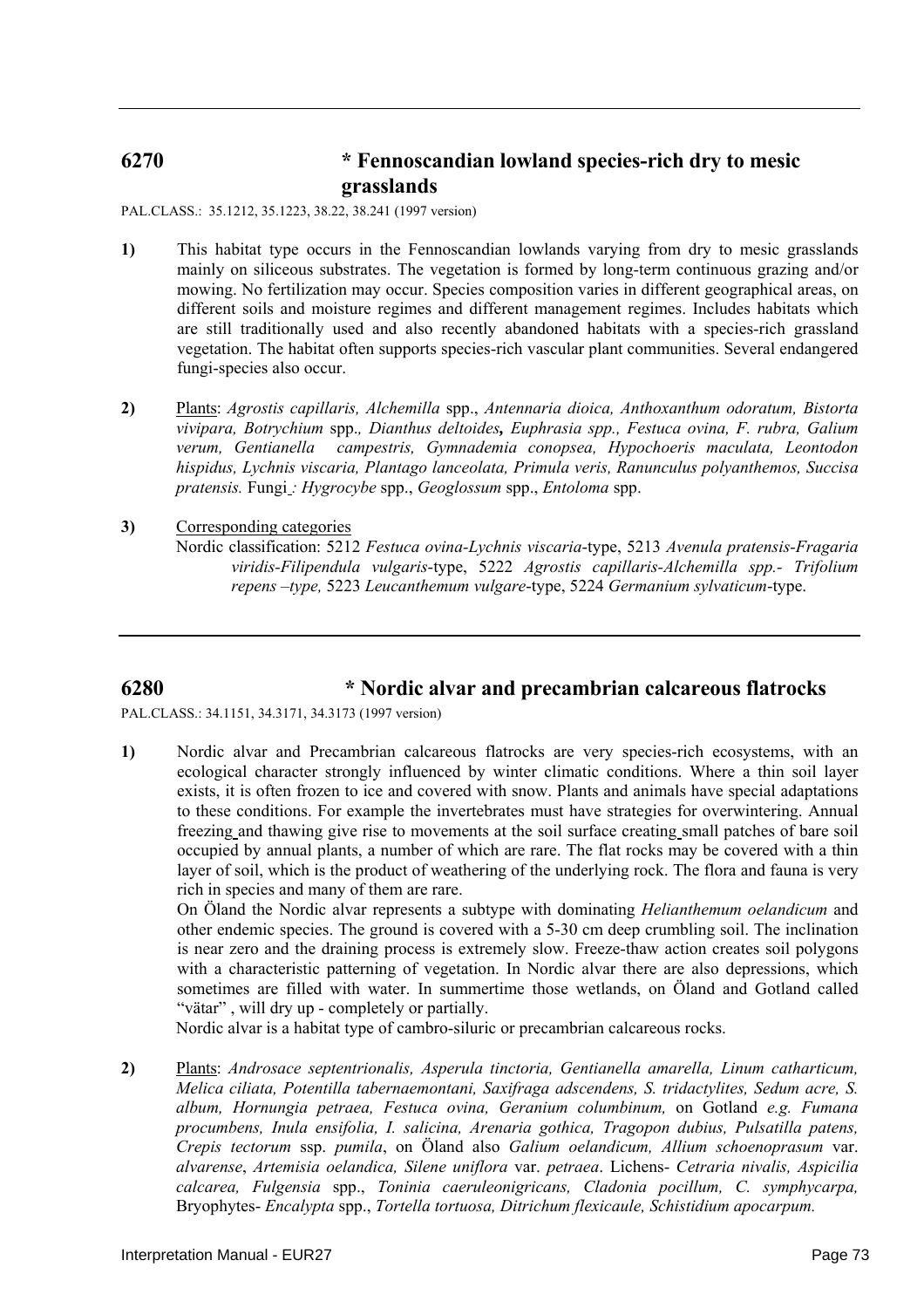## 6270 * Fennoscandian lowland species-rich dry to mesic grasslands

PAL.CLASS.: 35.1212, 35.1223, 38.22, 38.241 (1997 version)

**1)** This habitat type occurs in the Fennoscandian lowlands varying from dry to mesic grasslands mainly on siliceous substrates. The vegetation is formed by long-term continuous grazing and/or mowing. No fertilization may occur. Species composition varies in different geographical areas, on different soils and moisture regimes and different management regimes. Includes habitats which are still traditionally used and also recently abandoned habitats with a species-rich grassland vegetation. The habitat often supports species-rich vascular plant communities. Several endangered fungi-species also occur.

**2)** Plants: *Agrostis capillaris, Alchemilla* spp., *Antennaria dioica, Anthoxanthum odoratum, Bistorta vivipara, Botrychium* spp.*, Dianthus deltoides***,** *Euphrasia spp., Festuca ovina, F. rubra, Galium verum, Gentianella campestris, Gymnademia conopsea, Hypochoeris maculata, Leontodon hispidus, Lychnis viscaria, Plantago lanceolata, Primula veris, Ranunculus polyanthemos, Succisa pratensis.* Fungi *: Hygrocybe* spp., *Geoglossum* spp., *Entoloma* spp.

**3)** Corresponding categories

Nordic classification: 5212 *Festuca ovina-Lychnis viscaria*-type, 5213 *Avenula pratensis-Fragaria viridis-Filipendula vulgaris*-type, 5222 *Agrostis capillaris-Alchemilla spp.- Trifolium repens –type,* 5223 *Leucanthemum vulgare*-type, 5224 *Germanium sylvaticum*-type.

## 6280 * Nordic alvar and precambrian calcareous flatrocks

PAL.CLASS.: 34.1151, 34.3171, 34.3173 (1997 version)

**1)** Nordic alvar and Precambrian calcareous flatrocks are very species-rich ecosystems, with an ecological character strongly influenced by winter climatic conditions. Where a thin soil layer exists, it is often frozen to ice and covered with snow. Plants and animals have special adaptations to these conditions. For example the invertebrates must have strategies for overwintering. Annual freezing and thawing give rise to movements at the soil surface creating small patches of bare soil occupied by annual plants, a number of which are rare. The flat rocks may be covered with a thin layer of soil, which is the product of weathering of the underlying rock. The flora and fauna is very rich in species and many of them are rare.

On Öland the Nordic alvar represents a subtype with dominating *Helianthemum oelandicum* and other endemic species. The ground is covered with a 5-30 cm deep crumbling soil. The inclination is near zero and the draining process is extremely slow. Freeze-thaw action creates soil polygons with a characteristic patterning of vegetation. In Nordic alvar there are also depressions, which sometimes are filled with water. In summertime those wetlands, on Öland and Gotland called "vätar" , will dry up - completely or partially.

Nordic alvar is a habitat type of cambro-siluric or precambrian calcareous rocks.

**2)** Plants: *Androsace septentrionalis, Asperula tinctoria, Gentianella amarella, Linum catharticum, Melica ciliata, Potentilla tabernaemontani, Saxifraga adscendens, S. tridactylites, Sedum acre, S. album, Hornungia petraea, Festuca ovina, Geranium columbinum,* on Gotland *e.g. Fumana procumbens, Inula ensifolia, I. salicina, Arenaria gothica, Tragopon dubius, Pulsatilla patens, Crepis tectorum* ssp. *pumila*, on Öland also *Galium oelandicum, Allium schoenoprasum* var. *alvarense*, *Artemisia oelandica, Silene uniflora* var. *petraea*. Lichens- *Cetraria nivalis, Aspicilia calcarea, Fulgensia* spp., *Toninia caeruleonigricans, Cladonia pocillum, C. symphycarpa,* Bryophytes- *Encalypta* spp., *Tortella tortuosa, Ditrichum flexicaule, Schistidium apocarpum.*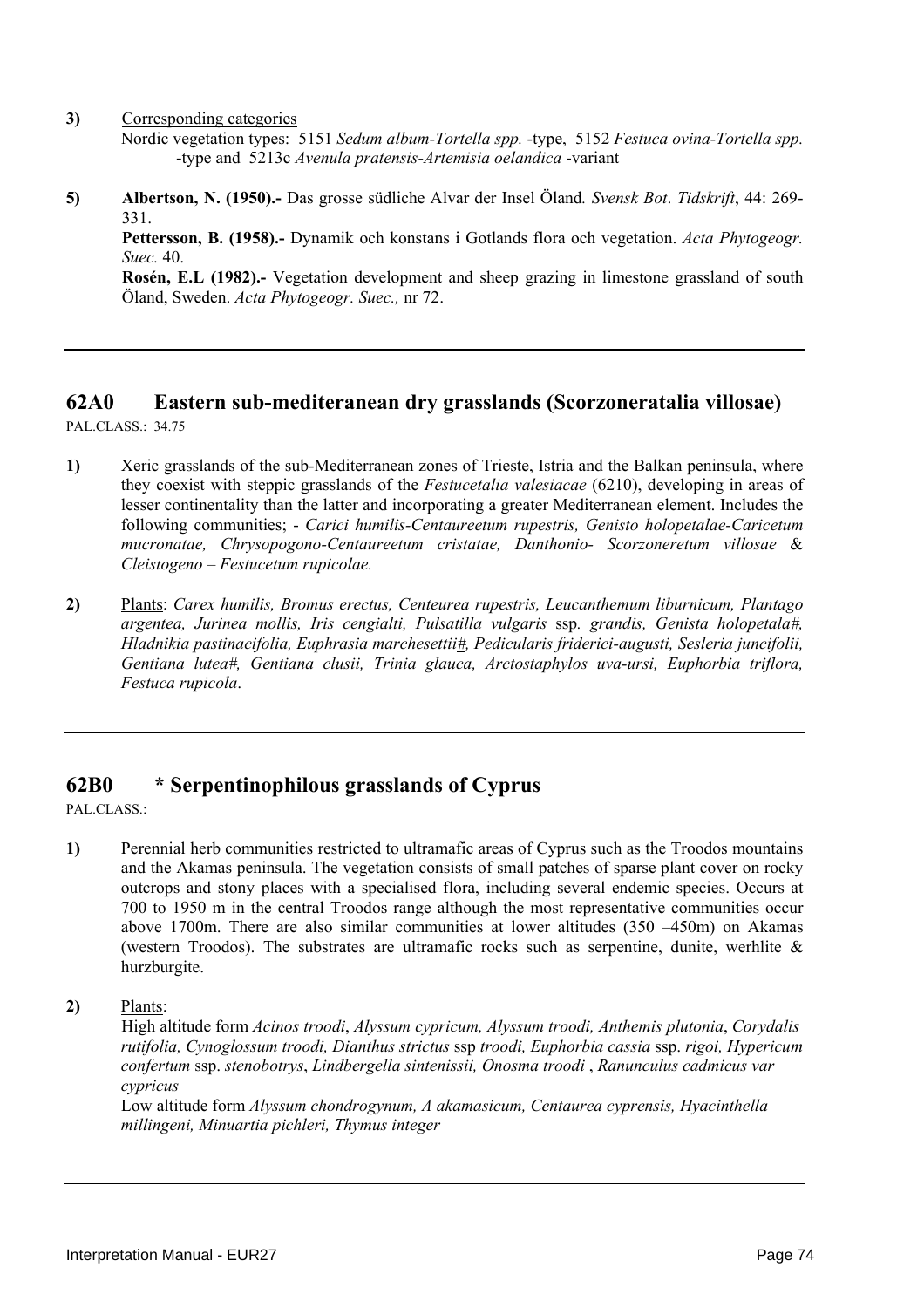**3)** Corresponding categories

Nordic vegetation types: 5151 *Sedum album-Tortella spp.* -type, 5152 *Festuca ovina-Tortella spp.* -type and 5213c *Avenula pratensis-Artemisia oelandica* -variant

**5)** **Albertson, N. (1950).-** Das grosse südliche Alvar der Insel Öland*. Svensk Bot*. *Tidskrift*, 44: 269-331.

**Pettersson, B. (1958).-** Dynamik och konstans i Gotlands flora och vegetation. *Acta Phytogeogr. Suec.* 40.

**Rosén, E.L (1982).-** Vegetation development and sheep grazing in limestone grassland of south Öland, Sweden. *Acta Phytogeogr. Suec.,* nr 72.

---

## 62A0 Eastern sub-mediteranean dry grasslands (Scorzoneratalia villosae)

PAL.CLASS.: 34.75

**1)** Xeric grasslands of the sub-Mediterranean zones of Trieste, Istria and the Balkan peninsula, where they coexist with steppic grasslands of the *Festucetalia valesiacae* (6210), developing in areas of lesser continentality than the latter and incorporating a greater Mediterranean element. Includes the following communities; - *Carici humilis-Centaureetum rupestris, Genisto holopetalae-Caricetum mucronatae, Chrysopogono-Centaureetum cristatae, Danthonio- Scorzoneretum villosae* & *Cleistogeno – Festucetum rupicolae.*

**2)** Plants: *Carex humilis, Bromus erectus, Centeurea rupestris, Leucanthemum liburnicum, Plantago argentea, Jurinea mollis, Iris cengialti, Pulsatilla vulgaris* ssp*. grandis, Genista holopetala#, Hladnikia pastinacifolia, Euphrasia marchesettii#, Pedicularis friderici-augusti, Sesleria juncifolii, Gentiana lutea#, Gentiana clusii, Trinia glauca, Arctostaphylos uva-ursi, Euphorbia triflora, Festuca rupicola*.

---

## 62B0 * Serpentinophilous grasslands of Cyprus

PAL.CLASS.:

**1)** Perennial herb communities restricted to ultramafic areas of Cyprus such as the Troodos mountains and the Akamas peninsula. The vegetation consists of small patches of sparse plant cover on rocky outcrops and stony places with a specialised flora, including several endemic species. Occurs at 700 to 1950 m in the central Troodos range although the most representative communities occur above 1700m. There are also similar communities at lower altitudes (350 –450m) on Akamas (western Troodos). The substrates are ultramafic rocks such as serpentine, dunite, werhlite & hurzburgite.

**2)** Plants:

High altitude form *Acinos troodi*, *Alyssum cypricum, Alyssum troodi, Anthemis plutonia*, *Corydalis rutifolia, Cynoglossum troodi, Dianthus strictus* ssp *troodi, Euphorbia cassia* ssp. *rigoi, Hypericum confertum* ssp. *stenobotrys*, *Lindbergella sintenissii, Onosma troodi* , *Ranunculus cadmicus var cypricus*

Low altitude form *Alyssum chondrogynum, A akamasicum, Centaurea cyprensis, Hyacinthella millingeni, Minuartia pichleri, Thymus integer*

---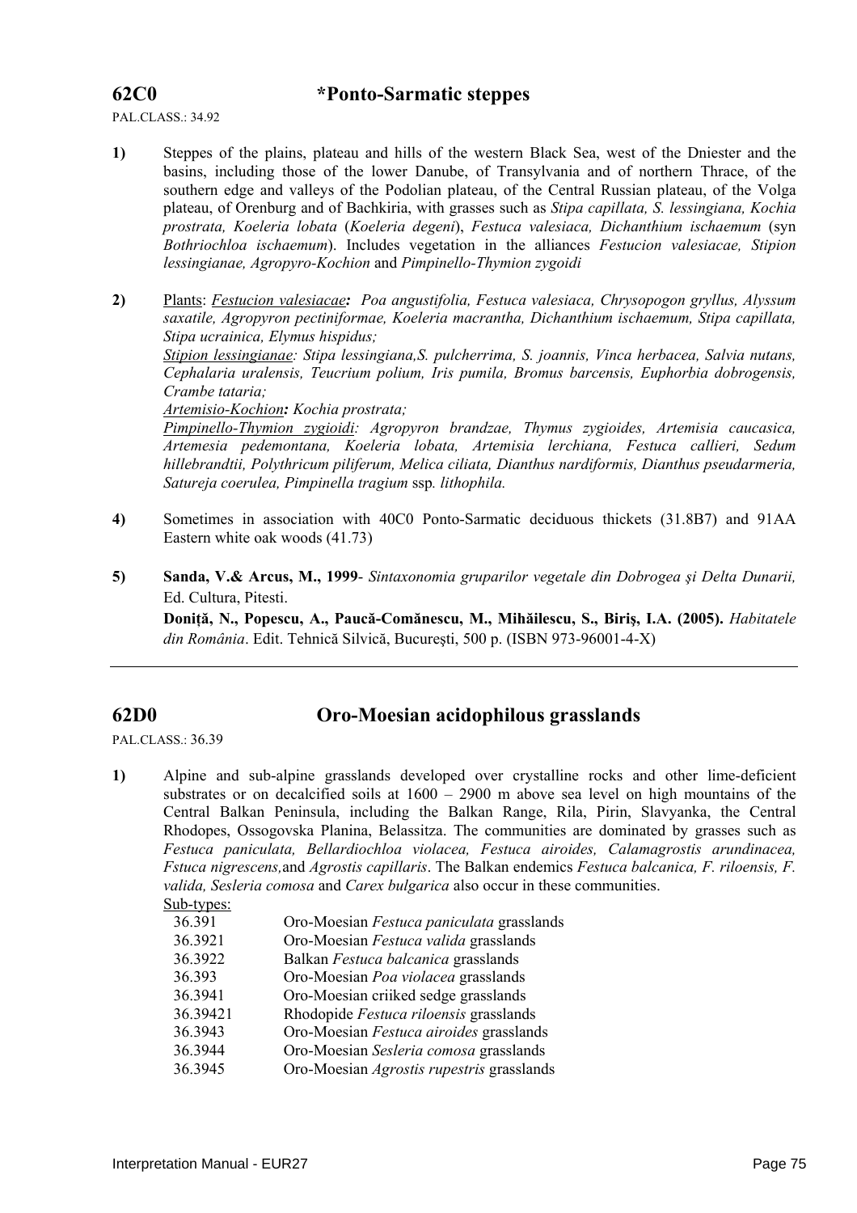## 62C0 *Ponto-Sarmatic steppes

PAL.CLASS.: 34.92

**1)** Steppes of the plains, plateau and hills of the western Black Sea, west of the Dniester and the basins, including those of the lower Danube, of Transylvania and of northern Thrace, of the southern edge and valleys of the Podolian plateau, of the Central Russian plateau, of the Volga plateau, of Orenburg and of Bachkiria, with grasses such as *Stipa capillata, S. lessingiana, Kochia prostrata, Koeleria lobata* (*Koeleria degeni*), *Festuca valesiaca, Dichanthium ischaemum* (syn *Bothriochloa ischaemum*). Includes vegetation in the alliances *Festucion valesiacae, Stipion lessingianae, Agropyro-Kochion* and *Pimpinello-Thymion zygoidi*

**2)** Plants: *Festucion valesiacae***:** *Poa angustifolia, Festuca valesiaca, Chrysopogon gryllus, Alyssum saxatile, Agropyron pectiniformae, Koeleria macrantha, Dichanthium ischaemum, Stipa capillata, Stipa ucrainica, Elymus hispidus;*
*Stipion lessingianae: Stipa lessingiana,S. pulcherrima, S. joannis, Vinca herbacea, Salvia nutans, Cephalaria uralensis, Teucrium polium, Iris pumila, Bromus barcensis, Euphorbia dobrogensis, Crambe tataria;*
*Artemisio-Kochion***:** *Kochia prostrata;*
*Pimpinello-Thymion zygioidi: Agropyron brandzae, Thymus zygioides, Artemisia caucasica, Artemesia pedemontana, Koeleria lobata, Artemisia lerchiana, Festuca callieri, Sedum hillebrandtii, Polythricum piliferum, Melica ciliata, Dianthus nardiformis, Dianthus pseudarmeria, Satureja coerulea, Pimpinella tragium* ssp*. lithophila.*

**4)** Sometimes in association with 40C0 Ponto-Sarmatic deciduous thickets (31.8B7) and 91AA Eastern white oak woods (41.73)

**5)** **Sanda, V.& Arcus, M., 1999**- *Sintaxonomia gruparilor vegetale din Dobrogea şi Delta Dunarii,* Ed. Cultura, Pitesti.
**Doniță, N., Popescu, A., Paucă-Comănescu, M., Mihăilescu, S., Biriş, I.A. (2005).** *Habitatele din România*. Edit. Tehnică Silvică, Bucureşti, 500 p. (ISBN 973-96001-4-X)

---

## 62D0 Oro-Moesian acidophilous grasslands

PAL.CLASS.: 36.39

**1)** Alpine and sub-alpine grasslands developed over crystalline rocks and other lime-deficient substrates or on decalcified soils at 1600 – 2900 m above sea level on high mountains of the Central Balkan Peninsula, including the Balkan Range, Rila, Pirin, Slavyanka, the Central Rhodopes, Ossogovska Planina, Belassitza. The communities are dominated by grasses such as *Festuca paniculata, Bellardiochloa violacea, Festuca airoides, Calamagrostis arundinacea, Fstuca nigrescens,*and *Agrostis capillaris*. The Balkan endemics *Festuca balcanica, F. riloensis, F. valida, Sesleria comosa* and *Carex bulgarica* also occur in these communities.

Sub-types:

| | |
|---|---|
| 36.391 | Oro-Moesian *Festuca paniculata* grasslands |
| 36.3921 | Oro-Moesian *Festuca valida* grasslands |
| 36.3922 | Balkan *Festuca balcanica* grasslands |
| 36.393 | Oro-Moesian *Poa violacea* grasslands |
| 36.3941 | Oro-Moesian criiked sedge grasslands |
| 36.39421 | Rhodopide *Festuca riloensis* grasslands |
| 36.3943 | Oro-Moesian *Festuca airoides* grasslands |
| 36.3944 | Oro-Moesian *Sesleria comosa* grasslands |
| 36.3945 | Oro-Moesian *Agrostis rupestris* grasslands |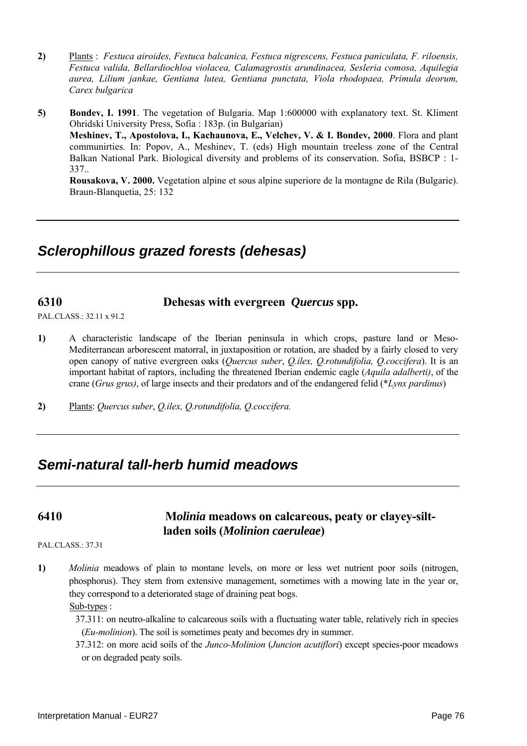**2)** Plants : *Festuca airoides, Festuca balcanica, Festuca nigrescens, Festuca paniculata, F. riloensis, Festuca valida, Bellardiochloa violacea, Calamagrostis arundinacea, Sesleria comosa, Aquilegia aurea, Lilium jankae, Gentiana lutea, Gentiana punctata, Viola rhodopaea, Primula deorum, Carex bulgarica*

**5)** **Bondev, I. 1991**. The vegetation of Bulgaria. Map 1:600000 with explanatory text. St. Kliment Ohridski University Press, Sofia : 183p. (in Bulgarian)

**Meshinev, T., Apostolova, I., Kachaunova, E., Velchev, V. & I. Bondev, 2000**. Flora and plant communirties. In: Popov, A., Meshinev, T. (eds) High mountain treeless zone of the Central Balkan National Park. Biological diversity and problems of its conservation. Sofia, BSBCP : 1-337..

**Rousakova, V. 2000.** Vegetation alpine et sous alpine superiore de la montagne de Rila (Bulgarie). Braun-Blanquetia, 25: 132

---

## *Sclerophillous grazed forests (dehesas)*

---

### 6310 Dehesas with evergreen *Quercus* spp.

PAL.CLASS.: 32.11 x 91.2

**1)** A characteristic landscape of the Iberian peninsula in which crops, pasture land or Meso-Mediterranean arborescent matorral, in juxtaposition or rotation, are shaded by a fairly closed to very open canopy of native evergreen oaks (*Quercus suber*, *Q.ilex, Q.rotundifolia, Q.coccifera*). It is an important habitat of raptors, including the threatened Iberian endemic eagle (*Aquila adalberti)*, of the crane (*Grus grus)*, of large insects and their predators and of the endangered felid (*\*Lynx pardinus*)

**2)** Plants: *Quercus suber*, *Q.ilex, Q.rotundifolia, Q.coccifera.*

---

## *Semi-natural tall-herb humid meadows*

---

### 6410 M*olinia* meadows on calcareous, peaty or clayey-silt-laden soils (*Molinion caeruleae*)

PAL.CLASS.: 37.31

**1)** *Molinia* meadows of plain to montane levels, on more or less wet nutrient poor soils (nitrogen, phosphorus). They stem from extensive management, sometimes with a mowing late in the year or, they correspond to a deteriorated stage of draining peat bogs.

Sub-types :

37.311: on neutro-alkaline to calcareous soils with a fluctuating water table, relatively rich in species (*Eu-molinion*). The soil is sometimes peaty and becomes dry in summer.

37.312: on more acid soils of the *Junco-Molinion* (*Juncion acutiflori*) except species-poor meadows or on degraded peaty soils.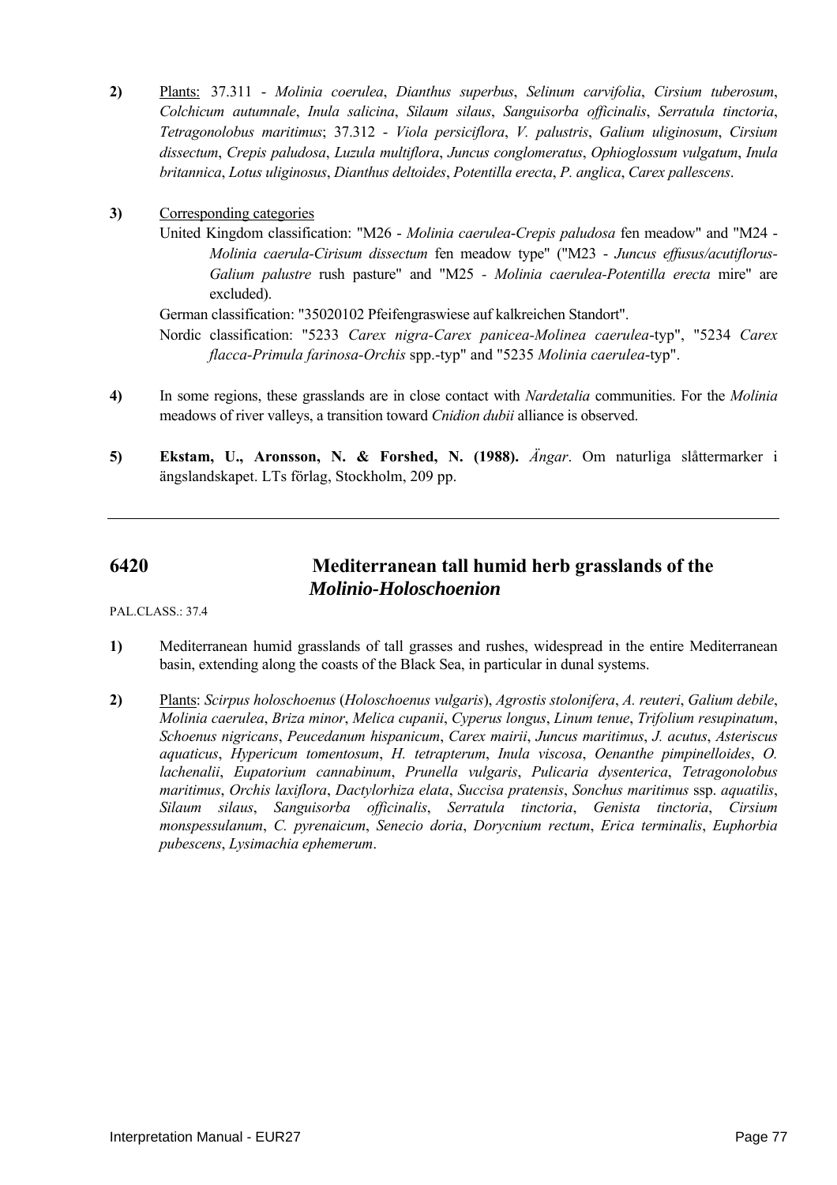**2)** Plants: 37.311 - *Molinia coerulea*, *Dianthus superbus*, *Selinum carvifolia*, *Cirsium tuberosum*, *Colchicum autumnale*, *Inula salicina*, *Silaum silaus*, *Sanguisorba officinalis*, *Serratula tinctoria*, *Tetragonolobus maritimus*; 37.312 - *Viola persiciflora*, *V. palustris*, *Galium uliginosum*, *Cirsium dissectum*, *Crepis paludosa*, *Luzula multiflora*, *Juncus conglomeratus*, *Ophioglossum vulgatum*, *Inula britannica*, *Lotus uliginosus*, *Dianthus deltoides*, *Potentilla erecta*, *P. anglica*, *Carex pallescens*.

**3)** Corresponding categories

United Kingdom classification: "M26 - *Molinia caerulea-Crepis paludosa* fen meadow" and "M24 - *Molinia caerula-Cirisum dissectum* fen meadow type" ("M23 - *Juncus effusus/acutiflorus-Galium palustre* rush pasture" and "M25 - *Molinia caerulea-Potentilla erecta* mire" are excluded).

German classification: "35020102 Pfeifengraswiese auf kalkreichen Standort".

Nordic classification: "5233 *Carex nigra-Carex panicea-Molinea caerulea*-typ", "5234 *Carex flacca-Primula farinosa-Orchis* spp.-typ" and "5235 *Molinia caerulea*-typ".

**4)** In some regions, these grasslands are in close contact with *Nardetalia* communities. For the *Molinia* meadows of river valleys, a transition toward *Cnidion dubii* alliance is observed.

**5)** **Ekstam, U., Aronsson, N. & Forshed, N. (1988).** *Ängar*. Om naturliga slåttermarker i ängslandskapet. LTs förlag, Stockholm, 209 pp.

---

## 6420 Mediterranean tall humid herb grasslands of the *Molinio-Holoschoenion*

PAL.CLASS.: 37.4

**1)** Mediterranean humid grasslands of tall grasses and rushes, widespread in the entire Mediterranean basin, extending along the coasts of the Black Sea, in particular in dunal systems.

**2)** Plants: *Scirpus holoschoenus* (*Holoschoenus vulgaris*), *Agrostis stolonifera*, *A. reuteri*, *Galium debile*, *Molinia caerulea*, *Briza minor*, *Melica cupanii*, *Cyperus longus*, *Linum tenue*, *Trifolium resupinatum*, *Schoenus nigricans*, *Peucedanum hispanicum*, *Carex mairii*, *Juncus maritimus*, *J. acutus*, *Asteriscus aquaticus*, *Hypericum tomentosum*, *H. tetrapterum*, *Inula viscosa*, *Oenanthe pimpinelloides*, *O. lachenalii*, *Eupatorium cannabinum*, *Prunella vulgaris*, *Pulicaria dysenterica*, *Tetragonolobus maritimus*, *Orchis laxiflora*, *Dactylorhiza elata*, *Succisa pratensis*, *Sonchus maritimus* ssp. *aquatilis*, *Silaum silaus*, *Sanguisorba officinalis*, *Serratula tinctoria*, *Genista tinctoria*, *Cirsium monspessulanum*, *C. pyrenaicum*, *Senecio doria*, *Dorycnium rectum*, *Erica terminalis*, *Euphorbia pubescens*, *Lysimachia ephemerum*.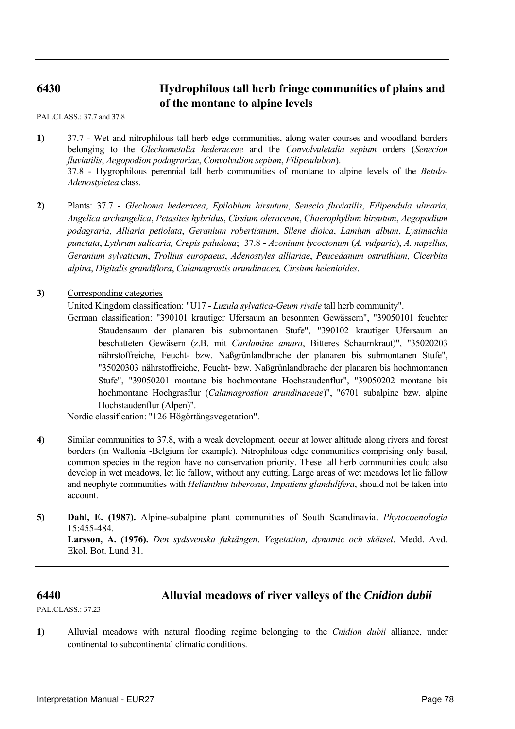## 6430 Hydrophilous tall herb fringe communities of plains and of the montane to alpine levels

PAL.CLASS.: 37.7 and 37.8

**1)** 37.7 - Wet and nitrophilous tall herb edge communities, along water courses and woodland borders belonging to the *Glechometalia hederaceae* and the *Convolvuletalia sepium* orders (*Senecion fluviatilis*, *Aegopodion podagrariae*, *Convolvulion sepium*, *Filipendulion*).
37.8 - Hygrophilous perennial tall herb communities of montane to alpine levels of the *Betulo-Adenostyletea* class.

**2)** Plants: 37.7 - *Glechoma hederacea*, *Epilobium hirsutum*, *Senecio fluviatilis*, *Filipendula ulmaria*, *Angelica archangelica*, *Petasites hybridus*, *Cirsium oleraceum*, *Chaerophyllum hirsutum*, *Aegopodium podagraria*, *Alliaria petiolata*, *Geranium robertianum*, *Silene dioica*, *Lamium album*, *Lysimachia punctata*, *Lythrum salicaria, Crepis paludosa*; 37.8 - *Aconitum lycoctonum* (*A. vulparia*), *A. napellus*, *Geranium sylvaticum*, *Trollius europaeus*, *Adenostyles alliariae*, *Peucedanum ostruthium*, *Cicerbita alpina*, *Digitalis grandiflora*, *Calamagrostis arundinacea, Cirsium helenioides*.

**3)** Corresponding categories

United Kingdom classification: "U17 - *Luzula sylvatica-Geum rivale* tall herb community".

German classification: "390101 krautiger Ufersaum an besonnten Gewässern", "39050101 feuchter Staudensaum der planaren bis submontanen Stufe", "390102 krautiger Ufersaum an beschatteten Gewäsern (z.B. mit *Cardamine amara*, Bitteres Schaumkraut)", "35020203 nährstoffreiche, Feucht- bzw. Naßgrünlandbrache der planaren bis submontanen Stufe", "35020303 nährstoffreiche, Feucht- bzw. Naßgrünlandbrache der planaren bis hochmontanen Stufe", "39050201 montane bis hochmontane Hochstaudenflur", "39050202 montane bis hochmontane Hochgrasflur (*Calamagrostion arundinaceae*)", "6701 subalpine bzw. alpine Hochstaudenflur (Alpen)".

Nordic classification: "126 Högörtängsvegetation".

**4)** Similar communities to 37.8, with a weak development, occur at lower altitude along rivers and forest borders (in Wallonia -Belgium for example). Nitrophilous edge communities comprising only basal, common species in the region have no conservation priority. These tall herb communities could also develop in wet meadows, let lie fallow, without any cutting. Large areas of wet meadows let lie fallow and neophyte communities with *Helianthus tuberosus*, *Impatiens glandulifera*, should not be taken into account.

**5)** **Dahl, E. (1987).** Alpine-subalpine plant communities of South Scandinavia. *Phytocoenologia* 15:455-484.
**Larsson, A. (1976).** *Den sydsvenska fuktängen*. *Vegetation, dynamic och skötsel*. Medd. Avd. Ekol. Bot. Lund 31.

## 6440 Alluvial meadows of river valleys of the *Cnidion dubii*

PAL.CLASS.: 37.23

**1)** Alluvial meadows with natural flooding regime belonging to the *Cnidion dubii* alliance, under continental to subcontinental climatic conditions.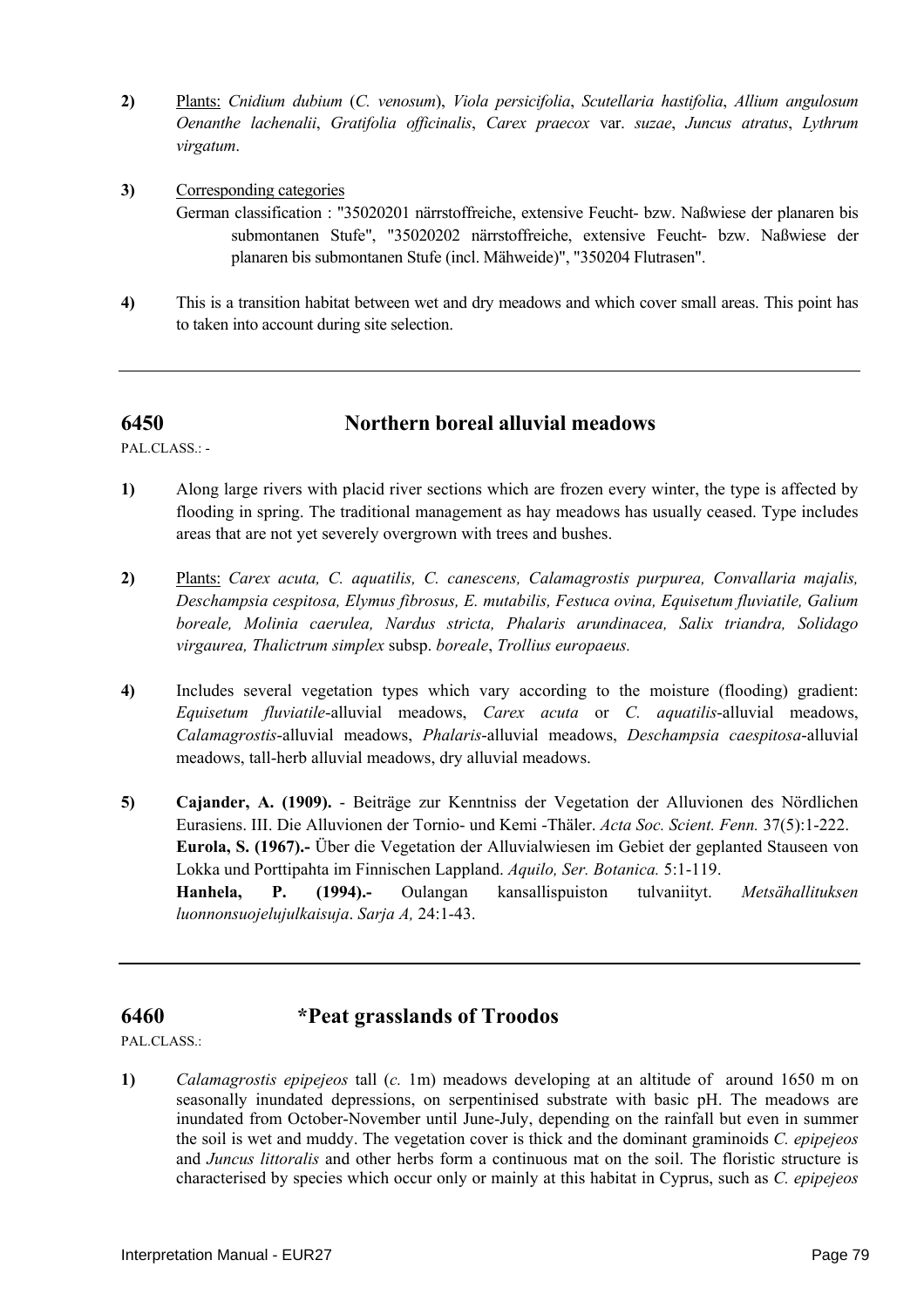**2)** Plants: *Cnidium dubium* (*C. venosum*), *Viola persicifolia*, *Scutellaria hastifolia*, *Allium angulosum* *Oenanthe lachenalii*, *Gratifolia officinalis*, *Carex praecox* var. *suzae*, *Juncus atratus*, *Lythrum virgatum*.

**3)** Corresponding categories

German classification : "35020201 närrstoffreiche, extensive Feucht- bzw. Naßwiese der planaren bis submontanen Stufe", "35020202 närrstoffreiche, extensive Feucht- bzw. Naßwiese der planaren bis submontanen Stufe (incl. Mähweide)", "350204 Flutrasen".

**4)** This is a transition habitat between wet and dry meadows and which cover small areas. This point has to taken into account during site selection.

---

## 6450 Northern boreal alluvial meadows

PAL.CLASS.: -

**1)** Along large rivers with placid river sections which are frozen every winter, the type is affected by flooding in spring. The traditional management as hay meadows has usually ceased. Type includes areas that are not yet severely overgrown with trees and bushes.

**2)** Plants: *Carex acuta, C. aquatilis, C. canescens, Calamagrostis purpurea, Convallaria majalis, Deschampsia cespitosa, Elymus fibrosus, E. mutabilis, Festuca ovina, Equisetum fluviatile, Galium boreale, Molinia caerulea, Nardus stricta, Phalaris arundinacea, Salix triandra, Solidago virgaurea, Thalictrum simplex* subsp. *boreale*, *Trollius europaeus.*

**4)** Includes several vegetation types which vary according to the moisture (flooding) gradient: *Equisetum fluviatile*-alluvial meadows, *Carex acuta* or *C. aquatilis*-alluvial meadows, *Calamagrostis*-alluvial meadows, *Phalaris*-alluvial meadows, *Deschampsia caespitosa*-alluvial meadows, tall-herb alluvial meadows, dry alluvial meadows.

**5)** **Cajander, A. (1909).** - Beiträge zur Kenntniss der Vegetation der Alluvionen des Nördlichen Eurasiens. III. Die Alluvionen der Tornio- und Kemi -Thäler. *Acta Soc. Scient. Fenn.* 37(5):1-222.
**Eurola, S. (1967).-** Über die Vegetation der Alluvialwiesen im Gebiet der geplanted Stauseen von Lokka und Porttipahta im Finnischen Lappland. *Aquilo, Ser. Botanica.* 5:1-119.
**Hanhela, P. (1994).-** Oulangan kansallispuiston tulvaniityt. *Metsähallituksen luonnonsuojelujulkaisuja*. *Sarja A,* 24:1-43.

---

## 6460 *Peat grasslands of Troodos

PAL.CLASS.:

**1)** *Calamagrostis epipejeos* tall (*c.* 1m) meadows developing at an altitude of around 1650 m on seasonally inundated depressions, on serpentinised substrate with basic pH. The meadows are inundated from October-November until June-July, depending on the rainfall but even in summer the soil is wet and muddy. The vegetation cover is thick and the dominant graminoids *C. epipejeos* and *Juncus littoralis* and other herbs form a continuous mat on the soil. The floristic structure is characterised by species which occur only or mainly at this habitat in Cyprus, such as *C. epipejeos*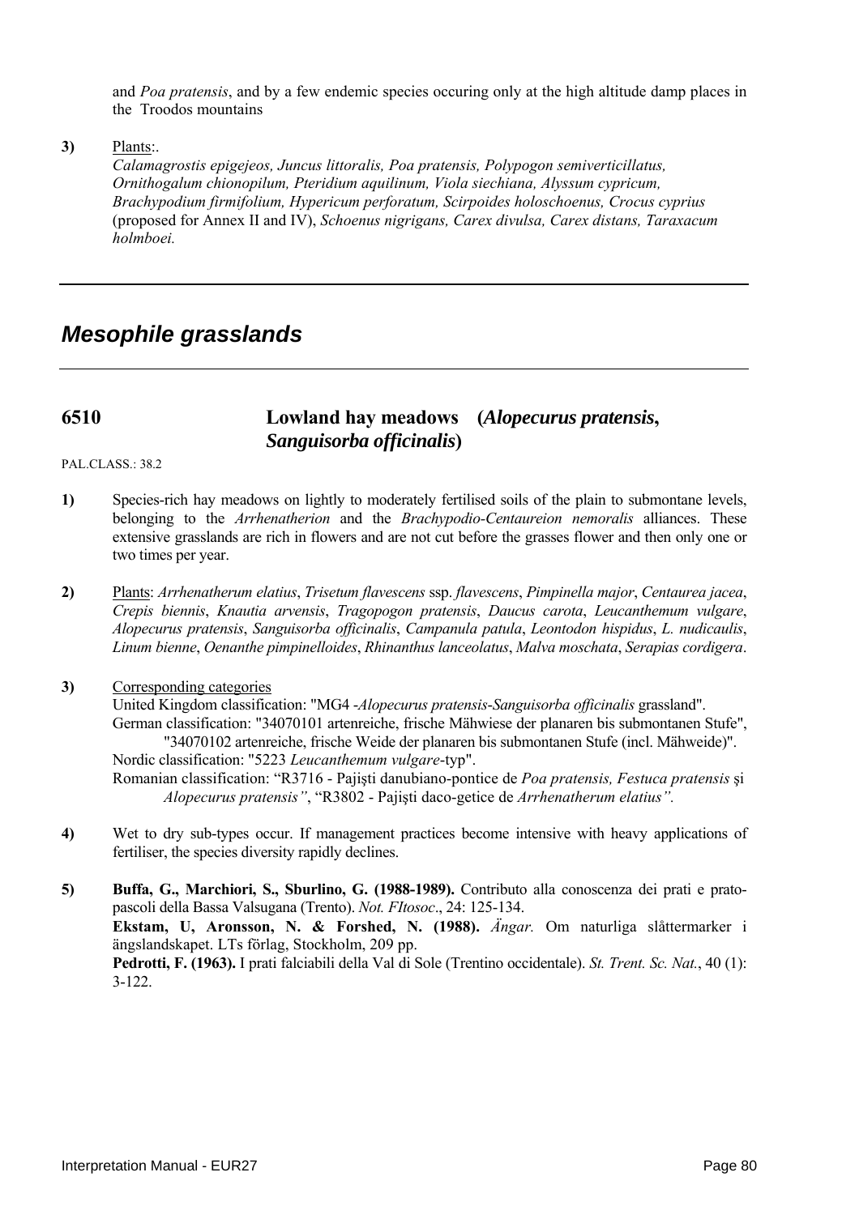and *Poa pratensis*, and by a few endemic species occuring only at the high altitude damp places in the Troodos mountains

**3)** Plants:.
*Calamagrostis epigejeos, Juncus littoralis, Poa pratensis, Polypogon semiverticillatus, Ornithogalum chionopilum, Pteridium aquilinum, Viola siechiana, Alyssum cypricum, Brachypodium firmifolium, Hypericum perforatum, Scirpoides holoschoenus, Crocus cyprius* (proposed for Annex II and IV), *Schoenus nigrigans, Carex divulsa, Carex distans, Taraxacum holmboei.*

---

## *Mesophile grasslands*

---

### 6510 Lowland hay meadows (*Alopecurus pratensis*, *Sanguisorba officinalis*)

PAL.CLASS.: 38.2

**1)** Species-rich hay meadows on lightly to moderately fertilised soils of the plain to submontane levels, belonging to the *Arrhenatherion* and the *Brachypodio-Centaureion nemoralis* alliances. These extensive grasslands are rich in flowers and are not cut before the grasses flower and then only one or two times per year.

**2)** Plants: *Arrhenatherum elatius*, *Trisetum flavescens* ssp. *flavescens*, *Pimpinella major*, *Centaurea jacea*, *Crepis biennis*, *Knautia arvensis*, *Tragopogon pratensis*, *Daucus carota*, *Leucanthemum vulgare*, *Alopecurus pratensis*, *Sanguisorba officinalis*, *Campanula patula*, *Leontodon hispidus*, *L. nudicaulis*, *Linum bienne*, *Oenanthe pimpinelloides*, *Rhinanthus lanceolatus*, *Malva moschata*, *Serapias cordigera*.

**3)** Corresponding categories
United Kingdom classification: "MG4 -*Alopecurus pratensis-Sanguisorba officinalis* grassland".
German classification: "34070101 artenreiche, frische Mähwiese der planaren bis submontanen Stufe", "34070102 artenreiche, frische Weide der planaren bis submontanen Stufe (incl. Mähweide)".
Nordic classification: "5223 *Leucanthemum vulgare*-typ".
Romanian classification: "R3716 - Pajişti danubiano-pontice de *Poa pratensis, Festuca pratensis* şi *Alopecurus pratensis"*, "R3802 - Pajişti daco-getice de *Arrhenatherum elatius".*

**4)** Wet to dry sub-types occur. If management practices become intensive with heavy applications of fertiliser, the species diversity rapidly declines.

**5)** **Buffa, G., Marchiori, S., Sburlino, G. (1988-1989).** Contributo alla conoscenza dei prati e prato-pascoli della Bassa Valsugana (Trento). *Not. FItosoc*., 24: 125-134.
**Ekstam, U, Aronsson, N. & Forshed, N. (1988).** *Ängar.* Om naturliga slåttermarker i ängslandskapet. LTs förlag, Stockholm, 209 pp.
**Pedrotti, F. (1963).** I prati falciabili della Val di Sole (Trentino occidentale). *St. Trent. Sc. Nat.*, 40 (1): 3-122.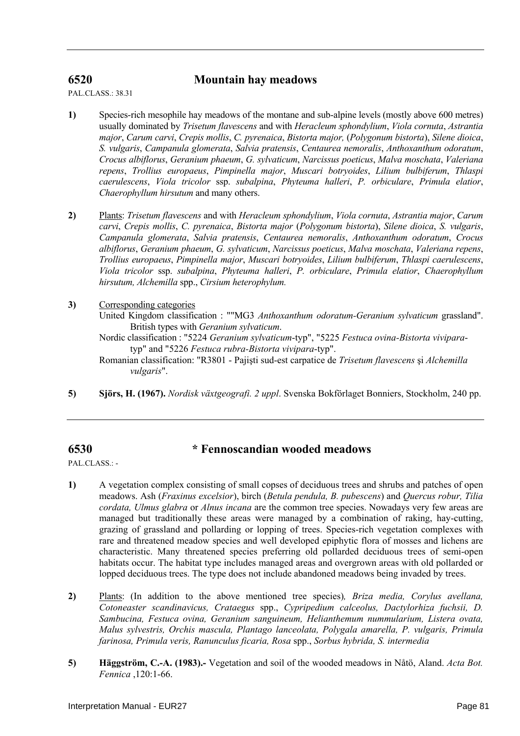## 6520 Mountain hay meadows

PAL.CLASS.: 38.31

**1)** Species-rich mesophile hay meadows of the montane and sub-alpine levels (mostly above 600 metres) usually dominated by *Trisetum flavescens* and with *Heracleum sphondylium*, *Viola cornuta*, *Astrantia major*, *Carum carvi*, *Crepis mollis*, *C. pyrenaica*, *Bistorta major,* (*Polygonum bistorta*), *Silene dioica*, *S. vulgaris*, *Campanula glomerata*, *Salvia pratensis*, *Centaurea nemoralis*, *Anthoxanthum odoratum*, *Crocus albiflorus*, *Geranium phaeum*, *G. sylvaticum*, *Narcissus poeticus*, *Malva moschata*, *Valeriana repens*, *Trollius europaeus*, *Pimpinella major*, *Muscari botryoides*, *Lilium bulbiferum*, *Thlaspi caerulescens*, *Viola tricolor* ssp. *subalpina*, *Phyteuma halleri*, *P. orbiculare*, *Primula elatior*, *Chaerophyllum hirsutum* and many others.

**2)** Plants: *Trisetum flavescens* and with *Heracleum sphondylium*, *Viola cornuta*, *Astrantia major*, *Carum carvi*, *Crepis mollis*, *C. pyrenaica*, *Bistorta major* (*Polygonum bistorta*), *Silene dioica*, *S. vulgaris*, *Campanula glomerata*, *Salvia pratensis*, *Centaurea nemoralis*, *Anthoxanthum odoratum*, *Crocus albiflorus*, *Geranium phaeum*, *G. sylvaticum*, *Narcissus poeticus*, *Malva moschata*, *Valeriana repens*, *Trollius europaeus*, *Pimpinella major*, *Muscari botryoides*, *Lilium bulbiferum*, *Thlaspi caerulescens*, *Viola tricolor* ssp. *subalpina*, *Phyteuma halleri*, *P. orbiculare*, *Primula elatior*, *Chaerophyllum hirsutum, Alchemilla* spp., *Cirsium heterophylum.*

**3)** Corresponding categories

United Kingdom classification : ""MG3 *Anthoxanthum odoratum-Geranium sylvaticum* grassland". British types with *Geranium sylvaticum*.

Nordic classification : "5224 *Geranium sylvaticum*-typ", "5225 *Festuca ovina-Bistorta vivipara*-typ" and "5226 *Festuca rubra-Bistorta vivipara*-typ".

Romanian classification: "R3801 - Pajişti sud-est carpatice de *Trisetum flavescens* şi *Alchemilla vulgaris*".

**5)** **Sjörs, H. (1967).** *Nordisk växtgeografi. 2 uppl*. Svenska Bokförlaget Bonniers, Stockholm, 240 pp.

## 6530 * Fennoscandian wooded meadows

PAL.CLASS.: -

**1)** A vegetation complex consisting of small copses of deciduous trees and shrubs and patches of open meadows. Ash (*Fraxinus excelsior*), birch (*Betula pendula, B. pubescens*) and *Quercus robur, Tilia cordata, Ulmus glabra* or *Alnus incana* are the common tree species. Nowadays very few areas are managed but traditionally these areas were managed by a combination of raking, hay-cutting, grazing of grassland and pollarding or lopping of trees. Species-rich vegetation complexes with rare and threatened meadow species and well developed epiphytic flora of mosses and lichens are characteristic. Many threatened species preferring old pollarded deciduous trees of semi-open habitats occur. The habitat type includes managed areas and overgrown areas with old pollarded or lopped deciduous trees. The type does not include abandoned meadows being invaded by trees.

**2)** Plants: (In addition to the above mentioned tree species)*, Briza media, Corylus avellana, Cotoneaster scandinavicus, Crataegus* spp., *Cypripedium calceolus, Dactylorhiza fuchsii, D. Sambucina, Festuca ovina, Geranium sanguineum, Helianthemum nummularium, Listera ovata, Malus sylvestris, Orchis mascula, Plantago lanceolata, Polygala amarella, P. vulgaris, Primula farinosa, Primula veris, Ranunculus ficaria, Rosa* spp., *Sorbus hybrida, S. intermedia*

**5)** **Häggström, C.-A. (1983).-** Vegetation and soil of the wooded meadows in Nåtö, Aland. *Acta Bot. Fennica* ,120:1-66.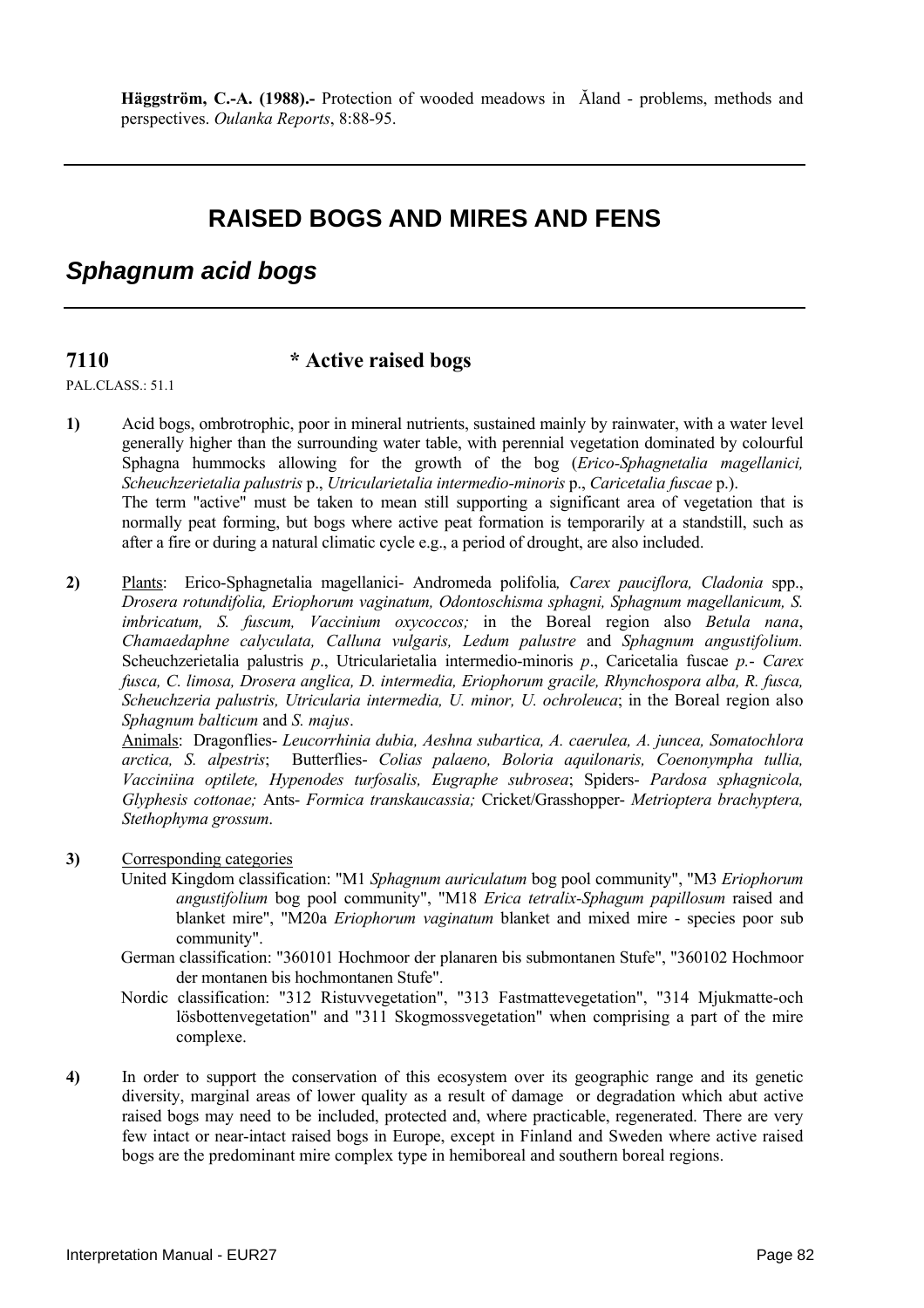**Häggström, C.-A. (1988).-** Protection of wooded meadows in Ǎland - problems, methods and perspectives. *Oulanka Reports*, 8:88-95.

---

# RAISED BOGS AND MIRES AND FENS

## *Sphagnum acid bogs*

---

### 7110 * Active raised bogs

PAL.CLASS.: 51.1

**1)** Acid bogs, ombrotrophic, poor in mineral nutrients, sustained mainly by rainwater, with a water level generally higher than the surrounding water table, with perennial vegetation dominated by colourful Sphagna hummocks allowing for the growth of the bog (*Erico-Sphagnetalia magellanici, Scheuchzerietalia palustris* p., *Utricularietalia intermedio-minoris* p., *Caricetalia fuscae* p.).
The term "active" must be taken to mean still supporting a significant area of vegetation that is normally peat forming, but bogs where active peat formation is temporarily at a standstill, such as after a fire or during a natural climatic cycle e.g., a period of drought, are also included.

**2)** Plants: Erico-Sphagnetalia magellanici- Andromeda polifolia*, Carex pauciflora, Cladonia* spp., *Drosera rotundifolia, Eriophorum vaginatum, Odontoschisma sphagni, Sphagnum magellanicum, S. imbricatum, S. fuscum, Vaccinium oxycoccos;* in the Boreal region also *Betula nana*, *Chamaedaphne calyculata, Calluna vulgaris, Ledum palustre* and *Sphagnum angustifolium.* Scheuchzerietalia palustris *p*., Utricularietalia intermedio-minoris *p*., Caricetalia fuscae *p.*- *Carex fusca, C. limosa, Drosera anglica, D. intermedia, Eriophorum gracile, Rhynchospora alba, R. fusca, Scheuchzeria palustris, Utricularia intermedia, U. minor, U. ochroleuca*; in the Boreal region also *Sphagnum balticum* and *S. majus*.
Animals: Dragonflies- *Leucorrhinia dubia, Aeshna subartica, A. caerulea, A. juncea, Somatochlora arctica, S. alpestris*; Butterflies- *Colias palaeno, Boloria aquilonaris, Coenonympha tullia, Vacciniina optilete, Hypenodes turfosalis, Eugraphe subrosea*; Spiders- *Pardosa sphagnicola, Glyphesis cottonae;* Ants- *Formica transkaucassia;* Cricket/Grasshopper- *Metrioptera brachyptera, Stethophyma grossum*.

**3)** Corresponding categories
United Kingdom classification: "M1 *Sphagnum auriculatum* bog pool community", "M3 *Eriophorum angustifolium* bog pool community", "M18 *Erica tetralix-Sphagum papillosum* raised and blanket mire", "M20a *Eriophorum vaginatum* blanket and mixed mire - species poor sub community".
German classification: "360101 Hochmoor der planaren bis submontanen Stufe", "360102 Hochmoor der montanen bis hochmontanen Stufe".
Nordic classification: "312 Ristuvvegetation", "313 Fastmattevegetation", "314 Mjukmatte-och lösbottenvegetation" and "311 Skogmossvegetation" when comprising a part of the mire complexe.

**4)** In order to support the conservation of this ecosystem over its geographic range and its genetic diversity, marginal areas of lower quality as a result of damage or degradation which abut active raised bogs may need to be included, protected and, where practicable, regenerated. There are very few intact or near-intact raised bogs in Europe, except in Finland and Sweden where active raised bogs are the predominant mire complex type in hemiboreal and southern boreal regions.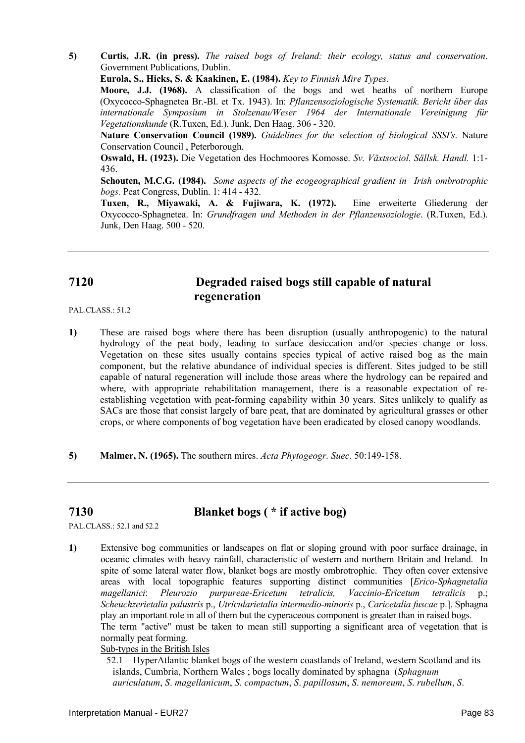**5)** **Curtis, J.R. (in press).** *The raised bogs of Ireland: their ecology, status and conservation*. Government Publications, Dublin.

**Eurola, S., Hicks, S. & Kaakinen, E. (1984).** *Key to Finnish Mire Types*.

**Moore, J.J. (1968).** A classification of the bogs and wet heaths of northern Europe (Oxycocco-Sphagnetea Br.-Bl. et Tx. 1943). In: *Pflanzensoziologische Systematik. Bericht über das internationale Symposium in Stolzenau/Weser 1964 der Internationale Vereinigung für Vegetationskunde* (R.Tuxen, Ed.). Junk, Den Haag. 306 - 320.

**Nature Conservation Council (1989).** *Guidelines for the selection of biological SSSI's*. Nature Conservation Council , Peterborough.

**Oswald, H. (1923).** Die Vegetation des Hochmoores Komosse. *Sv. Växtsociol. Sällsk. Handl.* 1:1-436.

**Schouten, M.C.G. (1984).** *Some aspects of the ecogeographical gradient in Irish ombrotrophic bogs.* Peat Congress, Dublin. 1: 414 - 432.

**Tuxen, R., Miyawaki, A. & Fujiwara, K. (1972).** Eine erweiterte Gliederung der Oxycocco-Sphagnetea. In: *Grundfragen und Methoden in der Pflanzensoziologie*. (R.Tuxen, Ed.). Junk, Den Haag. 500 - 520.

---

## 7120 Degraded raised bogs still capable of natural regeneration

PAL.CLASS.: 51.2

**1)** These are raised bogs where there has been disruption (usually anthropogenic) to the natural hydrology of the peat body, leading to surface desiccation and/or species change or loss. Vegetation on these sites usually contains species typical of active raised bog as the main component, but the relative abundance of individual species is different. Sites judged to be still capable of natural regeneration will include those areas where the hydrology can be repaired and where, with appropriate rehabilitation management, there is a reasonable expectation of re-establishing vegetation with peat-forming capability within 30 years. Sites unlikely to qualify as SACs are those that consist largely of bare peat, that are dominated by agricultural grasses or other crops, or where components of bog vegetation have been eradicated by closed canopy woodlands.

**5)** **Malmer, N. (1965).** The southern mires. *Acta Phytogeogr. Suec*. 50:149-158.

---

## 7130 Blanket bogs ( * if active bog)

PAL.CLASS.: 52.1 and 52.2

**1)** Extensive bog communities or landscapes on flat or sloping ground with poor surface drainage, in oceanic climates with heavy rainfall, characteristic of western and northern Britain and Ireland. In spite of some lateral water flow, blanket bogs are mostly ombrotrophic. They often cover extensive areas with local topographic features supporting distinct communities [*Erico-Sphagnetalia magellanici*: *Pleurozio purpureae-Ericetum tetralicis, Vaccinio-Ericetum tetralicis* p.; *Scheuchzerietalia palustris* p., *Utricularietalia intermedio-minoris* p., *Caricetalia fuscae* p.]. Sphagna play an important role in all of them but the cyperaceous component is greater than in raised bogs.

The term "active" must be taken to mean still supporting a significant area of vegetation that is normally peat forming.

Sub-types in the British Isles

52.1 – HyperAtlantic blanket bogs of the western coastlands of Ireland, western Scotland and its islands, Cumbria, Northern Wales ; bogs locally dominated by sphagna (*Sphagnum auriculatum*, *S. magellanicum*, *S. compactum*, *S. papillosum*, *S. nemoreum*, *S. rubellum*, *S.*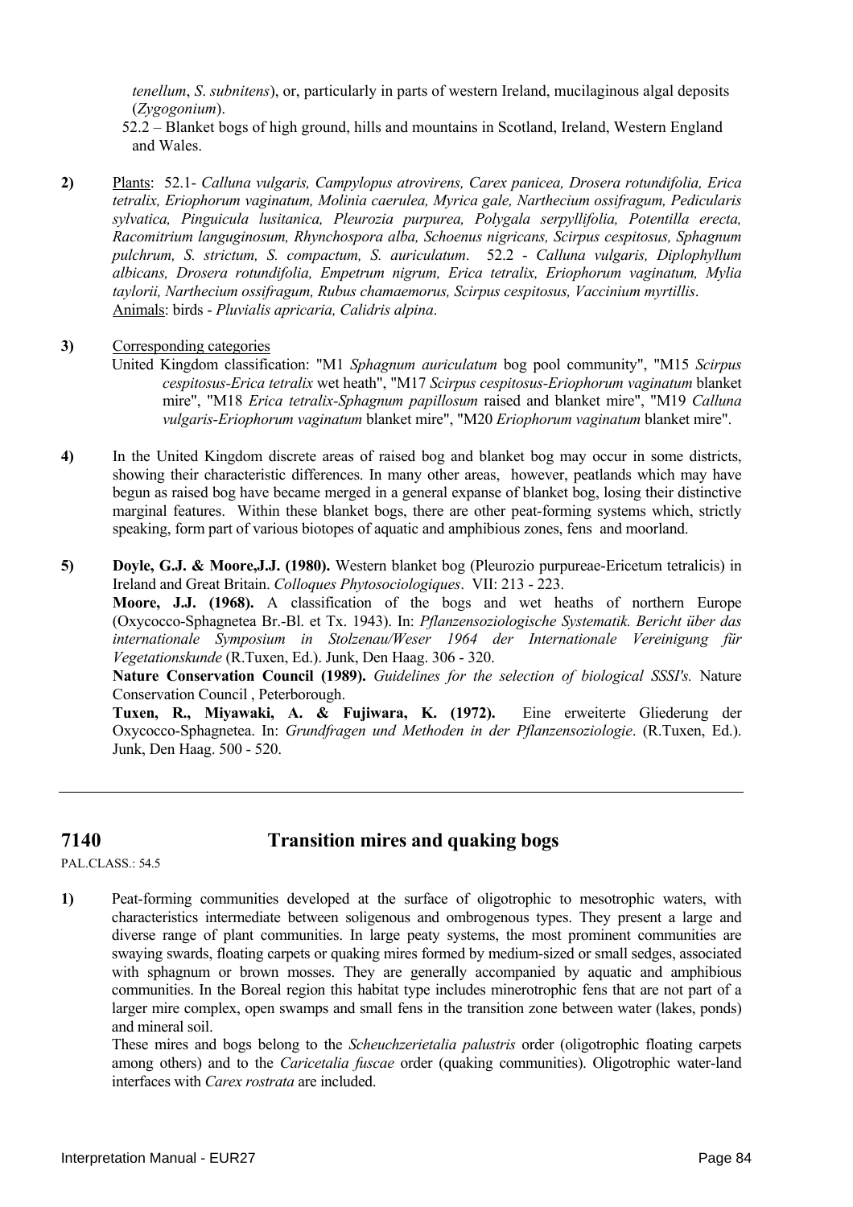*tenellum*, *S. subnitens*), or, particularly in parts of western Ireland, mucilaginous algal deposits (*Zygogonium*).

52.2 – Blanket bogs of high ground, hills and mountains in Scotland, Ireland, Western England and Wales.

**2)** Plants: 52.1- *Calluna vulgaris, Campylopus atrovirens, Carex panicea, Drosera rotundifolia, Erica tetralix, Eriophorum vaginatum, Molinia caerulea, Myrica gale, Narthecium ossifragum, Pedicularis sylvatica, Pinguicula lusitanica, Pleurozia purpurea, Polygala serpyllifolia, Potentilla erecta, Racomitrium languginosum, Rhynchospora alba, Schoenus nigricans, Scirpus cespitosus, Sphagnum pulchrum, S. strictum, S. compactum, S. auriculatum*. 52.2 - *Calluna vulgaris, Diplophyllum albicans, Drosera rotundifolia, Empetrum nigrum, Erica tetralix, Eriophorum vaginatum, Mylia taylorii, Narthecium ossifragum, Rubus chamaemorus, Scirpus cespitosus, Vaccinium myrtillis*.
Animals: birds - *Pluvialis apricaria, Calidris alpina*.

**3)** Corresponding categories
United Kingdom classification: "M1 *Sphagnum auriculatum* bog pool community", "M15 *Scirpus cespitosus-Erica tetralix* wet heath", "M17 *Scirpus cespitosus-Eriophorum vaginatum* blanket mire", "M18 *Erica tetralix-Sphagnum papillosum* raised and blanket mire", "M19 *Calluna vulgaris-Eriophorum vaginatum* blanket mire", "M20 *Eriophorum vaginatum* blanket mire".

**4)** In the United Kingdom discrete areas of raised bog and blanket bog may occur in some districts, showing their characteristic differences. In many other areas, however, peatlands which may have begun as raised bog have became merged in a general expanse of blanket bog, losing their distinctive marginal features. Within these blanket bogs, there are other peat-forming systems which, strictly speaking, form part of various biotopes of aquatic and amphibious zones, fens and moorland.

**5)** **Doyle, G.J. & Moore,J.J. (1980).** Western blanket bog (Pleurozio purpureae-Ericetum tetralicis) in Ireland and Great Britain. *Colloques Phytosociologiques*. VII: 213 - 223.
**Moore, J.J. (1968).** A classification of the bogs and wet heaths of northern Europe (Oxycocco-Sphagnetea Br.-Bl. et Tx. 1943). In: *Pflanzensoziologische Systematik. Bericht über das internationale Symposium in Stolzenau/Weser 1964 der Internationale Vereinigung für Vegetationskunde* (R.Tuxen, Ed.). Junk, Den Haag. 306 - 320.
**Nature Conservation Council (1989).** *Guidelines for the selection of biological SSSI's.* Nature Conservation Council , Peterborough.
**Tuxen, R., Miyawaki, A. & Fujiwara, K. (1972).** Eine erweiterte Gliederung der Oxycocco-Sphagnetea. In: *Grundfragen und Methoden in der Pflanzensoziologie*. (R.Tuxen, Ed.). Junk, Den Haag. 500 - 520.

---

## 7140 Transition mires and quaking bogs

PAL.CLASS.: 54.5

**1)** Peat-forming communities developed at the surface of oligotrophic to mesotrophic waters, with characteristics intermediate between soligenous and ombrogenous types. They present a large and diverse range of plant communities. In large peaty systems, the most prominent communities are swaying swards, floating carpets or quaking mires formed by medium-sized or small sedges, associated with sphagnum or brown mosses. They are generally accompanied by aquatic and amphibious communities. In the Boreal region this habitat type includes minerotrophic fens that are not part of a larger mire complex, open swamps and small fens in the transition zone between water (lakes, ponds) and mineral soil.
These mires and bogs belong to the *Scheuchzerietalia palustris* order (oligotrophic floating carpets among others) and to the *Caricetalia fuscae* order (quaking communities). Oligotrophic water-land interfaces with *Carex rostrata* are included.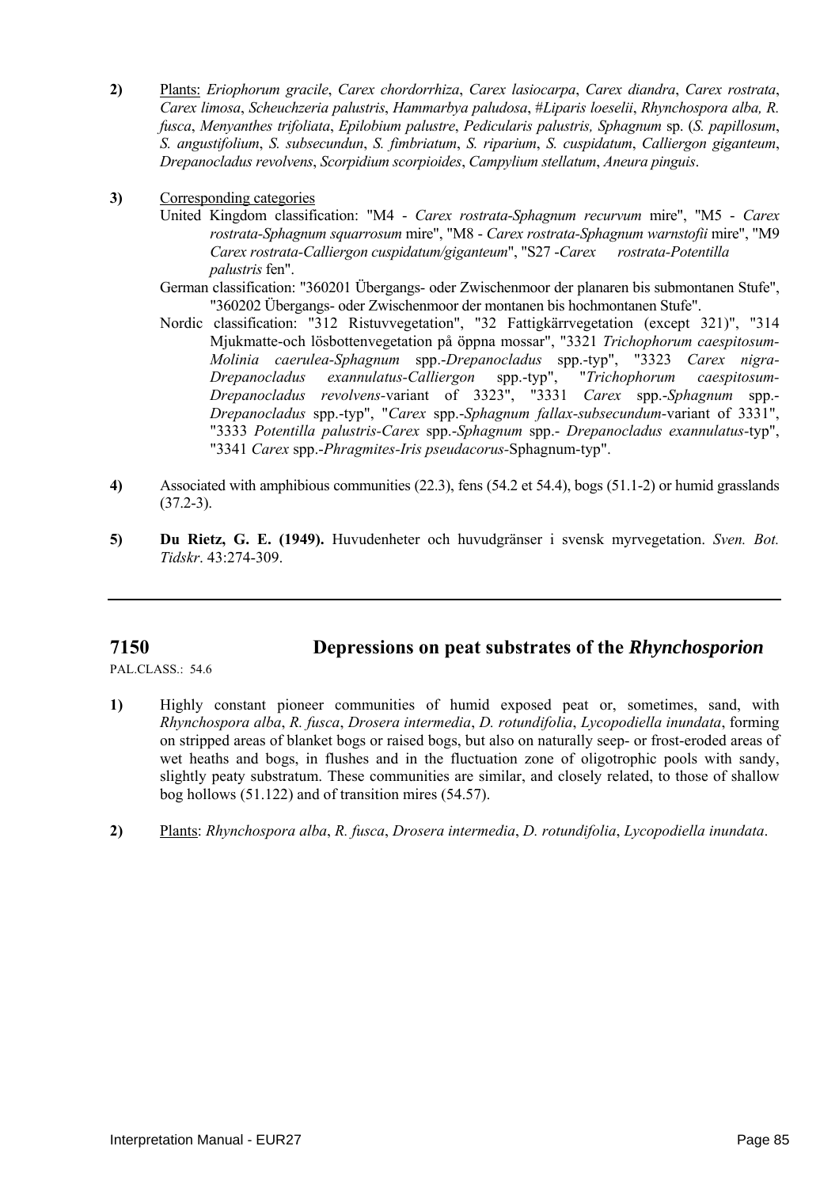**2)** Plants: *Eriophorum gracile*, *Carex chordorrhiza*, *Carex lasiocarpa*, *Carex diandra*, *Carex rostrata*, *Carex limosa*, *Scheuchzeria palustris*, *Hammarbya paludosa*, #*Liparis loeselii*, *Rhynchospora alba, R. fusca*, *Menyanthes trifoliata*, *Epilobium palustre*, *Pedicularis palustris, Sphagnum* sp. (*S. papillosum*, *S. angustifolium*, *S. subsecundun*, *S. fimbriatum*, *S. riparium*, *S. cuspidatum*, *Calliergon giganteum*, *Drepanocladus revolvens*, *Scorpidium scorpioides*, *Campylium stellatum*, *Aneura pinguis*.

**3)** Corresponding categories

United Kingdom classification: "M4 - *Carex rostrata-Sphagnum recurvum* mire", "M5 - *Carex rostrata-Sphagnum squarrosum* mire", "M8 - *Carex rostrata-Sphagnum warnstofii* mire", "M9 *Carex rostrata-Calliergon cuspidatum/giganteum*", "S27 -*Carex rostrata-Potentilla palustris* fen".

German classification: "360201 Übergangs- oder Zwischenmoor der planaren bis submontanen Stufe", "360202 Übergangs- oder Zwischenmoor der montanen bis hochmontanen Stufe".

Nordic classification: "312 Ristuvvegetation", "32 Fattigkärrvegetation (except 321)", "314 Mjukmatte-och lösbottenvegetation på öppna mossar", "3321 *Trichophorum caespitosum-Molinia caerulea-Sphagnum* spp.-*Drepanocladus* spp.-typ", "3323 *Carex nigra-Drepanocladus exannulatus-Calliergon* spp.-typ", "*Trichophorum caespitosum-Drepanocladus revolvens*-variant of 3323", "3331 *Carex* spp.-*Sphagnum* spp.-*Drepanocladus* spp.-typ", "*Carex* spp.-*Sphagnum fallax-subsecundum*-variant of 3331", "3333 *Potentilla palustris-Carex* spp.-*Sphagnum* spp.- *Drepanocladus exannulatus*-typ", "3341 *Carex* spp.-*Phragmites-Iris pseudacorus*-Sphagnum-typ".

**4)** Associated with amphibious communities (22.3), fens (54.2 et 54.4), bogs (51.1-2) or humid grasslands (37.2-3).

**5)** **Du Rietz, G. E. (1949).** Huvudenheter och huvudgränser i svensk myrvegetation. *Sven. Bot. Tidskr*. 43:274-309.

---

## 7150 Depressions on peat substrates of the *Rhynchosporion*

PAL.CLASS.: 54.6

**1)** Highly constant pioneer communities of humid exposed peat or, sometimes, sand, with *Rhynchospora alba*, *R. fusca*, *Drosera intermedia*, *D. rotundifolia*, *Lycopodiella inundata*, forming on stripped areas of blanket bogs or raised bogs, but also on naturally seep- or frost-eroded areas of wet heaths and bogs, in flushes and in the fluctuation zone of oligotrophic pools with sandy, slightly peaty substratum. These communities are similar, and closely related, to those of shallow bog hollows (51.122) and of transition mires (54.57).

**2)** Plants: *Rhynchospora alba*, *R. fusca*, *Drosera intermedia*, *D. rotundifolia*, *Lycopodiella inundata*.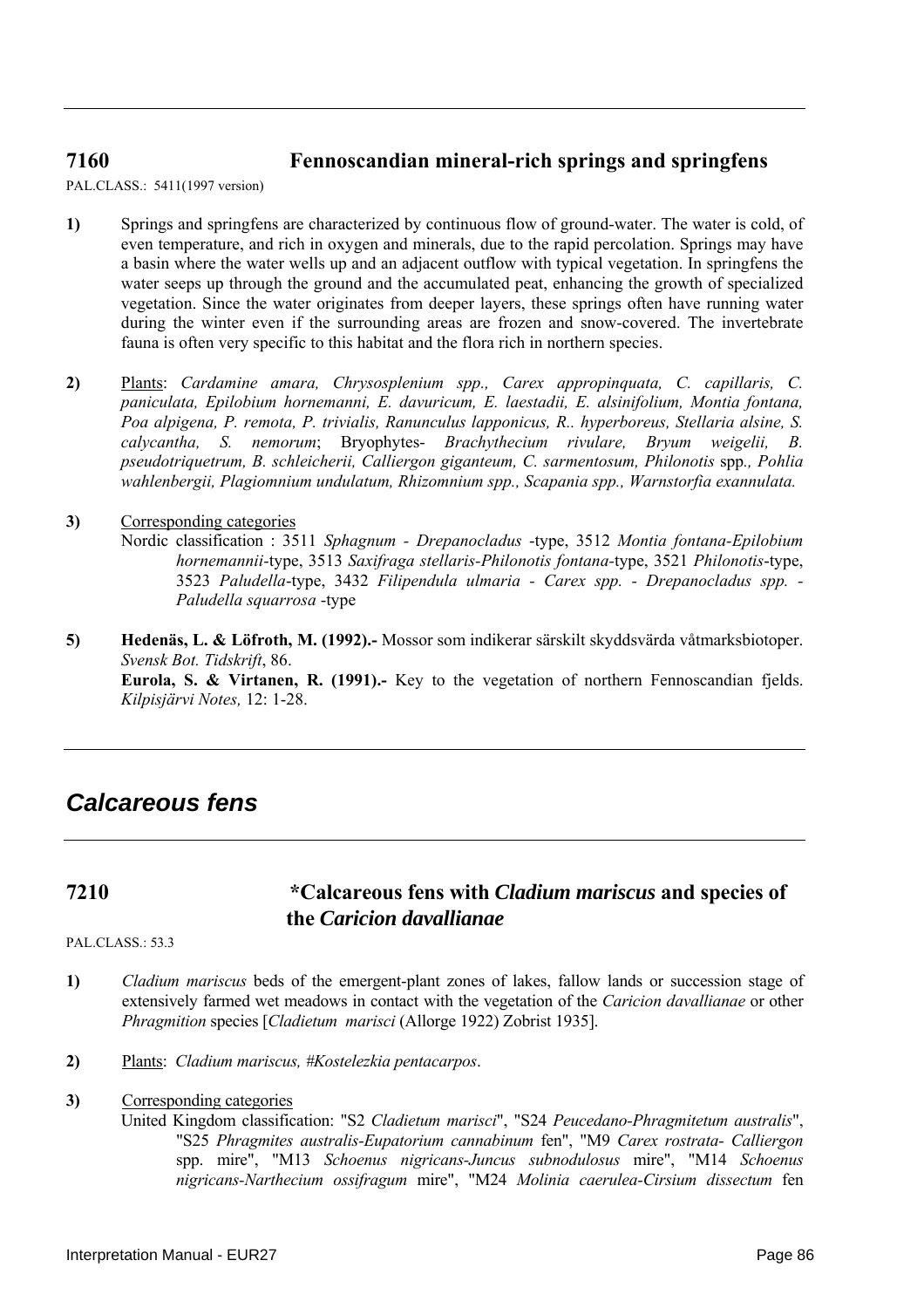## 7160 Fennoscandian mineral-rich springs and springfens

PAL.CLASS.: 5411(1997 version)

**1)** Springs and springfens are characterized by continuous flow of ground-water. The water is cold, of even temperature, and rich in oxygen and minerals, due to the rapid percolation. Springs may have a basin where the water wells up and an adjacent outflow with typical vegetation. In springfens the water seeps up through the ground and the accumulated peat, enhancing the growth of specialized vegetation. Since the water originates from deeper layers, these springs often have running water during the winter even if the surrounding areas are frozen and snow-covered. The invertebrate fauna is often very specific to this habitat and the flora rich in northern species.

**2)** Plants: *Cardamine amara, Chrysosplenium spp., Carex appropinquata, C. capillaris, C. paniculata, Epilobium hornemanni, E. davuricum, E. laestadii, E. alsinifolium, Montia fontana, Poa alpigena, P. remota, P. trivialis, Ranunculus lapponicus, R.. hyperboreus, Stellaria alsine, S. calycantha, S. nemorum*; Bryophytes- *Brachythecium rivulare, Bryum weigelii, B. pseudotriquetrum, B. schleicherii, Calliergon giganteum, C. sarmentosum, Philonotis* spp*., Pohlia wahlenbergii, Plagiomnium undulatum, Rhizomnium spp., Scapania spp., Warnstorfia exannulata.*

**3)** Corresponding categories

Nordic classification : 3511 *Sphagnum - Drepanocladus* -type, 3512 *Montia fontana-Epilobium hornemannii*-type, 3513 *Saxifraga stellaris-Philonotis fontana*-type, 3521 *Philonotis*-type, 3523 *Paludella*-type, 3432 *Filipendula ulmaria - Carex spp. - Drepanocladus spp. - Paludella squarrosa* -type

**5)** **Hedenäs, L. & Löfroth, M. (1992).-** Mossor som indikerar särskilt skyddsvärda våtmarksbiotoper. *Svensk Bot. Tidskrift*, 86.

**Eurola, S. & Virtanen, R. (1991).-** Key to the vegetation of northern Fennoscandian fjelds. *Kilpisjärvi Notes,* 12: 1-28.

# *Calcareous fens*

## 7210 *Calcareous fens with *Cladium mariscus* and species of the *Caricion davallianae*

PAL.CLASS.: 53.3

**1)** *Cladium mariscus* beds of the emergent-plant zones of lakes, fallow lands or succession stage of extensively farmed wet meadows in contact with the vegetation of the *Caricion davallianae* or other *Phragmition* species [*Cladietum marisci* (Allorge 1922) Zobrist 1935].

**2)** Plants: *Cladium mariscus, #Kostelezkia pentacarpos*.

**3)** Corresponding categories

United Kingdom classification: "S2 *Cladietum marisci*", "S24 *Peucedano-Phragmitetum australis*", "S25 *Phragmites australis-Eupatorium cannabinum* fen", "M9 *Carex rostrata- Calliergon* spp. mire", "M13 *Schoenus nigricans-Juncus subnodulosus* mire", "M14 *Schoenus nigricans-Narthecium ossifragum* mire", "M24 *Molinia caerulea-Cirsium dissectum* fen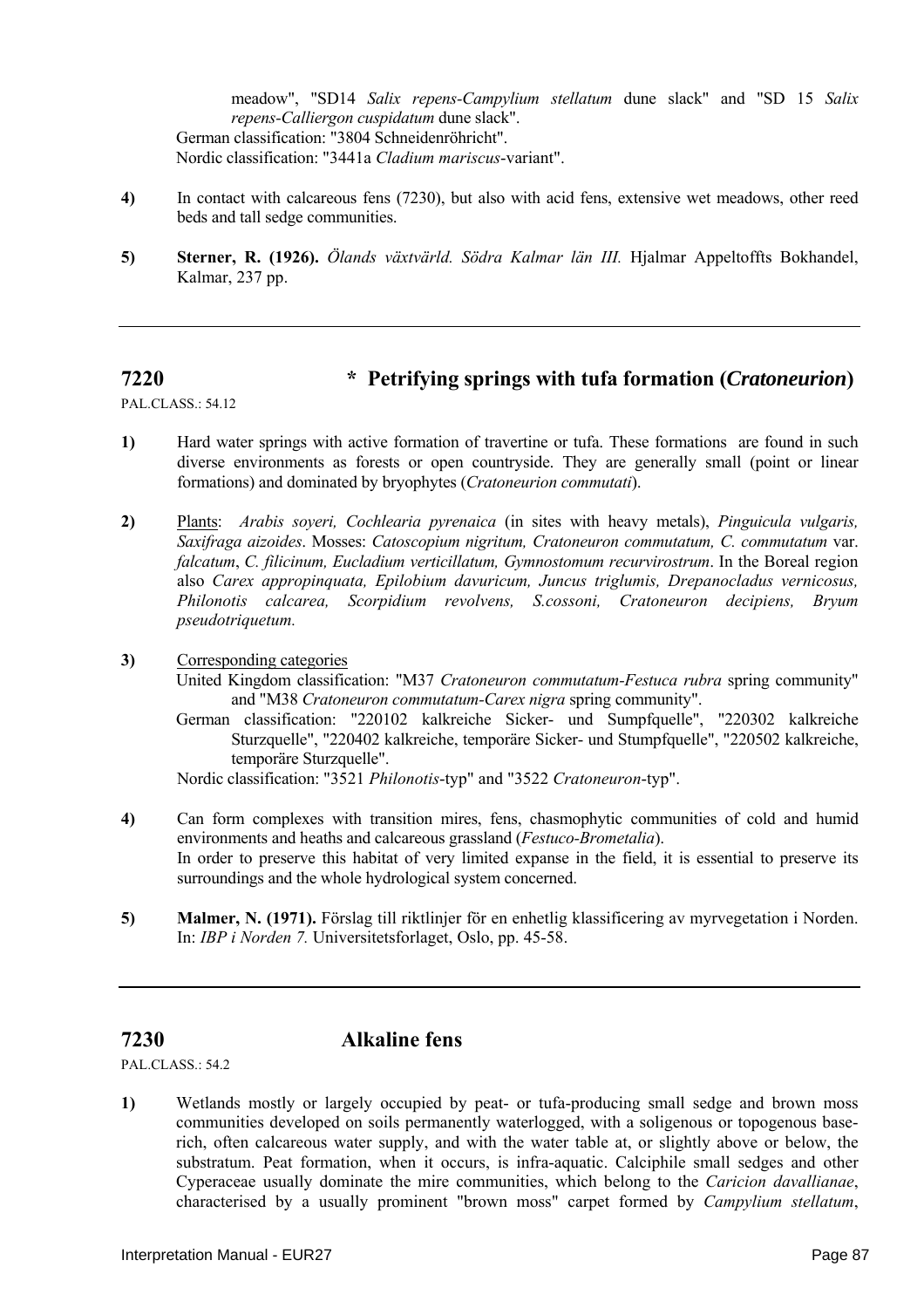meadow", "SD14 *Salix repens-Campylium stellatum* dune slack" and "SD 15 *Salix repens-Calliergon cuspidatum* dune slack".

German classification: "3804 Schneidenröhricht".

Nordic classification: "3441a *Cladium mariscus*-variant".

**4)** In contact with calcareous fens (7230), but also with acid fens, extensive wet meadows, other reed beds and tall sedge communities.

**5)** **Sterner, R. (1926).** *Ölands växtvärld. Södra Kalmar län III.* Hjalmar Appeltoffts Bokhandel, Kalmar, 237 pp.

---

## 7220 * Petrifying springs with tufa formation (*Cratoneurion*)

PAL.CLASS.: 54.12

**1)** Hard water springs with active formation of travertine or tufa. These formations are found in such diverse environments as forests or open countryside. They are generally small (point or linear formations) and dominated by bryophytes (*Cratoneurion commutati*).

**2)** Plants: *Arabis soyeri, Cochlearia pyrenaica* (in sites with heavy metals), *Pinguicula vulgaris, Saxifraga aizoides*. Mosses: *Catoscopium nigritum, Cratoneuron commutatum, C. commutatum* var. *falcatum*, *C. filicinum, Eucladium verticillatum, Gymnostomum recurvirostrum*. In the Boreal region also *Carex appropinquata, Epilobium davuricum, Juncus triglumis, Drepanocladus vernicosus, Philonotis calcarea, Scorpidium revolvens, S.cossoni, Cratoneuron decipiens, Bryum pseudotriquetum.*

**3)** Corresponding categories

United Kingdom classification: "M37 *Cratoneuron commutatum-Festuca rubra* spring community" and "M38 *Cratoneuron commutatum-Carex nigra* spring community".

German classification: "220102 kalkreiche Sicker- und Sumpfquelle", "220302 kalkreiche Sturzquelle", "220402 kalkreiche, temporäre Sicker- und Stumpfquelle", "220502 kalkreiche, temporäre Sturzquelle".

Nordic classification: "3521 *Philonotis*-typ" and "3522 *Cratoneuron*-typ".

**4)** Can form complexes with transition mires, fens, chasmophytic communities of cold and humid environments and heaths and calcareous grassland (*Festuco-Brometalia*).

In order to preserve this habitat of very limited expanse in the field, it is essential to preserve its surroundings and the whole hydrological system concerned.

**5)** **Malmer, N. (1971).** Förslag till riktlinjer för en enhetlig klassificering av myrvegetation i Norden. In: *IBP i Norden 7.* Universitetsforlaget, Oslo, pp. 45-58.

---

## 7230 Alkaline fens

PAL.CLASS.: 54.2

**1)** Wetlands mostly or largely occupied by peat- or tufa-producing small sedge and brown moss communities developed on soils permanently waterlogged, with a soligenous or topogenous base-rich, often calcareous water supply, and with the water table at, or slightly above or below, the substratum. Peat formation, when it occurs, is infra-aquatic. Calciphile small sedges and other Cyperaceae usually dominate the mire communities, which belong to the *Caricion davallianae*, characterised by a usually prominent "brown moss" carpet formed by *Campylium stellatum*,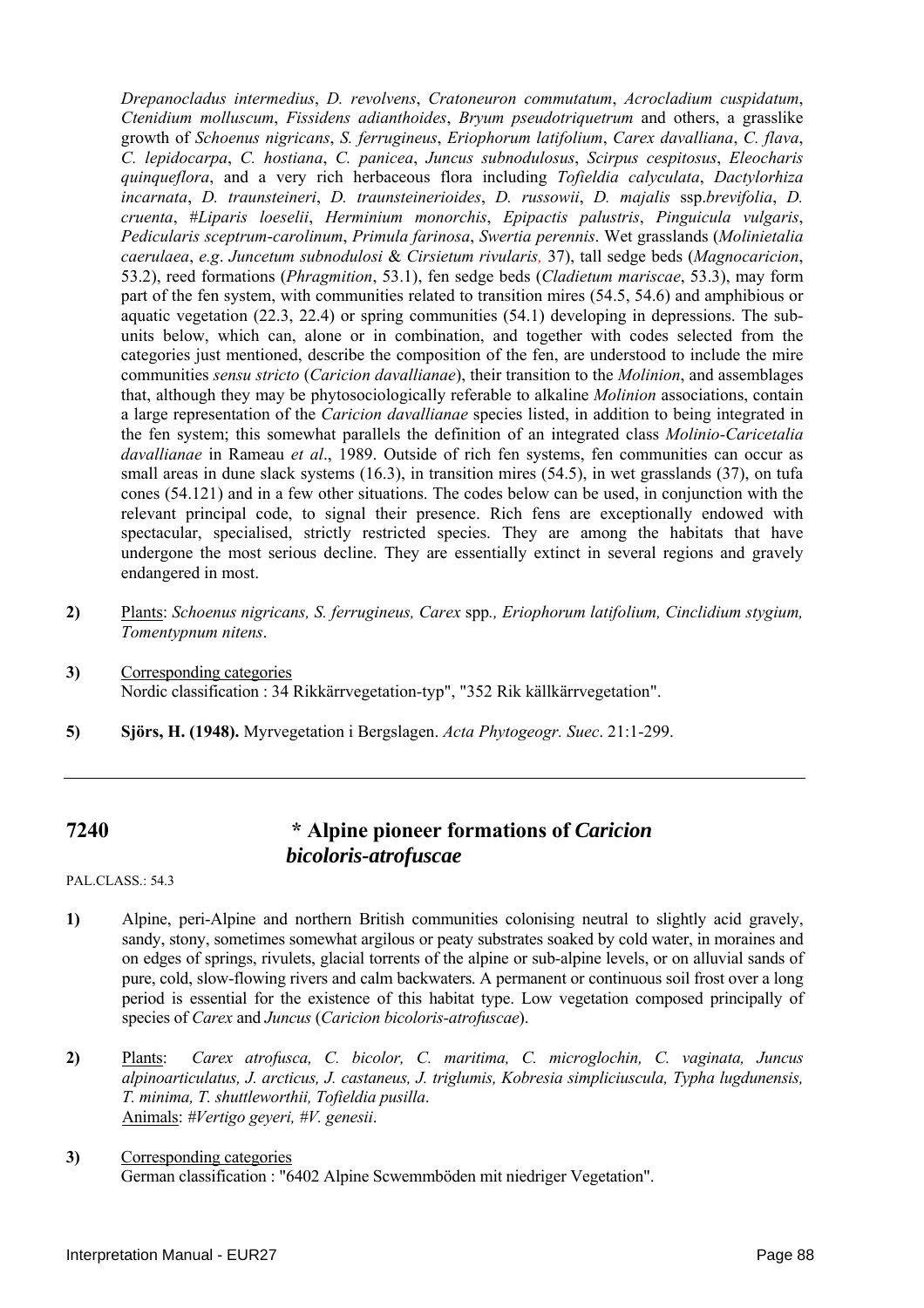*Drepanocladus intermedius*, *D. revolvens*, *Cratoneuron commutatum*, *Acrocladium cuspidatum*, *Ctenidium molluscum*, *Fissidens adianthoides*, *Bryum pseudotriquetrum* and others, a grasslike growth of *Schoenus nigricans*, *S. ferrugineus*, *Eriophorum latifolium*, *Carex davalliana*, *C. flava*, *C. lepidocarpa*, *C. hostiana*, *C. panicea*, *Juncus subnodulosus*, *Scirpus cespitosus*, *Eleocharis quinqueflora*, and a very rich herbaceous flora including *Tofieldia calyculata*, *Dactylorhiza incarnata*, *D. traunsteineri*, *D. traunsteinerioides*, *D. russowii*, *D. majalis* ssp.*brevifolia*, *D. cruenta*, #*Liparis loeselii*, *Herminium monorchis*, *Epipactis palustris*, *Pinguicula vulgaris*, *Pedicularis sceptrum-carolinum*, *Primula farinosa*, *Swertia perennis*. Wet grasslands (*Molinietalia caerulaea*, *e.g*. *Juncetum subnodulosi* & *Cirsietum rivularis*, 37), tall sedge beds (*Magnocaricion*, 53.2), reed formations (*Phragmition*, 53.1), fen sedge beds (*Cladietum mariscae*, 53.3), may form part of the fen system, with communities related to transition mires (54.5, 54.6) and amphibious or aquatic vegetation (22.3, 22.4) or spring communities (54.1) developing in depressions. The sub-units below, which can, alone or in combination, and together with codes selected from the categories just mentioned, describe the composition of the fen, are understood to include the mire communities *sensu stricto* (*Caricion davallianae*), their transition to the *Molinion*, and assemblages that, although they may be phytosociologically referable to alkaline *Molinion* associations, contain a large representation of the *Caricion davallianae* species listed, in addition to being integrated in the fen system; this somewhat parallels the definition of an integrated class *Molinio-Caricetalia davallianae* in Rameau *et al*., 1989. Outside of rich fen systems, fen communities can occur as small areas in dune slack systems (16.3), in transition mires (54.5), in wet grasslands (37), on tufa cones (54.121) and in a few other situations. The codes below can be used, in conjunction with the relevant principal code, to signal their presence. Rich fens are exceptionally endowed with spectacular, specialised, strictly restricted species. They are among the habitats that have undergone the most serious decline. They are essentially extinct in several regions and gravely endangered in most.

**2)** Plants: *Schoenus nigricans, S. ferrugineus, Carex* spp*., Eriophorum latifolium, Cinclidium stygium, Tomentypnum nitens*.

**3)** Corresponding categories
Nordic classification : 34 Rikkärrvegetation-typ", "352 Rik källkärrvegetation".

**5)** **Sjörs, H. (1948).** Myrvegetation i Bergslagen. *Acta Phytogeogr. Suec*. 21:1-299.

---

## 7240 * Alpine pioneer formations of *Caricion bicoloris-atrofuscae*

PAL.CLASS.: 54.3

**1)** Alpine, peri-Alpine and northern British communities colonising neutral to slightly acid gravely, sandy, stony, sometimes somewhat argilous or peaty substrates soaked by cold water, in moraines and on edges of springs, rivulets, glacial torrents of the alpine or sub-alpine levels, or on alluvial sands of pure, cold, slow-flowing rivers and calm backwaters. A permanent or continuous soil frost over a long period is essential for the existence of this habitat type. Low vegetation composed principally of species of *Carex* and *Juncus* (*Caricion bicoloris-atrofuscae*).

**2)** Plants: *Carex atrofusca, C. bicolor, C. maritima, C. microglochin, C. vaginata, Juncus alpinoarticulatus, J. arcticus, J. castaneus, J. triglumis, Kobresia simpliciuscula, Typha lugdunensis, T. minima, T. shuttleworthii, Tofieldia pusilla*.
Animals: *#Vertigo geyeri, #V. genesii*.

**3)** Corresponding categories
German classification : "6402 Alpine Scwemmböden mit niedriger Vegetation".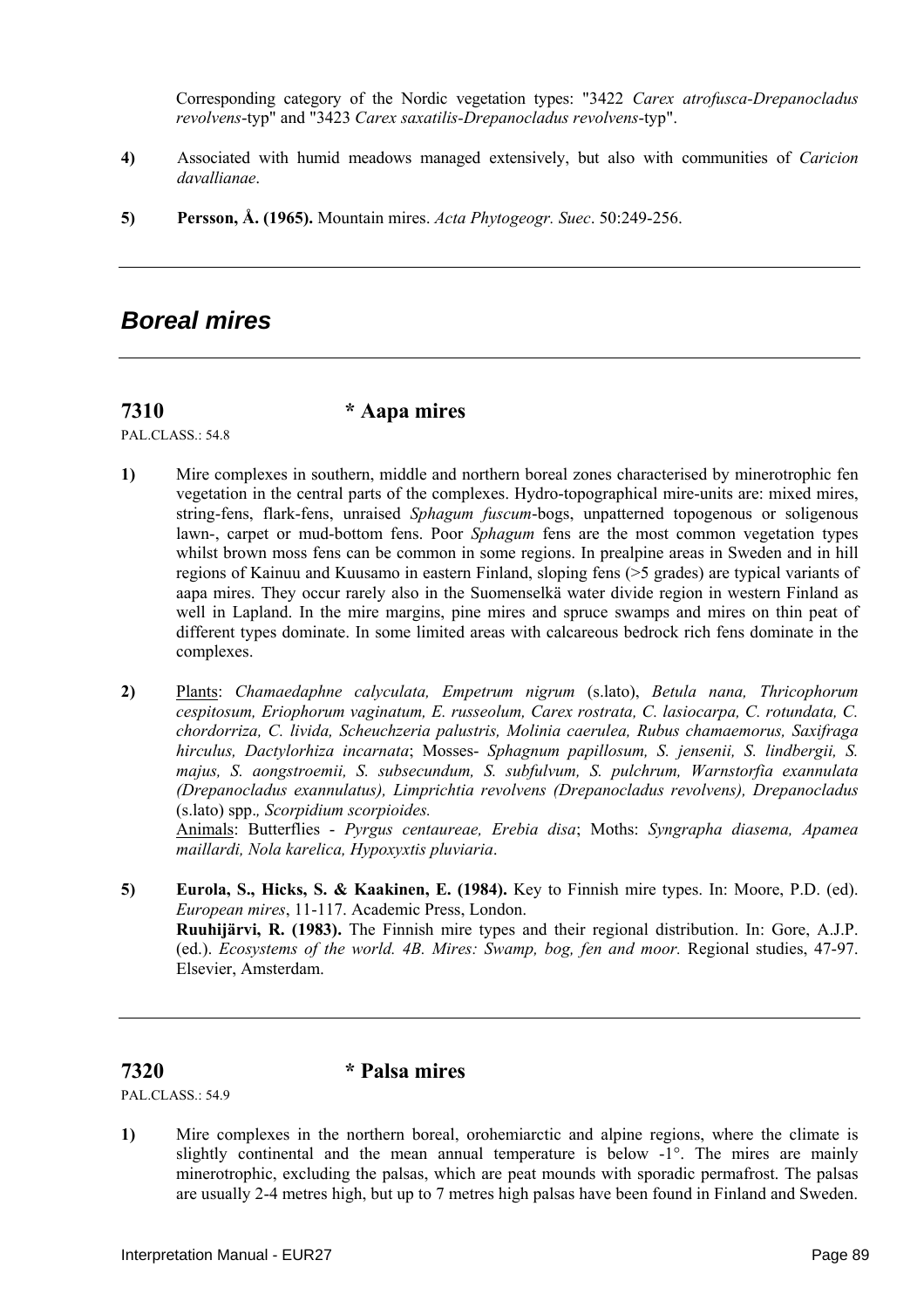Corresponding category of the Nordic vegetation types: "3422 *Carex atrofusca-Drepanocladus revolvens*-typ" and "3423 *Carex saxatilis-Drepanocladus revolvens*-typ".

**4)** Associated with humid meadows managed extensively, but also with communities of *Caricion davallianae*.

**5)** **Persson, Å. (1965).** Mountain mires. *Acta Phytogeogr. Suec*. 50:249-256.

---

## *Boreal mires*

---

### 7310 * Aapa mires

PAL.CLASS.: 54.8

**1)** Mire complexes in southern, middle and northern boreal zones characterised by minerotrophic fen vegetation in the central parts of the complexes. Hydro-topographical mire-units are: mixed mires, string-fens, flark-fens, unraised *Sphagum fuscum*-bogs, unpatterned topogenous or soligenous lawn-, carpet or mud-bottom fens. Poor *Sphagum* fens are the most common vegetation types whilst brown moss fens can be common in some regions. In prealpine areas in Sweden and in hill regions of Kainuu and Kuusamo in eastern Finland, sloping fens (>5 grades) are typical variants of aapa mires. They occur rarely also in the Suomenselkä water divide region in western Finland as well in Lapland. In the mire margins, pine mires and spruce swamps and mires on thin peat of different types dominate. In some limited areas with calcareous bedrock rich fens dominate in the complexes.

**2)** Plants: *Chamaedaphne calyculata, Empetrum nigrum* (s.lato), *Betula nana, Thricophorum cespitosum, Eriophorum vaginatum, E. russeolum, Carex rostrata, C. lasiocarpa, C. rotundata, C. chordorriza, C. livida, Scheuchzeria palustris, Molinia caerulea, Rubus chamaemorus, Saxifraga hirculus, Dactylorhiza incarnata*; Mosses- *Sphagnum papillosum, S. jensenii, S. lindbergii, S. majus, S. aongstroemii, S. subsecundum, S. subfulvum, S. pulchrum, Warnstorfia exannulata (Drepanocladus exannulatus), Limprichtia revolvens (Drepanocladus revolvens), Drepanocladus* (s.lato) spp., *Scorpidium scorpioides.*
Animals: Butterflies - *Pyrgus centaureae, Erebia disa*; Moths: *Syngrapha diasema, Apamea maillardi, Nola karelica, Hypoxyxtis pluviaria*.

**5)** **Eurola, S., Hicks, S. & Kaakinen, E. (1984).** Key to Finnish mire types. In: Moore, P.D. (ed). *European mires*, 11-117. Academic Press, London.
**Ruuhijärvi, R. (1983).** The Finnish mire types and their regional distribution. In: Gore, A.J.P. (ed.). *Ecosystems of the world. 4B. Mires: Swamp, bog, fen and moor.* Regional studies, 47-97. Elsevier, Amsterdam.

---

### 7320 * Palsa mires

PAL.CLASS.: 54.9

**1)** Mire complexes in the northern boreal, orohemiarctic and alpine regions, where the climate is slightly continental and the mean annual temperature is below -1°. The mires are mainly minerotrophic, excluding the palsas, which are peat mounds with sporadic permafrost. The palsas are usually 2-4 metres high, but up to 7 metres high palsas have been found in Finland and Sweden.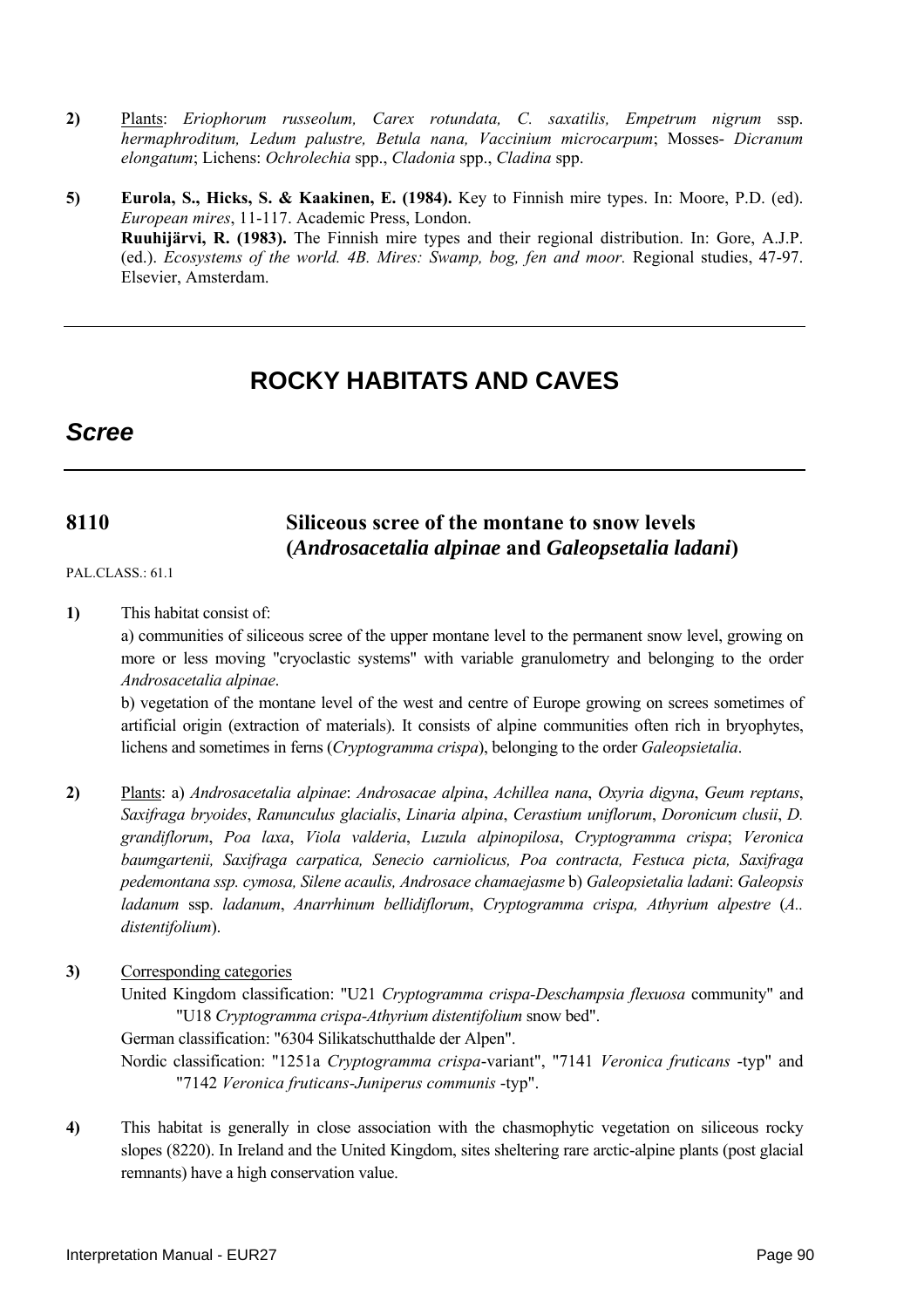**2)** Plants: *Eriophorum russeolum, Carex rotundata, C. saxatilis, Empetrum nigrum* ssp. *hermaphroditum, Ledum palustre, Betula nana, Vaccinium microcarpum*; Mosses- *Dicranum elongatum*; Lichens: *Ochrolechia* spp., *Cladonia* spp., *Cladina* spp.

**5)** **Eurola, S., Hicks, S. & Kaakinen, E. (1984).** Key to Finnish mire types. In: Moore, P.D. (ed). *European mires*, 11-117. Academic Press, London.
**Ruuhijärvi, R. (1983).** The Finnish mire types and their regional distribution. In: Gore, A.J.P. (ed.). *Ecosystems of the world. 4B. Mires: Swamp, bog, fen and moor.* Regional studies, 47-97. Elsevier, Amsterdam.

---

# ROCKY HABITATS AND CAVES

## *Scree*

---

### 8110 Siliceous scree of the montane to snow levels (*Androsacetalia alpinae* and *Galeopsetalia ladani*)

PAL.CLASS.: 61.1

**1)** This habitat consist of:

a) communities of siliceous scree of the upper montane level to the permanent snow level, growing on more or less moving "cryoclastic systems" with variable granulometry and belonging to the order *Androsacetalia alpinae*.

b) vegetation of the montane level of the west and centre of Europe growing on screes sometimes of artificial origin (extraction of materials). It consists of alpine communities often rich in bryophytes, lichens and sometimes in ferns (*Cryptogramma crispa*), belonging to the order *Galeopsietalia*.

**2)** Plants: a) *Androsacetalia alpinae*: *Androsacae alpina*, *Achillea nana*, *Oxyria digyna*, *Geum reptans*, *Saxifraga bryoides*, *Ranunculus glacialis*, *Linaria alpina*, *Cerastium uniflorum*, *Doronicum clusii*, *D. grandiflorum*, *Poa laxa*, *Viola valderia*, *Luzula alpinopilosa*, *Cryptogramma crispa*; *Veronica baumgartenii, Saxifraga carpatica, Senecio carniolicus, Poa contracta, Festuca picta, Saxifraga pedemontana ssp. cymosa, Silene acaulis, Androsace chamaejasme* b) *Galeopsietalia ladani*: *Galeopsis ladanum* ssp. *ladanum*, *Anarrhinum bellidiflorum*, *Cryptogramma crispa, Athyrium alpestre* (*A.. distentifolium*).

**3)** Corresponding categories

United Kingdom classification: "U21 *Cryptogramma crispa-Deschampsia flexuosa* community" and "U18 *Cryptogramma crispa-Athyrium distentifolium* snow bed".

German classification: "6304 Silikatschutthalde der Alpen".

Nordic classification: "1251a *Cryptogramma crispa*-variant", "7141 *Veronica fruticans* -typ" and "7142 *Veronica fruticans-Juniperus communis* -typ".

**4)** This habitat is generally in close association with the chasmophytic vegetation on siliceous rocky slopes (8220). In Ireland and the United Kingdom, sites sheltering rare arctic-alpine plants (post glacial remnants) have a high conservation value.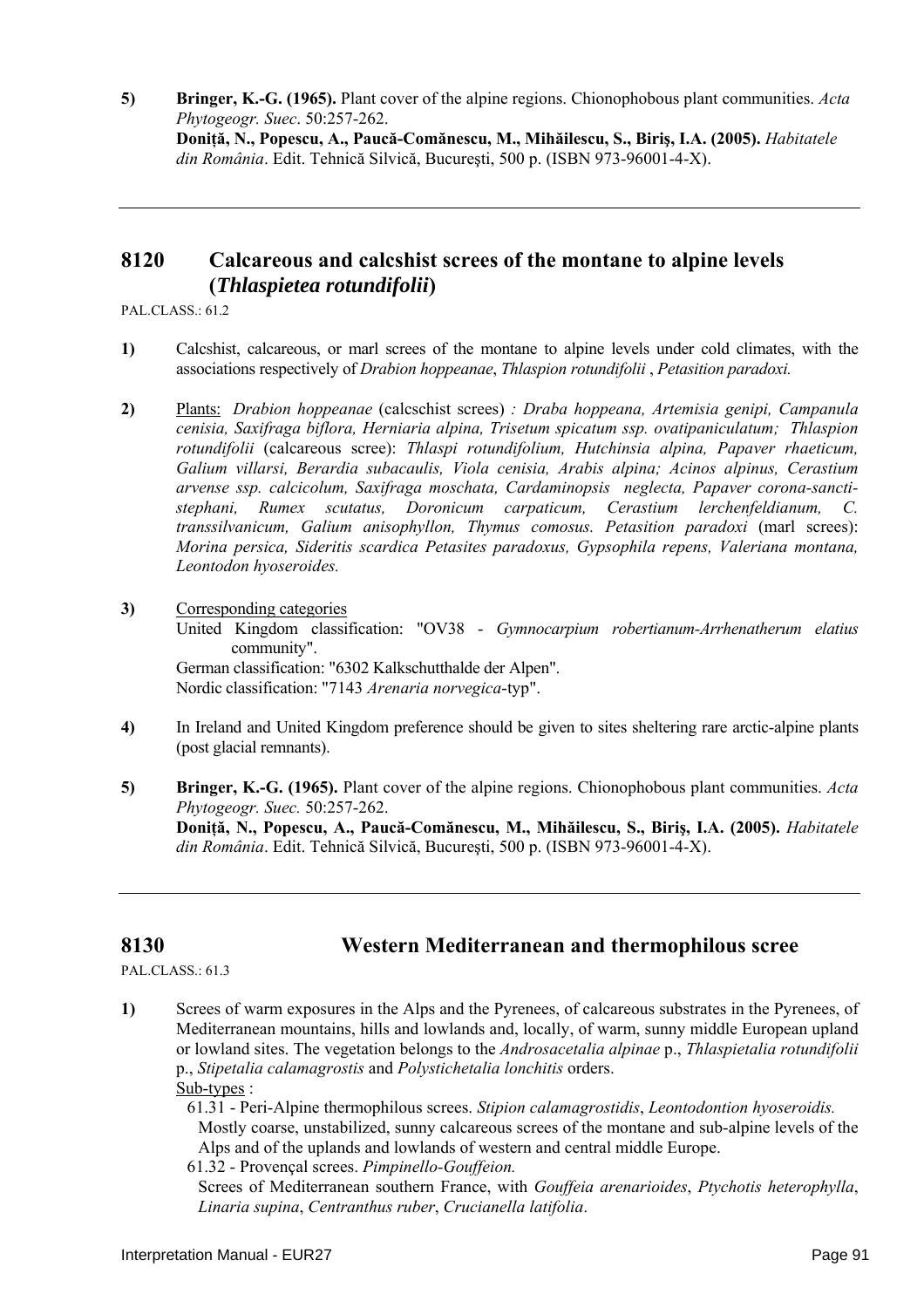**5)** **Bringer, K.-G. (1965).** Plant cover of the alpine regions. Chionophobous plant communities. *Acta Phytogeogr. Suec*. 50:257-262.
**Doniță, N., Popescu, A., Paucă-Comănescu, M., Mihăilescu, S., Biriş, I.A. (2005).** *Habitatele din România*. Edit. Tehnică Silvică, Bucureşti, 500 p. (ISBN 973-96001-4-X).

---

## 8120 Calcareous and calcshist screes of the montane to alpine levels (*Thlaspietea rotundifolii*)

PAL.CLASS.: 61.2

**1)** Calcshist, calcareous, or marl screes of the montane to alpine levels under cold climates, with the associations respectively of *Drabion hoppeanae*, *Thlaspion rotundifolii* , *Petasition paradoxi.*

**2)** Plants: *Drabion hoppeanae* (calcschist screes) *: Draba hoppeana, Artemisia genipi, Campanula cenisia, Saxifraga biflora, Herniaria alpina, Trisetum spicatum ssp. ovatipaniculatum; Thlaspion rotundifolii* (calcareous scree): *Thlaspi rotundifolium, Hutchinsia alpina, Papaver rhaeticum, Galium villarsi, Berardia subacaulis, Viola cenisia, Arabis alpina; Acinos alpinus, Cerastium arvense ssp. calcicolum, Saxifraga moschata, Cardaminopsis neglecta, Papaver corona-sancti-stephani, Rumex scutatus, Doronicum carpaticum, Cerastium lerchenfeldianum, C. transsilvanicum, Galium anisophyllon, Thymus comosus. Petasition paradoxi* (marl screes): *Morina persica, Sideritis scardica Petasites paradoxus, Gypsophila repens, Valeriana montana, Leontodon hyoseroides.*

**3)** Corresponding categories
United Kingdom classification: "OV38 - *Gymnocarpium robertianum-Arrhenatherum elatius* community".
German classification: "6302 Kalkschutthalde der Alpen".
Nordic classification: "7143 *Arenaria norvegica*-typ".

**4)** In Ireland and United Kingdom preference should be given to sites sheltering rare arctic-alpine plants (post glacial remnants).

**5)** **Bringer, K.-G. (1965).** Plant cover of the alpine regions. Chionophobous plant communities. *Acta Phytogeogr. Suec.* 50:257-262.
**Doniță, N., Popescu, A., Paucă-Comănescu, M., Mihăilescu, S., Biriş, I.A. (2005).** *Habitatele din România*. Edit. Tehnică Silvică, Bucureşti, 500 p. (ISBN 973-96001-4-X).

---

## 8130 Western Mediterranean and thermophilous scree

PAL.CLASS.: 61.3

**1)** Screes of warm exposures in the Alps and the Pyrenees, of calcareous substrates in the Pyrenees, of Mediterranean mountains, hills and lowlands and, locally, of warm, sunny middle European upland or lowland sites. The vegetation belongs to the *Androsacetalia alpinae* p., *Thlaspietalia rotundifolii* p., *Stipetalia calamagrostis* and *Polystichetalia lonchitis* orders.
Sub-types :

61.31 - Peri-Alpine thermophilous screes. *Stipion calamagrostidis*, *Leontodontion hyoseroidis.*
Mostly coarse, unstabilized, sunny calcareous screes of the montane and sub-alpine levels of the Alps and of the uplands and lowlands of western and central middle Europe.

61.32 - Provençal screes. *Pimpinello-Gouffeion.*
Screes of Mediterranean southern France, with *Gouffeia arenarioides*, *Ptychotis heterophylla*, *Linaria supina*, *Centranthus ruber*, *Crucianella latifolia*.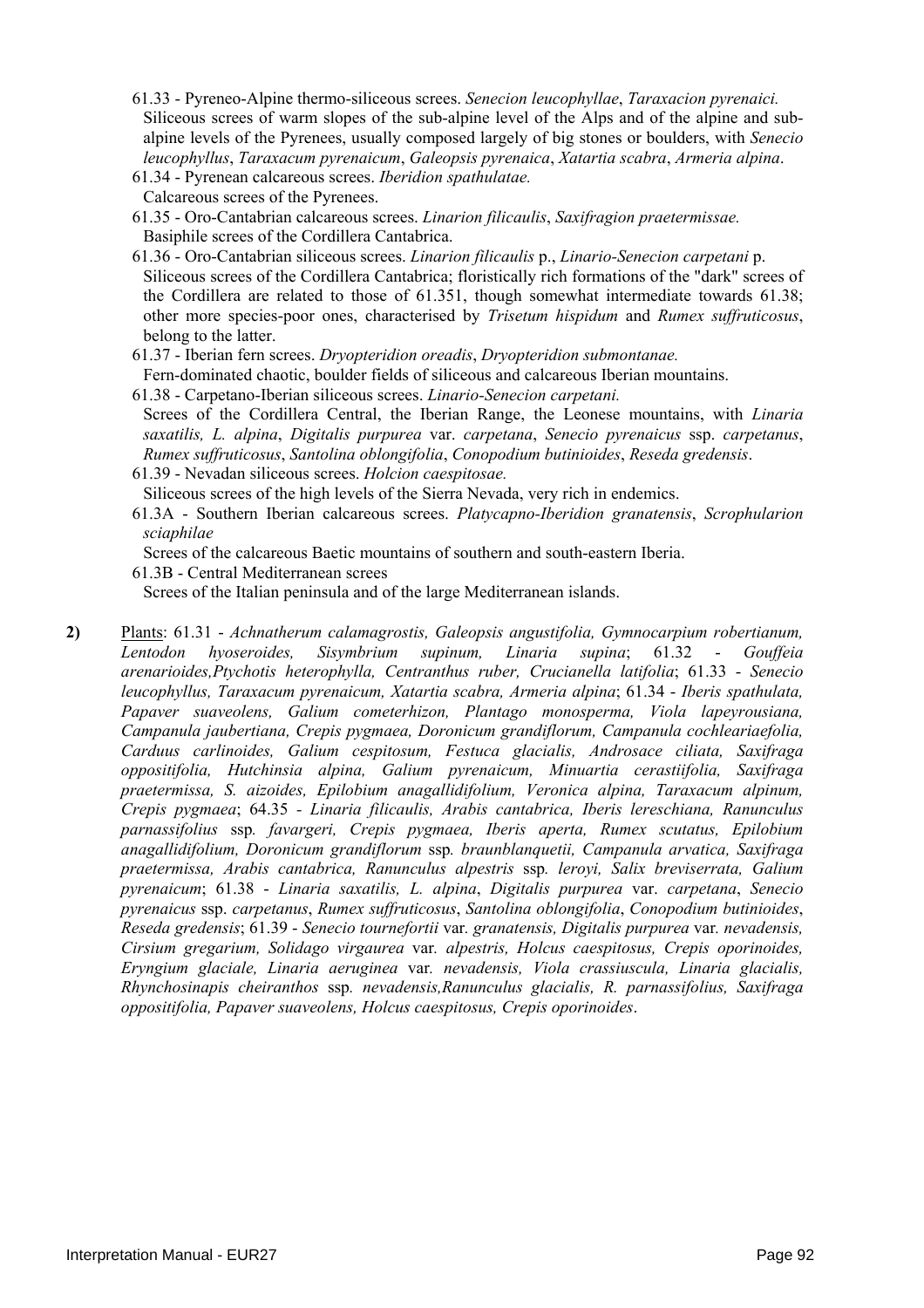61.33 - Pyreneo-Alpine thermo-siliceous screes. *Senecion leucophyllae*, *Taraxacion pyrenaici.*
Siliceous screes of warm slopes of the sub-alpine level of the Alps and of the alpine and sub-alpine levels of the Pyrenees, usually composed largely of big stones or boulders, with *Senecio leucophyllus*, *Taraxacum pyrenaicum*, *Galeopsis pyrenaica*, *Xatartia scabra*, *Armeria alpina*.

61.34 - Pyrenean calcareous screes. *Iberidion spathulatae.*
Calcareous screes of the Pyrenees.

61.35 - Oro-Cantabrian calcareous screes. *Linarion filicaulis*, *Saxifragion praetermissae.*
Basiphile screes of the Cordillera Cantabrica.

61.36 - Oro-Cantabrian siliceous screes. *Linarion filicaulis* p., *Linario-Senecion carpetani* p.
Siliceous screes of the Cordillera Cantabrica; floristically rich formations of the "dark" screes of the Cordillera are related to those of 61.351, though somewhat intermediate towards 61.38; other more species-poor ones, characterised by *Trisetum hispidum* and *Rumex suffruticosus*, belong to the latter.

61.37 - Iberian fern screes. *Dryopteridion oreadis*, *Dryopteridion submontanae.*
Fern-dominated chaotic, boulder fields of siliceous and calcareous Iberian mountains.

61.38 - Carpetano-Iberian siliceous screes. *Linario-Senecion carpetani.*
Screes of the Cordillera Central, the Iberian Range, the Leonese mountains, with *Linaria saxatilis, L. alpina*, *Digitalis purpurea* var. *carpetana*, *Senecio pyrenaicus* ssp. *carpetanus*, *Rumex suffruticosus*, *Santolina oblongifolia*, *Conopodium butinioides*, *Reseda gredensis*.

61.39 - Nevadan siliceous screes. *Holcion caespitosae.*
Siliceous screes of the high levels of the Sierra Nevada, very rich in endemics.

61.3A - Southern Iberian calcareous screes. *Platycapno-Iberidion granatensis*, *Scrophularion sciaphilae*
Screes of the calcareous Baetic mountains of southern and south-eastern Iberia.

61.3B - Central Mediterranean screes
Screes of the Italian peninsula and of the large Mediterranean islands.

**2)** Plants: 61.31 - *Achnatherum calamagrostis, Galeopsis angustifolia, Gymnocarpium robertianum, Lentodon hyoseroides, Sisymbrium supinum, Linaria supina*; 61.32 - *Gouffeia arenarioides,Ptychotis heterophylla, Centranthus ruber, Crucianella latifolia*; 61.33 - *Senecio leucophyllus, Taraxacum pyrenaicum, Xatartia scabra, Armeria alpina*; 61.34 - *Iberis spathulata, Papaver suaveolens, Galium cometerhizon, Plantago monosperma, Viola lapeyrousiana, Campanula jaubertiana, Crepis pygmaea, Doronicum grandiflorum, Campanula cochleariaefolia, Carduus carlinoides, Galium cespitosum, Festuca glacialis, Androsace ciliata, Saxifraga oppositifolia, Hutchinsia alpina, Galium pyrenaicum, Minuartia cerastiifolia, Saxifraga praetermissa, S. aizoides, Epilobium anagallidifolium, Veronica alpina, Taraxacum alpinum, Crepis pygmaea*; 64.35 - *Linaria filicaulis, Arabis cantabrica, Iberis lereschiana, Ranunculus parnassifolius* ssp*. favargeri, Crepis pygmaea, Iberis aperta, Rumex scutatus, Epilobium anagallidifolium, Doronicum grandiflorum* ssp*. braunblanquetii, Campanula arvatica, Saxifraga praetermissa, Arabis cantabrica, Ranunculus alpestris* ssp*. leroyi, Salix breviserrata, Galium pyrenaicum*; 61.38 - *Linaria saxatilis, L. alpina*, *Digitalis purpurea* var. *carpetana*, *Senecio pyrenaicus* ssp. *carpetanus*, *Rumex suffruticosus*, *Santolina oblongifolia*, *Conopodium butinioides*, *Reseda gredensis*; 61.39 - *Senecio tournefortii* var*. granatensis, Digitalis purpurea* var*. nevadensis, Cirsium gregarium, Solidago virgaurea* var*. alpestris, Holcus caespitosus, Crepis oporinoides, Eryngium glaciale, Linaria aeruginea* var*. nevadensis, Viola crassiuscula, Linaria glacialis, Rhynchosinapis cheiranthos* ssp*. nevadensis,Ranunculus glacialis, R. parnassifolius, Saxifraga oppositifolia, Papaver suaveolens, Holcus caespitosus, Crepis oporinoides*.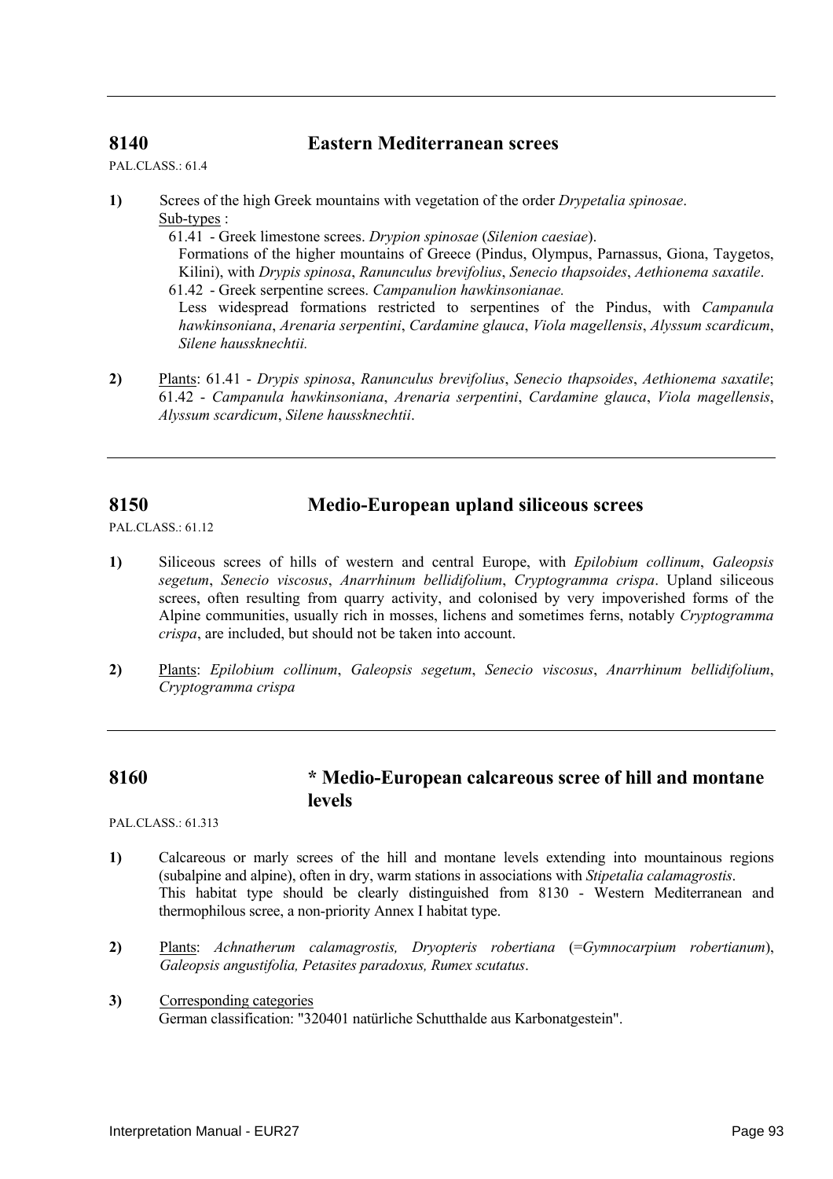## 8140 Eastern Mediterranean screes

PAL.CLASS.: 61.4

**1)** Screes of the high Greek mountains with vegetation of the order *Drypetalia spinosae*.

Sub-types :

61.41 - Greek limestone screes. *Drypion spinosae* (*Silenion caesiae*).
Formations of the higher mountains of Greece (Pindus, Olympus, Parnassus, Giona, Taygetos, Kilini), with *Drypis spinosa*, *Ranunculus brevifolius*, *Senecio thapsoides*, *Aethionema saxatile*.

61.42 - Greek serpentine screes. *Campanulion hawkinsonianae.*
Less widespread formations restricted to serpentines of the Pindus, with *Campanula hawkinsoniana*, *Arenaria serpentini*, *Cardamine glauca*, *Viola magellensis*, *Alyssum scardicum*, *Silene haussknechtii.*

**2)** Plants: 61.41 - *Drypis spinosa*, *Ranunculus brevifolius*, *Senecio thapsoides*, *Aethionema saxatile*; 61.42 - *Campanula hawkinsoniana*, *Arenaria serpentini*, *Cardamine glauca*, *Viola magellensis*, *Alyssum scardicum*, *Silene haussknechtii*.

## 8150 Medio-European upland siliceous screes

PAL.CLASS.: 61.12

**1)** Siliceous screes of hills of western and central Europe, with *Epilobium collinum*, *Galeopsis segetum*, *Senecio viscosus*, *Anarrhinum bellidifolium*, *Cryptogramma crispa*. Upland siliceous screes, often resulting from quarry activity, and colonised by very impoverished forms of the Alpine communities, usually rich in mosses, lichens and sometimes ferns, notably *Cryptogramma crispa*, are included, but should not be taken into account.

**2)** Plants: *Epilobium collinum*, *Galeopsis segetum*, *Senecio viscosus*, *Anarrhinum bellidifolium*, *Cryptogramma crispa*

## 8160 * Medio-European calcareous scree of hill and montane levels

PAL.CLASS.: 61.313

**1)** Calcareous or marly screes of the hill and montane levels extending into mountainous regions (subalpine and alpine), often in dry, warm stations in associations with *Stipetalia calamagrostis*.
This habitat type should be clearly distinguished from 8130 - Western Mediterranean and thermophilous scree, a non-priority Annex I habitat type.

**2)** Plants: *Achnatherum calamagrostis, Dryopteris robertiana* (=*Gymnocarpium robertianum*), *Galeopsis angustifolia, Petasites paradoxus, Rumex scutatus*.

**3)** Corresponding categories
German classification: "320401 natürliche Schutthalde aus Karbonatgestein".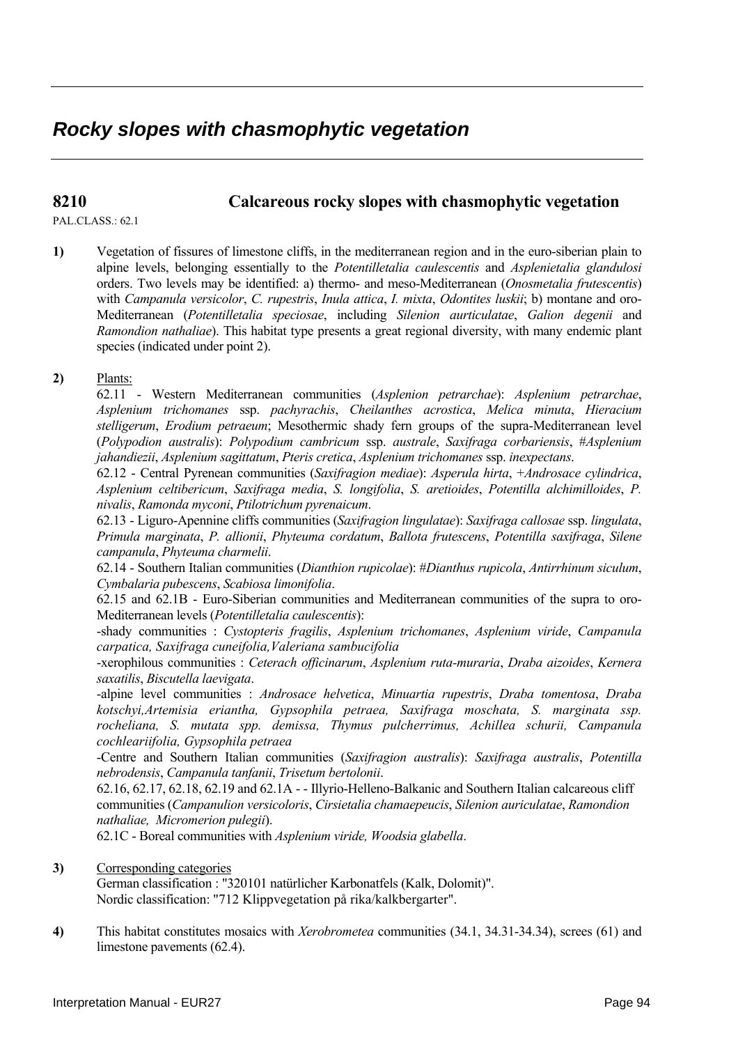## *Rocky slopes with chasmophytic vegetation*

### **8210 Calcareous rocky slopes with chasmophytic vegetation**

PAL.CLASS.: 62.1

**1)** Vegetation of fissures of limestone cliffs, in the mediterranean region and in the euro-siberian plain to alpine levels, belonging essentially to the *Potentilletalia caulescentis* and *Asplenietalia glandulosi* orders. Two levels may be identified: a) thermo- and meso-Mediterranean (*Onosmetalia frutescentis*) with *Campanula versicolor*, *C. rupestris*, *Inula attica*, *I. mixta*, *Odontites luskii*; b) montane and oro-Mediterranean (*Potentilletalia speciosae*, including *Silenion aurticulatae*, *Galion degenii* and *Ramondion nathaliae*). This habitat type presents a great regional diversity, with many endemic plant species (indicated under point 2).

**2)** Plants:

62.11 - Western Mediterranean communities (*Asplenion petrarchae*): *Asplenium petrarchae*, *Asplenium trichomanes* ssp. *pachyrachis*, *Cheilanthes acrostica*, *Melica minuta*, *Hieracium stelligerum*, *Erodium petraeum*; Mesothermic shady fern groups of the supra-Mediterranean level (*Polypodion australis*): *Polypodium cambricum* ssp. *australe*, *Saxifraga corbariensis*, *#Asplenium jahandiezii*, *Asplenium sagittatum*, *Pteris cretica*, *Asplenium trichomanes* ssp. *inexpectans*.

62.12 - Central Pyrenean communities (*Saxifragion mediae*): *Asperula hirta*, *+Androsace cylindrica*, *Asplenium celtibericum*, *Saxifraga media*, *S. longifolia*, *S. aretioides*, *Potentilla alchimilloides*, *P. nivalis*, *Ramonda myconi*, *Ptilotrichum pyrenaicum*.

62.13 - Liguro-Apennine cliffs communities (*Saxifragion lingulatae*): *Saxifraga callosae* ssp. *lingulata*, *Primula marginata*, *P. allionii*, *Phyteuma cordatum*, *Ballota frutescens*, *Potentilla saxifraga*, *Silene campanula*, *Phyteuma charmelii*.

62.14 - Southern Italian communities (*Dianthion rupicolae*): *#Dianthus rupicola*, *Antirrhinum siculum*, *Cymbalaria pubescens*, *Scabiosa limonifolia*.

62.15 and 62.1B - Euro-Siberian communities and Mediterranean communities of the supra to oro-Mediterranean levels (*Potentilletalia caulescentis*):

-shady communities : *Cystopteris fragilis*, *Asplenium trichomanes*, *Asplenium viride*, *Campanula carpatica, Saxifraga cuneifolia,Valeriana sambucifolia*

-xerophilous communities : *Ceterach officinarum*, *Asplenium ruta-muraria*, *Draba aizoides*, *Kernera saxatilis*, *Biscutella laevigata*.

-alpine level communities : *Androsace helvetica*, *Minuartia rupestris*, *Draba tomentosa*, *Draba kotschyi,Artemisia eriantha, Gypsophila petraea, Saxifraga moschata, S. marginata ssp. rocheliana, S. mutata spp. demissa, Thymus pulcherrimus, Achillea schurii, Campanula cochleariifolia, Gypsophila petraea*

-Centre and Southern Italian communities (*Saxifragion australis*): *Saxifraga australis*, *Potentilla nebrodensis*, *Campanula tanfanii*, *Trisetum bertolonii*.

62.16, 62.17, 62.18, 62.19 and 62.1A - - Illyrio-Helleno-Balkanic and Southern Italian calcareous cliff communities (*Campanulion versicoloris*, *Cirsietalia chamaepeucis*, *Silenion auriculatae*, *Ramondion nathaliae, Micromerion pulegii*).

62.1C - Boreal communities with *Asplenium viride, Woodsia glabella*.

**3)** Corresponding categories

German classification : "320101 natürlicher Karbonatfels (Kalk, Dolomit)".
Nordic classification: "712 Klippvegetation på rika/kalkbergarter".

**4)** This habitat constitutes mosaics with *Xerobrometea* communities (34.1, 34.31-34.34), screes (61) and limestone pavements (62.4).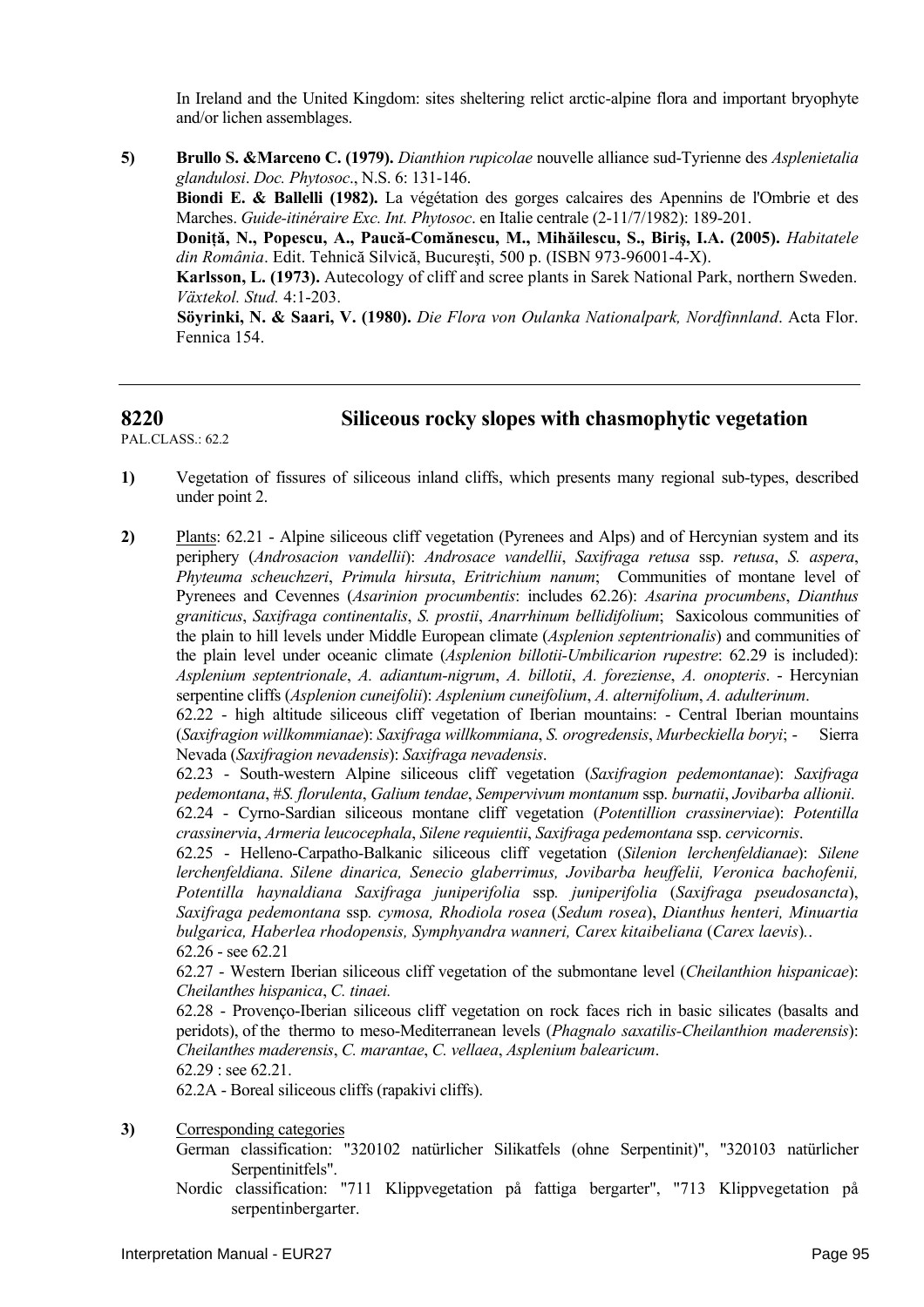In Ireland and the United Kingdom: sites sheltering relict arctic-alpine flora and important bryophyte and/or lichen assemblages.

**5)** **Brullo S. &Marceno C. (1979).** *Dianthion rupicolae* nouvelle alliance sud-Tyrienne des *Asplenietalia glandulosi*. *Doc. Phytosoc*., N.S. 6: 131-146.

**Biondi E. & Ballelli (1982).** La végétation des gorges calcaires des Apennins de l'Ombrie et des Marches. *Guide-itinéraire Exc. Int. Phytosoc*. en Italie centrale (2-11/7/1982): 189-201.

**Doniță, N., Popescu, A., Paucă-Comănescu, M., Mihăilescu, S., Biriş, I.A. (2005).** *Habitatele din România*. Edit. Tehnică Silvică, Bucureşti, 500 p. (ISBN 973-96001-4-X).

**Karlsson, L. (1973).** Autecology of cliff and scree plants in Sarek National Park, northern Sweden. *Växtekol. Stud.* 4:1-203.

**Söyrinki, N. & Saari, V. (1980).** *Die Flora von Oulanka Nationalpark, Nordfinnland*. Acta Flor. Fennica 154.

---

## 8220 Siliceous rocky slopes with chasmophytic vegetation

PAL.CLASS.: 62.2

**1)** Vegetation of fissures of siliceous inland cliffs, which presents many regional sub-types, described under point 2.

**2)** Plants: 62.21 - Alpine siliceous cliff vegetation (Pyrenees and Alps) and of Hercynian system and its periphery (*Androsacion vandellii*): *Androsace vandellii*, *Saxifraga retusa* ssp. *retusa*, *S. aspera*, *Phyteuma scheuchzeri*, *Primula hirsuta*, *Eritrichium nanum*; Communities of montane level of Pyrenees and Cevennes (*Asarinion procumbentis*: includes 62.26): *Asarina procumbens*, *Dianthus graniticus*, *Saxifraga continentalis*, *S. prostii*, *Anarrhinum bellidifolium*; Saxicolous communities of the plain to hill levels under Middle European climate (*Asplenion septentrionalis*) and communities of the plain level under oceanic climate (*Asplenion billotii-Umbilicarion rupestre*: 62.29 is included): *Asplenium septentrionale*, *A. adiantum-nigrum*, *A. billotii*, *A. foreziense*, *A. onopteris*. - Hercynian serpentine cliffs (*Asplenion cuneifolii*): *Asplenium cuneifolium*, *A. alternifolium*, *A. adulterinum*.

62.22 - high altitude siliceous cliff vegetation of Iberian mountains: - Central Iberian mountains (*Saxifragion willkommianae*): *Saxifraga willkommiana*, *S. orogredensis*, *Murbeckiella boryi*; - Sierra Nevada (*Saxifragion nevadensis*): *Saxifraga nevadensis*.

62.23 - South-western Alpine siliceous cliff vegetation (*Saxifragion pedemontanae*): *Saxifraga pedemontana*, *#S. florulenta*, *Galium tendae*, *Sempervivum montanum* ssp. *burnatii*, *Jovibarba allionii*.

62.24 - Cyrno-Sardian siliceous montane cliff vegetation (*Potentillion crassinerviae*): *Potentilla crassinervia*, *Armeria leucocephala*, *Silene requientii*, *Saxifraga pedemontana* ssp. *cervicornis*.

62.25 - Helleno-Carpatho-Balkanic siliceous cliff vegetation (*Silenion lerchenfeldianae*): *Silene lerchenfeldiana*. *Silene dinarica, Senecio glaberrimus, Jovibarba heuffelii, Veronica bachofenii, Potentilla haynaldiana Saxifraga juniperifolia* ssp*. juniperifolia* (*Saxifraga pseudosancta*), *Saxifraga pedemontana* ssp*. cymosa, Rhodiola rosea* (*Sedum rosea*), *Dianthus henteri, Minuartia bulgarica, Haberlea rhodopensis, Symphyandra wanneri, Carex kitaibeliana* (*Carex laevis*)..

62.26 - see 62.21

62.27 - Western Iberian siliceous cliff vegetation of the submontane level (*Cheilanthion hispanicae*): *Cheilanthes hispanica*, *C. tinaei.*

62.28 - Provenço-Iberian siliceous cliff vegetation on rock faces rich in basic silicates (basalts and peridots), of the thermo to meso-Mediterranean levels (*Phagnalo saxatilis-Cheilanthion maderensis*): *Cheilanthes maderensis*, *C. marantae*, *C. vellaea*, *Asplenium balearicum*.

62.29 : see 62.21.

62.2A - Boreal siliceous cliffs (rapakivi cliffs).

**3)** Corresponding categories

German classification: "320102 natürlicher Silikatfels (ohne Serpentinit)", "320103 natürlicher Serpentinitfels".

Nordic classification: "711 Klippvegetation på fattiga bergarter", "713 Klippvegetation på serpentinbergarter.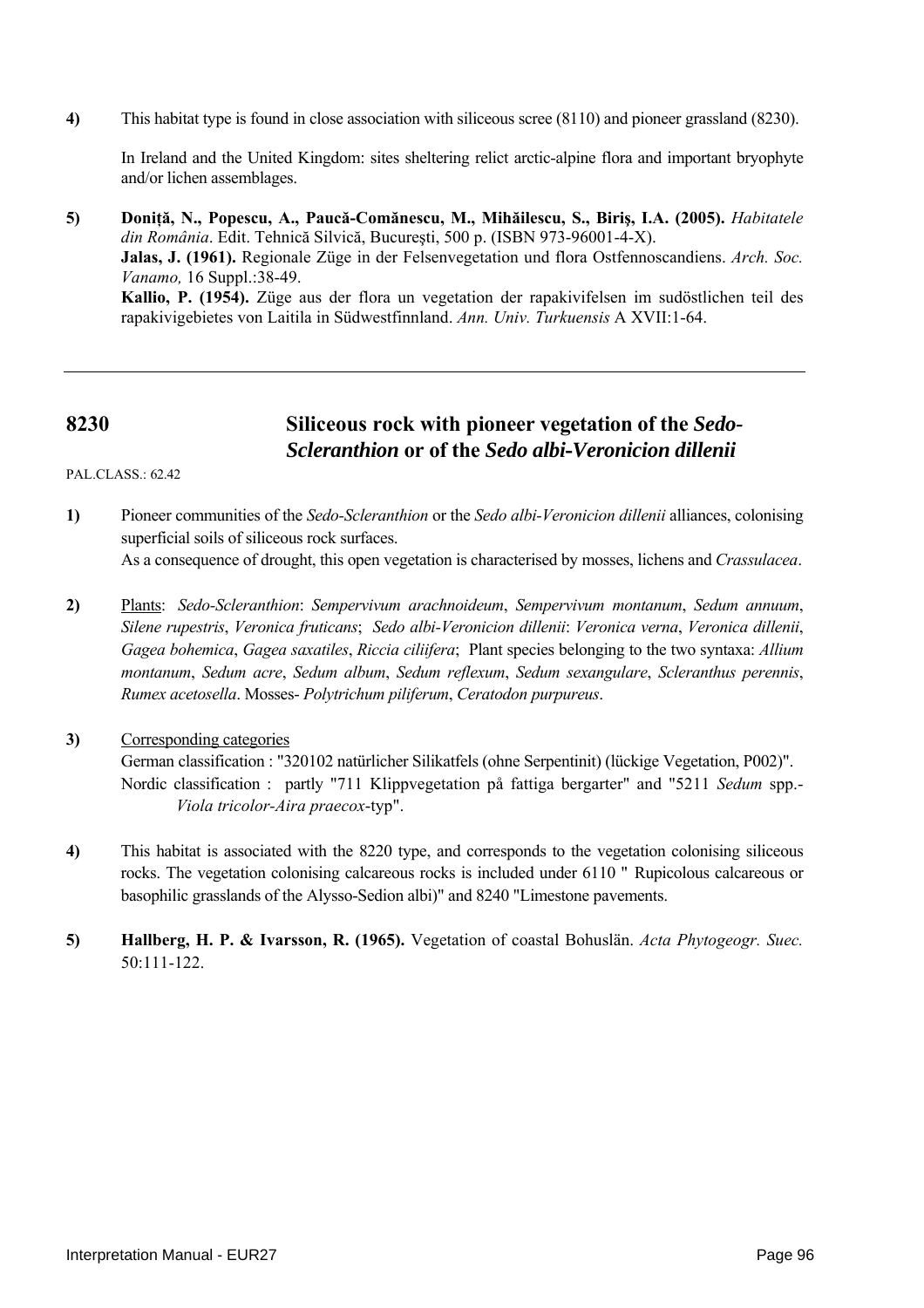**4)** This habitat type is found in close association with siliceous scree (8110) and pioneer grassland (8230).

In Ireland and the United Kingdom: sites sheltering relict arctic-alpine flora and important bryophyte and/or lichen assemblages.

**5)** **Doniță, N., Popescu, A., Paucă-Comănescu, M., Mihăilescu, S., Biriş, I.A. (2005).** *Habitatele din România*. Edit. Tehnică Silvică, Bucureşti, 500 p. (ISBN 973-96001-4-X).
**Jalas, J. (1961).** Regionale Züge in der Felsenvegetation und flora Ostfennoscandiens. *Arch. Soc. Vanamo,* 16 Suppl.:38-49.
**Kallio, P. (1954).** Züge aus der flora un vegetation der rapakivifelsen im sudöstlichen teil des rapakivigebietes von Laitila in Südwestfinnland. *Ann. Univ. Turkuensis* A XVII:1-64.

---

## 8230 Siliceous rock with pioneer vegetation of the *Sedo-Scleranthion* or of the *Sedo albi-Veronicion dillenii*

PAL.CLASS.: 62.42

**1)** Pioneer communities of the *Sedo-Scleranthion* or the *Sedo albi-Veronicion dillenii* alliances, colonising superficial soils of siliceous rock surfaces.
As a consequence of drought, this open vegetation is characterised by mosses, lichens and *Crassulacea*.

**2)** Plants: *Sedo-Scleranthion*: *Sempervivum arachnoideum*, *Sempervivum montanum*, *Sedum annuum*, *Silene rupestris*, *Veronica fruticans*; *Sedo albi-Veronicion dillenii*: *Veronica verna*, *Veronica dillenii*, *Gagea bohemica*, *Gagea saxatiles*, *Riccia ciliifera*; Plant species belonging to the two syntaxa: *Allium montanum*, *Sedum acre*, *Sedum album*, *Sedum reflexum*, *Sedum sexangulare*, *Scleranthus perennis*, *Rumex acetosella*. Mosses- *Polytrichum piliferum*, *Ceratodon purpureus*.

**3)** Corresponding categories
German classification : "320102 natürlicher Silikatfels (ohne Serpentinit) (lückige Vegetation, P002)".
Nordic classification : partly "711 Klippvegetation på fattiga bergarter" and "5211 *Sedum* spp.-*Viola tricolor-Aira praecox*-typ".

**4)** This habitat is associated with the 8220 type, and corresponds to the vegetation colonising siliceous rocks. The vegetation colonising calcareous rocks is included under 6110 " Rupicolous calcareous or basophilic grasslands of the Alysso-Sedion albi)" and 8240 "Limestone pavements.

**5)** **Hallberg, H. P. & Ivarsson, R. (1965).** Vegetation of coastal Bohuslän. *Acta Phytogeogr. Suec.* 50:111-122.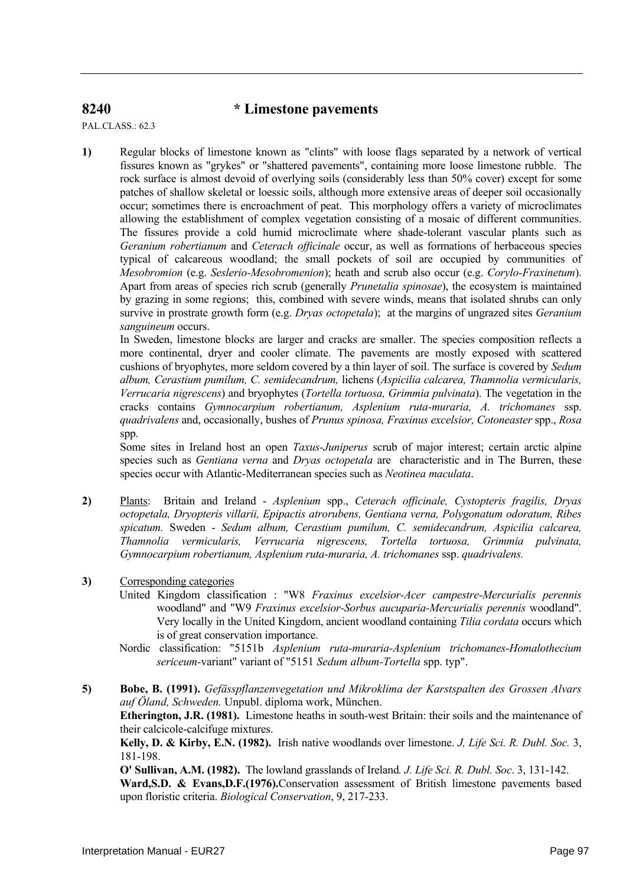## 8240 * Limestone pavements

PAL.CLASS.: 62.3

**1)** Regular blocks of limestone known as "clints" with loose flags separated by a network of vertical fissures known as "grykes" or "shattered pavements", containing more loose limestone rubble. The rock surface is almost devoid of overlying soils (considerably less than 50% cover) except for some patches of shallow skeletal or loessic soils, although more extensive areas of deeper soil occasionally occur; sometimes there is encroachment of peat. This morphology offers a variety of microclimates allowing the establishment of complex vegetation consisting of a mosaic of different communities. The fissures provide a cold humid microclimate where shade-tolerant vascular plants such as *Geranium robertianum* and *Ceterach officinale* occur, as well as formations of herbaceous species typical of calcareous woodland; the small pockets of soil are occupied by communities of *Mesobromion* (e.g. *Seslerio-Mesobromenion*); heath and scrub also occur (e.g. *Corylo-Fraxinetum*). Apart from areas of species rich scrub (generally *Prunetalia spinosae*), the ecosystem is maintained by grazing in some regions; this, combined with severe winds, means that isolated shrubs can only survive in prostrate growth form (e.g. *Dryas octopetala*); at the margins of ungrazed sites *Geranium sanguineum* occurs.

In Sweden, limestone blocks are larger and cracks are smaller. The species composition reflects a more continental, dryer and cooler climate. The pavements are mostly exposed with scattered cushions of bryophytes, more seldom covered by a thin layer of soil. The surface is covered by *Sedum album, Cerastium pumilum, C. semidecandrum,* lichens (*Aspicilia calcarea, Thamnolia vermicularis, Verrucaria nigrescens*) and bryophytes (*Tortella tortuosa, Grimmia pulvinata*). The vegetation in the cracks contains *Gymnocarpium robertianum, Asplenium ruta-muraria, A. trichomanes* ssp. *quadrivalens* and, occasionally, bushes of *Prunus spinosa, Fraxinus excelsior, Cotoneaster* spp., *Rosa* spp.

Some sites in Ireland host an open *Taxus-Juniperus* scrub of major interest; certain arctic alpine species such as *Gentiana verna* and *Dryas octopetala* are characteristic and in The Burren, these species occur with Atlantic-Mediterranean species such as *Neotinea maculata*.

**2)** Plants: Britain and Ireland - *Asplenium* spp., *Ceterach officinale, Cystopteris fragilis, Dryas octopetala, Dryopteris villarii, Epipactis atrorubens, Gentiana verna, Polygonatum odoratum, Ribes spicatum.* Sweden - *Sedum album, Cerastium pumilum, C. semidecandrum, Aspicilia calcarea, Thamnolia vermicularis, Verrucaria nigrescens, Tortella tortuosa, Grimmia pulvinata, Gymnocarpium robertianum, Asplenium ruta-muraria, A. trichomanes* ssp. *quadrivalens.*

**3)** Corresponding categories

United Kingdom classification : "W8 *Fraxinus excelsior-Acer campestre-Mercurialis perennis* woodland" and "W9 *Fraxinus excelsior-Sorbus aucuparia-Mercurialis perennis* woodland". Very locally in the United Kingdom, ancient woodland containing *Tilia cordata* occurs which is of great conservation importance.

Nordic classification: "5151b *Asplenium ruta-muraria-Asplenium trichomanes-Homalothecium sericeum*-variant" variant of "5151 *Sedum album-Tortella* spp. typ".

**5)** **Bobe, B. (1991).** *Gefässpflanzenvegetation und Mikroklima der Karstspalten des Grossen Alvars auf Öland, Schweden.* Unpubl. diploma work, München.

**Etherington, J.R. (1981).** Limestone heaths in south-west Britain: their soils and the maintenance of their calcicole-calcifuge mixtures.

**Kelly, D. & Kirby, E.N. (1982).** Irish native woodlands over limestone. *J, Life Sci. R. Dubl. Soc.* 3, 181-198.

**O' Sullivan, A.M. (1982).** The lowland grasslands of Ireland. *J. Life Sci. R. Dubl. Soc*. 3, 131-142.

**Ward,S.D. & Evans,D.F.(1976).** Conservation assessment of British limestone pavements based upon floristic criteria. *Biological Conservation*, 9, 217-233.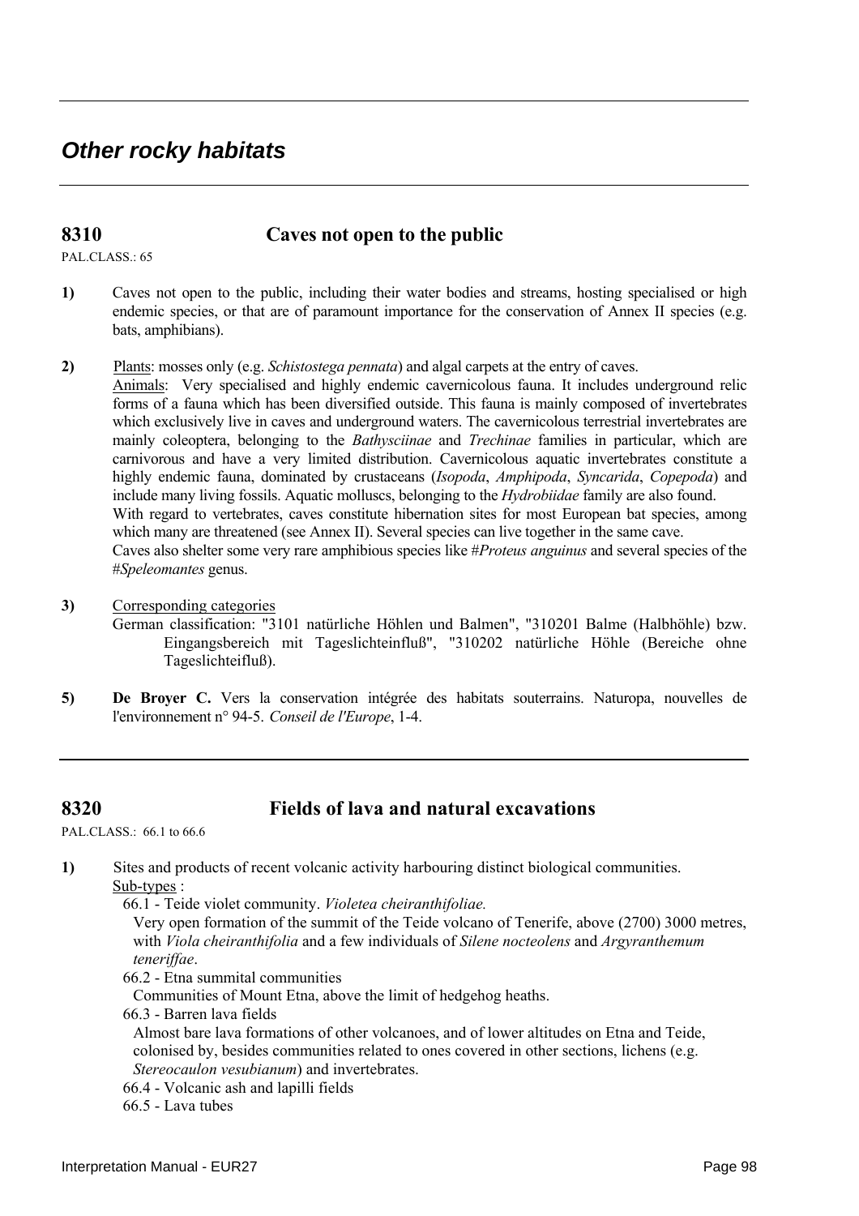# *Other rocky habitats*

## 8310 Caves not open to the public

PAL.CLASS.: 65

**1)** Caves not open to the public, including their water bodies and streams, hosting specialised or high endemic species, or that are of paramount importance for the conservation of Annex II species (e.g. bats, amphibians).

**2)** Plants: mosses only (e.g. *Schistostega pennata*) and algal carpets at the entry of caves.
Animals: Very specialised and highly endemic cavernicolous fauna. It includes underground relic forms of a fauna which has been diversified outside. This fauna is mainly composed of invertebrates which exclusively live in caves and underground waters. The cavernicolous terrestrial invertebrates are mainly coleoptera, belonging to the *Bathysciinae* and *Trechinae* families in particular, which are carnivorous and have a very limited distribution. Cavernicolous aquatic invertebrates constitute a highly endemic fauna, dominated by crustaceans (*Isopoda*, *Amphipoda*, *Syncarida*, *Copepoda*) and include many living fossils. Aquatic molluscs, belonging to the *Hydrobiidae* family are also found.
With regard to vertebrates, caves constitute hibernation sites for most European bat species, among which many are threatened (see Annex II). Several species can live together in the same cave.
Caves also shelter some very rare amphibious species like #*Proteus anguinus* and several species of the #*Speleomantes* genus.

**3)** Corresponding categories
German classification: "3101 natürliche Höhlen und Balmen", "310201 Balme (Halbhöhle) bzw. Eingangsbereich mit Tageslichteinfluß", "310202 natürliche Höhle (Bereiche ohne Tageslichteifluß).

**5)** **De Broyer C.** Vers la conservation intégrée des habitats souterrains. Naturopa, nouvelles de l'environnement n° 94-5. *Conseil de l'Europe*, 1-4.

## 8320 Fields of lava and natural excavations

PAL.CLASS.: 66.1 to 66.6

**1)** Sites and products of recent volcanic activity harbouring distinct biological communities.
Sub-types :

66.1 - Teide violet community. *Violetea cheiranthifoliae.*
Very open formation of the summit of the Teide volcano of Tenerife, above (2700) 3000 metres, with *Viola cheiranthifolia* and a few individuals of *Silene nocteolens* and *Argyranthemum teneriffae*.

66.2 - Etna summital communities
Communities of Mount Etna, above the limit of hedgehog heaths.

66.3 - Barren lava fields
Almost bare lava formations of other volcanoes, and of lower altitudes on Etna and Teide, colonised by, besides communities related to ones covered in other sections, lichens (e.g. *Stereocaulon vesubianum*) and invertebrates.

66.4 - Volcanic ash and lapilli fields

66.5 - Lava tubes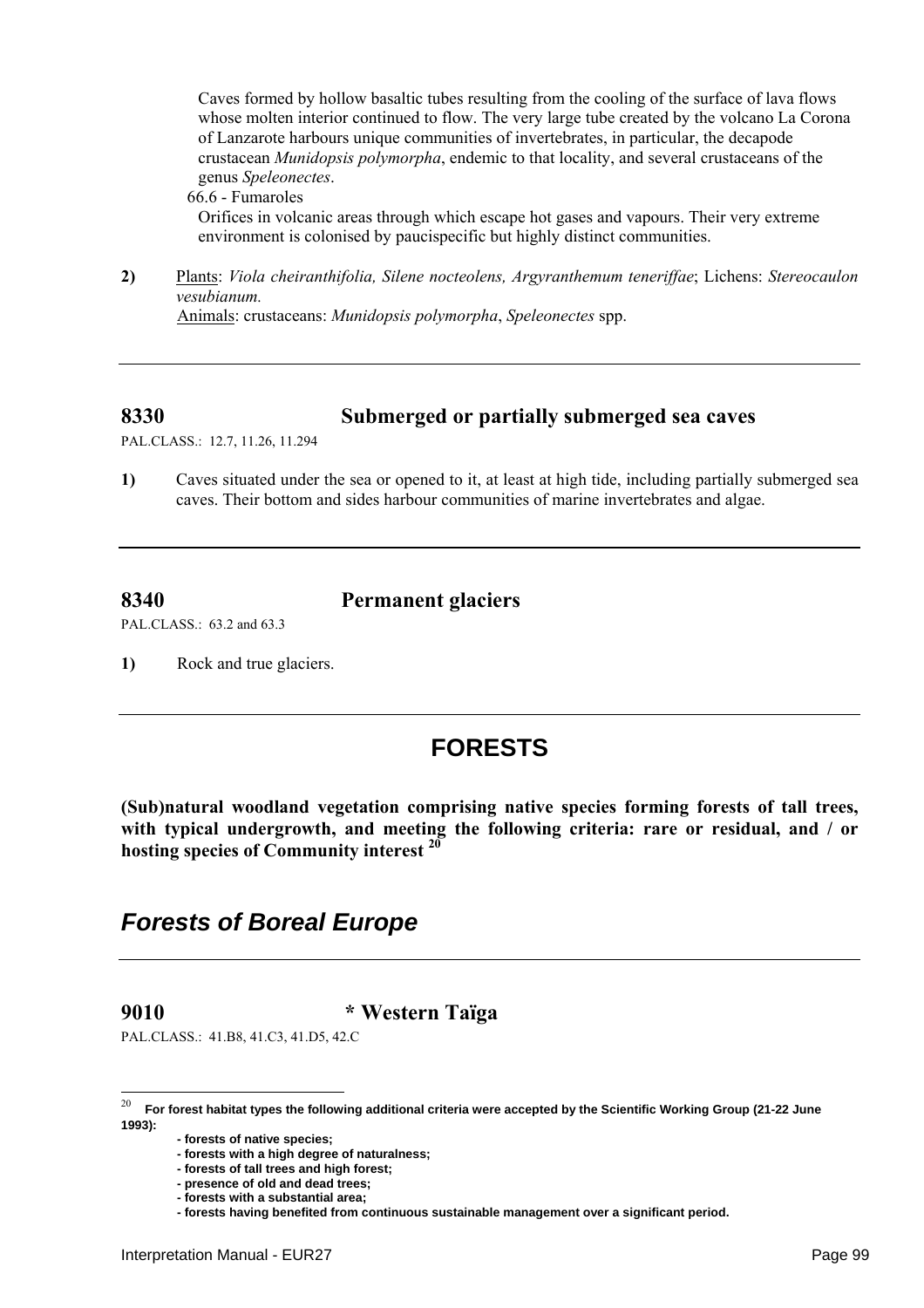Caves formed by hollow basaltic tubes resulting from the cooling of the surface of lava flows whose molten interior continued to flow. The very large tube created by the volcano La Corona of Lanzarote harbours unique communities of invertebrates, in particular, the decapode crustacean *Munidopsis polymorpha*, endemic to that locality, and several crustaceans of the genus *Speleonectes*.

66.6 - Fumaroles

Orifices in volcanic areas through which escape hot gases and vapours. Their very extreme environment is colonised by paucispecific but highly distinct communities.

**2)** Plants: *Viola cheiranthifolia, Silene nocteolens, Argyranthemum teneriffae*; Lichens: *Stereocaulon vesubianum.*
Animals: crustaceans: *Munidopsis polymorpha*, *Speleonectes* spp.

---

## 8330 Submerged or partially submerged sea caves

PAL.CLASS.: 12.7, 11.26, 11.294

**1)** Caves situated under the sea or opened to it, at least at high tide, including partially submerged sea caves. Their bottom and sides harbour communities of marine invertebrates and algae.

---

## 8340 Permanent glaciers

PAL.CLASS.: 63.2 and 63.3

**1)** Rock and true glaciers.

---

# FORESTS

**(Sub)natural woodland vegetation comprising native species forming forests of tall trees, with typical undergrowth, and meeting the following criteria: rare or residual, and / or hosting species of Community interest [20]**

## *Forests of Boreal Europe*

---

## 9010 * Western Taïga

PAL.CLASS.: 41.B8, 41.C3, 41.D5, 42.C

---

[20] **For forest habitat types the following additional criteria were accepted by the Scientific Working Group (21-22 June 1993):**

- **forests of native species;**
- **forests with a high degree of naturalness;**
- **forests of tall trees and high forest;**
- **presence of old and dead trees;**
- **forests with a substantial area;**
- **forests having benefited from continuous sustainable management over a significant period.**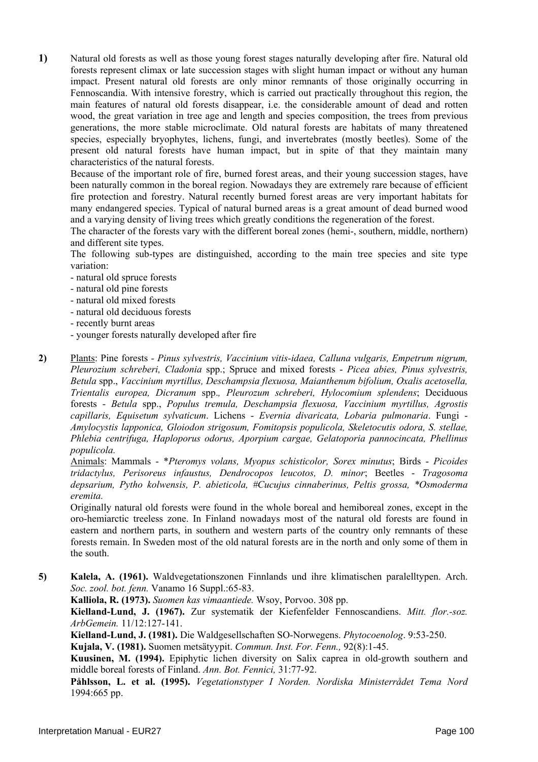**1)** Natural old forests as well as those young forest stages naturally developing after fire. Natural old forests represent climax or late succession stages with slight human impact or without any human impact. Present natural old forests are only minor remnants of those originally occurring in Fennoscandia. With intensive forestry, which is carried out practically throughout this region, the main features of natural old forests disappear, i.e. the considerable amount of dead and rotten wood, the great variation in tree age and length and species composition, the trees from previous generations, the more stable microclimate. Old natural forests are habitats of many threatened species, especially bryophytes, lichens, fungi, and invertebrates (mostly beetles). Some of the present old natural forests have human impact, but in spite of that they maintain many characteristics of the natural forests.

Because of the important role of fire, burned forest areas, and their young succession stages, have been naturally common in the boreal region. Nowadays they are extremely rare because of efficient fire protection and forestry. Natural recently burned forest areas are very important habitats for many endangered species. Typical of natural burned areas is a great amount of dead burned wood and a varying density of living trees which greatly conditions the regeneration of the forest.

The character of the forests vary with the different boreal zones (hemi-, southern, middle, northern) and different site types.

The following sub-types are distinguished, according to the main tree species and site type variation:

- natural old spruce forests
- natural old pine forests
- natural old mixed forests
- natural old deciduous forests
- recently burnt areas
- younger forests naturally developed after fire

**2)** <u>Plants</u>: Pine forests - *Pinus sylvestris, Vaccinium vitis-idaea, Calluna vulgaris, Empetrum nigrum, Pleurozium schreberi, Cladonia* spp.; Spruce and mixed forests - *Picea abies, Pinus sylvestris, Betula* spp., *Vaccinium myrtillus, Deschampsia flexuosa, Maianthenum bifolium, Oxalis acetosella, Trientalis europea, Dicranum* spp*., Pleurozum schreberi, Hylocomium splendens*; Deciduous forests - *Betula* spp., *Populus tremula, Deschampsia flexuosa, Vaccinium myrtillus, Agrostis capillaris, Equisetum sylvaticum*. Lichens - *Evernia divaricata, Lobaria pulmonaria*. Fungi - *Amylocystis lapponica, Gloiodon strigosum, Fomitopsis populicola, Skeletocutis odora, S. stellae, Phlebia centrifuga, Haploporus odorus, Aporpium cargae, Gelatoporia pannocincata, Phellinus populicola.*

<u>Animals</u>: Mammals - **Pteromys volans, Myopus schisticolor, Sorex minutus*; Birds - *Picoides tridactylus, Perisoreus infaustus, Dendrocopos leucotos, D. minor*; Beetles - *Tragosoma depsarium, Pytho kolwensis, P. abieticola, #Cucujus cinnaberinus, Peltis grossa, *Osmoderma eremita.*

Originally natural old forests were found in the whole boreal and hemiboreal zones, except in the oro-hemiarctic treeless zone. In Finland nowadays most of the natural old forests are found in eastern and northern parts, in southern and western parts of the country only remnants of these forests remain. In Sweden most of the old natural forests are in the north and only some of them in the south.

**5)** **Kalela, A. (1961).** Waldvegetationszonen Finnlands und ihre klimatischen paralelltypen. Arch. *Soc. zool. bot. fenn.* Vanamo 16 Suppl.:65-83.

**Kalliola, R. (1973).** *Suomen kas vimaantiede.* Wsoy, Porvoo. 308 pp.

**Kielland-Lund, J. (1967).** Zur systematik der Kiefenfelder Fennoscandiens. *Mitt. flor.-soz. ArbGemein.* 11/12:127-141.

**Kielland-Lund, J. (1981).** Die Waldgesellschaften SO-Norwegens. *Phytocoenolog*. 9:53-250.

**Kujala, V. (1981).** Suomen metsätyypit. *Commun. Inst. For. Fenn.,* 92(8):1-45.

**Kuusinen, M. (1994).** Epiphytic lichen diversity on Salix caprea in old-growth southern and middle boreal forests of Finland. *Ann. Bot. Fennici,* 31:77-92.

**Påhlsson, L. et al. (1995).** *Vegetationstyper I Norden. Nordiska Ministerrådet Tema Nord* 1994:665 pp.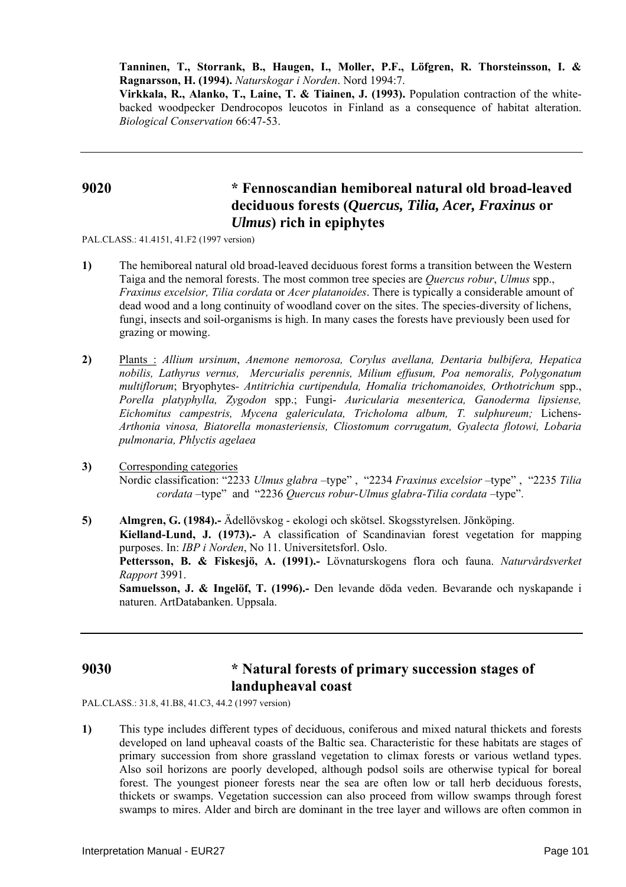**Tanninen, T., Storrank, B., Haugen, I., Moller, P.F., Löfgren, R. Thorsteinsson, I. & Ragnarsson, H. (1994).** *Naturskogar i Norden*. Nord 1994:7.
**Virkkala, R., Alanko, T., Laine, T. & Tiainen, J. (1993).** Population contraction of the white-backed woodpecker Dendrocopos leucotos in Finland as a consequence of habitat alteration. *Biological Conservation* 66:47-53.

---

## 9020 * Fennoscandian hemiboreal natural old broad-leaved deciduous forests (*Quercus, Tilia, Acer, Fraxinus* or *Ulmus*) rich in epiphytes

PAL.CLASS.: 41.4151, 41.F2 (1997 version)

**1)** The hemiboreal natural old broad-leaved deciduous forest forms a transition between the Western Taiga and the nemoral forests. The most common tree species are *Quercus robur*, *Ulmus* spp., *Fraxinus excelsior, Tilia cordata* or *Acer platanoides*. There is typically a considerable amount of dead wood and a long continuity of woodland cover on the sites. The species-diversity of lichens, fungi, insects and soil-organisms is high. In many cases the forests have previously been used for grazing or mowing.

**2)** Plants : *Allium ursinum*, *Anemone nemorosa, Corylus avellana, Dentaria bulbifera, Hepatica nobilis, Lathyrus vernus, Mercurialis perennis, Milium effusum, Poa nemoralis, Polygonatum multiflorum*; Bryophytes- *Antitrichia curtipendula, Homalia trichomanoides, Orthotrichum* spp., *Porella platyphylla, Zygodon* spp.; Fungi- *Auricularia mesenterica, Ganoderma lipsiense, Eichomitus campestris, Mycena galericulata, Tricholoma album, T. sulphureum;* Lichens- *Arthonia vinosa, Biatorella monasteriensis, Cliostomum corrugatum, Gyalecta flotowi, Lobaria pulmonaria, Phlyctis agelaea*

**3)** Corresponding categories
Nordic classification: "2233 *Ulmus glabra* –type" , "2234 *Fraxinus excelsior* –type" , "2235 *Tilia cordata* –type" and "2236 *Quercus robur-Ulmus glabra-Tilia cordata* –type".

**5)** **Almgren, G. (1984).-** Ädellövskog - ekologi och skötsel. Skogsstyrelsen. Jönköping.
**Kielland-Lund, J. (1973).-** A classification of Scandinavian forest vegetation for mapping purposes. In: *IBP i Norden*, No 11. Universitetsforl. Oslo.
**Pettersson, B. & Fiskesjö, A. (1991).-** Lövnaturskogens flora och fauna. *Naturvårdsverket Rapport* 3991.
**Samuelsson, J. & Ingelöf, T. (1996).-** Den levande döda veden. Bevarande och nyskapande i naturen. ArtDatabanken. Uppsala.

---

## 9030 * Natural forests of primary succession stages of landupheaval coast

PAL.CLASS.: 31.8, 41.B8, 41.C3, 44.2 (1997 version)

**1)** This type includes different types of deciduous, coniferous and mixed natural thickets and forests developed on land upheaval coasts of the Baltic sea. Characteristic for these habitats are stages of primary succession from shore grassland vegetation to climax forests or various wetland types. Also soil horizons are poorly developed, although podsol soils are otherwise typical for boreal forest. The youngest pioneer forests near the sea are often low or tall herb deciduous forests, thickets or swamps. Vegetation succession can also proceed from willow swamps through forest swamps to mires. Alder and birch are dominant in the tree layer and willows are often common in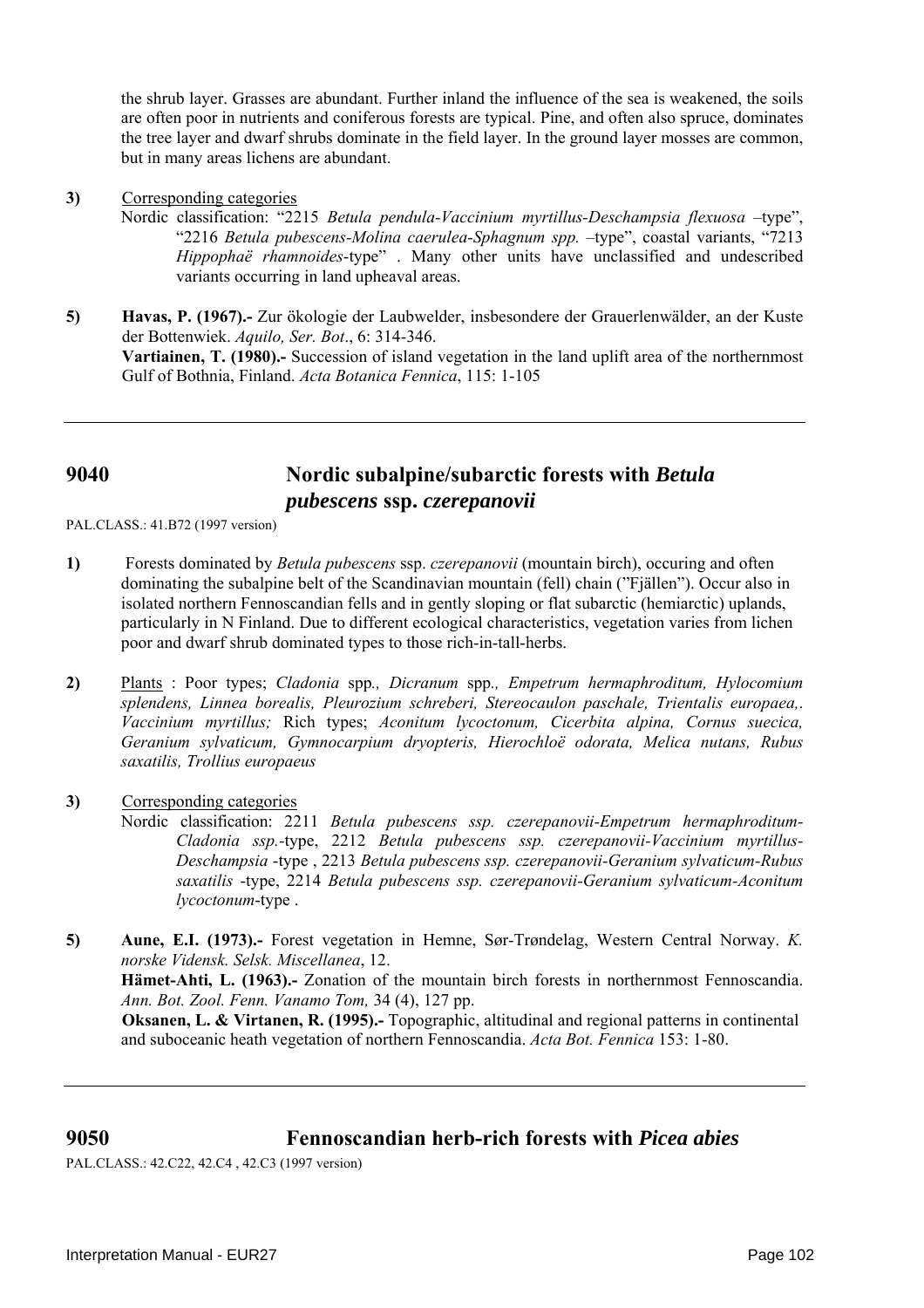the shrub layer. Grasses are abundant. Further inland the influence of the sea is weakened, the soils are often poor in nutrients and coniferous forests are typical. Pine, and often also spruce, dominates the tree layer and dwarf shrubs dominate in the field layer. In the ground layer mosses are common, but in many areas lichens are abundant.

**3)** Corresponding categories

Nordic classification: "2215 *Betula pendula-Vaccinium myrtillus-Deschampsia flexuosa* –type", "2216 *Betula pubescens-Molina caerulea-Sphagnum spp.* –type", coastal variants, "7213 *Hippophaë rhamnoides*-type" . Many other units have unclassified and undescribed variants occurring in land upheaval areas.

**5)** **Havas, P. (1967).-** Zur ökologie der Laubwelder, insbesondere der Grauerlenwälder, an der Kuste der Bottenwiek. *Aquilo, Ser. Bot*., 6: 314-346.

**Vartiainen, T. (1980).-** Succession of island vegetation in the land uplift area of the northernmost Gulf of Bothnia, Finland. *Acta Botanica Fennica*, 115: 1-105

---

## 9040 Nordic subalpine/subarctic forests with *Betula pubescens* ssp. *czerepanovii*

PAL.CLASS.: 41.B72 (1997 version)

**1)** Forests dominated by *Betula pubescens* ssp. *czerepanovii* (mountain birch), occuring and often dominating the subalpine belt of the Scandinavian mountain (fell) chain ("Fjällen"). Occur also in isolated northern Fennoscandian fells and in gently sloping or flat subarctic (hemiarctic) uplands, particularly in N Finland. Due to different ecological characteristics, vegetation varies from lichen poor and dwarf shrub dominated types to those rich-in-tall-herbs.

**2)** Plants : Poor types; *Cladonia* spp*., Dicranum* spp*., Empetrum hermaphroditum, Hylocomium splendens, Linnea borealis, Pleurozium schreberi, Stereocaulon paschale, Trientalis europaea,. Vaccinium myrtillus;* Rich types; *Aconitum lycoctonum, Cicerbita alpina, Cornus suecica, Geranium sylvaticum, Gymnocarpium dryopteris, Hierochloë odorata, Melica nutans, Rubus saxatilis, Trollius europaeus*

**3)** Corresponding categories

Nordic classification: 2211 *Betula pubescens ssp. czerepanovii-Empetrum hermaphroditum-Cladonia ssp.*-type, 2212 *Betula pubescens ssp. czerepanovii-Vaccinium myrtillus-Deschampsia* -type , 2213 *Betula pubescens ssp. czerepanovii-Geranium sylvaticum-Rubus saxatilis* -type, 2214 *Betula pubescens ssp. czerepanovii-Geranium sylvaticum-Aconitum lycoctonum*-type .

**5)** **Aune, E.I. (1973).-** Forest vegetation in Hemne, Sør-Trøndelag, Western Central Norway. *K. norske Vidensk. Selsk. Miscellanea*, 12.

**Hämet-Ahti, L. (1963).-** Zonation of the mountain birch forests in northernmost Fennoscandia. *Ann. Bot. Zool. Fenn. Vanamo Tom,* 34 (4), 127 pp.

**Oksanen, L. & Virtanen, R. (1995).-** Topographic, altitudinal and regional patterns in continental and suboceanic heath vegetation of northern Fennoscandia. *Acta Bot. Fennica* 153: 1-80.

---

## 9050 Fennoscandian herb-rich forests with *Picea abies*

PAL.CLASS.: 42.C22, 42.C4 , 42.C3 (1997 version)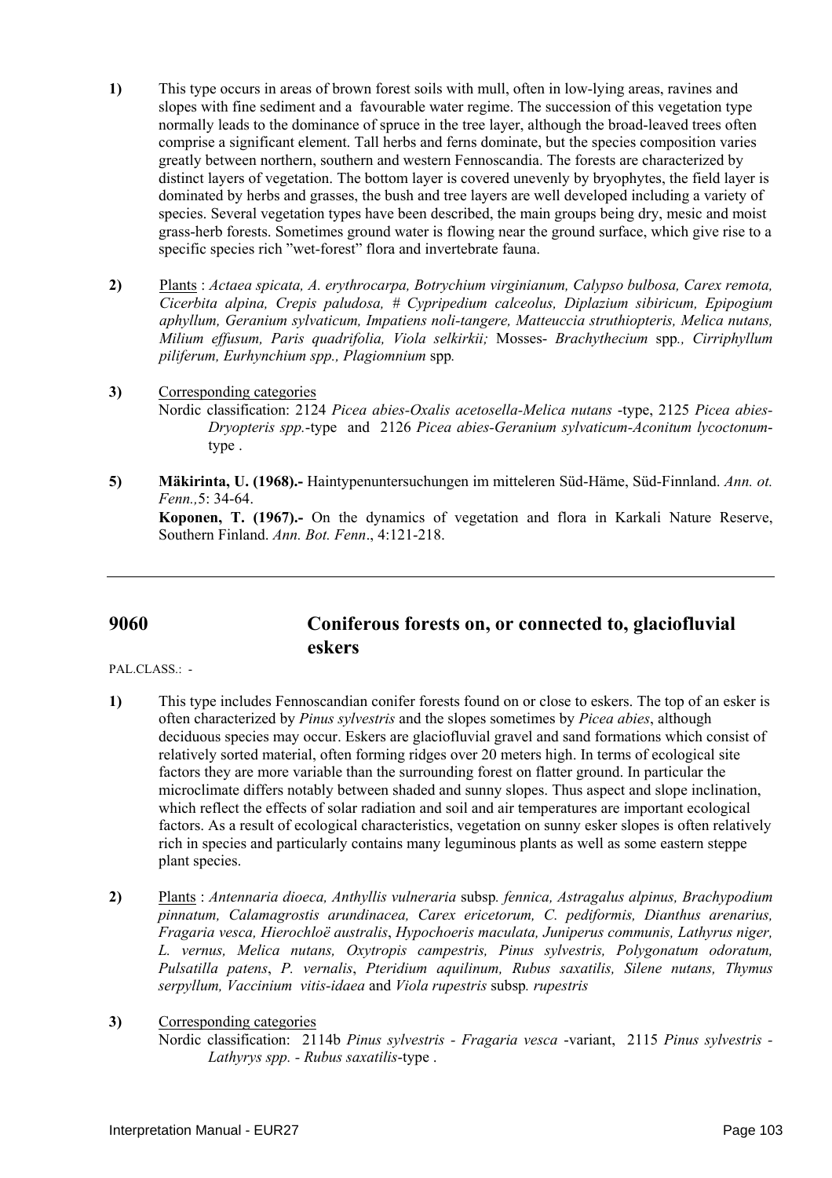**1)** This type occurs in areas of brown forest soils with mull, often in low-lying areas, ravines and slopes with fine sediment and a favourable water regime. The succession of this vegetation type normally leads to the dominance of spruce in the tree layer, although the broad-leaved trees often comprise a significant element. Tall herbs and ferns dominate, but the species composition varies greatly between northern, southern and western Fennoscandia. The forests are characterized by distinct layers of vegetation. The bottom layer is covered unevenly by bryophytes, the field layer is dominated by herbs and grasses, the bush and tree layers are well developed including a variety of species. Several vegetation types have been described, the main groups being dry, mesic and moist grass-herb forests. Sometimes ground water is flowing near the ground surface, which give rise to a specific species rich "wet-forest" flora and invertebrate fauna.

**2)** Plants : *Actaea spicata, A. erythrocarpa, Botrychium virginianum, Calypso bulbosa, Carex remota, Cicerbita alpina, Crepis paludosa, # Cypripedium calceolus, Diplazium sibiricum, Epipogium aphyllum, Geranium sylvaticum, Impatiens noli-tangere, Matteuccia struthiopteris, Melica nutans, Milium effusum, Paris quadrifolia, Viola selkirkii;* Mosses- *Brachythecium* spp*., Cirriphyllum piliferum, Eurhynchium spp., Plagiomnium* spp*.*

**3)** Corresponding categories
Nordic classification: 2124 *Picea abies-Oxalis acetosella-Melica nutans* -type, 2125 *Picea abies-Dryopteris spp.*-type and 2126 *Picea abies-Geranium sylvaticum-Aconitum lycoctonum*-type .

**5)** **Mäkirinta, U. (1968).-** Haintypenuntersuchungen im mitteleren Süd-Häme, Süd-Finnland. *Ann. ot. Fenn.,*5: 34-64.
**Koponen, T. (1967).-** On the dynamics of vegetation and flora in Karkali Nature Reserve, Southern Finland. *Ann. Bot. Fenn*., 4:121-218.

---

## 9060 Coniferous forests on, or connected to, glaciofluvial eskers

PAL.CLASS.: -

**1)** This type includes Fennoscandian conifer forests found on or close to eskers. The top of an esker is often characterized by *Pinus sylvestris* and the slopes sometimes by *Picea abies*, although deciduous species may occur. Eskers are glaciofluvial gravel and sand formations which consist of relatively sorted material, often forming ridges over 20 meters high. In terms of ecological site factors they are more variable than the surrounding forest on flatter ground. In particular the microclimate differs notably between shaded and sunny slopes. Thus aspect and slope inclination, which reflect the effects of solar radiation and soil and air temperatures are important ecological factors. As a result of ecological characteristics, vegetation on sunny esker slopes is often relatively rich in species and particularly contains many leguminous plants as well as some eastern steppe plant species.

**2)** Plants : *Antennaria dioeca, Anthyllis vulneraria* subsp*. fennica, Astragalus alpinus, Brachypodium pinnatum, Calamagrostis arundinacea, Carex ericetorum, C. pediformis, Dianthus arenarius, Fragaria vesca, Hierochloë australis*, *Hypochoeris maculata, Juniperus communis, Lathyrus niger, L. vernus, Melica nutans, Oxytropis campestris, Pinus sylvestris, Polygonatum odoratum, Pulsatilla patens*, *P. vernalis*, *Pteridium aquilinum, Rubus saxatilis, Silene nutans, Thymus serpyllum, Vaccinium vitis-idaea* and *Viola rupestris* subsp*. rupestris*

**3)** Corresponding categories
Nordic classification: 2114b *Pinus sylvestris - Fragaria vesca* -variant, 2115 *Pinus sylvestris - Lathyrys spp. - Rubus saxatilis*-type .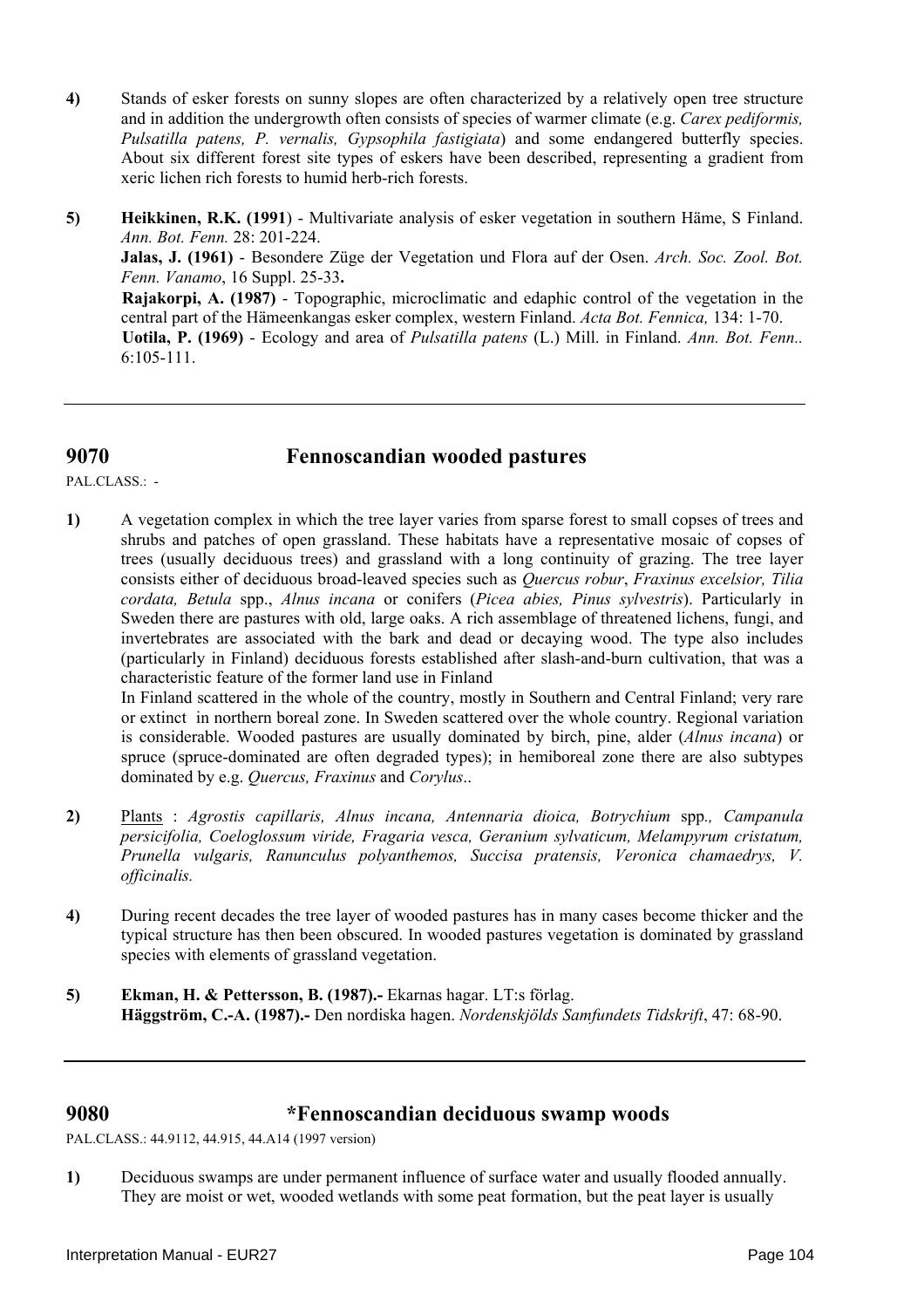**4)** Stands of esker forests on sunny slopes are often characterized by a relatively open tree structure and in addition the undergrowth often consists of species of warmer climate (e.g. *Carex pediformis, Pulsatilla patens, P. vernalis, Gypsophila fastigiata*) and some endangered butterfly species. About six different forest site types of eskers have been described, representing a gradient from xeric lichen rich forests to humid herb-rich forests.

**5)** **Heikkinen, R.K. (1991**) - Multivariate analysis of esker vegetation in southern Häme, S Finland. *Ann. Bot. Fenn.* 28: 201-224.
**Jalas, J. (1961)** - Besondere Züge der Vegetation und Flora auf der Osen. *Arch. Soc. Zool. Bot. Fenn. Vanamo*, 16 Suppl. 25-33**.**
**Rajakorpi, A. (1987)** - Topographic, microclimatic and edaphic control of the vegetation in the central part of the Hämeenkangas esker complex, western Finland. *Acta Bot. Fennica,* 134: 1-70.
**Uotila, P. (1969)** - Ecology and area of *Pulsatilla patens* (L.) Mill. in Finland. *Ann. Bot. Fenn..* 6:105-111.

---

## 9070 Fennoscandian wooded pastures

PAL.CLASS.: -

**1)** A vegetation complex in which the tree layer varies from sparse forest to small copses of trees and shrubs and patches of open grassland. These habitats have a representative mosaic of copses of trees (usually deciduous trees) and grassland with a long continuity of grazing. The tree layer consists either of deciduous broad-leaved species such as *Quercus robur*, *Fraxinus excelsior, Tilia cordata, Betula* spp., *Alnus incana* or conifers (*Picea abies, Pinus sylvestris*). Particularly in Sweden there are pastures with old, large oaks. A rich assemblage of threatened lichens, fungi, and invertebrates are associated with the bark and dead or decaying wood. The type also includes (particularly in Finland) deciduous forests established after slash-and-burn cultivation, that was a characteristic feature of the former land use in Finland
In Finland scattered in the whole of the country, mostly in Southern and Central Finland; very rare or extinct in northern boreal zone. In Sweden scattered over the whole country. Regional variation is considerable. Wooded pastures are usually dominated by birch, pine, alder (*Alnus incana*) or spruce (spruce-dominated are often degraded types); in hemiboreal zone there are also subtypes dominated by e.g. *Quercus, Fraxinus* and *Corylus*..

**2)** Plants : *Agrostis capillaris, Alnus incana, Antennaria dioica, Botrychium* spp*., Campanula persicifolia, Coeloglossum viride, Fragaria vesca, Geranium sylvaticum, Melampyrum cristatum, Prunella vulgaris, Ranunculus polyanthemos, Succisa pratensis, Veronica chamaedrys, V. officinalis.*

**4)** During recent decades the tree layer of wooded pastures has in many cases become thicker and the typical structure has then been obscured. In wooded pastures vegetation is dominated by grassland species with elements of grassland vegetation.

**5)** **Ekman, H. & Pettersson, B. (1987).-** Ekarnas hagar. LT:s förlag.
**Häggström, C.-A. (1987).-** Den nordiska hagen. *Nordenskjölds Samfundets Tidskrift*, 47: 68-90.

---

## 9080 *Fennoscandian deciduous swamp woods

PAL.CLASS.: 44.9112, 44.915, 44.A14 (1997 version)

**1)** Deciduous swamps are under permanent influence of surface water and usually flooded annually. They are moist or wet, wooded wetlands with some peat formation, but the peat layer is usually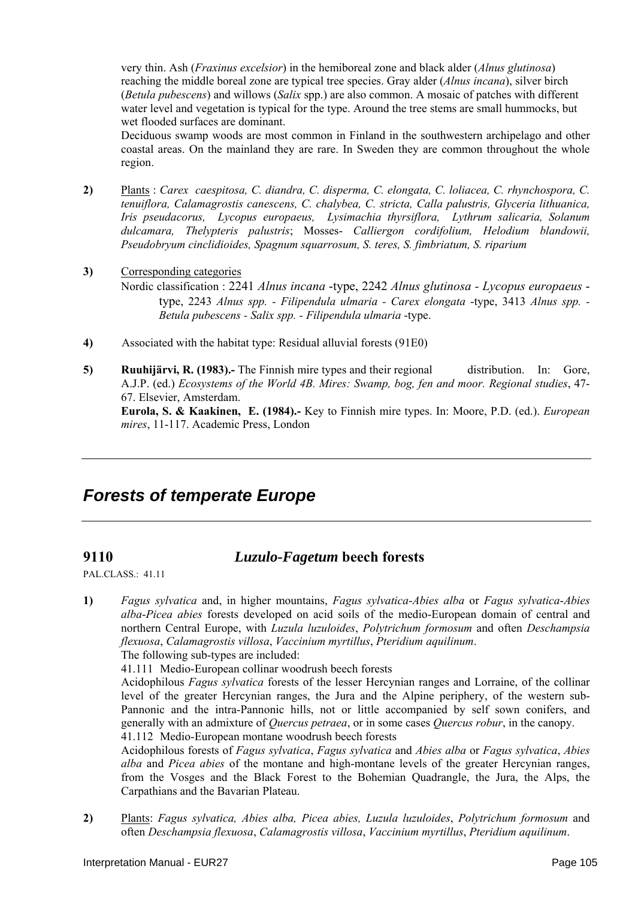very thin. Ash (*Fraxinus excelsior*) in the hemiboreal zone and black alder (*Alnus glutinosa*) reaching the middle boreal zone are typical tree species. Gray alder (*Alnus incana*), silver birch (*Betula pubescens*) and willows (*Salix* spp.) are also common. A mosaic of patches with different water level and vegetation is typical for the type. Around the tree stems are small hummocks, but wet flooded surfaces are dominant.

Deciduous swamp woods are most common in Finland in the southwestern archipelago and other coastal areas. On the mainland they are rare. In Sweden they are common throughout the whole region.

**2)** Plants : *Carex caespitosa, C. diandra, C. disperma, C. elongata, C. loliacea, C. rhynchospora, C. tenuiflora, Calamagrostis canescens, C. chalybea, C. stricta, Calla palustris, Glyceria lithuanica, Iris pseudacorus, Lycopus europaeus, Lysimachia thyrsiflora, Lythrum salicaria, Solanum dulcamara, Thelypteris palustris*; Mosses- *Calliergon cordifolium, Helodium blandowii, Pseudobryum cinclidioides, Spagnum squarrosum, S. teres, S. fimbriatum, S. riparium*

**3)** Corresponding categories

Nordic classification : 2241 *Alnus incana* -type, 2242 *Alnus glutinosa - Lycopus europaeus* -type, 2243 *Alnus spp. - Filipendula ulmaria - Carex elongata* -type, 3413 *Alnus spp. - Betula pubescens - Salix spp. - Filipendula ulmaria* -type.

**4)** Associated with the habitat type: Residual alluvial forests (91E0)

**5)** **Ruuhijärvi, R. (1983).-** The Finnish mire types and their regional distribution. In: Gore, A.J.P. (ed.) *Ecosystems of the World 4B. Mires: Swamp, bog, fen and moor. Regional studies*, 47-67. Elsevier, Amsterdam.

**Eurola, S. & Kaakinen, E. (1984).-** Key to Finnish mire types. In: Moore, P.D. (ed.). *European mires*, 11-117. Academic Press, London

# Forests of temperate Europe

## 9110 *Luzulo-Fagetum* beech forests

PAL.CLASS.: 41.11

**1)** *Fagus sylvatica* and, in higher mountains, *Fagus sylvatica-Abies alba* or *Fagus sylvatica-Abies alba-Picea abies* forests developed on acid soils of the medio-European domain of central and northern Central Europe, with *Luzula luzuloides*, *Polytrichum formosum* and often *Deschampsia flexuosa*, *Calamagrostis villosa*, *Vaccinium myrtillus*, *Pteridium aquilinum*.

The following sub-types are included:

41.111 Medio-European collinar woodrush beech forests

Acidophilous *Fagus sylvatica* forests of the lesser Hercynian ranges and Lorraine, of the collinar level of the greater Hercynian ranges, the Jura and the Alpine periphery, of the western sub-Pannonic and the intra-Pannonic hills, not or little accompanied by self sown conifers, and generally with an admixture of *Quercus petraea*, or in some cases *Quercus robur*, in the canopy.

41.112 Medio-European montane woodrush beech forests

Acidophilous forests of *Fagus sylvatica*, *Fagus sylvatica* and *Abies alba* or *Fagus sylvatica*, *Abies alba* and *Picea abies* of the montane and high-montane levels of the greater Hercynian ranges, from the Vosges and the Black Forest to the Bohemian Quadrangle, the Jura, the Alps, the Carpathians and the Bavarian Plateau.

**2)** Plants: *Fagus sylvatica, Abies alba, Picea abies, Luzula luzuloides*, *Polytrichum formosum* and often *Deschampsia flexuosa*, *Calamagrostis villosa*, *Vaccinium myrtillus*, *Pteridium aquilinum*.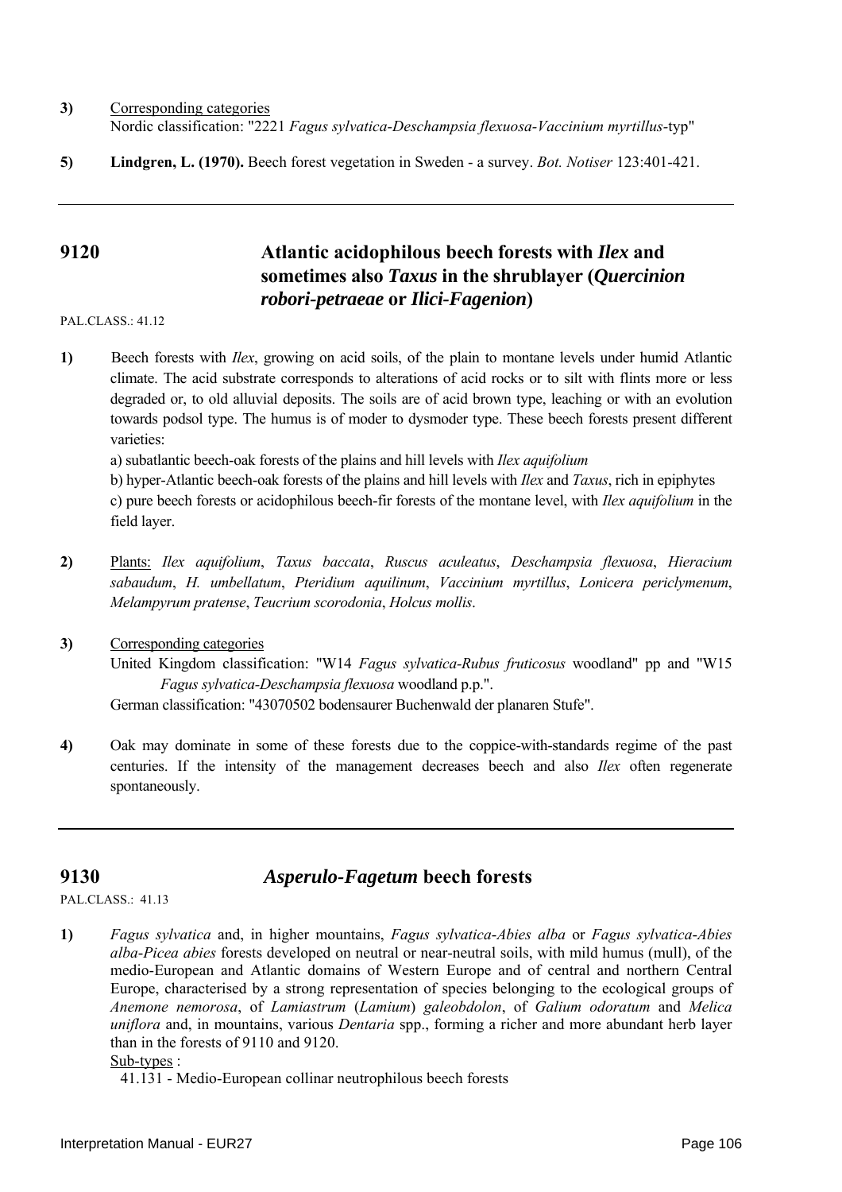**3)** Corresponding categories
Nordic classification: "2221 *Fagus sylvatica-Deschampsia flexuosa-Vaccinium myrtillus*-typ"

**5)** **Lindgren, L. (1970).** Beech forest vegetation in Sweden - a survey. *Bot. Notiser* 123:401-421.

---

## 9120 Atlantic acidophilous beech forests with *Ilex* and sometimes also *Taxus* in the shrublayer (*Quercinion robori-petraeae* or *Ilici-Fagenion*)

PAL.CLASS.: 41.12

**1)** Beech forests with *Ilex*, growing on acid soils, of the plain to montane levels under humid Atlantic climate. The acid substrate corresponds to alterations of acid rocks or to silt with flints more or less degraded or, to old alluvial deposits. The soils are of acid brown type, leaching or with an evolution towards podsol type. The humus is of moder to dysmoder type. These beech forests present different varieties:

a) subatlantic beech-oak forests of the plains and hill levels with *Ilex aquifolium*

b) hyper-Atlantic beech-oak forests of the plains and hill levels with *Ilex* and *Taxus*, rich in epiphytes

c) pure beech forests or acidophilous beech-fir forests of the montane level, with *Ilex aquifolium* in the field layer.

**2)** Plants: *Ilex aquifolium*, *Taxus baccata*, *Ruscus aculeatus*, *Deschampsia flexuosa*, *Hieracium sabaudum*, *H. umbellatum*, *Pteridium aquilinum*, *Vaccinium myrtillus*, *Lonicera periclymenum*, *Melampyrum pratense*, *Teucrium scorodonia*, *Holcus mollis*.

**3)** Corresponding categories
United Kingdom classification: "W14 *Fagus sylvatica-Rubus fruticosus* woodland" pp and "W15 *Fagus sylvatica-Deschampsia flexuosa* woodland p.p.".
German classification: "43070502 bodensaurer Buchenwald der planaren Stufe".

**4)** Oak may dominate in some of these forests due to the coppice-with-standards regime of the past centuries. If the intensity of the management decreases beech and also *Ilex* often regenerate spontaneously.

---

## 9130 *Asperulo-Fagetum* beech forests

PAL.CLASS.: 41.13

**1)** *Fagus sylvatica* and, in higher mountains, *Fagus sylvatica-Abies alba* or *Fagus sylvatica-Abies alba-Picea abies* forests developed on neutral or near-neutral soils, with mild humus (mull), of the medio-European and Atlantic domains of Western Europe and of central and northern Central Europe, characterised by a strong representation of species belonging to the ecological groups of *Anemone nemorosa*, of *Lamiastrum* (*Lamium*) *galeobdolon*, of *Galium odoratum* and *Melica uniflora* and, in mountains, various *Dentaria* spp., forming a richer and more abundant herb layer than in the forests of 9110 and 9120.

Sub-types :

41.131 - Medio-European collinar neutrophilous beech forests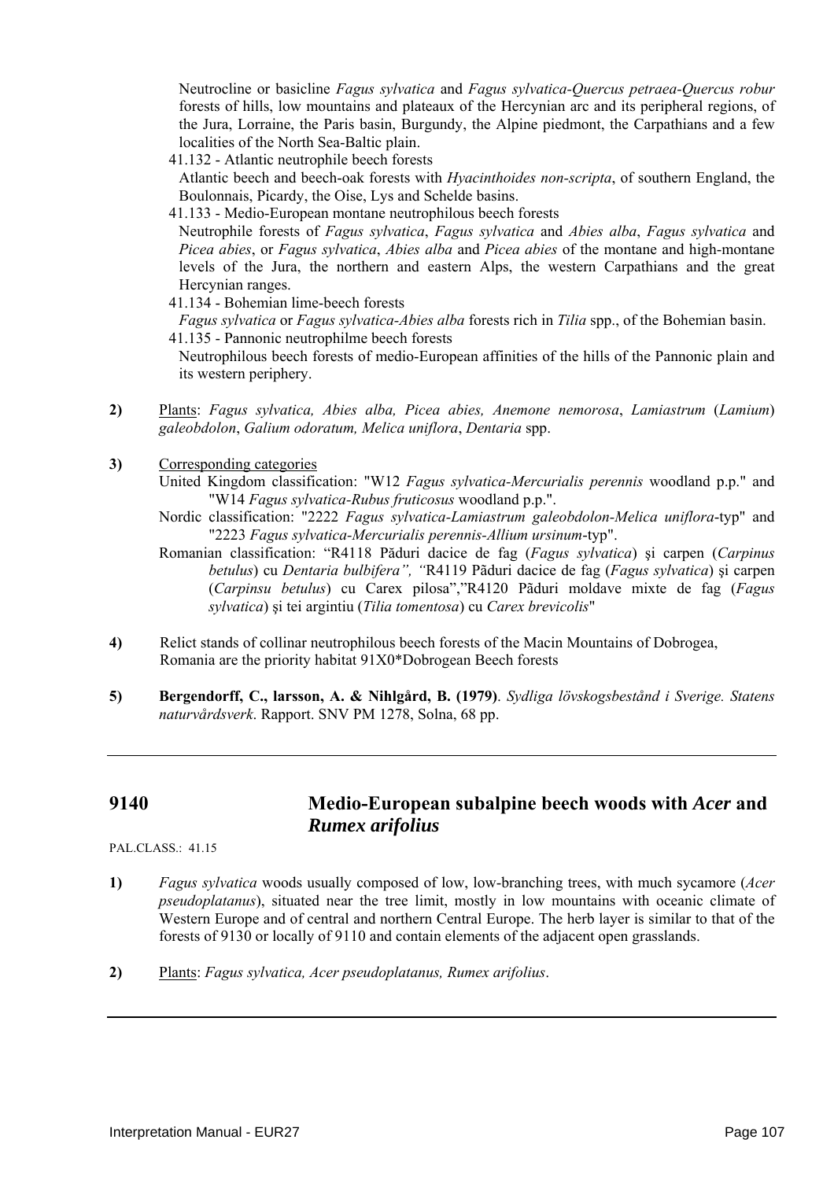Neutrocline or basicline *Fagus sylvatica* and *Fagus sylvatica-Quercus petraea-Quercus robur* forests of hills, low mountains and plateaux of the Hercynian arc and its peripheral regions, of the Jura, Lorraine, the Paris basin, Burgundy, the Alpine piedmont, the Carpathians and a few localities of the North Sea-Baltic plain.

41.132 - Atlantic neutrophile beech forests

Atlantic beech and beech-oak forests with *Hyacinthoides non-scripta*, of southern England, the Boulonnais, Picardy, the Oise, Lys and Schelde basins.

41.133 - Medio-European montane neutrophilous beech forests

Neutrophile forests of *Fagus sylvatica*, *Fagus sylvatica* and *Abies alba*, *Fagus sylvatica* and *Picea abies*, or *Fagus sylvatica*, *Abies alba* and *Picea abies* of the montane and high-montane levels of the Jura, the northern and eastern Alps, the western Carpathians and the great Hercynian ranges.

41.134 - Bohemian lime-beech forests

*Fagus sylvatica* or *Fagus sylvatica-Abies alba* forests rich in *Tilia* spp., of the Bohemian basin.

41.135 - Pannonic neutrophilme beech forests

Neutrophilous beech forests of medio-European affinities of the hills of the Pannonic plain and its western periphery.

**2)** Plants: *Fagus sylvatica, Abies alba, Picea abies, Anemone nemorosa*, *Lamiastrum* (*Lamium*) *galeobdolon*, *Galium odoratum, Melica uniflora*, *Dentaria* spp.

**3)** Corresponding categories

United Kingdom classification: "W12 *Fagus sylvatica-Mercurialis perennis* woodland p.p." and "W14 *Fagus sylvatica-Rubus fruticosus* woodland p.p.".

Nordic classification: "2222 *Fagus sylvatica-Lamiastrum galeobdolon-Melica uniflora*-typ" and "2223 *Fagus sylvatica-Mercurialis perennis-Allium ursinum*-typ".

Romanian classification: "R4118 Păduri dacice de fag (*Fagus sylvatica*) şi carpen (*Carpinus betulus*) cu *Dentaria bulbifera", "*R4119 Pãduri dacice de fag (*Fagus sylvatica*) şi carpen (*Carpinsu betulus*) cu Carex pilosa","R4120 Pãduri moldave mixte de fag (*Fagus sylvatica*) şi tei argintiu (*Tilia tomentosa*) cu *Carex brevicolis*"

**4)** Relict stands of collinar neutrophilous beech forests of the Macin Mountains of Dobrogea, Romania are the priority habitat 91X0*Dobrogean Beech forests

**5)** **Bergendorff, C., larsson, A. & Nihlgård, B. (1979)**. *Sydliga lövskogsbestånd i Sverige. Statens naturvårdsverk*. Rapport. SNV PM 1278, Solna, 68 pp.

---

## 9140 Medio-European subalpine beech woods with *Acer* and *Rumex arifolius*

PAL.CLASS.: 41.15

**1)** *Fagus sylvatica* woods usually composed of low, low-branching trees, with much sycamore (*Acer pseudoplatanus*), situated near the tree limit, mostly in low mountains with oceanic climate of Western Europe and of central and northern Central Europe. The herb layer is similar to that of the forests of 9130 or locally of 9110 and contain elements of the adjacent open grasslands.

**2)** Plants: *Fagus sylvatica, Acer pseudoplatanus, Rumex arifolius*.

---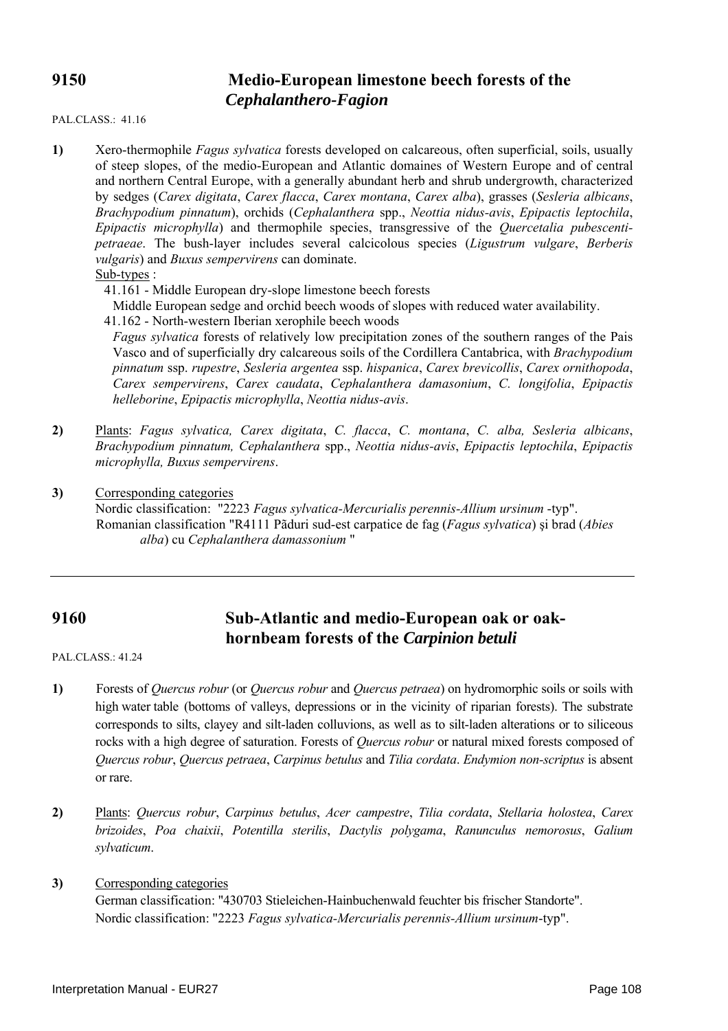## 9150 Medio-European limestone beech forests of the *Cephalanthero-Fagion*

PAL.CLASS.: 41.16

**1)** Xero-thermophile *Fagus sylvatica* forests developed on calcareous, often superficial, soils, usually of steep slopes, of the medio-European and Atlantic domaines of Western Europe and of central and northern Central Europe, with a generally abundant herb and shrub undergrowth, characterized by sedges (*Carex digitata*, *Carex flacca*, *Carex montana*, *Carex alba*), grasses (*Sesleria albicans*, *Brachypodium pinnatum*), orchids (*Cephalanthera* spp., *Neottia nidus-avis*, *Epipactis leptochila*, *Epipactis microphylla*) and thermophile species, transgressive of the *Quercetalia pubescenti-petraeae*. The bush-layer includes several calcicolous species (*Ligustrum vulgare*, *Berberis vulgaris*) and *Buxus sempervirens* can dominate.

Sub-types :

41.161 - Middle European dry-slope limestone beech forests

Middle European sedge and orchid beech woods of slopes with reduced water availability.

41.162 - North-western Iberian xerophile beech woods

*Fagus sylvatica* forests of relatively low precipitation zones of the southern ranges of the Pais Vasco and of superficially dry calcareous soils of the Cordillera Cantabrica, with *Brachypodium pinnatum* ssp. *rupestre*, *Sesleria argentea* ssp. *hispanica*, *Carex brevicollis*, *Carex ornithopoda*, *Carex sempervirens*, *Carex caudata*, *Cephalanthera damasonium*, *C. longifolia*, *Epipactis helleborine*, *Epipactis microphylla*, *Neottia nidus-avis*.

**2)** Plants: *Fagus sylvatica, Carex digitata*, *C. flacca*, *C. montana*, *C. alba, Sesleria albicans*, *Brachypodium pinnatum, Cephalanthera* spp., *Neottia nidus-avis*, *Epipactis leptochila*, *Epipactis microphylla, Buxus sempervirens*.

**3)** Corresponding categories

Nordic classification: "2223 *Fagus sylvatica-Mercurialis perennis-Allium ursinum* -typ".

Romanian classification "R4111 Păduri sud-est carpatice de fag (*Fagus sylvatica*) şi brad (*Abies alba*) cu *Cephalanthera damassonium* "

---

## 9160 Sub-Atlantic and medio-European oak or oak-hornbeam forests of the *Carpinion betuli*

PAL.CLASS.: 41.24

**1)** Forests of *Quercus robur* (or *Quercus robur* and *Quercus petraea*) on hydromorphic soils or soils with high water table (bottoms of valleys, depressions or in the vicinity of riparian forests). The substrate corresponds to silts, clayey and silt-laden colluvions, as well as to silt-laden alterations or to siliceous rocks with a high degree of saturation. Forests of *Quercus robur* or natural mixed forests composed of *Quercus robur*, *Quercus petraea*, *Carpinus betulus* and *Tilia cordata*. *Endymion non-scriptus* is absent or rare.

**2)** Plants: *Quercus robur*, *Carpinus betulus*, *Acer campestre*, *Tilia cordata*, *Stellaria holostea*, *Carex brizoides*, *Poa chaixii*, *Potentilla sterilis*, *Dactylis polygama*, *Ranunculus nemorosus*, *Galium sylvaticum*.

**3)** Corresponding categories

German classification: "430703 Stieleichen-Hainbuchenwald feuchter bis frischer Standorte".

Nordic classification: "2223 *Fagus sylvatica-Mercurialis perennis-Allium ursinum*-typ".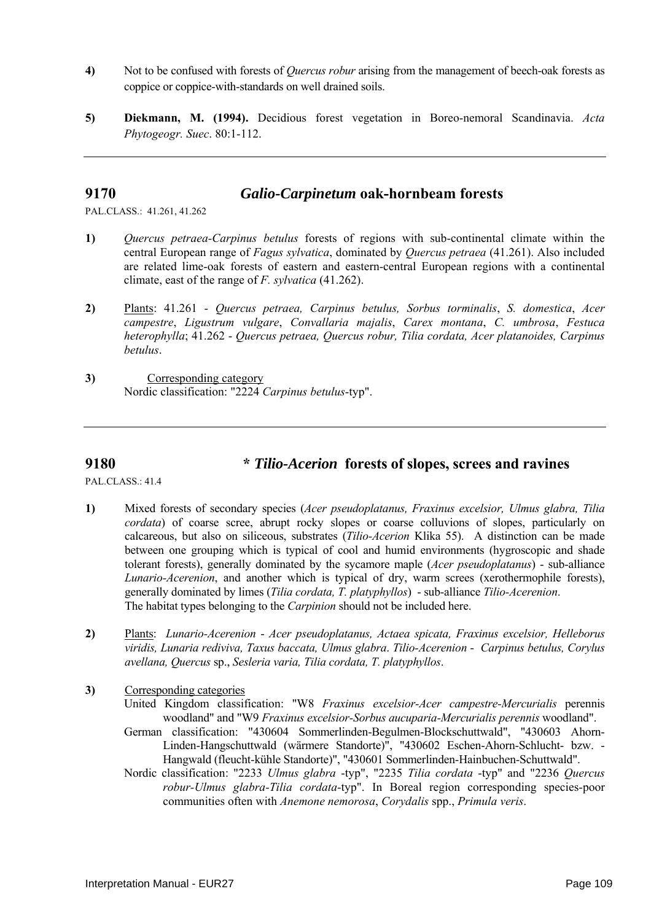**4)** Not to be confused with forests of *Quercus robur* arising from the management of beech-oak forests as coppice or coppice-with-standards on well drained soils.

**5)** **Diekmann, M. (1994).** Decidious forest vegetation in Boreo-nemoral Scandinavia. *Acta Phytogeogr. Suec*. 80:1-112.

---

## 9170 *Galio-Carpinetum* oak-hornbeam forests

PAL.CLASS.: 41.261, 41.262

**1)** *Quercus petraea-Carpinus betulus* forests of regions with sub-continental climate within the central European range of *Fagus sylvatica*, dominated by *Quercus petraea* (41.261). Also included are related lime-oak forests of eastern and eastern-central European regions with a continental climate, east of the range of *F. sylvatica* (41.262).

**2)** Plants: 41.261 - *Quercus petraea, Carpinus betulus, Sorbus torminalis*, *S. domestica*, *Acer campestre*, *Ligustrum vulgare*, *Convallaria majalis*, *Carex montana*, *C. umbrosa*, *Festuca heterophylla*; 41.262 - *Quercus petraea, Quercus robur, Tilia cordata, Acer platanoides, Carpinus betulus*.

**3)** Corresponding category
Nordic classification: "2224 *Carpinus betulus*-typ".

---

## 9180 * *Tilio-Acerion* forests of slopes, screes and ravines

PAL.CLASS.: 41.4

**1)** Mixed forests of secondary species (*Acer pseudoplatanus, Fraxinus excelsior, Ulmus glabra, Tilia cordata*) of coarse scree, abrupt rocky slopes or coarse colluvions of slopes, particularly on calcareous, but also on siliceous, substrates (*Tilio-Acerion* Klika 55). A distinction can be made between one grouping which is typical of cool and humid environments (hygroscopic and shade tolerant forests), generally dominated by the sycamore maple (*Acer pseudoplatanus*) - sub-alliance *Lunario-Acerenion*, and another which is typical of dry, warm screes (xerothermophile forests), generally dominated by limes (*Tilia cordata, T. platyphyllos*) - sub-alliance *Tilio-Acerenion*.
The habitat types belonging to the *Carpinion* should not be included here.

**2)** Plants: *Lunario-Acerenion* - *Acer pseudoplatanus, Actaea spicata, Fraxinus excelsior, Helleborus viridis, Lunaria rediviva, Taxus baccata, Ulmus glabra*. *Tilio-Acerenion* - *Carpinus betulus, Corylus avellana, Quercus* sp., *Sesleria varia, Tilia cordata, T. platyphyllos*.

**3)** Corresponding categories
United Kingdom classification: "W8 *Fraxinus excelsior-Acer campestre-Mercurialis* perennis woodland" and "W9 *Fraxinus excelsior-Sorbus aucuparia-Mercurialis perennis* woodland".
German classification: "430604 Sommerlinden-Begulmen-Blockschuttwald", "430603 Ahorn-Linden-Hangschuttwald (wärmere Standorte)", "430602 Eschen-Ahorn-Schlucht- bzw. -Hangwald (fleucht-kühle Standorte)", "430601 Sommerlinden-Hainbuchen-Schuttwald".
Nordic classification: "2233 *Ulmus glabra* -typ", "2235 *Tilia cordata* -typ" and "2236 *Quercus robur-Ulmus glabra-Tilia cordata*-typ". In Boreal region corresponding species-poor communities often with *Anemone nemorosa*, *Corydalis* spp., *Primula veris*.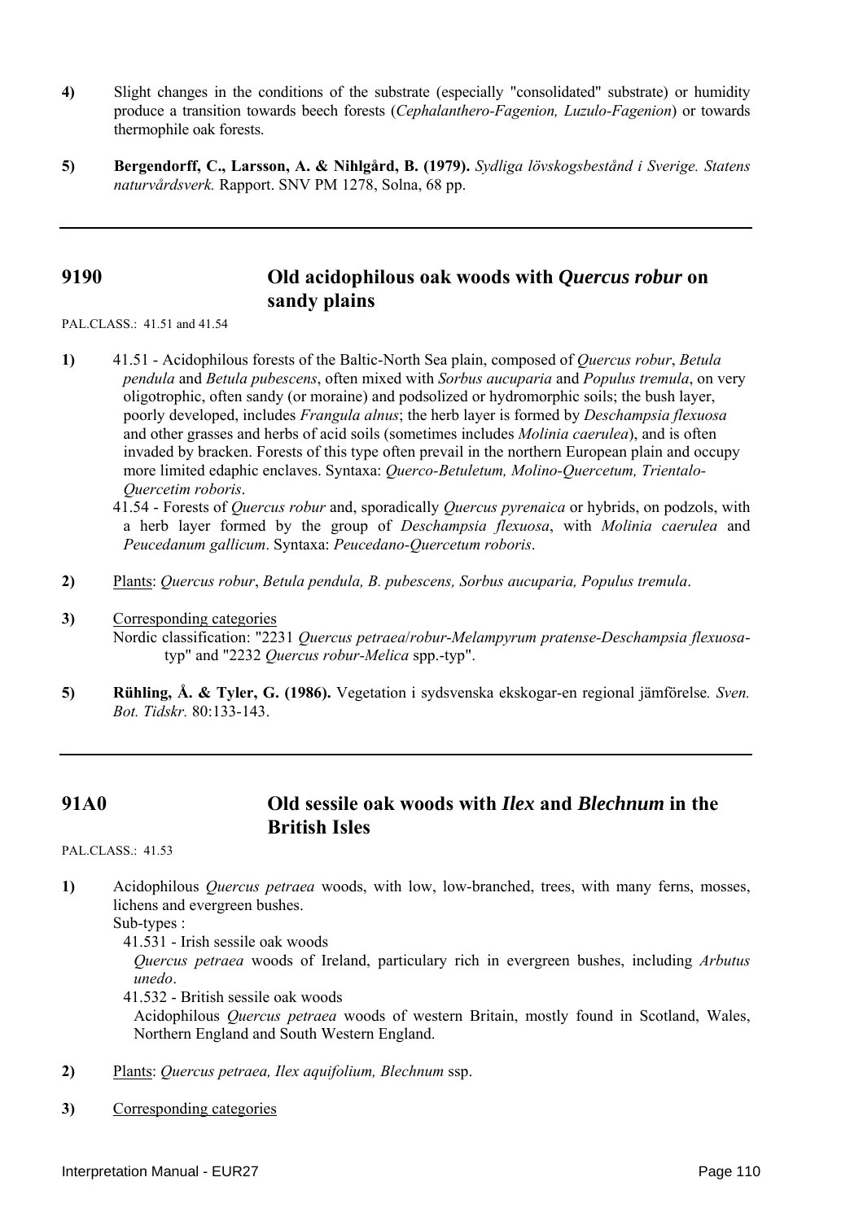**4)** Slight changes in the conditions of the substrate (especially "consolidated" substrate) or humidity produce a transition towards beech forests (*Cephalanthero-Fagenion, Luzulo-Fagenion*) or towards thermophile oak forests.

**5)** **Bergendorff, C., Larsson, A. & Nihlgård, B. (1979).** *Sydliga lövskogsbestånd i Sverige. Statens naturvårdsverk.* Rapport. SNV PM 1278, Solna, 68 pp.

---

## 9190 Old acidophilous oak woods with *Quercus robur* on sandy plains

PAL.CLASS.: 41.51 and 41.54

**1)** 41.51 - Acidophilous forests of the Baltic-North Sea plain, composed of *Quercus robur*, *Betula pendula* and *Betula pubescens*, often mixed with *Sorbus aucuparia* and *Populus tremula*, on very oligotrophic, often sandy (or moraine) and podsolized or hydromorphic soils; the bush layer, poorly developed, includes *Frangula alnus*; the herb layer is formed by *Deschampsia flexuosa* and other grasses and herbs of acid soils (sometimes includes *Molinia caerulea*), and is often invaded by bracken. Forests of this type often prevail in the northern European plain and occupy more limited edaphic enclaves. Syntaxa: *Querco-Betuletum, Molino-Quercetum, Trientalo-Quercetim roboris*.

41.54 - Forests of *Quercus robur* and, sporadically *Quercus pyrenaica* or hybrids, on podzols, with a herb layer formed by the group of *Deschampsia flexuosa*, with *Molinia caerulea* and *Peucedanum gallicum*. Syntaxa: *Peucedano-Quercetum roboris*.

**2)** Plants: *Quercus robur*, *Betula pendula, B. pubescens, Sorbus aucuparia, Populus tremula*.

**3)** Corresponding categories

Nordic classification: "2231 *Quercus petraea*/*robur-Melampyrum pratense-Deschampsia flexuosa*-typ" and "2232 *Quercus robur-Melica* spp.-typ".

**5)** **Rühling, Å. & Tyler, G. (1986).** Vegetation i sydsvenska ekskogar-en regional jämförelse*. Sven. Bot. Tidskr.* 80:133-143.

---

## 91A0 Old sessile oak woods with *Ilex* and *Blechnum* in the British Isles

PAL.CLASS.: 41.53

**1)** Acidophilous *Quercus petraea* woods, with low, low-branched, trees, with many ferns, mosses, lichens and evergreen bushes.

Sub-types :

41.531 - Irish sessile oak woods

*Quercus petraea* woods of Ireland, particulary rich in evergreen bushes, including *Arbutus unedo*.

41.532 - British sessile oak woods

Acidophilous *Quercus petraea* woods of western Britain, mostly found in Scotland, Wales, Northern England and South Western England.

**2)** Plants: *Quercus petraea, Ilex aquifolium, Blechnum* ssp.

**3)** Corresponding categories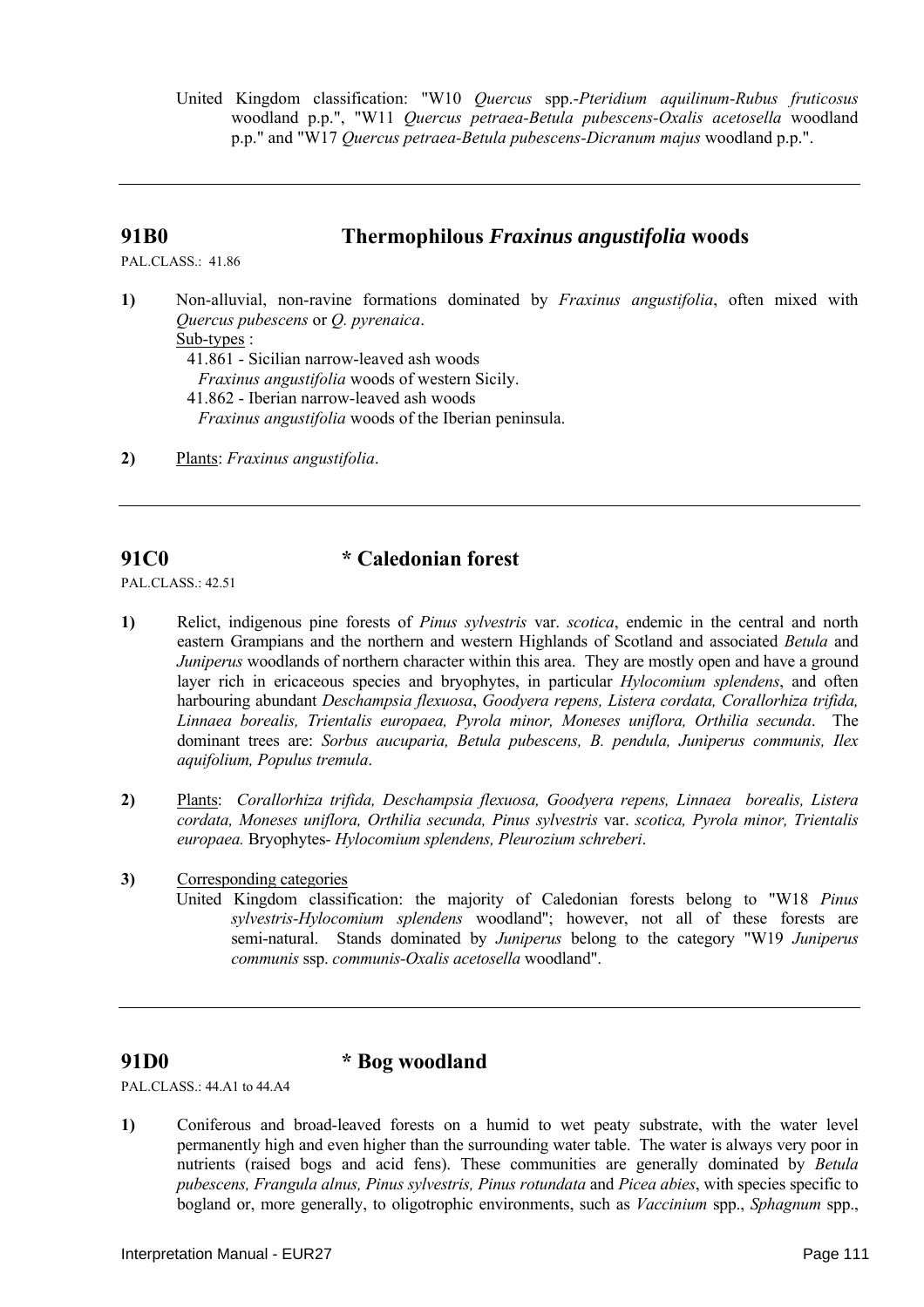United Kingdom classification: "W10 *Quercus* spp.-*Pteridium aquilinum-Rubus fruticosus* woodland p.p.", "W11 *Quercus petraea-Betula pubescens-Oxalis acetosella* woodland p.p." and "W17 *Quercus petraea-Betula pubescens-Dicranum majus* woodland p.p.".

---

## 91B0 Thermophilous *Fraxinus angustifolia* woods

PAL.CLASS.: 41.86

**1)** Non-alluvial, non-ravine formations dominated by *Fraxinus angustifolia*, often mixed with *Quercus pubescens* or *Q. pyrenaica*.

Sub-types :

41.861 - Sicilian narrow-leaved ash woods
*Fraxinus angustifolia* woods of western Sicily.

41.862 - Iberian narrow-leaved ash woods
*Fraxinus angustifolia* woods of the Iberian peninsula.

**2)** Plants: *Fraxinus angustifolia*.

---

## 91C0 * Caledonian forest

PAL.CLASS.: 42.51

**1)** Relict, indigenous pine forests of *Pinus sylvestris* var. *scotica*, endemic in the central and north eastern Grampians and the northern and western Highlands of Scotland and associated *Betula* and *Juniperus* woodlands of northern character within this area. They are mostly open and have a ground layer rich in ericaceous species and bryophytes, in particular *Hylocomium splendens*, and often harbouring abundant *Deschampsia flexuosa*, *Goodyera repens, Listera cordata, Corallorhiza trifida, Linnaea borealis, Trientalis europaea, Pyrola minor, Moneses uniflora, Orthilia secunda*. The dominant trees are: *Sorbus aucuparia, Betula pubescens, B. pendula, Juniperus communis, Ilex aquifolium, Populus tremula*.

**2)** Plants: *Corallorhiza trifida, Deschampsia flexuosa, Goodyera repens, Linnaea borealis, Listera cordata, Moneses uniflora, Orthilia secunda, Pinus sylvestris* var. *scotica, Pyrola minor, Trientalis europaea.* Bryophytes- *Hylocomium splendens, Pleurozium schreberi*.

**3)** Corresponding categories

United Kingdom classification: the majority of Caledonian forests belong to "W18 *Pinus sylvestris-Hylocomium splendens* woodland"; however, not all of these forests are semi-natural. Stands dominated by *Juniperus* belong to the category "W19 *Juniperus communis* ssp. *communis-Oxalis acetosella* woodland".

---

## 91D0 * Bog woodland

PAL.CLASS.: 44.A1 to 44.A4

**1)** Coniferous and broad-leaved forests on a humid to wet peaty substrate, with the water level permanently high and even higher than the surrounding water table. The water is always very poor in nutrients (raised bogs and acid fens). These communities are generally dominated by *Betula pubescens, Frangula alnus, Pinus sylvestris, Pinus rotundata* and *Picea abies*, with species specific to bogland or, more generally, to oligotrophic environments, such as *Vaccinium* spp., *Sphagnum* spp.,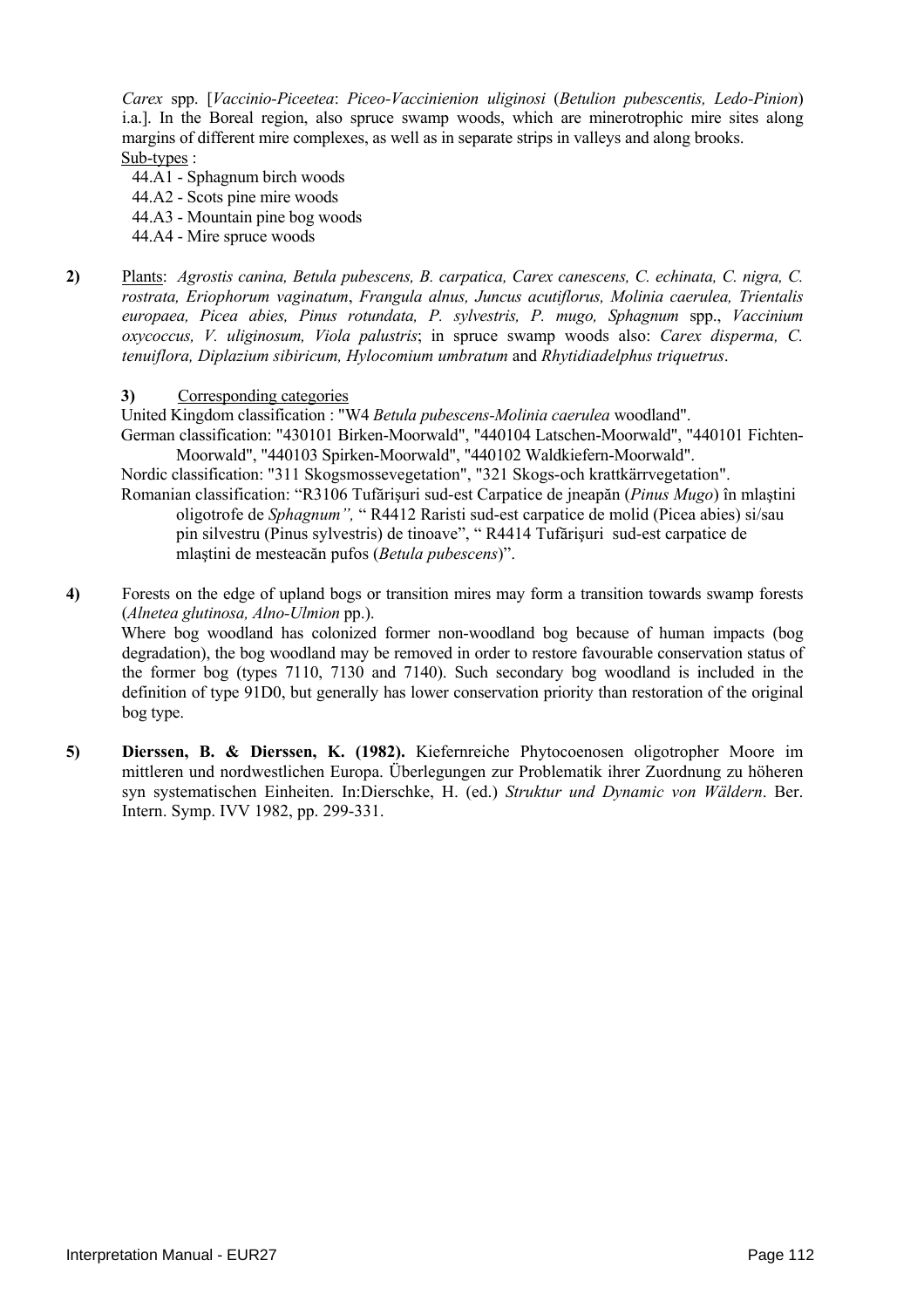*Carex* spp. [*Vaccinio-Piceetea*: *Piceo-Vaccinienion uliginosi* (*Betulion pubescentis, Ledo-Pinion*) i.a.]. In the Boreal region, also spruce swamp woods, which are minerotrophic mire sites along margins of different mire complexes, as well as in separate strips in valleys and along brooks.

Sub-types :

- 44.A1 - Sphagnum birch woods
- 44.A2 - Scots pine mire woods
- 44.A3 - Mountain pine bog woods
- 44.A4 - Mire spruce woods

**2)** Plants: *Agrostis canina, Betula pubescens, B. carpatica, Carex canescens, C. echinata, C. nigra, C. rostrata, Eriophorum vaginatum*, *Frangula alnus, Juncus acutiflorus, Molinia caerulea, Trientalis europaea, Picea abies, Pinus rotundata, P. sylvestris, P. mugo, Sphagnum* spp., *Vaccinium oxycoccus, V. uliginosum, Viola palustris*; in spruce swamp woods also: *Carex disperma, C. tenuiflora, Diplazium sibiricum, Hylocomium umbratum* and *Rhytidiadelphus triquetrus*.

**3)** Corresponding categories

United Kingdom classification : "W4 *Betula pubescens-Molinia caerulea* woodland".

German classification: "430101 Birken-Moorwald", "440104 Latschen-Moorwald", "440101 Fichten-Moorwald", "440103 Spirken-Moorwald", "440102 Waldkiefern-Moorwald".

Nordic classification: "311 Skogsmossevegetation", "321 Skogs-och krattkärrvegetation".

Romanian classification: "R3106 Tufărişuri sud-est Carpatice de jneapăn (*Pinus Mugo*) în mlaştini oligotrofe de *Sphagnum",* " R4412 Raristi sud-est carpatice de molid (Picea abies) si/sau pin silvestru (Pinus sylvestris) de tinoave", " R4414 Tufărişuri sud-est carpatice de mlaştini de mesteacăn pufos (*Betula pubescens*)".

**4)** Forests on the edge of upland bogs or transition mires may form a transition towards swamp forests (*Alnetea glutinosa, Alno-Ulmion* pp.).

Where bog woodland has colonized former non-woodland bog because of human impacts (bog degradation), the bog woodland may be removed in order to restore favourable conservation status of the former bog (types 7110, 7130 and 7140). Such secondary bog woodland is included in the definition of type 91D0, but generally has lower conservation priority than restoration of the original bog type.

**5)** **Dierssen, B. & Dierssen, K. (1982).** Kiefernreiche Phytocoenosen oligotropher Moore im mittleren und nordwestlichen Europa. Überlegungen zur Problematik ihrer Zuordnung zu höheren syn systematischen Einheiten. In:Dierschke, H. (ed.) *Struktur und Dynamic von Wäldern*. Ber. Intern. Symp. IVV 1982, pp. 299-331.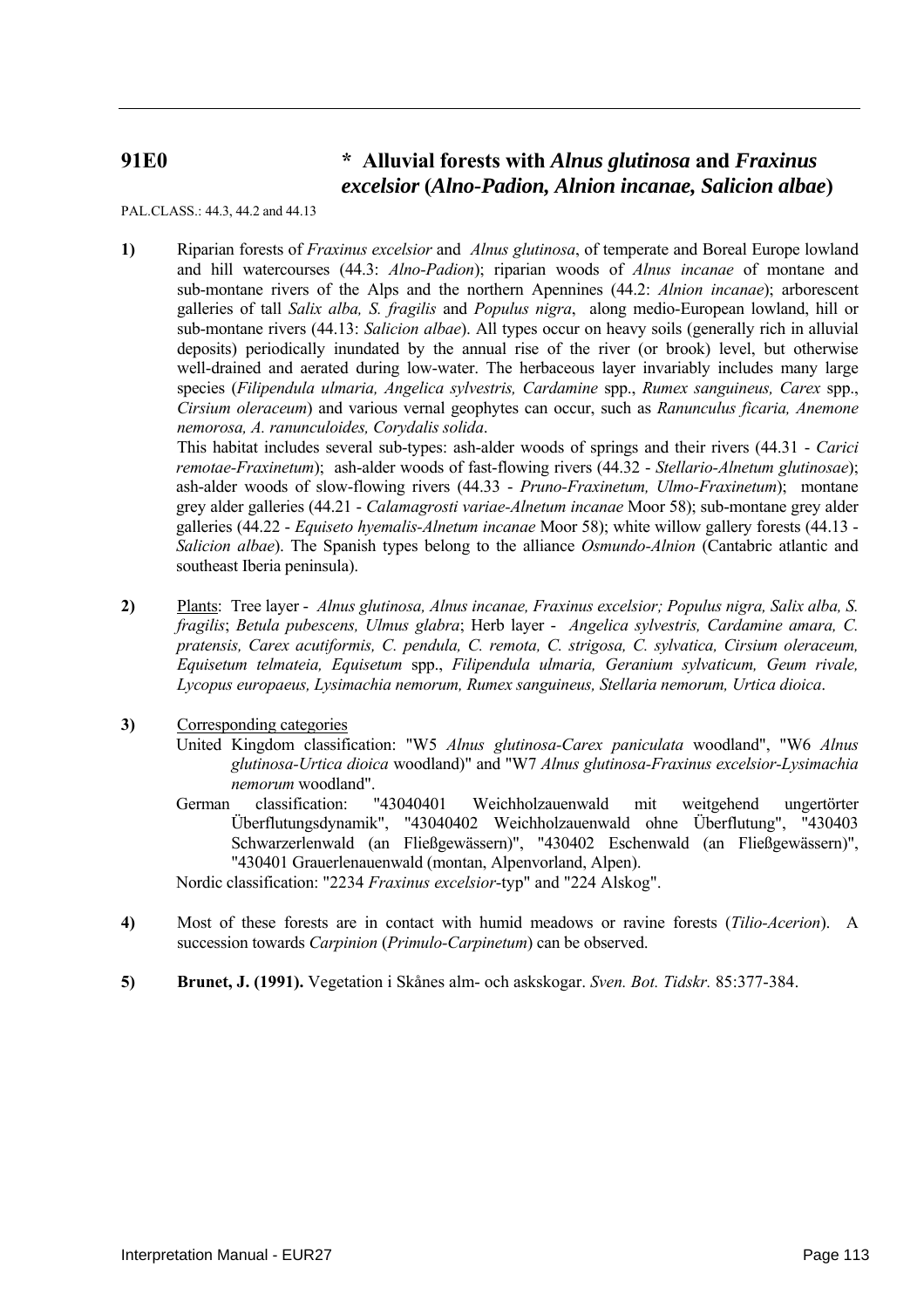## 91E0 * Alluvial forests with *Alnus glutinosa* and *Fraxinus excelsior* (*Alno-Padion, Alnion incanae, Salicion albae*)

PAL.CLASS.: 44.3, 44.2 and 44.13

**1)** Riparian forests of *Fraxinus excelsior* and *Alnus glutinosa*, of temperate and Boreal Europe lowland and hill watercourses (44.3: *Alno-Padion*); riparian woods of *Alnus incanae* of montane and sub-montane rivers of the Alps and the northern Apennines (44.2: *Alnion incanae*); arborescent galleries of tall *Salix alba, S. fragilis* and *Populus nigra*, along medio-European lowland, hill or sub-montane rivers (44.13: *Salicion albae*). All types occur on heavy soils (generally rich in alluvial deposits) periodically inundated by the annual rise of the river (or brook) level, but otherwise well-drained and aerated during low-water. The herbaceous layer invariably includes many large species (*Filipendula ulmaria, Angelica sylvestris, Cardamine* spp., *Rumex sanguineus, Carex* spp., *Cirsium oleraceum*) and various vernal geophytes can occur, such as *Ranunculus ficaria, Anemone nemorosa, A. ranunculoides, Corydalis solida*.

This habitat includes several sub-types: ash-alder woods of springs and their rivers (44.31 - *Carici remotae-Fraxinetum*); ash-alder woods of fast-flowing rivers (44.32 - *Stellario-Alnetum glutinosae*); ash-alder woods of slow-flowing rivers (44.33 - *Pruno-Fraxinetum, Ulmo-Fraxinetum*); montane grey alder galleries (44.21 - *Calamagrosti variae-Alnetum incanae* Moor 58); sub-montane grey alder galleries (44.22 - *Equiseto hyemalis-Alnetum incanae* Moor 58); white willow gallery forests (44.13 - *Salicion albae*). The Spanish types belong to the alliance *Osmundo-Alnion* (Cantabric atlantic and southeast Iberia peninsula).

**2)** Plants: Tree layer - *Alnus glutinosa, Alnus incanae, Fraxinus excelsior; Populus nigra, Salix alba, S. fragilis*; *Betula pubescens, Ulmus glabra*; Herb layer - *Angelica sylvestris, Cardamine amara, C. pratensis, Carex acutiformis, C. pendula, C. remota, C. strigosa, C. sylvatica, Cirsium oleraceum, Equisetum telmateia, Equisetum* spp., *Filipendula ulmaria, Geranium sylvaticum, Geum rivale, Lycopus europaeus, Lysimachia nemorum, Rumex sanguineus, Stellaria nemorum, Urtica dioica*.

**3)** Corresponding categories

United Kingdom classification: "W5 *Alnus glutinosa-Carex paniculata* woodland", "W6 *Alnus glutinosa-Urtica dioica* woodland)" and "W7 *Alnus glutinosa-Fraxinus excelsior-Lysimachia nemorum* woodland".

German classification: "43040401 Weichholzauenwald mit weitgehend ungertörter Überflutungsdynamik", "43040402 Weichholzauenwald ohne Überflutung", "430403 Schwarzerlenwald (an Fließgewässern)", "430402 Eschenwald (an Fließgewässern)", "430401 Grauerlenauenwald (montan, Alpenvorland, Alpen).

Nordic classification: "2234 *Fraxinus excelsior*-typ" and "224 Alskog".

**4)** Most of these forests are in contact with humid meadows or ravine forests (*Tilio-Acerion*). A succession towards *Carpinion* (*Primulo-Carpinetum*) can be observed.

**5)** **Brunet, J. (1991).** Vegetation i Skånes alm- och askskogar. *Sven. Bot. Tidskr.* 85:377-384.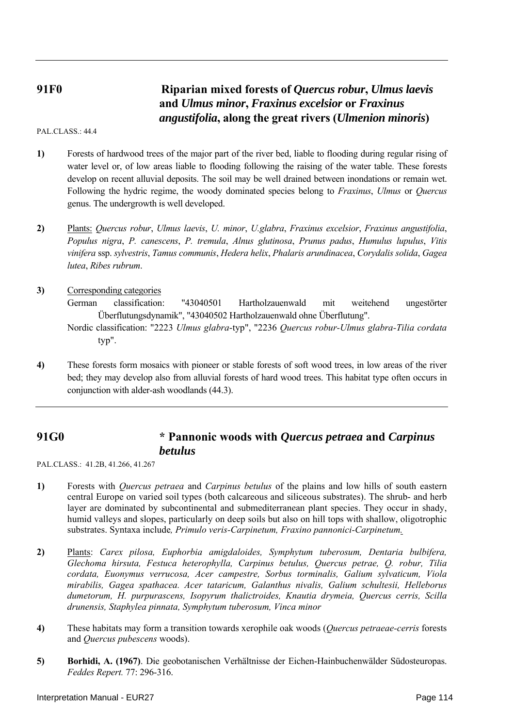## 91F0 Riparian mixed forests of *Quercus robur*, *Ulmus laevis* and *Ulmus minor*, *Fraxinus excelsior* or *Fraxinus angustifolia*, along the great rivers (*Ulmenion minoris*)

PAL.CLASS.: 44.4

**1)** Forests of hardwood trees of the major part of the river bed, liable to flooding during regular rising of water level or, of low areas liable to flooding following the raising of the water table. These forests develop on recent alluvial deposits. The soil may be well drained between inondations or remain wet. Following the hydric regime, the woody dominated species belong to *Fraxinus*, *Ulmus* or *Quercus* genus. The undergrowth is well developed.

**2)** Plants: *Quercus robur*, *Ulmus laevis*, *U. minor*, *U.glabra*, *Fraxinus excelsior*, *Fraxinus angustifolia*, *Populus nigra*, *P. canescens*, *P. tremula*, *Alnus glutinosa*, *Prunus padus*, *Humulus lupulus*, *Vitis vinifera* ssp. *sylvestris*, *Tamus communis*, *Hedera helix*, *Phalaris arundinacea*, *Corydalis solida*, *Gagea lutea*, *Ribes rubrum*.

**3)** Corresponding categories

German classification: "43040501 Hartholzauenwald mit weitehend ungestörter Überflutungsdynamik", "43040502 Hartholzauenwald ohne Überflutung".

Nordic classification: "2223 *Ulmus glabra*-typ", "2236 *Quercus robur-Ulmus glabra-Tilia cordata* typ".

**4)** These forests form mosaics with pioneer or stable forests of soft wood trees, in low areas of the river bed; they may develop also from alluvial forests of hard wood trees. This habitat type often occurs in conjunction with alder-ash woodlands (44.3).

## 91G0 * Pannonic woods with *Quercus petraea* and *Carpinus betulus*

PAL.CLASS.: 41.2B, 41.266, 41.267

**1)** Forests with *Quercus petraea* and *Carpinus betulus* of the plains and low hills of south eastern central Europe on varied soil types (both calcareous and siliceous substrates). The shrub- and herb layer are dominated by subcontinental and submediterranean plant species. They occur in shady, humid valleys and slopes, particularly on deep soils but also on hill tops with shallow, oligotrophic substrates. Syntaxa include*, Primulo veris-Carpinetum, Fraxino pannonici-Carpinetum.*

**2)** Plants: *Carex pilosa, Euphorbia amigdaloides, Symphytum tuberosum, Dentaria bulbifera, Glechoma hirsuta, Festuca heterophylla, Carpinus betulus, Quercus petrae, Q. robur, Tilia cordata, Euonymus verrucosa, Acer campestre, Sorbus torminalis, Galium sylvaticum, Viola mirabilis, Gagea spathacea. Acer tataricum, Galanthus nivalis, Galium schultesii, Helleborus dumetorum, H. purpurascens, Isopyrum thalictroides, Knautia drymeia, Quercus cerris, Scilla drunensis, Staphylea pinnata, Symphytum tuberosum, Vinca minor*

**4)** These habitats may form a transition towards xerophile oak woods (*Quercus petraeae-cerris* forests and *Quercus pubescens* woods).

**5)** **Borhidi, A. (1967)**. Die geobotanischen Verhältnisse der Eichen-Hainbuchenwälder Südosteuropas. *Feddes Repert.* 77: 296-316.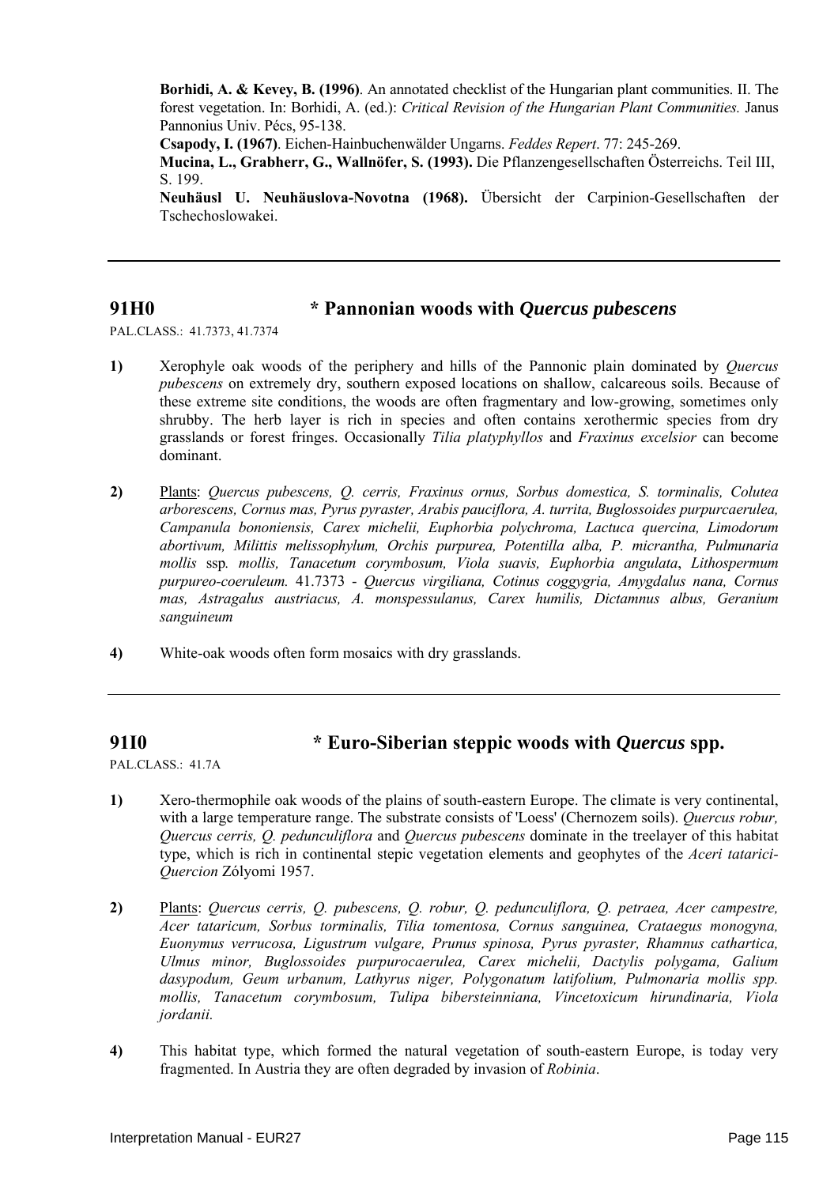**Borhidi, A. & Kevey, B. (1996)**. An annotated checklist of the Hungarian plant communities. II. The forest vegetation. In: Borhidi, A. (ed.): *Critical Revision of the Hungarian Plant Communities.* Janus Pannonius Univ. Pécs, 95-138.

**Csapody, I. (1967)**. Eichen-Hainbuchenwälder Ungarns. *Feddes Repert*. 77: 245-269.

**Mucina, L., Grabherr, G., Wallnöfer, S. (1993).** Die Pflanzengesellschaften Österreichs. Teil III, S. 199.

**Neuhäusl U. Neuhäuslova-Novotna (1968).** Übersicht der Carpinion-Gesellschaften der Tschechoslowakei.

---

## 91H0 * Pannonian woods with *Quercus pubescens*

PAL.CLASS.: 41.7373, 41.7374

**1)** Xerophyle oak woods of the periphery and hills of the Pannonic plain dominated by *Quercus pubescens* on extremely dry, southern exposed locations on shallow, calcareous soils. Because of these extreme site conditions, the woods are often fragmentary and low-growing, sometimes only shrubby. The herb layer is rich in species and often contains xerothermic species from dry grasslands or forest fringes. Occasionally *Tilia platyphyllos* and *Fraxinus excelsior* can become dominant.

**2)** Plants: *Quercus pubescens, Q. cerris, Fraxinus ornus, Sorbus domestica, S. torminalis, Colutea arborescens, Cornus mas, Pyrus pyraster, Arabis pauciflora, A. turrita, Buglossoides purpurcaerulea, Campanula bononiensis, Carex michelii, Euphorbia polychroma, Lactuca quercina, Limodorum abortivum, Milittis melissophylum, Orchis purpurea, Potentilla alba, P. micrantha, Pulmunaria mollis* ssp*. mollis, Tanacetum corymbosum, Viola suavis, Euphorbia angulata*, *Lithospermum purpureo-coeruleum.* 41.7373 - *Quercus virgiliana, Cotinus coggygria, Amygdalus nana, Cornus mas, Astragalus austriacus, A. monspessulanus, Carex humilis, Dictamnus albus, Geranium sanguineum*

**4)** White-oak woods often form mosaics with dry grasslands.

---

## 91I0 * Euro-Siberian steppic woods with *Quercus* spp.

PAL.CLASS.: 41.7A

**1)** Xero-thermophile oak woods of the plains of south-eastern Europe. The climate is very continental, with a large temperature range. The substrate consists of 'Loess' (Chernozem soils). *Quercus robur, Quercus cerris, Q. pedunculiflora* and *Quercus pubescens* dominate in the treelayer of this habitat type, which is rich in continental stepic vegetation elements and geophytes of the *Aceri tatarici-Quercion* Zólyomi 1957.

**2)** Plants: *Quercus cerris, Q. pubescens, Q. robur, Q. pedunculiflora, Q. petraea, Acer campestre, Acer tataricum, Sorbus torminalis, Tilia tomentosa, Cornus sanguinea, Crataegus monogyna, Euonymus verrucosa, Ligustrum vulgare, Prunus spinosa, Pyrus pyraster, Rhamnus cathartica, Ulmus minor, Buglossoides purpurocaerulea, Carex michelii, Dactylis polygama, Galium dasypodum, Geum urbanum, Lathyrus niger, Polygonatum latifolium, Pulmonaria mollis spp. mollis, Tanacetum corymbosum, Tulipa bibersteinniana, Vincetoxicum hirundinaria, Viola jordanii.*

**4)** This habitat type, which formed the natural vegetation of south-eastern Europe, is today very fragmented. In Austria they are often degraded by invasion of *Robinia*.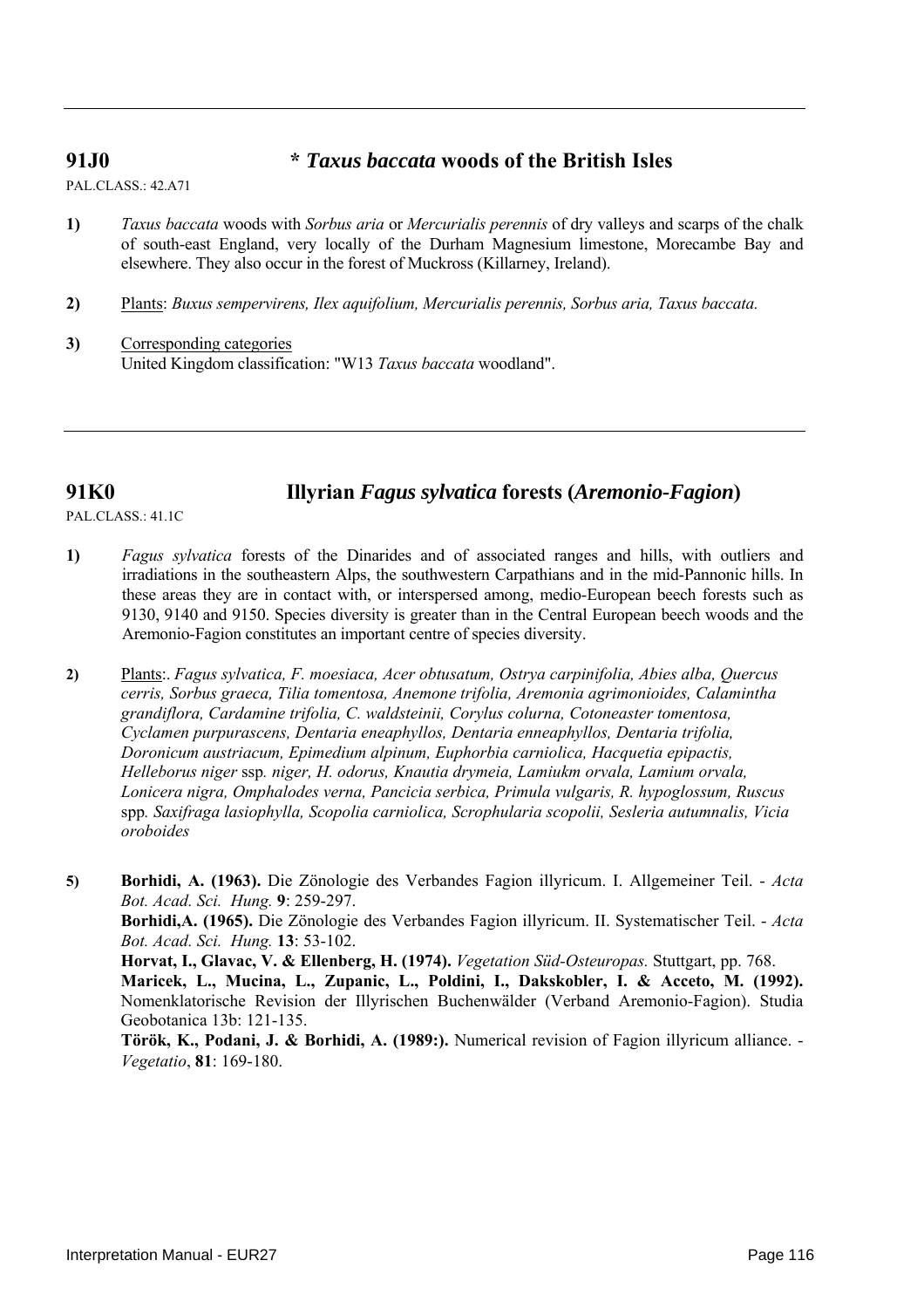---

## 91J0 * *Taxus baccata* woods of the British Isles

PAL.CLASS.: 42.A71

**1)** *Taxus baccata* woods with *Sorbus aria* or *Mercurialis perennis* of dry valleys and scarps of the chalk of south-east England, very locally of the Durham Magnesium limestone, Morecambe Bay and elsewhere. They also occur in the forest of Muckross (Killarney, Ireland).

**2)** Plants: *Buxus sempervirens, Ilex aquifolium, Mercurialis perennis, Sorbus aria, Taxus baccata.*

**3)** Corresponding categories
United Kingdom classification: "W13 *Taxus baccata* woodland".

---

## 91K0 Illyrian *Fagus sylvatica* forests (*Aremonio-Fagion*)

PAL.CLASS.: 41.1C

**1)** *Fagus sylvatica* forests of the Dinarides and of associated ranges and hills, with outliers and irradiations in the southeastern Alps, the southwestern Carpathians and in the mid-Pannonic hills. In these areas they are in contact with, or interspersed among, medio-European beech forests such as 9130, 9140 and 9150. Species diversity is greater than in the Central European beech woods and the Aremonio-Fagion constitutes an important centre of species diversity.

**2)** Plants:. *Fagus sylvatica, F. moesiaca, Acer obtusatum, Ostrya carpinifolia, Abies alba, Quercus cerris, Sorbus graeca, Tilia tomentosa, Anemone trifolia, Aremonia agrimonioides, Calamintha grandiflora, Cardamine trifolia, C. waldsteinii, Corylus colurna, Cotoneaster tomentosa, Cyclamen purpurascens, Dentaria eneaphyllos, Dentaria enneaphyllos, Dentaria trifolia, Doronicum austriacum, Epimedium alpinum, Euphorbia carniolica, Hacquetia epipactis, Helleborus niger* ssp*. niger, H. odorus, Knautia drymeia, Lamiukm orvala, Lamium orvala, Lonicera nigra, Omphalodes verna, Pancicia serbica, Primula vulgaris, R. hypoglossum, Ruscus* spp*. Saxifraga lasiophylla, Scopolia carniolica, Scrophularia scopolii, Sesleria autumnalis, Vicia oroboides*

**5)** **Borhidi, A. (1963).** Die Zönologie des Verbandes Fagion illyricum. I. Allgemeiner Teil. - *Acta Bot. Acad. Sci. Hung.* **9**: 259-297.
**Borhidi,A. (1965).** Die Zönologie des Verbandes Fagion illyricum. II. Systematischer Teil. - *Acta Bot. Acad. Sci. Hung.* **13**: 53-102.
**Horvat, I., Glavac, V. & Ellenberg, H. (1974).** *Vegetation Süd-Osteuropas.* Stuttgart, pp. 768.
**Maricek, L., Mucina, L., Zupanic, L., Poldini, I., Dakskobler, I. & Acceto, M. (1992).** Nomenklatorische Revision der Illyrischen Buchenwälder (Verband Aremonio-Fagion). Studia Geobotanica 13b: 121-135.
**Török, K., Podani, J. & Borhidi, A. (1989:).** Numerical revision of Fagion illyricum alliance. - *Vegetatio*, **81**: 169-180.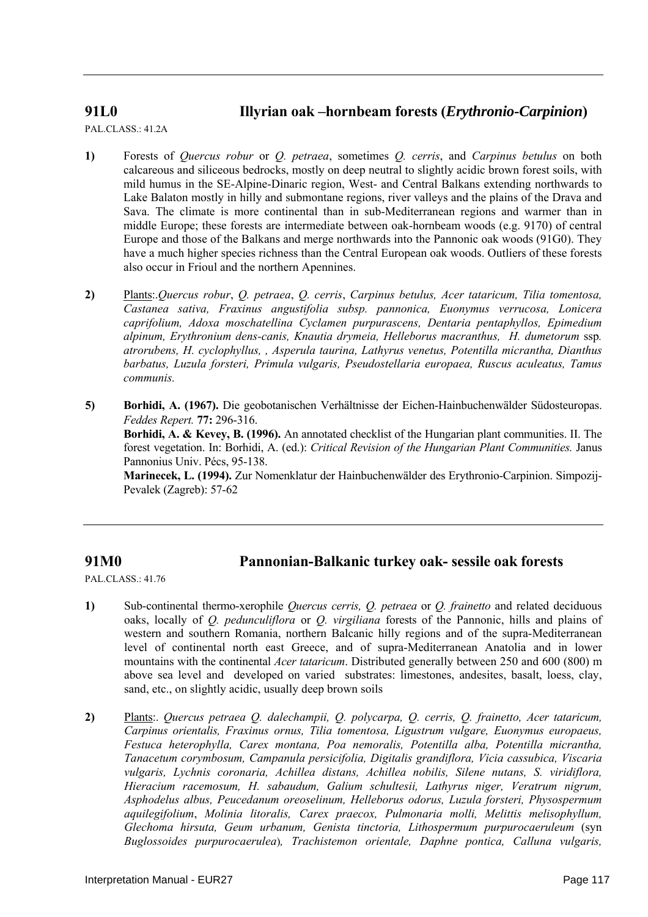## 91L0 Illyrian oak –hornbeam forests (*Erythronio-Carpinion*)

PAL.CLASS.: 41.2A

**1)** Forests of *Quercus robur* or *Q. petraea*, sometimes *Q. cerris*, and *Carpinus betulus* on both calcareous and siliceous bedrocks, mostly on deep neutral to slightly acidic brown forest soils, with mild humus in the SE-Alpine-Dinaric region, West- and Central Balkans extending northwards to Lake Balaton mostly in hilly and submontane regions, river valleys and the plains of the Drava and Sava. The climate is more continental than in sub-Mediterranean regions and warmer than in middle Europe; these forests are intermediate between oak-hornbeam woods (e.g. 9170) of central Europe and those of the Balkans and merge northwards into the Pannonic oak woods (91G0). They have a much higher species richness than the Central European oak woods. Outliers of these forests also occur in Frioul and the northern Apennines.

**2)** Plants:.*Quercus robur*, *Q. petraea*, *Q. cerris*, *Carpinus betulus, Acer tataricum, Tilia tomentosa, Castanea sativa, Fraxinus angustifolia subsp. pannonica, Euonymus verrucosa, Lonicera caprifolium, Adoxa moschatellina Cyclamen purpurascens, Dentaria pentaphyllos, Epimedium alpinum, Erythronium dens-canis, Knautia drymeia, Helleborus macranthus, H. dumetorum* ssp*. atrorubens, H. cyclophyllus, , Asperula taurina, Lathyrus venetus, Potentilla micrantha, Dianthus barbatus, Luzula forsteri, Primula vulgaris, Pseudostellaria europaea, Ruscus aculeatus, Tamus communis.*

**5)** **Borhidi, A. (1967).** Die geobotanischen Verhältnisse der Eichen-Hainbuchenwälder Südosteuropas. *Feddes Repert.* **77:** 296-316.

**Borhidi, A. & Kevey, B. (1996).** An annotated checklist of the Hungarian plant communities. II. The forest vegetation. In: Borhidi, A. (ed.): *Critical Revision of the Hungarian Plant Communities.* Janus Pannonius Univ. Pécs, 95-138.

**Marinecek, L. (1994).** Zur Nomenklatur der Hainbuchenwälder des Erythronio-Carpinion. Simpozij-Pevalek (Zagreb): 57-62

---

## 91M0 Pannonian-Balkanic turkey oak- sessile oak forests

PAL.CLASS.: 41.76

**1)** Sub-continental thermo-xerophile *Quercus cerris, Q. petraea* or *Q. frainetto* and related deciduous oaks, locally of *Q. pedunculiflora* or *Q. virgiliana* forests of the Pannonic, hills and plains of western and southern Romania, northern Balcanic hilly regions and of the supra-Mediterranean level of continental north east Greece, and of supra-Mediterranean Anatolia and in lower mountains with the continental *Acer tataricum*. Distributed generally between 250 and 600 (800) m above sea level and developed on varied substrates: limestones, andesites, basalt, loess, clay, sand, etc., on slightly acidic, usually deep brown soils

**2)** Plants:. *Quercus petraea Q. dalechampii, Q. polycarpa, Q. cerris, Q. frainetto, Acer tataricum, Carpinus orientalis, Fraxinus ornus, Tilia tomentosa, Ligustrum vulgare, Euonymus europaeus, Festuca heterophylla, Carex montana, Poa nemoralis, Potentilla alba, Potentilla micrantha, Tanacetum corymbosum, Campanula persicifolia, Digitalis grandiflora, Vicia cassubica, Viscaria vulgaris, Lychnis coronaria, Achillea distans, Achillea nobilis, Silene nutans, S. viridiflora, Hieracium racemosum, H. sabaudum, Galium schultesii, Lathyrus niger, Veratrum nigrum, Asphodelus albus, Peucedanum oreoselinum, Helleborus odorus, Luzula forsteri, Physospermum aquilegifolium*, *Molinia litoralis, Carex praecox, Pulmonaria molli, Melittis melisophyllum, Glechoma hirsuta, Geum urbanum, Genista tinctoria, Lithospermum purpurocaeruleum* (syn *Buglossoides purpurocaerulea*)*, Trachistemon orientale, Daphne pontica, Calluna vulgaris,*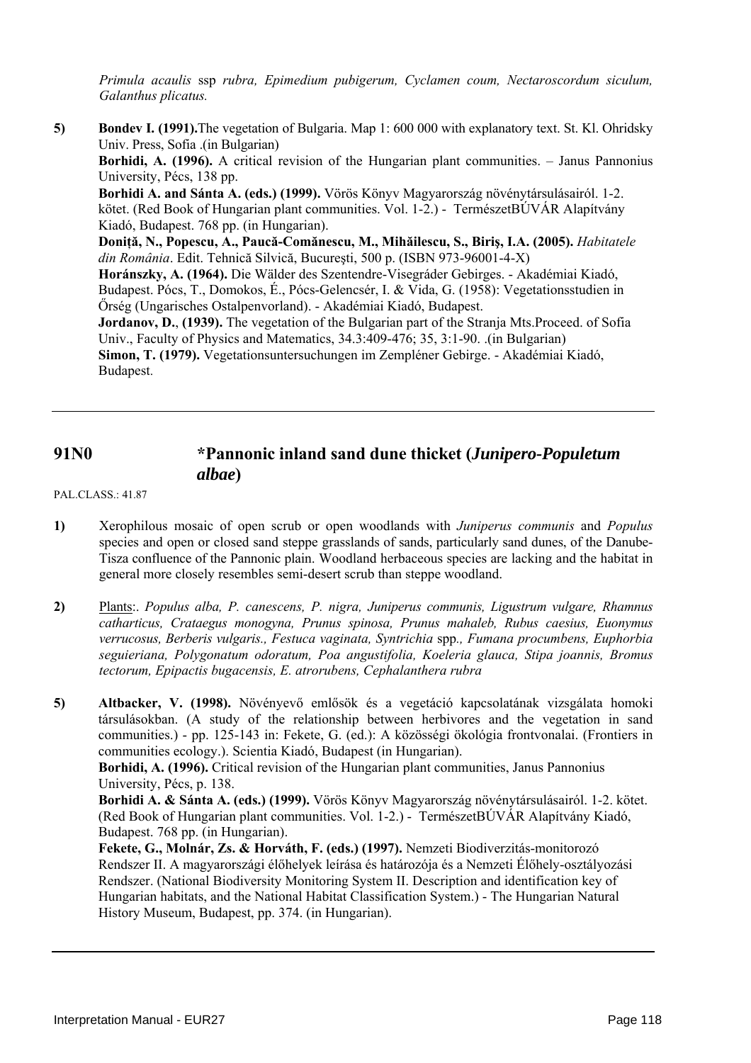*Primula acaulis* ssp *rubra, Epimedium pubigerum, Cyclamen coum, Nectaroscordum siculum, Galanthus plicatus.*

**5)** **Bondev I. (1991).** The vegetation of Bulgaria. Map 1: 600 000 with explanatory text. St. Kl. Ohridsky Univ. Press, Sofia .(in Bulgarian)
**Borhidi, A. (1996).** A critical revision of the Hungarian plant communities. – Janus Pannonius University, Pécs, 138 pp.
**Borhidi A. and Sánta A. (eds.) (1999).** Vörös Könyv Magyarország növénytársulásairól. 1-2. kötet. (Red Book of Hungarian plant communities. Vol. 1-2.) - TermészetBÚVÁR Alapítvány Kiadó, Budapest. 768 pp. (in Hungarian).
**Doniță, N., Popescu, A., Paucă-Comănescu, M., Mihăilescu, S., Biriş, I.A. (2005).** *Habitatele din România*. Edit. Tehnică Silvică, Bucureşti, 500 p. (ISBN 973-96001-4-X)
**Horánszky, A. (1964).** Die Wälder des Szentendre-Visegráder Gebirges. - Akadémiai Kiadó, Budapest. Pócs, T., Domokos, É., Pócs-Gelencsér, I. & Vida, G. (1958): Vegetationsstudien in Őrség (Ungarisches Ostalpenvorland). - Akadémiai Kiadó, Budapest.
**Jordanov, D.**, **(1939).** The vegetation of the Bulgarian part of the Stranja Mts.Proceed. of Sofia Univ., Faculty of Physics and Matematics, 34.3:409-476; 35, 3:1-90. .(in Bulgarian)
**Simon, T. (1979).** Vegetationsuntersuchungen im Zempléner Gebirge. - Akadémiai Kiadó, Budapest.

---

## 91N0 *Pannonic inland sand dune thicket (*Junipero-Populetum albae*)

PAL.CLASS.: 41.87

**1)** Xerophilous mosaic of open scrub or open woodlands with *Juniperus communis* and *Populus* species and open or closed sand steppe grasslands of sands, particularly sand dunes, of the Danube-Tisza confluence of the Pannonic plain. Woodland herbaceous species are lacking and the habitat in general more closely resembles semi-desert scrub than steppe woodland.

**2)** Plants:. *Populus alba, P. canescens, P. nigra, Juniperus communis, Ligustrum vulgare, Rhamnus catharticus, Crataegus monogyna, Prunus spinosa, Prunus mahaleb, Rubus caesius, Euonymus verrucosus, Berberis vulgaris., Festuca vaginata, Syntrichia* spp*., Fumana procumbens, Euphorbia seguieriana, Polygonatum odoratum, Poa angustifolia, Koeleria glauca, Stipa joannis, Bromus tectorum, Epipactis bugacensis, E. atrorubens, Cephalanthera rubra*

**5)** **Altbacker, V. (1998).** Növényevő emlősök és a vegetáció kapcsolatának vizsgálata homoki társulásokban. (A study of the relationship between herbivores and the vegetation in sand communities.) - pp. 125-143 in: Fekete, G. (ed.): A közösségi ökológia frontvonalai. (Frontiers in communities ecology.). Scientia Kiadó, Budapest (in Hungarian).
**Borhidi, A. (1996).** Critical revision of the Hungarian plant communities, Janus Pannonius University, Pécs, p. 138.
**Borhidi A. & Sánta A. (eds.) (1999).** Vörös Könyv Magyarország növénytársulásairól. 1-2. kötet. (Red Book of Hungarian plant communities. Vol. 1-2.) - TermészetBÚVÁR Alapítvány Kiadó, Budapest. 768 pp. (in Hungarian).
**Fekete, G., Molnár, Zs. & Horváth, F. (eds.) (1997).** Nemzeti Biodiverzitás-monitorozó Rendszer II. A magyarországi élőhelyek leírása és határozója és a Nemzeti Élőhely-osztályozási Rendszer. (National Biodiversity Monitoring System II. Description and identification key of Hungarian habitats, and the National Habitat Classification System.) - The Hungarian Natural History Museum, Budapest, pp. 374. (in Hungarian).

---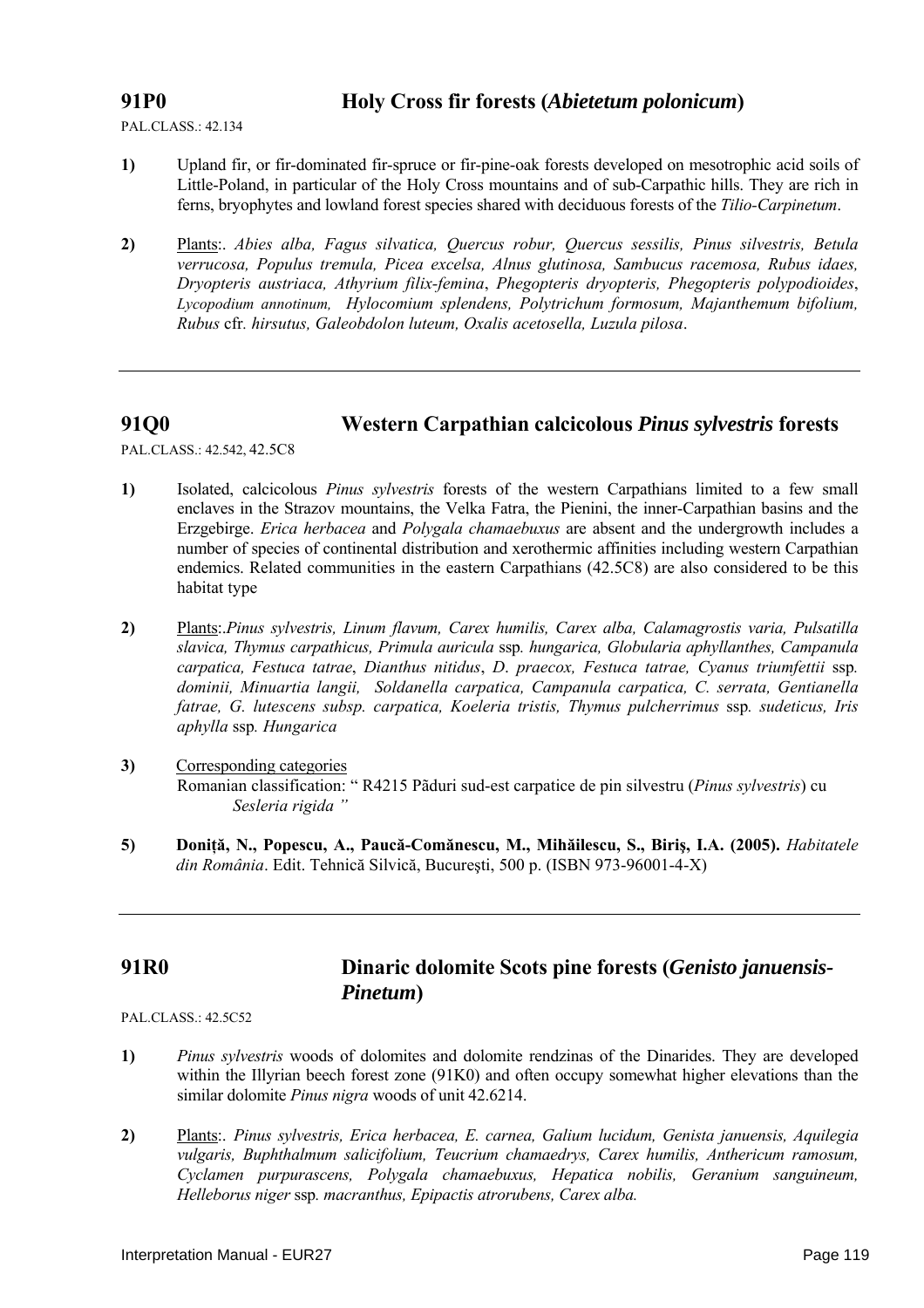## 91P0 Holy Cross fir forests (*Abietetum polonicum*)

PAL.CLASS.: 42.134

**1)** Upland fir, or fir-dominated fir-spruce or fir-pine-oak forests developed on mesotrophic acid soils of Little-Poland, in particular of the Holy Cross mountains and of sub-Carpathic hills. They are rich in ferns, bryophytes and lowland forest species shared with deciduous forests of the *Tilio-Carpinetum*.

**2)** Plants:. *Abies alba, Fagus silvatica, Quercus robur, Quercus sessilis, Pinus silvestris, Betula verrucosa, Populus tremula, Picea excelsa, Alnus glutinosa, Sambucus racemosa, Rubus idaes, Dryopteris austriaca, Athyrium filix-femina*, *Phegopteris dryopteris, Phegopteris polypodioides*, *Lycopodium annotinum, Hylocomium splendens, Polytrichum formosum, Majanthemum bifolium, Rubus* cfr. *hirsutus, Galeobdolon luteum, Oxalis acetosella, Luzula pilosa*.

---

## 91Q0 Western Carpathian calcicolous *Pinus sylvestris* forests

PAL.CLASS.: 42.542, 42.5C8

**1)** Isolated, calcicolous *Pinus sylvestris* forests of the western Carpathians limited to a few small enclaves in the Strazov mountains, the Velka Fatra, the Pienini, the inner-Carpathian basins and the Erzgebirge. *Erica herbacea* and *Polygala chamaebuxus* are absent and the undergrowth includes a number of species of continental distribution and xerothermic affinities including western Carpathian endemics. Related communities in the eastern Carpathians (42.5C8) are also considered to be this habitat type

**2)** Plants:.*Pinus sylvestris, Linum flavum, Carex humilis, Carex alba, Calamagrostis varia, Pulsatilla slavica, Thymus carpathicus, Primula auricula* ssp*. hungarica, Globularia aphyllanthes, Campanula carpatica, Festuca tatrae*, *Dianthus nitidus*, *D. praecox, Festuca tatrae, Cyanus triumfettii* ssp*. dominii, Minuartia langii, Soldanella carpatica, Campanula carpatica, C. serrata, Gentianella fatrae, G. lutescens subsp. carpatica, Koeleria tristis, Thymus pulcherrimus* ssp*. sudeticus, Iris aphylla* ssp*. Hungarica*

**3)** Corresponding categories
Romanian classification: " R4215 Păduri sud-est carpatice de pin silvestru (*Pinus sylvestris*) cu *Sesleria rigida* "

**5)** **Doniță, N., Popescu, A., Paucă-Comănescu, M., Mihăilescu, S., Biriș, I.A. (2005).** *Habitatele din România*. Edit. Tehnică Silvică, Bucureşti, 500 p. (ISBN 973-96001-4-X)

---

## 91R0 Dinaric dolomite Scots pine forests (*Genisto januensis-Pinetum*)

PAL.CLASS.: 42.5C52

**1)** *Pinus sylvestris* woods of dolomites and dolomite rendzinas of the Dinarides. They are developed within the Illyrian beech forest zone (91K0) and often occupy somewhat higher elevations than the similar dolomite *Pinus nigra* woods of unit 42.6214.

**2)** Plants:. *Pinus sylvestris, Erica herbacea, E. carnea, Galium lucidum, Genista januensis, Aquilegia vulgaris, Buphthalmum salicifolium, Teucrium chamaedrys, Carex humilis, Anthericum ramosum, Cyclamen purpurascens, Polygala chamaebuxus, Hepatica nobilis, Geranium sanguineum, Helleborus niger* ssp*. macranthus, Epipactis atrorubens, Carex alba.*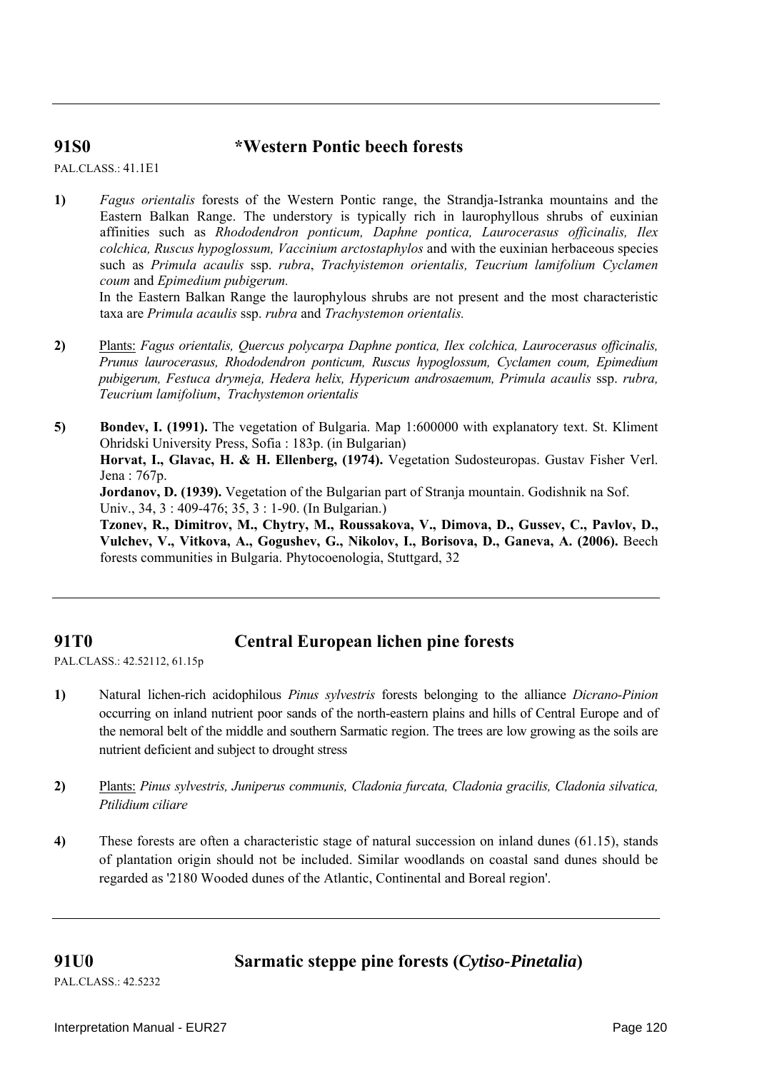## 91S0 *Western Pontic beech forests

PAL.CLASS.: 41.1E1

**1)** *Fagus orientalis* forests of the Western Pontic range, the Strandja-Istranka mountains and the Eastern Balkan Range. The understory is typically rich in laurophyllous shrubs of euxinian affinities such as *Rhododendron ponticum, Daphne pontica, Laurocerasus officinalis, Ilex colchica, Ruscus hypoglossum, Vaccinium arctostaphylos* and with the euxinian herbaceous species such as *Primula acaulis* ssp. *rubra*, *Trachyistemon orientalis, Teucrium lamifolium Cyclamen coum* and *Epimedium pubigerum.*

In the Eastern Balkan Range the laurophylous shrubs are not present and the most characteristic taxa are *Primula acaulis* ssp. *rubra* and *Trachystemon orientalis.*

**2)** Plants: *Fagus orientalis, Quercus polycarpa Daphne pontica, Ilex colchica, Laurocerasus officinalis, Prunus laurocerasus, Rhododendron ponticum, Ruscus hypoglossum, Cyclamen coum, Epimedium pubigerum, Festuca drymeja, Hedera helix, Hypericum androsaemum, Primula acaulis* ssp. *rubra, Teucrium lamifolium*, *Trachystemon orientalis*

**5)** **Bondev, I. (1991).** The vegetation of Bulgaria. Map 1:600000 with explanatory text. St. Kliment Ohridski University Press, Sofia : 183p. (in Bulgarian)

**Horvat, I., Glavac, H. & H. Ellenberg, (1974).** Vegetation Sudosteuropas. Gustav Fisher Verl. Jena : 767p.

**Jordanov, D. (1939).** Vegetation of the Bulgarian part of Stranja mountain. Godishnik na Sof. Univ., 34, 3 : 409-476; 35, 3 : 1-90. (In Bulgarian.)

**Tzonev, R., Dimitrov, M., Chytry, M., Roussakova, V., Dimova, D., Gussev, C., Pavlov, D., Vulchev, V., Vitkova, A., Gogushev, G., Nikolov, I., Borisova, D., Ganeva, A. (2006).** Beech forests communities in Bulgaria. Phytocoenologia, Stuttgard, 32

## 91T0 Central European lichen pine forests

PAL.CLASS.: 42.52112, 61.15p

**1)** Natural lichen-rich acidophilous *Pinus sylvestris* forests belonging to the alliance *Dicrano-Pinion* occurring on inland nutrient poor sands of the north-eastern plains and hills of Central Europe and of the nemoral belt of the middle and southern Sarmatic region. The trees are low growing as the soils are nutrient deficient and subject to drought stress

**2)** Plants: *Pinus sylvestris, Juniperus communis, Cladonia furcata, Cladonia gracilis, Cladonia silvatica, Ptilidium ciliare*

**4)** These forests are often a characteristic stage of natural succession on inland dunes (61.15), stands of plantation origin should not be included. Similar woodlands on coastal sand dunes should be regarded as '2180 Wooded dunes of the Atlantic, Continental and Boreal region'.

## 91U0 Sarmatic steppe pine forests (*Cytiso-Pinetalia*)

PAL.CLASS.: 42.5232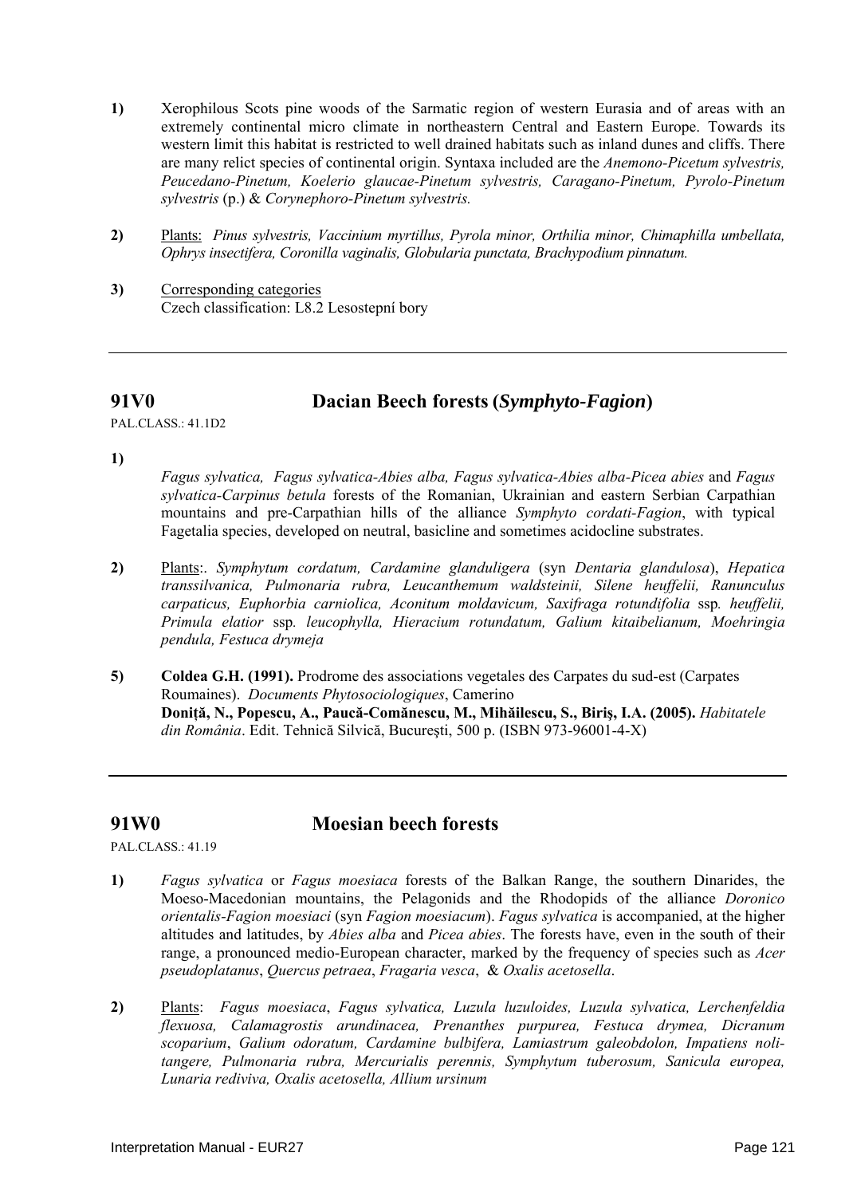**1)** Xerophilous Scots pine woods of the Sarmatic region of western Eurasia and of areas with an extremely continental micro climate in northeastern Central and Eastern Europe. Towards its western limit this habitat is restricted to well drained habitats such as inland dunes and cliffs. There are many relict species of continental origin. Syntaxa included are the *Anemono-Picetum sylvestris, Peucedano-Pinetum, Koelerio glaucae-Pinetum sylvestris, Caragano-Pinetum, Pyrolo-Pinetum sylvestris* (p.) & *Corynephoro-Pinetum sylvestris.*

**2)** Plants: *Pinus sylvestris, Vaccinium myrtillus, Pyrola minor, Orthilia minor, Chimaphilla umbellata, Ophrys insectifera, Coronilla vaginalis, Globularia punctata, Brachypodium pinnatum.*

**3)** Corresponding categories
Czech classification: L8.2 Lesostepní bory

---

## 91V0 Dacian Beech forests (*Symphyto-Fagion*)

PAL.CLASS.: 41.1D2

**1)** *Fagus sylvatica, Fagus sylvatica-Abies alba, Fagus sylvatica-Abies alba-Picea abies* and *Fagus sylvatica-Carpinus betula* forests of the Romanian, Ukrainian and eastern Serbian Carpathian mountains and pre-Carpathian hills of the alliance *Symphyto cordati-Fagion*, with typical Fagetalia species, developed on neutral, basicline and sometimes acidocline substrates.

**2)** Plants:. *Symphytum cordatum, Cardamine glanduligera* (syn *Dentaria glandulosa*), *Hepatica transsilvanica, Pulmonaria rubra, Leucanthemum waldsteinii, Silene heuffelii, Ranunculus carpaticus, Euphorbia carniolica, Aconitum moldavicum, Saxifraga rotundifolia* ssp*. heuffelii, Primula elatior* ssp*. leucophylla, Hieracium rotundatum, Galium kitaibelianum, Moehringia pendula, Festuca drymeja*

**5)** **Coldea G.H. (1991).** Prodrome des associations vegetales des Carpates du sud-est (Carpates Roumaines). *Documents Phytosociologiques*, Camerino
**Doniță, N., Popescu, A., Paucă-Comănescu, M., Mihăilescu, S., Biriş, I.A. (2005).** *Habitatele din România*. Edit. Tehnică Silvică, Bucureşti, 500 p. (ISBN 973-96001-4-X)

---

## 91W0 Moesian beech forests

PAL.CLASS.: 41.19

**1)** *Fagus sylvatica* or *Fagus moesiaca* forests of the Balkan Range, the southern Dinarides, the Moeso-Macedonian mountains, the Pelagonids and the Rhodopids of the alliance *Doronico orientalis-Fagion moesiaci* (syn *Fagion moesiacum*). *Fagus sylvatica* is accompanied, at the higher altitudes and latitudes, by *Abies alba* and *Picea abies*. The forests have, even in the south of their range, a pronounced medio-European character, marked by the frequency of species such as *Acer pseudoplatanus*, *Quercus petraea*, *Fragaria vesca*, & *Oxalis acetosella*.

**2)** Plants: *Fagus moesiaca*, *Fagus sylvatica, Luzula luzuloides, Luzula sylvatica, Lerchenfeldia flexuosa, Calamagrostis arundinacea, Prenanthes purpurea, Festuca drymea, Dicranum scoparium*, *Galium odoratum, Cardamine bulbifera, Lamiastrum galeobdolon, Impatiens noli-tangere, Pulmonaria rubra, Mercurialis perennis, Symphytum tuberosum, Sanicula europea, Lunaria rediviva, Oxalis acetosella, Allium ursinum*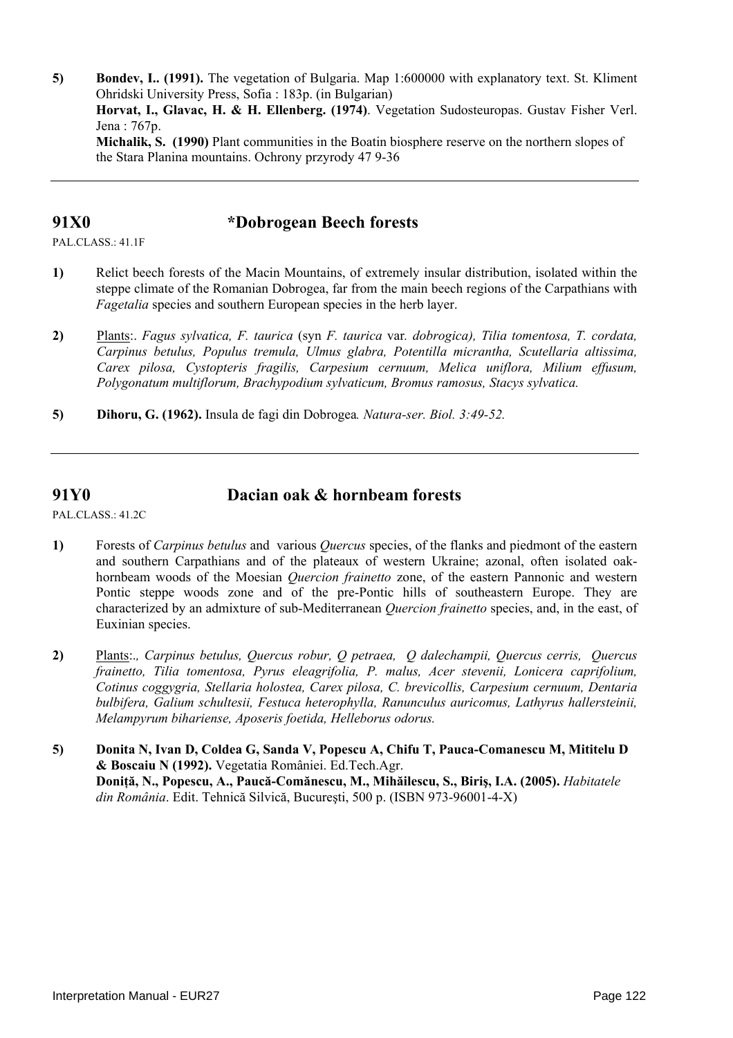**5)** **Bondev, I.. (1991).** The vegetation of Bulgaria. Map 1:600000 with explanatory text. St. Kliment Ohridski University Press, Sofia : 183p. (in Bulgarian)
**Horvat, I., Glavac, H. & H. Ellenberg. (1974)**. Vegetation Sudosteuropas. Gustav Fisher Verl. Jena : 767p.
**Michalik, S. (1990)** Plant communities in the Boatin biosphere reserve on the northern slopes of the Stara Planina mountains. Ochrony przyrody 47 9-36

---

## 91X0 *Dobrogean Beech forests

PAL.CLASS.: 41.1F

**1)** Relict beech forests of the Macin Mountains, of extremely insular distribution, isolated within the steppe climate of the Romanian Dobrogea, far from the main beech regions of the Carpathians with *Fagetalia* species and southern European species in the herb layer.

**2)** Plants:. *Fagus sylvatica, F. taurica* (syn *F. taurica* var*. dobrogica), Tilia tomentosa, T. cordata, Carpinus betulus, Populus tremula, Ulmus glabra, Potentilla micrantha, Scutellaria altissima, Carex pilosa, Cystopteris fragilis, Carpesium cernuum, Melica uniflora, Milium effusum, Polygonatum multiflorum, Brachypodium sylvaticum, Bromus ramosus, Stacys sylvatica.*

**5)** **Dihoru, G. (1962).** Insula de fagi din Dobrogea*. Natura-ser. Biol. 3:49-52.*

---

## 91Y0 Dacian oak & hornbeam forests

PAL.CLASS.: 41.2C

**1)** Forests of *Carpinus betulus* and various *Quercus* species, of the flanks and piedmont of the eastern and southern Carpathians and of the plateaux of western Ukraine; azonal, often isolated oak-hornbeam woods of the Moesian *Quercion frainetto* zone, of the eastern Pannonic and western Pontic steppe woods zone and of the pre-Pontic hills of southeastern Europe. They are characterized by an admixture of sub-Mediterranean *Quercion frainetto* species, and, in the east, of Euxinian species.

**2)** Plants:., *Carpinus betulus, Quercus robur, Q petraea, Q dalechampii, Quercus cerris, Quercus frainetto, Tilia tomentosa, Pyrus eleagrifolia, P. malus, Acer stevenii, Lonicera caprifolium, Cotinus coggygria, Stellaria holostea, Carex pilosa, C. brevicollis, Carpesium cernuum, Dentaria bulbifera, Galium schultesii, Festuca heterophylla, Ranunculus auricomus, Lathyrus hallersteinii, Melampyrum bihariense, Aposeris foetida, Helleborus odorus.*

**5)** **Donita N, Ivan D, Coldea G, Sanda V, Popescu A, Chifu T, Pauca-Comanescu M, Mititelu D & Boscaiu N (1992).** Vegetatia României. Ed.Tech.Agr.
**Doniţă, N., Popescu, A., Paucă-Comănescu, M., Mihăilescu, S., Biriş, I.A. (2005).** *Habitatele din România*. Edit. Tehnică Silvică, Bucureşti, 500 p. (ISBN 973-96001-4-X)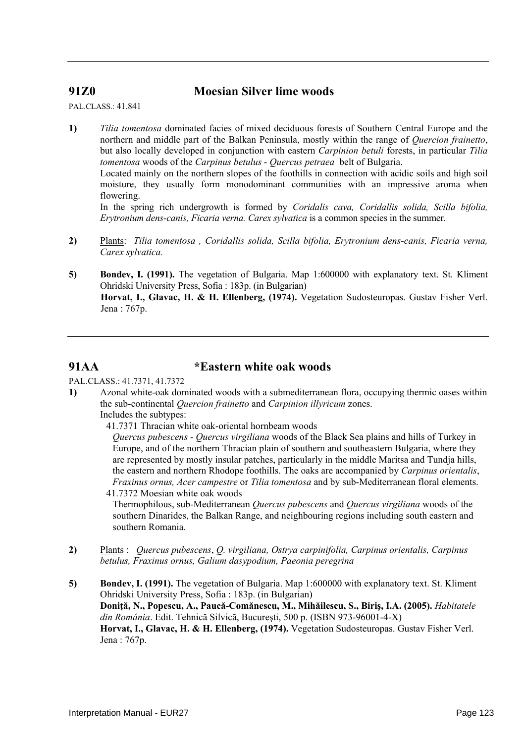## 91Z0 Moesian Silver lime woods

PAL.CLASS.: 41.841

**1)** *Tilia tomentosa* dominated facies of mixed deciduous forests of Southern Central Europe and the northern and middle part of the Balkan Peninsula, mostly within the range of *Quercion frainetto*, but also locally developed in conjunction with eastern *Carpinion betuli* forests, in particular *Tilia tomentosa* woods of the *Carpinus betulus* - *Quercus petraea* belt of Bulgaria.
Located mainly on the northern slopes of the foothills in connection with acidic soils and high soil moisture, they usually form monodominant communities with an impressive aroma when flowering.
In the spring rich undergrowth is formed by *Coridalis cava, Coridallis solida, Scilla bifolia, Erytronium dens-canis, Ficaria verna. Carex sylvatica* is a common species in the summer.

**2)** Plants: *Tilia tomentosa , Coridallis solida, Scilla bifolia, Erytronium dens-canis, Ficaria verna, Carex sylvatica.*

**5)** **Bondev, I. (1991).** The vegetation of Bulgaria. Map 1:600000 with explanatory text. St. Kliment Ohridski University Press, Sofia : 183p. (in Bulgarian)
**Horvat, I., Glavac, H. & H. Ellenberg, (1974).** Vegetation Sudosteuropas. Gustav Fisher Verl. Jena : 767p.

## 91AA *Eastern white oak woods

PAL.CLASS.: 41.7371, 41.7372

**1)** Azonal white-oak dominated woods with a submediterranean flora, occupying thermic oases within the sub-continental *Quercion frainetto* and *Carpinion illyricum* zones.
Includes the subtypes:

41.7371 Thracian white oak-oriental hornbeam woods
*Quercus pubescens - Quercus virgiliana* woods of the Black Sea plains and hills of Turkey in Europe, and of the northern Thracian plain of southern and southeastern Bulgaria, where they are represented by mostly insular patches, particularly in the middle Maritsa and Tundja hills, the eastern and northern Rhodope foothills. The oaks are accompanied by *Carpinus orientalis*, *Fraxinus ornus, Acer campestre* or *Tilia tomentosa* and by sub-Mediterranean floral elements.

41.7372 Moesian white oak woods
Thermophilous, sub-Mediterranean *Quercus pubescens* and *Quercus virgiliana* woods of the southern Dinarides, the Balkan Range, and neighbouring regions including south eastern and southern Romania.

**2)** Plants : *Quercus pubescens*, *Q. virgiliana, Ostrya carpinifolia, Carpinus orientalis, Carpinus betulus, Fraxinus ornus, Galium dasypodium, Paeonia peregrina*

**5)** **Bondev, I. (1991).** The vegetation of Bulgaria. Map 1:600000 with explanatory text. St. Kliment Ohridski University Press, Sofia : 183p. (in Bulgarian)
**Doniță, N., Popescu, A., Paucă-Comănescu, M., Mihăilescu, S., Biriș, I.A. (2005).** *Habitatele din România*. Edit. Tehnică Silvică, București, 500 p. (ISBN 973-96001-4-X)
**Horvat, I., Glavac, H. & H. Ellenberg, (1974).** Vegetation Sudosteuropas. Gustav Fisher Verl. Jena : 767p.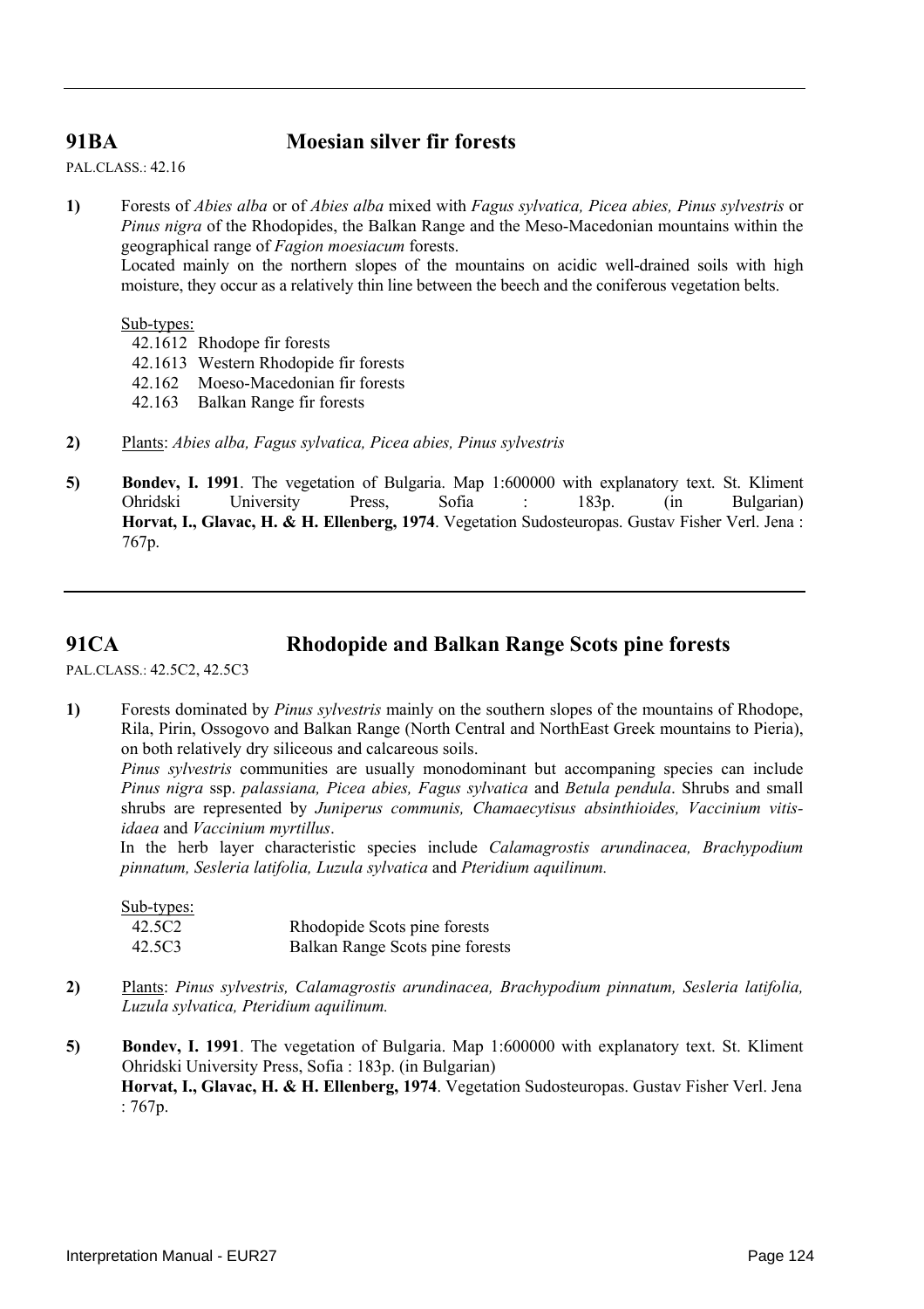## 91BA Moesian silver fir forests

PAL.CLASS.: 42.16

**1)** Forests of *Abies alba* or of *Abies alba* mixed with *Fagus sylvatica, Picea abies, Pinus sylvestris* or *Pinus nigra* of the Rhodopides, the Balkan Range and the Meso-Macedonian mountains within the geographical range of *Fagion moesiacum* forests.
Located mainly on the northern slopes of the mountains on acidic well-drained soils with high moisture, they occur as a relatively thin line between the beech and the coniferous vegetation belts.

Sub-types:

42.1612 Rhodope fir forests
42.1613 Western Rhodopide fir forests
42.162 Moeso-Macedonian fir forests
42.163 Balkan Range fir forests

**2)** Plants: *Abies alba, Fagus sylvatica, Picea abies, Pinus sylvestris*

**5)** **Bondev, I. 1991**. The vegetation of Bulgaria. Map 1:600000 with explanatory text. St. Kliment Ohridski University Press, Sofia : 183p. (in Bulgarian)
**Horvat, I., Glavac, H. & H. Ellenberg, 1974**. Vegetation Sudosteuropas. Gustav Fisher Verl. Jena : 767p.

---

## 91CA Rhodopide and Balkan Range Scots pine forests

PAL.CLASS.: 42.5C2, 42.5C3

**1)** Forests dominated by *Pinus sylvestris* mainly on the southern slopes of the mountains of Rhodope, Rila, Pirin, Ossogovo and Balkan Range (North Central and NorthEast Greek mountains to Pieria), on both relatively dry siliceous and calcareous soils.
*Pinus sylvestris* communities are usually monodominant but accompaning species can include *Pinus nigra* ssp. *palassiana, Picea abies, Fagus sylvatica* and *Betula pendula*. Shrubs and small shrubs are represented by *Juniperus communis, Chamaecytisus absinthioides, Vaccinium vitis-idaea* and *Vaccinium myrtillus*.
In the herb layer characteristic species include *Calamagrostis arundinacea, Brachypodium pinnatum, Sesleria latifolia, Luzula sylvatica* and *Pteridium aquilinum.*

Sub-types:

42.5C2 Rhodopide Scots pine forests
42.5C3 Balkan Range Scots pine forests

**2)** Plants: *Pinus sylvestris, Calamagrostis arundinacea, Brachypodium pinnatum, Sesleria latifolia, Luzula sylvatica, Pteridium aquilinum.*

**5)** **Bondev, I. 1991**. The vegetation of Bulgaria. Map 1:600000 with explanatory text. St. Kliment Ohridski University Press, Sofia : 183p. (in Bulgarian)
**Horvat, I., Glavac, H. & H. Ellenberg, 1974**. Vegetation Sudosteuropas. Gustav Fisher Verl. Jena : 767p.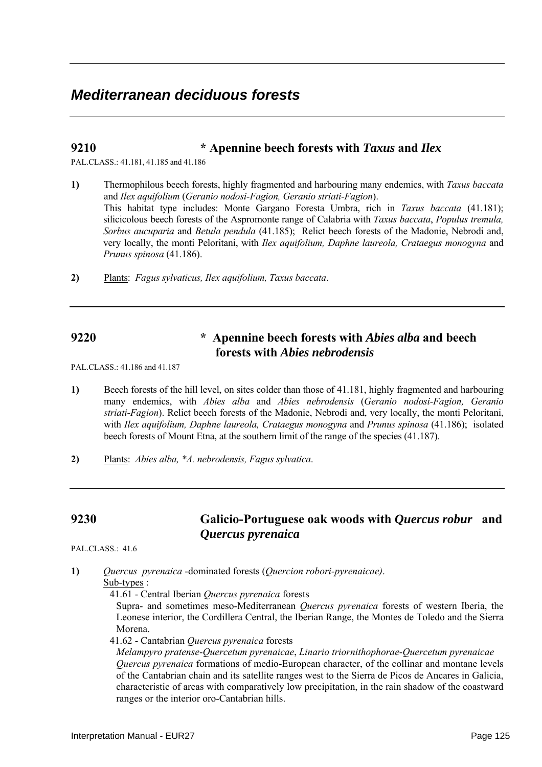# *Mediterranean deciduous forests*

## 9210 * Apennine beech forests with *Taxus* and *Ilex*

PAL.CLASS.: 41.181, 41.185 and 41.186

**1)** Thermophilous beech forests, highly fragmented and harbouring many endemics, with *Taxus baccata* and *Ilex aquifolium* (*Geranio nodosi-Fagion, Geranio striati-Fagion*).
This habitat type includes: Monte Gargano Foresta Umbra, rich in *Taxus baccata* (41.181); silicicolous beech forests of the Aspromonte range of Calabria with *Taxus baccata*, *Populus tremula, Sorbus aucuparia* and *Betula pendula* (41.185); Relict beech forests of the Madonie, Nebrodi and, very locally, the monti Peloritani, with *Ilex aquifolium, Daphne laureola, Crataegus monogyna* and *Prunus spinosa* (41.186).

**2)** Plants: *Fagus sylvaticus, Ilex aquifolium, Taxus baccata*.

## 9220 * Apennine beech forests with *Abies alba* and beech forests with *Abies nebrodensis*

PAL.CLASS.: 41.186 and 41.187

**1)** Beech forests of the hill level, on sites colder than those of 41.181, highly fragmented and harbouring many endemics, with *Abies alba* and *Abies nebrodensis* (*Geranio nodosi-Fagion, Geranio striati-Fagion*). Relict beech forests of the Madonie, Nebrodi and, very locally, the monti Peloritani, with *Ilex aquifolium, Daphne laureola, Crataegus monogyna* and *Prunus spinosa* (41.186); isolated beech forests of Mount Etna, at the southern limit of the range of the species (41.187).

**2)** Plants: *Abies alba, *A. nebrodensis, Fagus sylvatica*.

## 9230 Galicio-Portuguese oak woods with *Quercus robur* and *Quercus pyrenaica*

PAL.CLASS.: 41.6

**1)** *Quercus pyrenaica* -dominated forests (*Quercion robori-pyrenaicae)*.
Sub-types :

41.61 - Central Iberian *Quercus pyrenaica* forests
Supra- and sometimes meso-Mediterranean *Quercus pyrenaica* forests of western Iberia, the Leonese interior, the Cordillera Central, the Iberian Range, the Montes de Toledo and the Sierra Morena.

41.62 - Cantabrian *Quercus pyrenaica* forests
*Melampyro pratense-Quercetum pyrenaicae*, *Linario triornithophorae-Quercetum pyrenaicae*
*Quercus pyrenaica* formations of medio-European character, of the collinar and montane levels of the Cantabrian chain and its satellite ranges west to the Sierra de Picos de Ancares in Galicia, characteristic of areas with comparatively low precipitation, in the rain shadow of the coastward ranges or the interior oro-Cantabrian hills.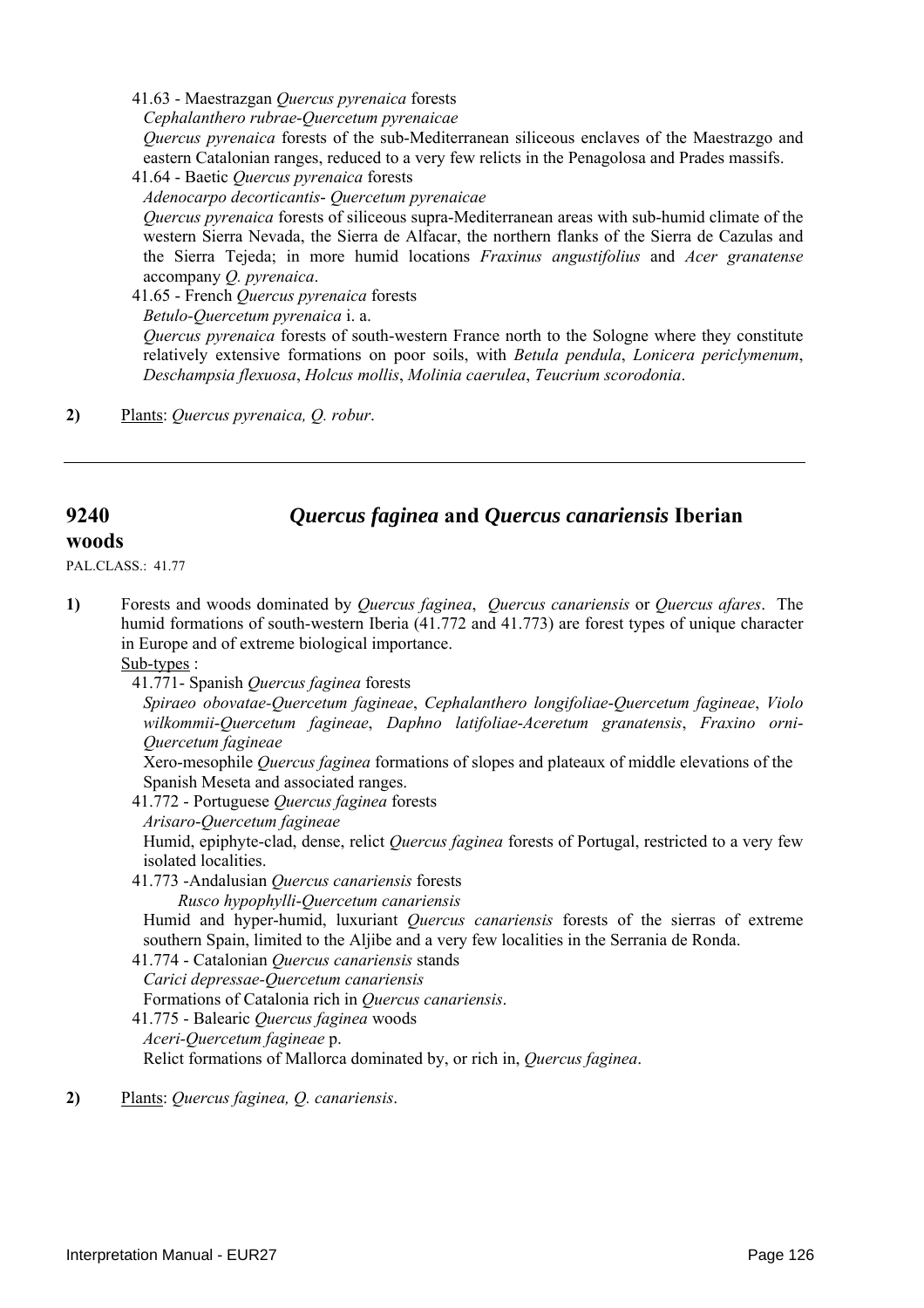41.63 - Maestrazgan *Quercus pyrenaica* forests
*Cephalanthero rubrae-Quercetum pyrenaicae*
*Quercus pyrenaica* forests of the sub-Mediterranean siliceous enclaves of the Maestrazgo and eastern Catalonian ranges, reduced to a very few relicts in the Penagolosa and Prades massifs.

41.64 - Baetic *Quercus pyrenaica* forests
*Adenocarpo decorticantis- Quercetum pyrenaicae*
*Quercus pyrenaica* forests of siliceous supra-Mediterranean areas with sub-humid climate of the western Sierra Nevada, the Sierra de Alfacar, the northern flanks of the Sierra de Cazulas and the Sierra Tejeda; in more humid locations *Fraxinus angustifolius* and *Acer granatense* accompany *Q. pyrenaica*.

41.65 - French *Quercus pyrenaica* forests
*Betulo-Quercetum pyrenaica* i. a.
*Quercus pyrenaica* forests of south-western France north to the Sologne where they constitute relatively extensive formations on poor soils, with *Betula pendula*, *Lonicera periclymenum*, *Deschampsia flexuosa*, *Holcus mollis*, *Molinia caerulea*, *Teucrium scorodonia*.

**2)** Plants: *Quercus pyrenaica, Q. robur*.

---

## 9240 *Quercus faginea* and *Quercus canariensis* Iberian woods

PAL.CLASS.: 41.77

**1)** Forests and woods dominated by *Quercus faginea*, *Quercus canariensis* or *Quercus afares*. The humid formations of south-western Iberia (41.772 and 41.773) are forest types of unique character in Europe and of extreme biological importance.

Sub-types :

41.771- Spanish *Quercus faginea* forests
*Spiraeo obovatae-Quercetum fagineae*, *Cephalanthero longifoliae-Quercetum fagineae*, *Violo wilkommii-Quercetum fagineae*, *Daphno latifoliae-Aceretum granatensis*, *Fraxino orni-Quercetum fagineae*
Xero-mesophile *Quercus faginea* formations of slopes and plateaux of middle elevations of the Spanish Meseta and associated ranges.

41.772 - Portuguese *Quercus faginea* forests
*Arisaro-Quercetum fagineae*
Humid, epiphyte-clad, dense, relict *Quercus faginea* forests of Portugal, restricted to a very few isolated localities.

41.773 -Andalusian *Quercus canariensis* forests
*Rusco hypophylli-Quercetum canariensis*
Humid and hyper-humid, luxuriant *Quercus canariensis* forests of the sierras of extreme southern Spain, limited to the Aljibe and a very few localities in the Serrania de Ronda.

41.774 - Catalonian *Quercus canariensis* stands
*Carici depressae-Quercetum canariensis*
Formations of Catalonia rich in *Quercus canariensis*.

41.775 - Balearic *Quercus faginea* woods
*Aceri-Quercetum fagineae* p.
Relict formations of Mallorca dominated by, or rich in, *Quercus faginea*.

**2)** Plants: *Quercus faginea, Q. canariensis*.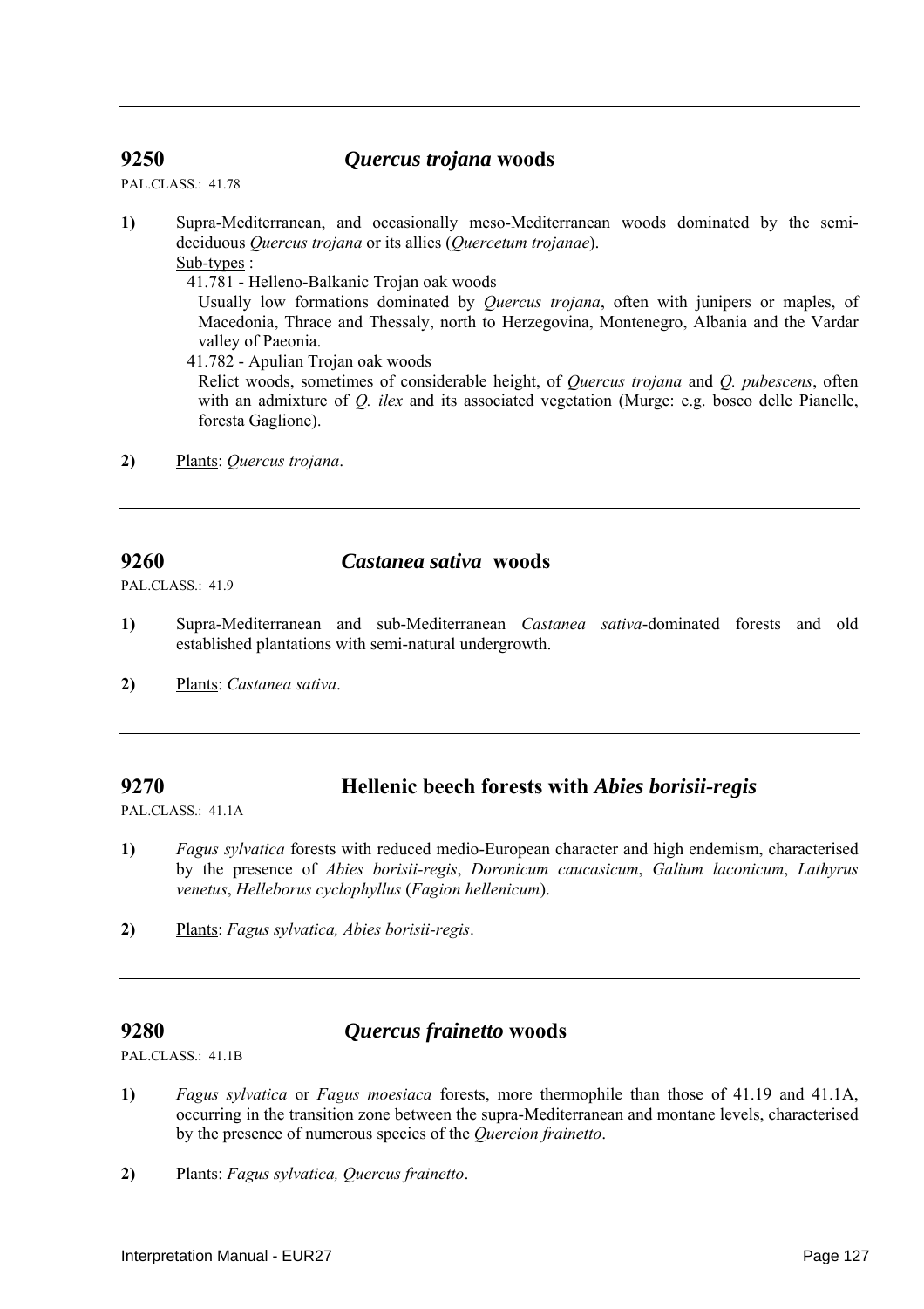---

## 9250 *Quercus trojana* woods

PAL.CLASS.: 41.78

**1)** Supra-Mediterranean, and occasionally meso-Mediterranean woods dominated by the semi-deciduous *Quercus trojana* or its allies (*Quercetum trojanae*).

Sub-types :

41.781 - Helleno-Balkanic Trojan oak woods

Usually low formations dominated by *Quercus trojana*, often with junipers or maples, of Macedonia, Thrace and Thessaly, north to Herzegovina, Montenegro, Albania and the Vardar valley of Paeonia.

41.782 - Apulian Trojan oak woods

Relict woods, sometimes of considerable height, of *Quercus trojana* and *Q. pubescens*, often with an admixture of *Q. ilex* and its associated vegetation (Murge: e.g. bosco delle Pianelle, foresta Gaglione).

**2)** Plants: *Quercus trojana*.

---

## 9260 *Castanea sativa* woods

PAL.CLASS.: 41.9

**1)** Supra-Mediterranean and sub-Mediterranean *Castanea sativa*-dominated forests and old established plantations with semi-natural undergrowth.

**2)** Plants: *Castanea sativa*.

---

## 9270 Hellenic beech forests with *Abies borisii-regis*

PAL.CLASS.: 41.1A

**1)** *Fagus sylvatica* forests with reduced medio-European character and high endemism, characterised by the presence of *Abies borisii-regis*, *Doronicum caucasicum*, *Galium laconicum*, *Lathyrus venetus*, *Helleborus cyclophyllus* (*Fagion hellenicum*).

**2)** Plants: *Fagus sylvatica, Abies borisii-regis*.

---

## 9280 *Quercus frainetto* woods

PAL.CLASS.: 41.1B

**1)** *Fagus sylvatica* or *Fagus moesiaca* forests, more thermophile than those of 41.19 and 41.1A, occurring in the transition zone between the supra-Mediterranean and montane levels, characterised by the presence of numerous species of the *Quercion frainetto*.

**2)** Plants: *Fagus sylvatica, Quercus frainetto*.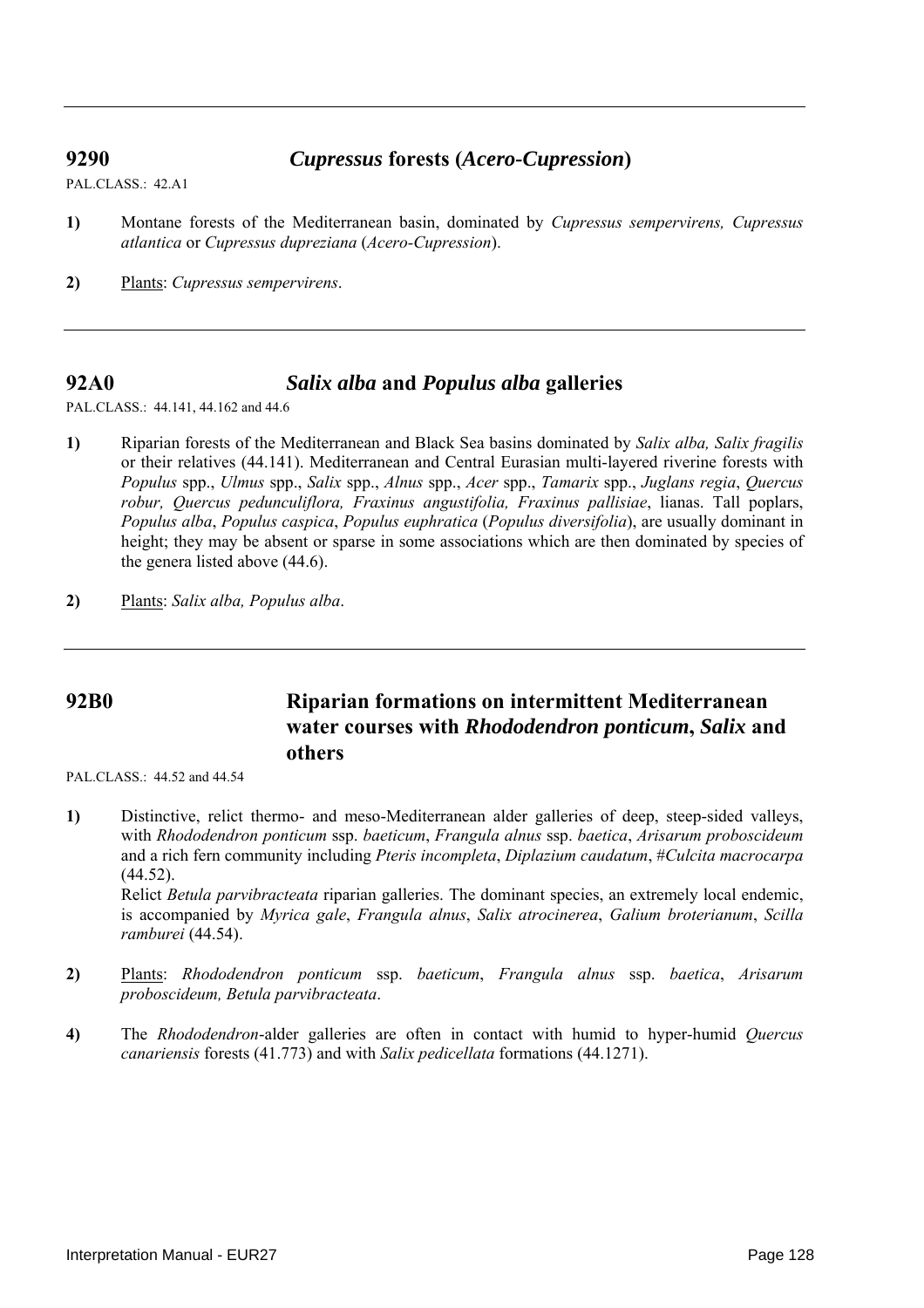## 9290 *Cupressus* forests (*Acero-Cupression*)

PAL.CLASS.: 42.A1

**1)** Montane forests of the Mediterranean basin, dominated by *Cupressus sempervirens, Cupressus atlantica* or *Cupressus dupreziana* (*Acero-Cupression*).

**2)** Plants: *Cupressus sempervirens*.

## 92A0 *Salix alba* and *Populus alba* galleries

PAL.CLASS.: 44.141, 44.162 and 44.6

**1)** Riparian forests of the Mediterranean and Black Sea basins dominated by *Salix alba, Salix fragilis* or their relatives (44.141). Mediterranean and Central Eurasian multi-layered riverine forests with *Populus* spp., *Ulmus* spp., *Salix* spp., *Alnus* spp., *Acer* spp., *Tamarix* spp., *Juglans regia*, *Quercus robur, Quercus pedunculiflora, Fraxinus angustifolia, Fraxinus pallisiae*, lianas. Tall poplars, *Populus alba*, *Populus caspica*, *Populus euphratica* (*Populus diversifolia*), are usually dominant in height; they may be absent or sparse in some associations which are then dominated by species of the genera listed above (44.6).

**2)** Plants: *Salix alba, Populus alba*.

## 92B0 Riparian formations on intermittent Mediterranean water courses with *Rhododendron ponticum*, *Salix* and others

PAL.CLASS.: 44.52 and 44.54

**1)** Distinctive, relict thermo- and meso-Mediterranean alder galleries of deep, steep-sided valleys, with *Rhododendron ponticum* ssp. *baeticum*, *Frangula alnus* ssp. *baetica*, *Arisarum proboscideum* and a rich fern community including *Pteris incompleta*, *Diplazium caudatum*, #*Culcita macrocarpa* (44.52).
Relict *Betula parvibracteata* riparian galleries. The dominant species, an extremely local endemic, is accompanied by *Myrica gale*, *Frangula alnus*, *Salix atrocinerea*, *Galium broterianum*, *Scilla ramburei* (44.54).

**2)** Plants: *Rhododendron ponticum* ssp. *baeticum*, *Frangula alnus* ssp. *baetica*, *Arisarum proboscideum, Betula parvibracteata*.

**4)** The *Rhododendron*-alder galleries are often in contact with humid to hyper-humid *Quercus canariensis* forests (41.773) and with *Salix pedicellata* formations (44.1271).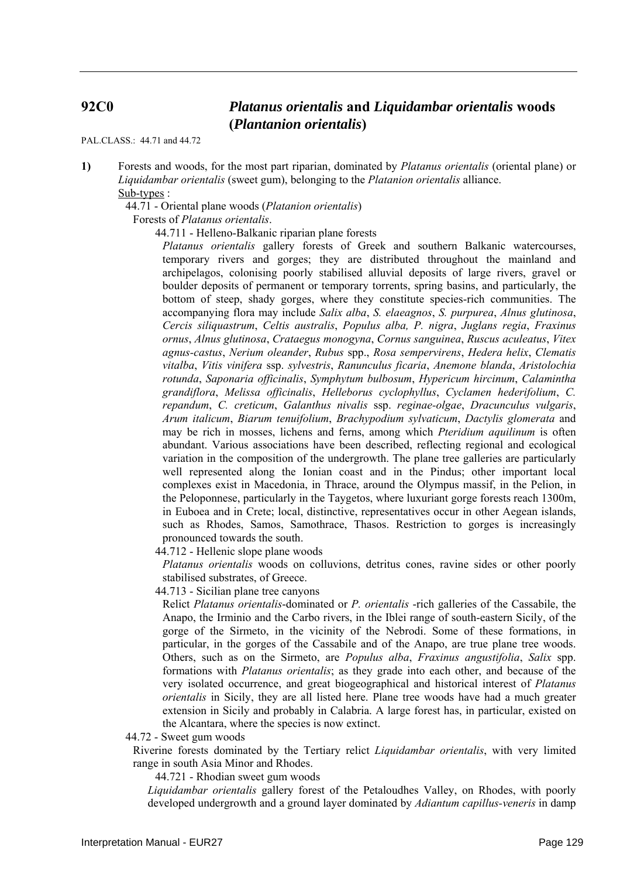## 92C0 *Platanus orientalis* and *Liquidambar orientalis* woods (*Plantanion orientalis*)

PAL.CLASS.: 44.71 and 44.72

**1)** Forests and woods, for the most part riparian, dominated by *Platanus orientalis* (oriental plane) or *Liquidambar orientalis* (sweet gum), belonging to the *Platanion orientalis* alliance.

Sub-types :

44.71 - Oriental plane woods (*Platanion orientalis*)

Forests of *Platanus orientalis*.

44.711 - Helleno-Balkanic riparian plane forests

*Platanus orientalis* gallery forests of Greek and southern Balkanic watercourses, temporary rivers and gorges; they are distributed throughout the mainland and archipelagos, colonising poorly stabilised alluvial deposits of large rivers, gravel or boulder deposits of permanent or temporary torrents, spring basins, and particularly, the bottom of steep, shady gorges, where they constitute species-rich communities. The accompanying flora may include *Salix alba*, *S. elaeagnos*, *S. purpurea*, *Alnus glutinosa*, *Cercis siliquastrum*, *Celtis australis*, *Populus alba, P. nigra*, *Juglans regia*, *Fraxinus ornus*, *Alnus glutinosa*, *Crataegus monogyna*, *Cornus sanguinea*, *Ruscus aculeatus*, *Vitex agnus-castus*, *Nerium oleander*, *Rubus* spp., *Rosa sempervirens*, *Hedera helix*, *Clematis vitalba*, *Vitis vinifera* ssp. *sylvestris*, *Ranunculus ficaria*, *Anemone blanda*, *Aristolochia rotunda*, *Saponaria officinalis*, *Symphytum bulbosum*, *Hypericum hircinum*, *Calamintha grandiflora*, *Melissa officinalis*, *Helleborus cyclophyllus*, *Cyclamen hederifolium*, *C. repandum*, *C. creticum*, *Galanthus nivalis* ssp. *reginae-olgae*, *Dracunculus vulgaris*, *Arum italicum*, *Biarum tenuifolium*, *Brachypodium sylvaticum*, *Dactylis glomerata* and may be rich in mosses, lichens and ferns, among which *Pteridium aquilinum* is often abundant. Various associations have been described, reflecting regional and ecological variation in the composition of the undergrowth. The plane tree galleries are particularly well represented along the Ionian coast and in the Pindus; other important local complexes exist in Macedonia, in Thrace, around the Olympus massif, in the Pelion, in the Peloponnese, particularly in the Taygetos, where luxuriant gorge forests reach 1300m, in Euboea and in Crete; local, distinctive, representatives occur in other Aegean islands, such as Rhodes, Samos, Samothrace, Thasos. Restriction to gorges is increasingly pronounced towards the south.

44.712 - Hellenic slope plane woods

*Platanus orientalis* woods on colluvions, detritus cones, ravine sides or other poorly stabilised substrates, of Greece.

44.713 - Sicilian plane tree canyons

Relict *Platanus orientalis*-dominated or *P. orientalis* -rich galleries of the Cassabile, the Anapo, the Irminio and the Carbo rivers, in the Iblei range of south-eastern Sicily, of the gorge of the Sirmeto, in the vicinity of the Nebrodi. Some of these formations, in particular, in the gorges of the Cassabile and of the Anapo, are true plane tree woods. Others, such as on the Sirmeto, are *Populus alba*, *Fraxinus angustifolia*, *Salix* spp. formations with *Platanus orientalis*; as they grade into each other, and because of the very isolated occurrence, and great biogeographical and historical interest of *Platanus orientalis* in Sicily, they are all listed here. Plane tree woods have had a much greater extension in Sicily and probably in Calabria. A large forest has, in particular, existed on the Alcantara, where the species is now extinct.

44.72 - Sweet gum woods

Riverine forests dominated by the Tertiary relict *Liquidambar orientalis*, with very limited range in south Asia Minor and Rhodes.

44.721 - Rhodian sweet gum woods

*Liquidambar orientalis* gallery forest of the Petaloudhes Valley, on Rhodes, with poorly developed undergrowth and a ground layer dominated by *Adiantum capillus-veneris* in damp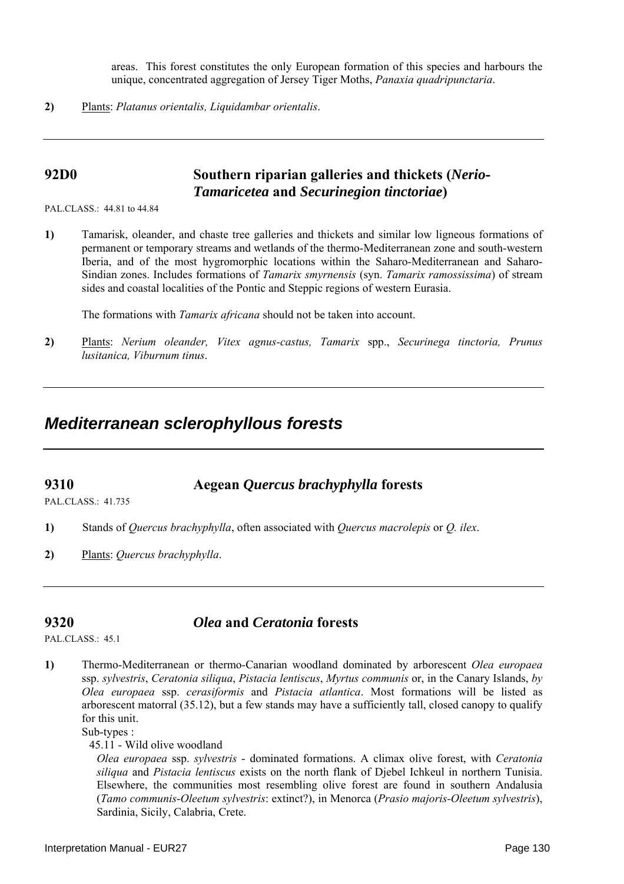areas. This forest constitutes the only European formation of this species and harbours the unique, concentrated aggregation of Jersey Tiger Moths, *Panaxia quadripunctaria*.

**2)** Plants: *Platanus orientalis, Liquidambar orientalis*.

---

## 92D0 Southern riparian galleries and thickets (*Nerio-Tamaricetea* and *Securinegion tinctoriae*)

PAL.CLASS.: 44.81 to 44.84

**1)** Tamarisk, oleander, and chaste tree galleries and thickets and similar low ligneous formations of permanent or temporary streams and wetlands of the thermo-Mediterranean zone and south-western Iberia, and of the most hygromorphic locations within the Saharo-Mediterranean and Saharo-Sindian zones. Includes formations of *Tamarix smyrnensis* (syn. *Tamarix ramossissima*) of stream sides and coastal localities of the Pontic and Steppic regions of western Eurasia.

The formations with *Tamarix africana* should not be taken into account.

**2)** Plants: *Nerium oleander, Vitex agnus-castus, Tamarix* spp., *Securinega tinctoria, Prunus lusitanica, Viburnum tinus*.

---

# *Mediterranean sclerophyllous forests*

---

## 9310 Aegean *Quercus brachyphylla* forests

PAL.CLASS.: 41.735

**1)** Stands of *Quercus brachyphylla*, often associated with *Quercus macrolepis* or *Q. ilex*.

**2)** Plants: *Quercus brachyphylla*.

---

## 9320 *Olea* and *Ceratonia* forests

PAL.CLASS.: 45.1

**1)** Thermo-Mediterranean or thermo-Canarian woodland dominated by arborescent *Olea europaea* ssp. *sylvestris*, *Ceratonia siliqua*, *Pistacia lentiscus*, *Myrtus communis* or, in the Canary Islands, *by Olea europaea* ssp. *cerasiformis* and *Pistacia atlantica*. Most formations will be listed as arborescent matorral (35.12), but a few stands may have a sufficiently tall, closed canopy to qualify for this unit.

Sub-types :

45.11 - Wild olive woodland

*Olea europaea* ssp. *sylvestris* - dominated formations. A climax olive forest, with *Ceratonia siliqua* and *Pistacia lentiscus* exists on the north flank of Djebel Ichkeul in northern Tunisia. Elsewhere, the communities most resembling olive forest are found in southern Andalusia (*Tamo communis-Oleetum sylvestris*: extinct?), in Menorca (*Prasio majoris-Oleetum sylvestris*), Sardinia, Sicily, Calabria, Crete.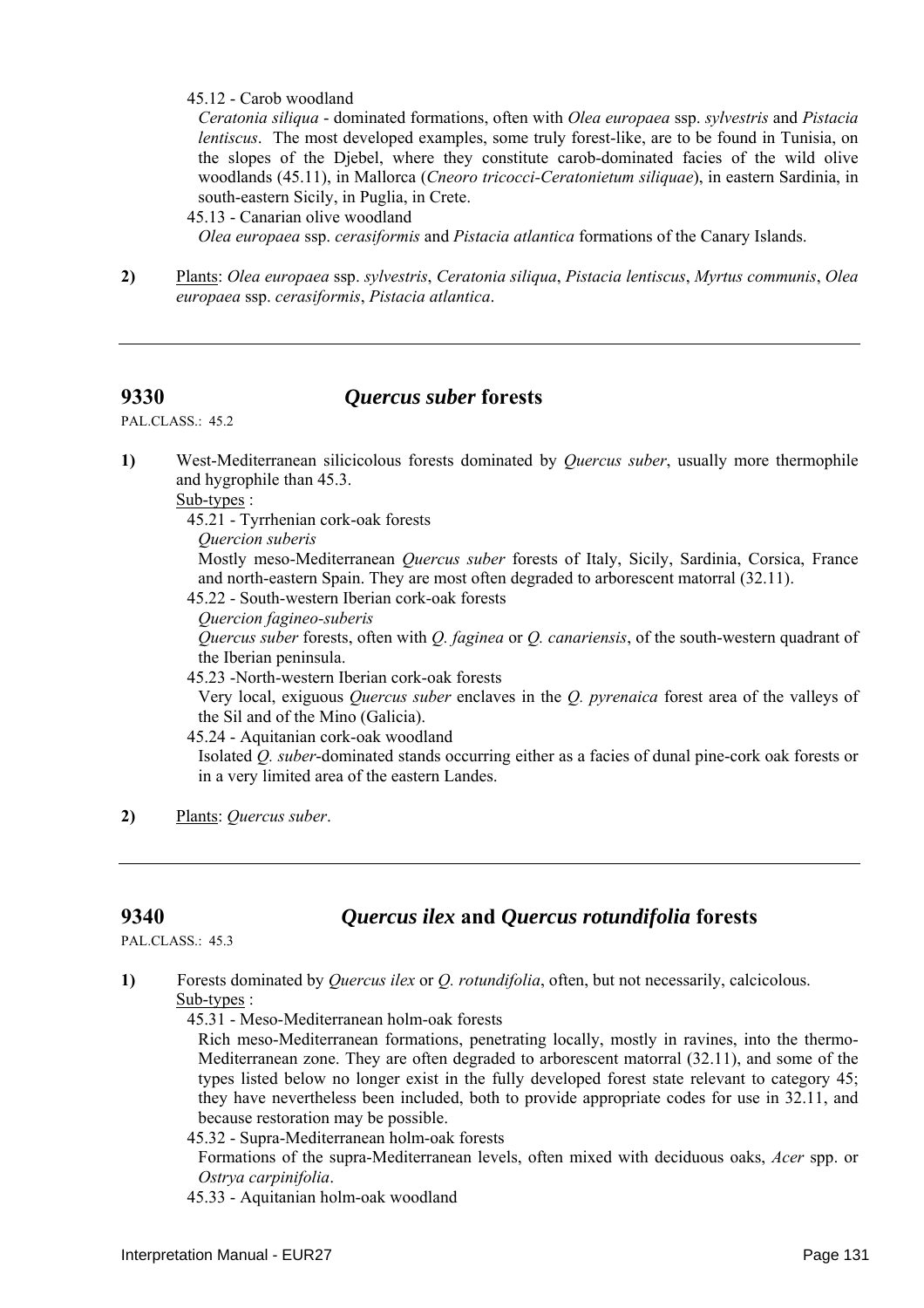45.12 - Carob woodland

*Ceratonia siliqua* - dominated formations, often with *Olea europaea* ssp. *sylvestris* and *Pistacia lentiscus*. The most developed examples, some truly forest-like, are to be found in Tunisia, on the slopes of the Djebel, where they constitute carob-dominated facies of the wild olive woodlands (45.11), in Mallorca (*Cneoro tricocci-Ceratonietum siliquae*), in eastern Sardinia, in south-eastern Sicily, in Puglia, in Crete.

45.13 - Canarian olive woodland

*Olea europaea* ssp. *cerasiformis* and *Pistacia atlantica* formations of the Canary Islands.

**2)** Plants: *Olea europaea* ssp. *sylvestris*, *Ceratonia siliqua*, *Pistacia lentiscus*, *Myrtus communis*, *Olea europaea* ssp. *cerasiformis*, *Pistacia atlantica*.

---

## 9330 *Quercus suber* forests

PAL.CLASS.: 45.2

**1)** West-Mediterranean silicicolous forests dominated by *Quercus suber*, usually more thermophile and hygrophile than 45.3.

Sub-types :

45.21 - Tyrrhenian cork-oak forests

*Quercion suberis*

Mostly meso-Mediterranean *Quercus suber* forests of Italy, Sicily, Sardinia, Corsica, France and north-eastern Spain. They are most often degraded to arborescent matorral (32.11).

45.22 - South-western Iberian cork-oak forests

*Quercion fagineo-suberis*

*Quercus suber* forests, often with *Q. faginea* or *Q. canariensis*, of the south-western quadrant of the Iberian peninsula.

45.23 -North-western Iberian cork-oak forests

Very local, exiguous *Quercus suber* enclaves in the *Q. pyrenaica* forest area of the valleys of the Sil and of the Mino (Galicia).

45.24 - Aquitanian cork-oak woodland

Isolated *Q. suber*-dominated stands occurring either as a facies of dunal pine-cork oak forests or in a very limited area of the eastern Landes.

**2)** Plants: *Quercus suber*.

---

## 9340 *Quercus ilex* and *Quercus rotundifolia* forests

PAL.CLASS.: 45.3

**1)** Forests dominated by *Quercus ilex* or *Q. rotundifolia*, often, but not necessarily, calcicolous.

Sub-types :

45.31 - Meso-Mediterranean holm-oak forests

Rich meso-Mediterranean formations, penetrating locally, mostly in ravines, into the thermo-Mediterranean zone. They are often degraded to arborescent matorral (32.11), and some of the types listed below no longer exist in the fully developed forest state relevant to category 45; they have nevertheless been included, both to provide appropriate codes for use in 32.11, and because restoration may be possible.

45.32 - Supra-Mediterranean holm-oak forests

Formations of the supra-Mediterranean levels, often mixed with deciduous oaks, *Acer* spp. or *Ostrya carpinifolia*.

45.33 - Aquitanian holm-oak woodland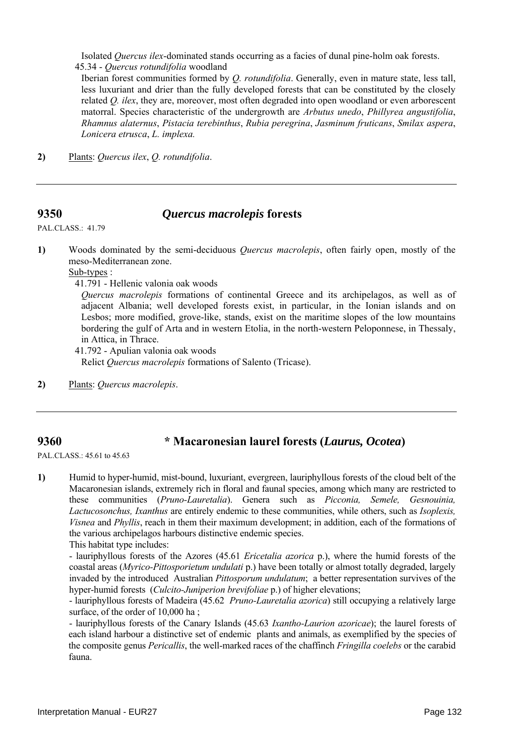Isolated *Quercus ilex*-dominated stands occurring as a facies of dunal pine-holm oak forests.

45.34 - *Quercus rotundifolia* woodland

Iberian forest communities formed by *Q. rotundifolia*. Generally, even in mature state, less tall, less luxuriant and drier than the fully developed forests that can be constituted by the closely related *Q. ilex*, they are, moreover, most often degraded into open woodland or even arborescent matorral. Species characteristic of the undergrowth are *Arbutus unedo*, *Phillyrea angustifolia*, *Rhamnus alaternus*, *Pistacia terebinthus*, *Rubia peregrina*, *Jasminum fruticans*, *Smilax aspera*, *Lonicera etrusca*, *L. implexa.*

**2)** Plants: *Quercus ilex*, *Q. rotundifolia*.

---

## 9350 *Quercus macrolepis* forests

PAL.CLASS.: 41.79

**1)** Woods dominated by the semi-deciduous *Quercus macrolepis*, often fairly open, mostly of the meso-Mediterranean zone.

Sub-types :

41.791 - Hellenic valonia oak woods

*Quercus macrolepis* formations of continental Greece and its archipelagos, as well as of adjacent Albania; well developed forests exist, in particular, in the Ionian islands and on Lesbos; more modified, grove-like, stands, exist on the maritime slopes of the low mountains bordering the gulf of Arta and in western Etolia, in the north-western Peloponnese, in Thessaly, in Attica, in Thrace.

41.792 - Apulian valonia oak woods

Relict *Quercus macrolepis* formations of Salento (Tricase).

**2)** Plants: *Quercus macrolepis*.

---

## 9360 * Macaronesian laurel forests (*Laurus, Ocotea*)

PAL.CLASS.: 45.61 to 45.63

**1)** Humid to hyper-humid, mist-bound, luxuriant, evergreen, lauriphyllous forests of the cloud belt of the Macaronesian islands, extremely rich in floral and faunal species, among which many are restricted to these communities (*Pruno-Lauretalia*). Genera such as *Picconia, Semele, Gesnouinia, Lactucosonchus, Ixanthus* are entirely endemic to these communities, while others, such as *Isoplexis, Visnea* and *Phyllis*, reach in them their maximum development; in addition, each of the formations of the various archipelagos harbours distinctive endemic species.

This habitat type includes:

- lauriphyllous forests of the Azores (45.61 *Ericetalia azorica* p.), where the humid forests of the coastal areas (*Myrico-Pittosporietum undulati* p.) have been totally or almost totally degraded, largely invaded by the introduced Australian *Pittosporum undulatum*; a better representation survives of the hyper-humid forests (*Culcito-Juniperion brevifoliae* p.) of higher elevations;

- lauriphyllous forests of Madeira (45.62 *Pruno-Lauretalia azorica*) still occupying a relatively large surface, of the order of 10,000 ha ;

- lauriphyllous forests of the Canary Islands (45.63 *Ixantho-Laurion azoricae*); the laurel forests of each island harbour a distinctive set of endemic plants and animals, as exemplified by the species of the composite genus *Pericallis*, the well-marked races of the chaffinch *Fringilla coelebs* or the carabid fauna.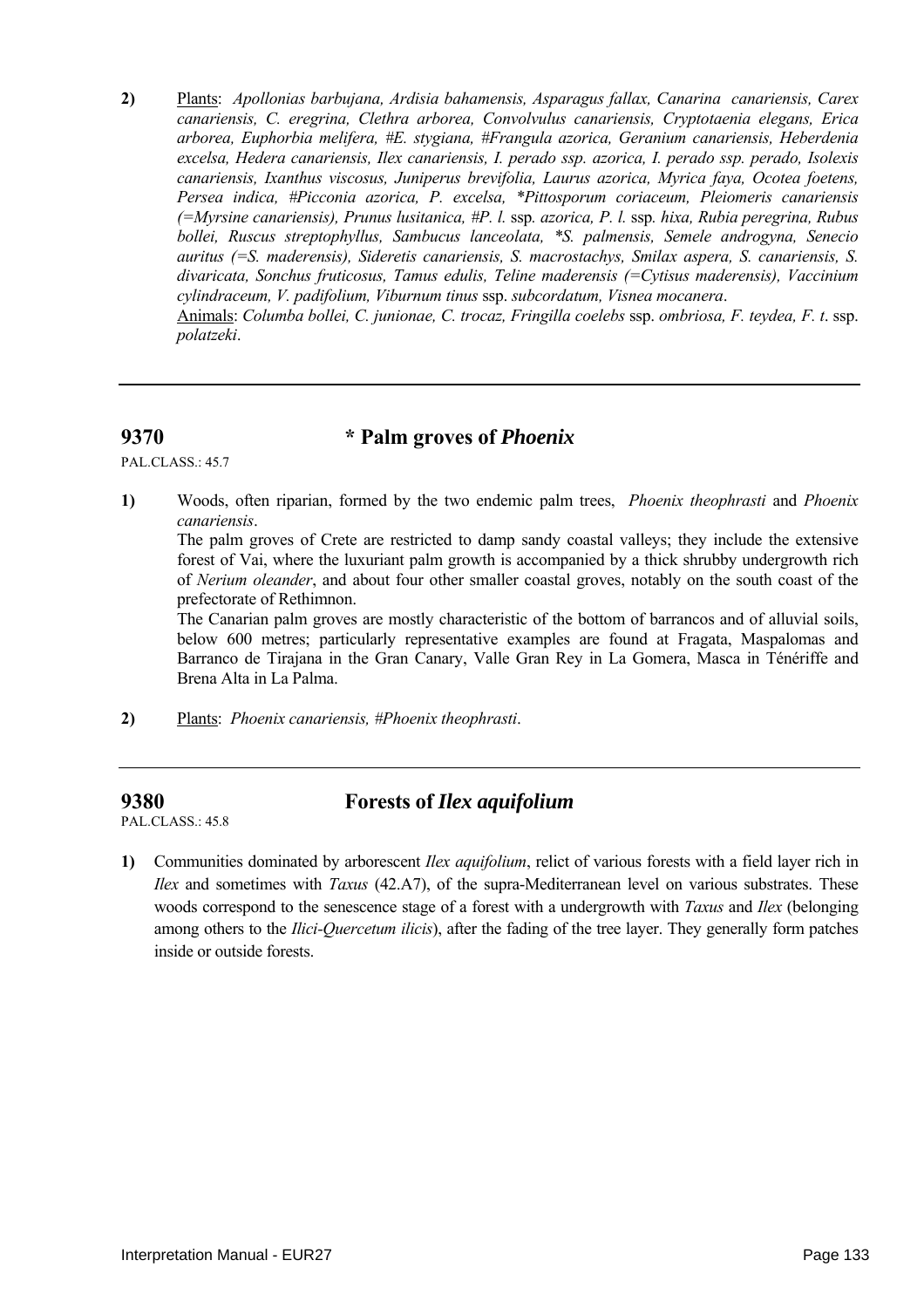**2)** Plants: *Apollonias barbujana, Ardisia bahamensis, Asparagus fallax, Canarina canariensis, Carex canariensis, C. eregrina, Clethra arborea, Convolvulus canariensis, Cryptotaenia elegans, Erica arborea, Euphorbia melifera, #E. stygiana, #Frangula azorica, Geranium canariensis, Heberdenia excelsa, Hedera canariensis, Ilex canariensis, I. perado ssp. azorica, I. perado ssp. perado, Isolexis canariensis, Ixanthus viscosus, Juniperus brevifolia, Laurus azorica, Myrica faya, Ocotea foetens, Persea indica, #Picconia azorica, P. excelsa, *Pittosporum coriaceum, Pleiomeris canariensis (=Myrsine canariensis), Prunus lusitanica, #P. l.* ssp*. azorica, P. l.* ssp*. hixa, Rubia peregrina, Rubus bollei, Ruscus streptophyllus, Sambucus lanceolata, *S. palmensis, Semele androgyna, Senecio auritus (=S. maderensis), Sideretis canariensis, S. macrostachys, Smilax aspera, S. canariensis, S. divaricata, Sonchus fruticosus, Tamus edulis, Teline maderensis (=Cytisus maderensis), Vaccinium cylindraceum, V. padifolium, Viburnum tinus* ssp. *subcordatum, Visnea mocanera*.

Animals: *Columba bollei, C. junionae, C. trocaz, Fringilla coelebs* ssp. *ombriosa, F. teydea, F. t*. ssp. *polatzeki*.

---

## 9370 * Palm groves of *Phoenix*

PAL.CLASS.: 45.7

**1)** Woods, often riparian, formed by the two endemic palm trees, *Phoenix theophrasti* and *Phoenix canariensis*.

The palm groves of Crete are restricted to damp sandy coastal valleys; they include the extensive forest of Vai, where the luxuriant palm growth is accompanied by a thick shrubby undergrowth rich of *Nerium oleander*, and about four other smaller coastal groves, notably on the south coast of the prefectorate of Rethimnon.

The Canarian palm groves are mostly characteristic of the bottom of barrancos and of alluvial soils, below 600 metres; particularly representative examples are found at Fragata, Maspalomas and Barranco de Tirajana in the Gran Canary, Valle Gran Rey in La Gomera, Masca in Ténériffe and Brena Alta in La Palma.

**2)** Plants: *Phoenix canariensis, #Phoenix theophrasti*.

---

## 9380 Forests of *Ilex aquifolium*

PAL.CLASS.: 45.8

**1)** Communities dominated by arborescent *Ilex aquifolium*, relict of various forests with a field layer rich in *Ilex* and sometimes with *Taxus* (42.A7), of the supra-Mediterranean level on various substrates. These woods correspond to the senescence stage of a forest with a undergrowth with *Taxus* and *Ilex* (belonging among others to the *Ilici-Quercetum ilicis*), after the fading of the tree layer. They generally form patches inside or outside forests.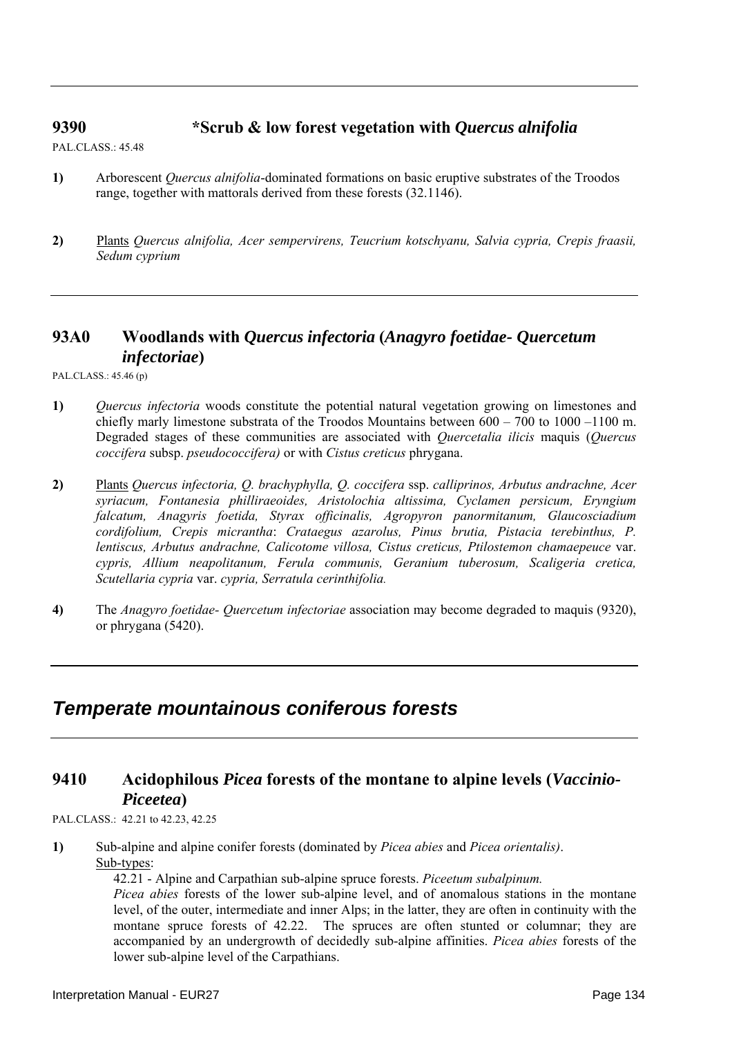## 9390 *Scrub & low forest vegetation with *Quercus alnifolia*

PAL.CLASS.: 45.48

**1)** Arborescent *Quercus alnifolia*-dominated formations on basic eruptive substrates of the Troodos range, together with mattorals derived from these forests (32.1146).

**2)** Plants *Quercus alnifolia, Acer sempervirens, Teucrium kotschyanu, Salvia cypria, Crepis fraasii, Sedum cyprium*

## 93A0 Woodlands with *Quercus infectoria* (*Anagyro foetidae- Quercetum infectoriae*)

PAL.CLASS.: 45.46 (p)

**1)** *Quercus infectoria* woods constitute the potential natural vegetation growing on limestones and chiefly marly limestone substrata of the Troodos Mountains between 600 – 700 to 1000 –1100 m. Degraded stages of these communities are associated with *Quercetalia ilicis* maquis (*Quercus coccifera* subsp. *pseudococcifera)* or with *Cistus creticus* phrygana.

**2)** Plants *Quercus infectoria, Q. brachyphylla, Q. coccifera* ssp. *calliprinos, Arbutus andrachne, Acer syriacum, Fontanesia philliraeoides, Aristolochia altissima, Cyclamen persicum, Eryngium falcatum, Anagyris foetida, Styrax officinalis, Agropyron panormitanum, Glaucosciadium cordifolium, Crepis micrantha*: *Crataegus azarolus, Pinus brutia, Pistacia terebinthus, P. lentiscus, Arbutus andrachne, Calicotome villosa, Cistus creticus, Ptilostemon chamaepeuce* var. *cypris, Allium neapolitanum, Ferula communis, Geranium tuberosum, Scaligeria cretica, Scutellaria cypria* var. *cypria, Serratula cerinthifolia.*

**4)** The *Anagyro foetidae- Quercetum infectoriae* association may become degraded to maquis (9320), or phrygana (5420).

# *Temperate mountainous coniferous forests*

## 9410 Acidophilous *Picea* forests of the montane to alpine levels (*Vaccinio-Piceetea*)

PAL.CLASS.: 42.21 to 42.23, 42.25

**1)** Sub-alpine and alpine conifer forests (dominated by *Picea abies* and *Picea orientalis)*.
Sub-types:

42.21 - Alpine and Carpathian sub-alpine spruce forests. *Piceetum subalpinum.*
*Picea abies* forests of the lower sub-alpine level, and of anomalous stations in the montane level, of the outer, intermediate and inner Alps; in the latter, they are often in continuity with the montane spruce forests of 42.22. The spruces are often stunted or columnar; they are accompanied by an undergrowth of decidedly sub-alpine affinities. *Picea abies* forests of the lower sub-alpine level of the Carpathians.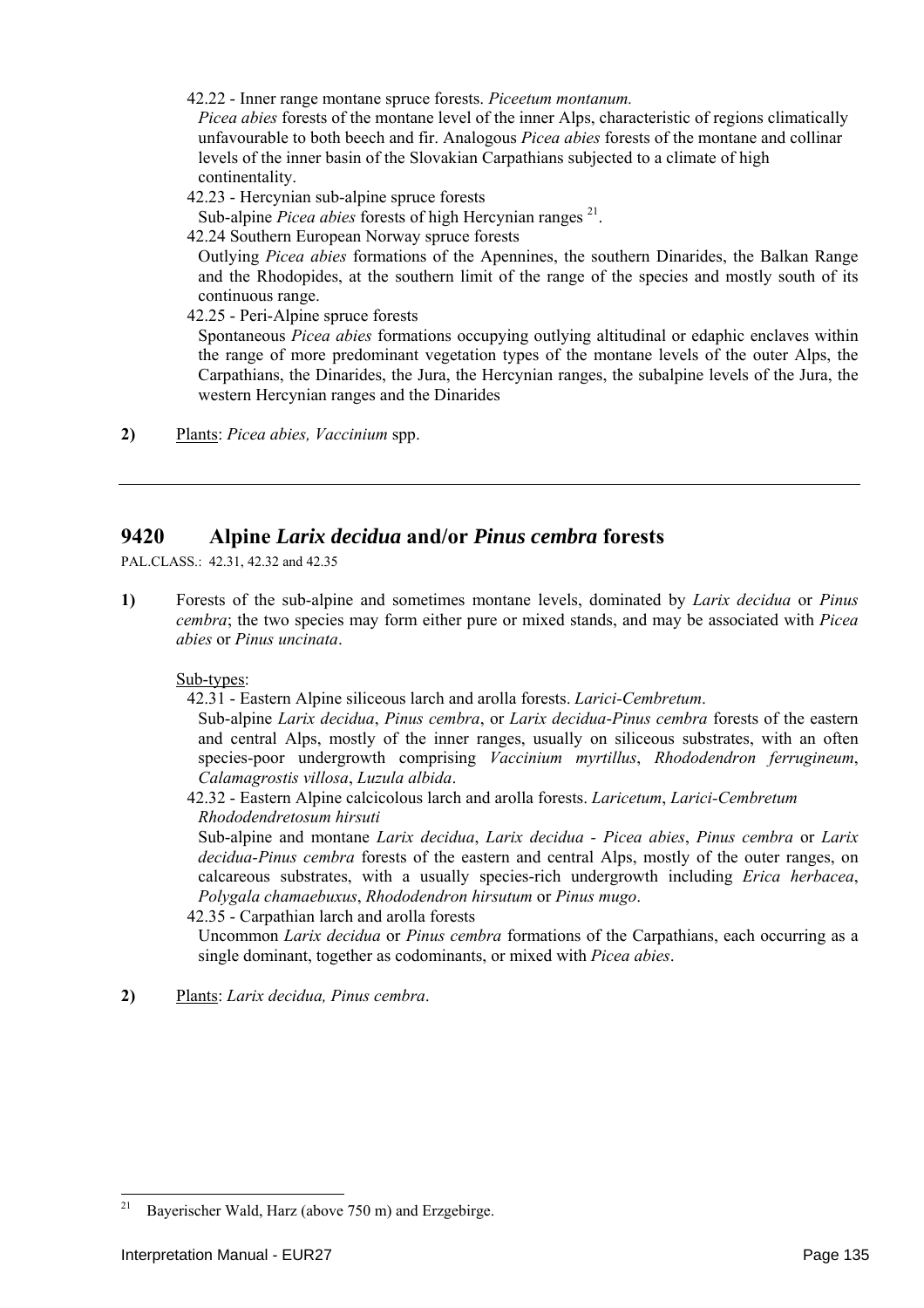42.22 - Inner range montane spruce forests. *Piceetum montanum.*

*Picea abies* forests of the montane level of the inner Alps, characteristic of regions climatically unfavourable to both beech and fir. Analogous *Picea abies* forests of the montane and collinar levels of the inner basin of the Slovakian Carpathians subjected to a climate of high continentality.

42.23 - Hercynian sub-alpine spruce forests

Sub-alpine *Picea abies* forests of high Hercynian ranges [21].

42.24 Southern European Norway spruce forests

Outlying *Picea abies* formations of the Apennines, the southern Dinarides, the Balkan Range and the Rhodopides, at the southern limit of the range of the species and mostly south of its continuous range.

42.25 - Peri-Alpine spruce forests

Spontaneous *Picea abies* formations occupying outlying altitudinal or edaphic enclaves within the range of more predominant vegetation types of the montane levels of the outer Alps, the Carpathians, the Dinarides, the Jura, the Hercynian ranges, the subalpine levels of the Jura, the western Hercynian ranges and the Dinarides

**2)** Plants: *Picea abies, Vaccinium* spp.

---

## 9420 Alpine *Larix decidua* and/or *Pinus cembra* forests

PAL.CLASS.: 42.31, 42.32 and 42.35

**1)** Forests of the sub-alpine and sometimes montane levels, dominated by *Larix decidua* or *Pinus cembra*; the two species may form either pure or mixed stands, and may be associated with *Picea abies* or *Pinus uncinata*.

Sub-types:

42.31 - Eastern Alpine siliceous larch and arolla forests. *Larici-Cembretum*.

Sub-alpine *Larix decidua*, *Pinus cembra*, or *Larix decidua-Pinus cembra* forests of the eastern and central Alps, mostly of the inner ranges, usually on siliceous substrates, with an often species-poor undergrowth comprising *Vaccinium myrtillus*, *Rhododendron ferrugineum*, *Calamagrostis villosa*, *Luzula albida*.

42.32 - Eastern Alpine calcicolous larch and arolla forests. *Laricetum*, *Larici-Cembretum Rhododendretosum hirsuti*

Sub-alpine and montane *Larix decidua*, *Larix decidua - Picea abies*, *Pinus cembra* or *Larix decidua-Pinus cembra* forests of the eastern and central Alps, mostly of the outer ranges, on calcareous substrates, with a usually species-rich undergrowth including *Erica herbacea*, *Polygala chamaebuxus*, *Rhododendron hirsutum* or *Pinus mugo*.

42.35 - Carpathian larch and arolla forests

Uncommon *Larix decidua* or *Pinus cembra* formations of the Carpathians, each occurring as a single dominant, together as codominants, or mixed with *Picea abies*.

**2)** Plants: *Larix decidua, Pinus cembra*.

---

[21] Bayerischer Wald, Harz (above 750 m) and Erzgebirge.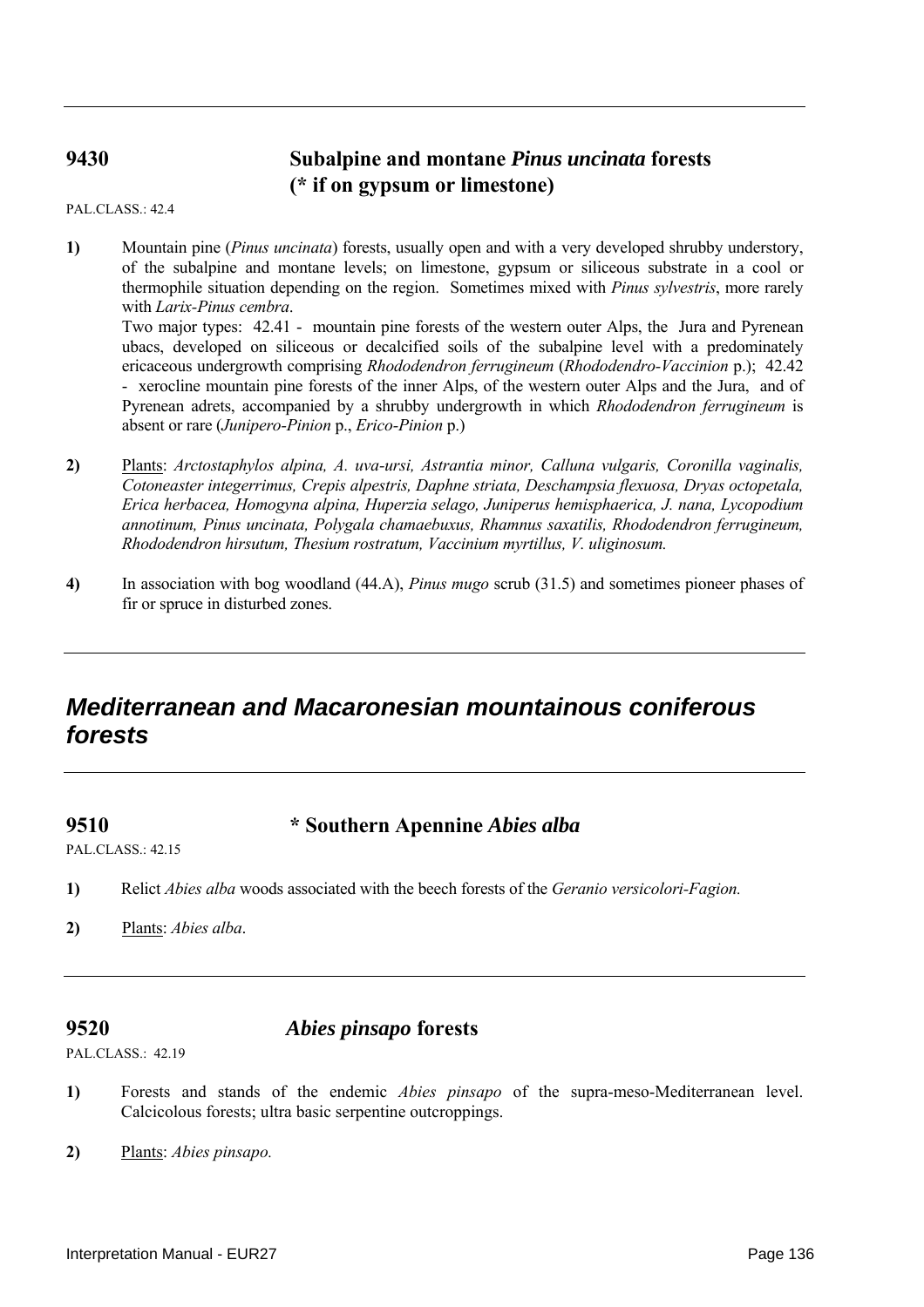## 9430 Subalpine and montane *Pinus uncinata* forests (* if on gypsum or limestone)

PAL.CLASS.: 42.4

**1)** Mountain pine (*Pinus uncinata*) forests, usually open and with a very developed shrubby understory, of the subalpine and montane levels; on limestone, gypsum or siliceous substrate in a cool or thermophile situation depending on the region. Sometimes mixed with *Pinus sylvestris*, more rarely with *Larix-Pinus cembra*.
Two major types: 42.41 - mountain pine forests of the western outer Alps, the Jura and Pyrenean ubacs, developed on siliceous or decalcified soils of the subalpine level with a predominately ericaceous undergrowth comprising *Rhododendron ferrugineum* (*Rhododendro-Vaccinion* p.); 42.42 - xerocline mountain pine forests of the inner Alps, of the western outer Alps and the Jura, and of Pyrenean adrets, accompanied by a shrubby undergrowth in which *Rhododendron ferrugineum* is absent or rare (*Junipero-Pinion* p., *Erico-Pinion* p.)

**2)** Plants: *Arctostaphylos alpina, A. uva-ursi, Astrantia minor, Calluna vulgaris, Coronilla vaginalis, Cotoneaster integerrimus, Crepis alpestris, Daphne striata, Deschampsia flexuosa, Dryas octopetala, Erica herbacea, Homogyna alpina, Huperzia selago, Juniperus hemisphaerica, J. nana, Lycopodium annotinum, Pinus uncinata, Polygala chamaebuxus, Rhamnus saxatilis, Rhododendron ferrugineum, Rhododendron hirsutum, Thesium rostratum, Vaccinium myrtillus, V. uliginosum.*

**4)** In association with bog woodland (44.A), *Pinus mugo* scrub (31.5) and sometimes pioneer phases of fir or spruce in disturbed zones.

# *Mediterranean and Macaronesian mountainous coniferous forests*

## 9510 * Southern Apennine *Abies alba*

PAL.CLASS.: 42.15

**1)** Relict *Abies alba* woods associated with the beech forests of the *Geranio versicolori-Fagion.*

**2)** Plants: *Abies alba*.

## 9520 *Abies pinsapo* forests

PAL.CLASS.: 42.19

**1)** Forests and stands of the endemic *Abies pinsapo* of the supra-meso-Mediterranean level. Calcicolous forests; ultra basic serpentine outcroppings.

**2)** Plants: *Abies pinsapo.*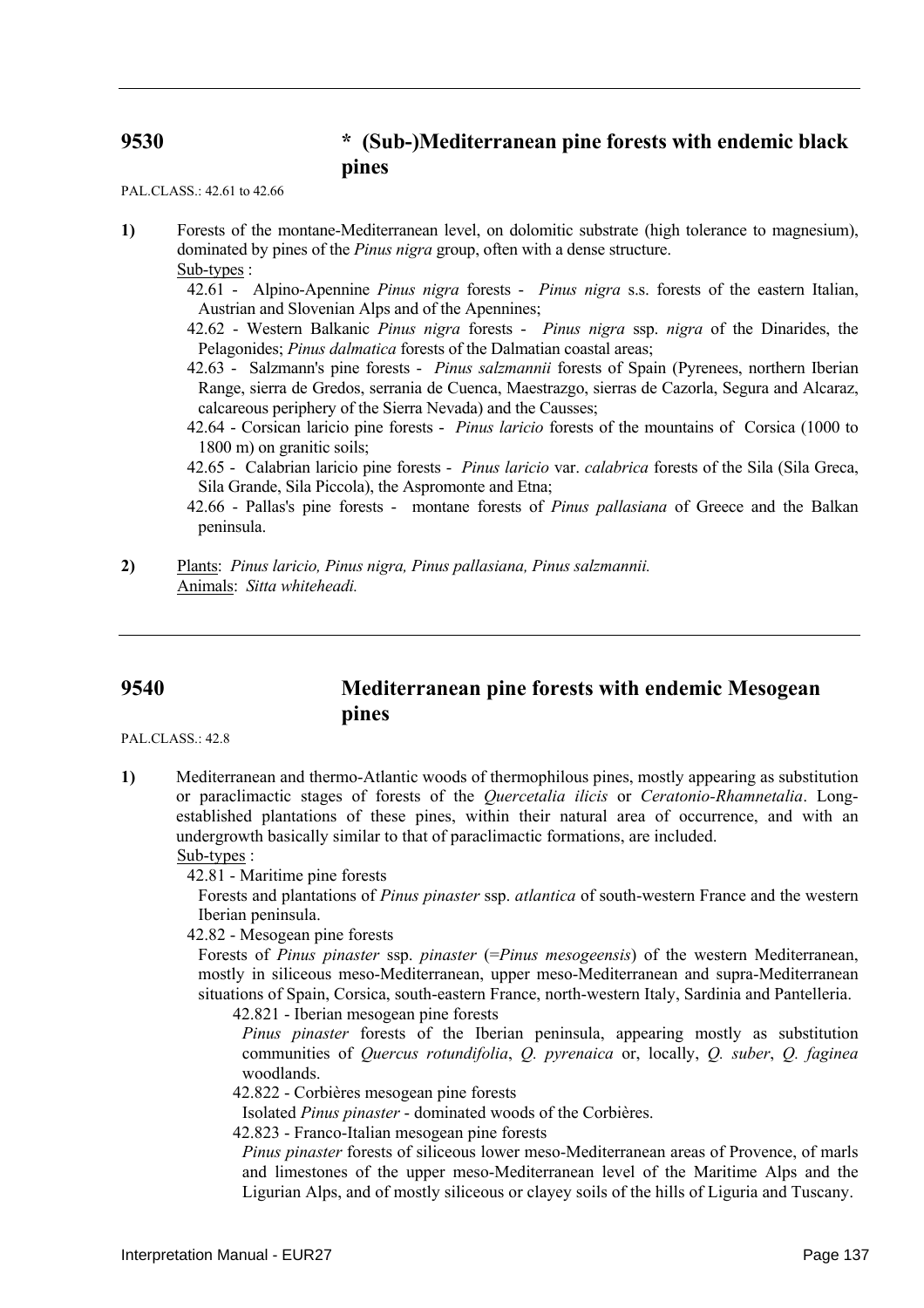## 9530 * (Sub-)Mediterranean pine forests with endemic black pines

PAL.CLASS.: 42.61 to 42.66

**1)** Forests of the montane-Mediterranean level, on dolomitic substrate (high tolerance to magnesium), dominated by pines of the *Pinus nigra* group, often with a dense structure.

Sub-types :

42.61 - Alpino-Apennine *Pinus nigra* forests - *Pinus nigra* s.s. forests of the eastern Italian, Austrian and Slovenian Alps and of the Apennines;

42.62 - Western Balkanic *Pinus nigra* forests - *Pinus nigra* ssp. *nigra* of the Dinarides, the Pelagonides; *Pinus dalmatica* forests of the Dalmatian coastal areas;

42.63 - Salzmann's pine forests - *Pinus salzmannii* forests of Spain (Pyrenees, northern Iberian Range, sierra de Gredos, serrania de Cuenca, Maestrazgo, sierras de Cazorla, Segura and Alcaraz, calcareous periphery of the Sierra Nevada) and the Causses;

42.64 - Corsican laricio pine forests - *Pinus laricio* forests of the mountains of Corsica (1000 to 1800 m) on granitic soils;

42.65 - Calabrian laricio pine forests - *Pinus laricio* var. *calabrica* forests of the Sila (Sila Greca, Sila Grande, Sila Piccola), the Aspromonte and Etna;

42.66 - Pallas's pine forests - montane forests of *Pinus pallasiana* of Greece and the Balkan peninsula.

**2)** Plants: *Pinus laricio, Pinus nigra, Pinus pallasiana, Pinus salzmannii.*
Animals: *Sitta whiteheadi.*

---

## 9540 Mediterranean pine forests with endemic Mesogean pines

PAL.CLASS.: 42.8

**1)** Mediterranean and thermo-Atlantic woods of thermophilous pines, mostly appearing as substitution or paraclimactic stages of forests of the *Quercetalia ilicis* or *Ceratonio-Rhamnetalia*. Long-established plantations of these pines, within their natural area of occurrence, and with an undergrowth basically similar to that of paraclimactic formations, are included.

Sub-types :

42.81 - Maritime pine forests

Forests and plantations of *Pinus pinaster* ssp. *atlantica* of south-western France and the western Iberian peninsula.

42.82 - Mesogean pine forests

Forests of *Pinus pinaster* ssp. *pinaster* (=*Pinus mesogeensis*) of the western Mediterranean, mostly in siliceous meso-Mediterranean, upper meso-Mediterranean and supra-Mediterranean situations of Spain, Corsica, south-eastern France, north-western Italy, Sardinia and Pantelleria.

42.821 - Iberian mesogean pine forests

*Pinus pinaster* forests of the Iberian peninsula, appearing mostly as substitution communities of *Quercus rotundifolia*, *Q. pyrenaica* or, locally, *Q. suber*, *Q. faginea* woodlands.

42.822 - Corbières mesogean pine forests

Isolated *Pinus pinaster* - dominated woods of the Corbières.

42.823 - Franco-Italian mesogean pine forests

*Pinus pinaster* forests of siliceous lower meso-Mediterranean areas of Provence, of marls and limestones of the upper meso-Mediterranean level of the Maritime Alps and the Ligurian Alps, and of mostly siliceous or clayey soils of the hills of Liguria and Tuscany.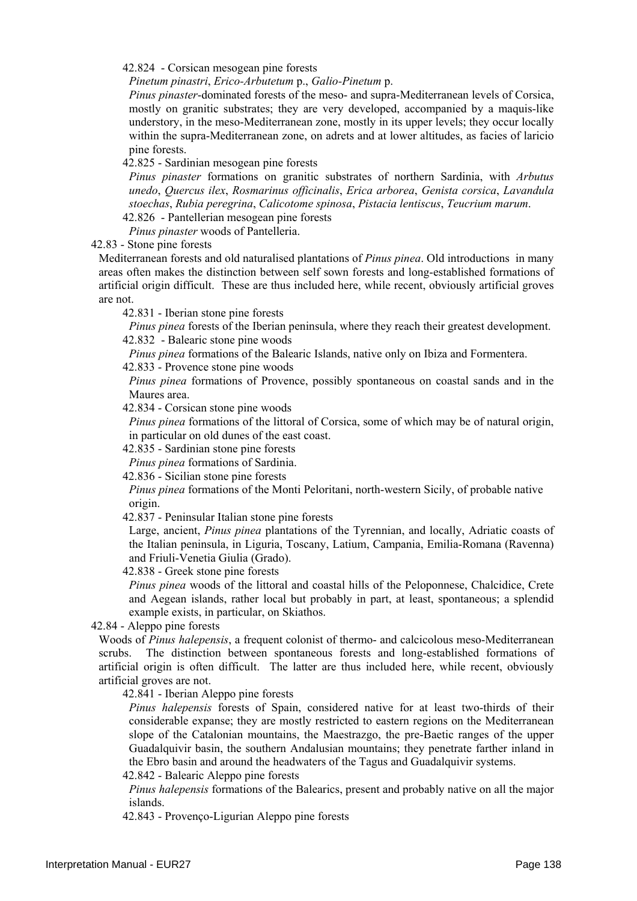42.824 - Corsican mesogean pine forests

*Pinetum pinastri*, *Erico-Arbutetum* p., *Galio-Pinetum* p.

*Pinus pinaster*-dominated forests of the meso- and supra-Mediterranean levels of Corsica, mostly on granitic substrates; they are very developed, accompanied by a maquis-like understory, in the meso-Mediterranean zone, mostly in its upper levels; they occur locally within the supra-Mediterranean zone, on adrets and at lower altitudes, as facies of laricio pine forests.

42.825 - Sardinian mesogean pine forests

*Pinus pinaster* formations on granitic substrates of northern Sardinia, with *Arbutus unedo*, *Quercus ilex*, *Rosmarinus officinalis*, *Erica arborea*, *Genista corsica*, *Lavandula stoechas*, *Rubia peregrina*, *Calicotome spinosa*, *Pistacia lentiscus*, *Teucrium marum*.

42.826 - Pantellerian mesogean pine forests

*Pinus pinaster* woods of Pantelleria.

42.83 - Stone pine forests

Mediterranean forests and old naturalised plantations of *Pinus pinea*. Old introductions in many areas often makes the distinction between self sown forests and long-established formations of artificial origin difficult. These are thus included here, while recent, obviously artificial groves are not.

42.831 - Iberian stone pine forests

*Pinus pinea* forests of the Iberian peninsula, where they reach their greatest development.

42.832 - Balearic stone pine woods

*Pinus pinea* formations of the Balearic Islands, native only on Ibiza and Formentera.

42.833 - Provence stone pine woods

*Pinus pinea* formations of Provence, possibly spontaneous on coastal sands and in the Maures area.

42.834 - Corsican stone pine woods

*Pinus pinea* formations of the littoral of Corsica, some of which may be of natural origin, in particular on old dunes of the east coast.

42.835 - Sardinian stone pine forests

*Pinus pinea* formations of Sardinia.

42.836 - Sicilian stone pine forests

*Pinus pinea* formations of the Monti Peloritani, north-western Sicily, of probable native origin.

42.837 - Peninsular Italian stone pine forests

Large, ancient, *Pinus pinea* plantations of the Tyrennian, and locally, Adriatic coasts of the Italian peninsula, in Liguria, Toscany, Latium, Campania, Emilia-Romana (Ravenna) and Friuli-Venetia Giulia (Grado).

42.838 - Greek stone pine forests

*Pinus pinea* woods of the littoral and coastal hills of the Peloponnese, Chalcidice, Crete and Aegean islands, rather local but probably in part, at least, spontaneous; a splendid example exists, in particular, on Skiathos.

42.84 - Aleppo pine forests

Woods of *Pinus halepensis*, a frequent colonist of thermo- and calcicolous meso-Mediterranean scrubs. The distinction between spontaneous forests and long-established formations of artificial origin is often difficult. The latter are thus included here, while recent, obviously artificial groves are not.

42.841 - Iberian Aleppo pine forests

*Pinus halepensis* forests of Spain, considered native for at least two-thirds of their considerable expanse; they are mostly restricted to eastern regions on the Mediterranean slope of the Catalonian mountains, the Maestrazgo, the pre-Baetic ranges of the upper Guadalquivir basin, the southern Andalusian mountains; they penetrate farther inland in the Ebro basin and around the headwaters of the Tagus and Guadalquivir systems.

42.842 - Balearic Aleppo pine forests

*Pinus halepensis* formations of the Balearics, present and probably native on all the major islands.

42.843 - Provenço-Ligurian Aleppo pine forests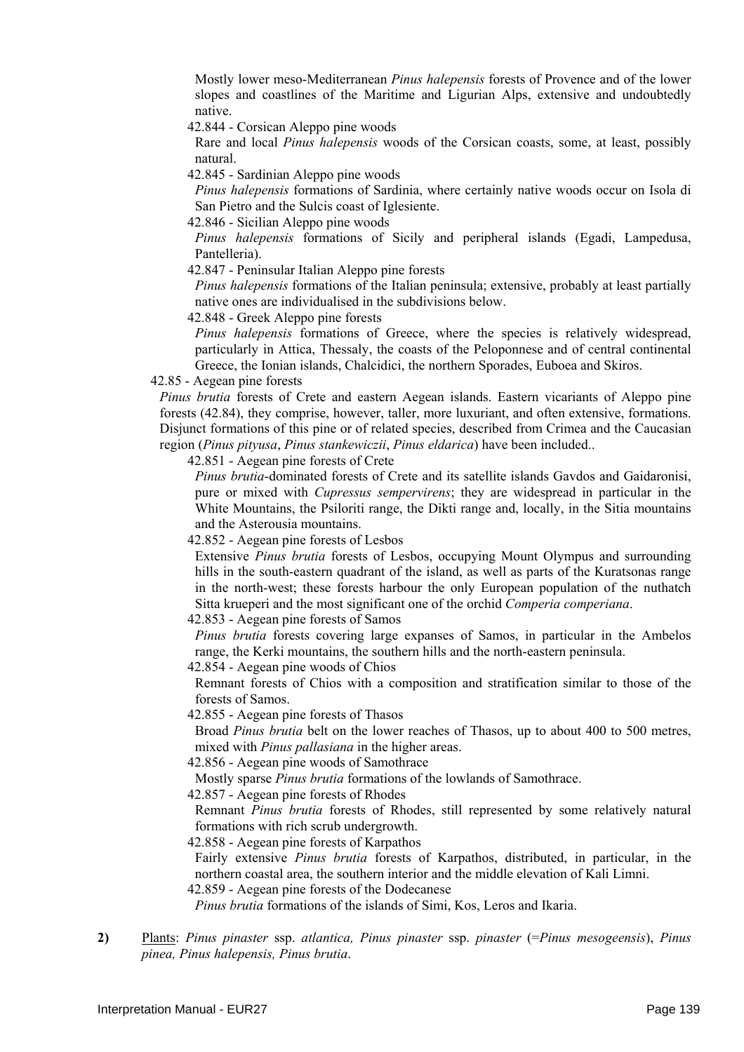Mostly lower meso-Mediterranean *Pinus halepensis* forests of Provence and of the lower slopes and coastlines of the Maritime and Ligurian Alps, extensive and undoubtedly native.

42.844 - Corsican Aleppo pine woods

Rare and local *Pinus halepensis* woods of the Corsican coasts, some, at least, possibly natural.

42.845 - Sardinian Aleppo pine woods

*Pinus halepensis* formations of Sardinia, where certainly native woods occur on Isola di San Pietro and the Sulcis coast of Iglesiente.

42.846 - Sicilian Aleppo pine woods

*Pinus halepensis* formations of Sicily and peripheral islands (Egadi, Lampedusa, Pantelleria).

42.847 - Peninsular Italian Aleppo pine forests

*Pinus halepensis* formations of the Italian peninsula; extensive, probably at least partially native ones are individualised in the subdivisions below.

42.848 - Greek Aleppo pine forests

*Pinus halepensis* formations of Greece, where the species is relatively widespread, particularly in Attica, Thessaly, the coasts of the Peloponnese and of central continental Greece, the Ionian islands, Chalcidici, the northern Sporades, Euboea and Skiros.

42.85 - Aegean pine forests

*Pinus brutia* forests of Crete and eastern Aegean islands. Eastern vicariants of Aleppo pine forests (42.84), they comprise, however, taller, more luxuriant, and often extensive, formations. Disjunct formations of this pine or of related species, described from Crimea and the Caucasian region (*Pinus pityusa*, *Pinus stankewiczii*, *Pinus eldarica*) have been included..

42.851 - Aegean pine forests of Crete

*Pinus brutia*-dominated forests of Crete and its satellite islands Gavdos and Gaidaronisi, pure or mixed with *Cupressus sempervirens*; they are widespread in particular in the White Mountains, the Psiloriti range, the Dikti range and, locally, in the Sitia mountains and the Asterousia mountains.

42.852 - Aegean pine forests of Lesbos

Extensive *Pinus brutia* forests of Lesbos, occupying Mount Olympus and surrounding hills in the south-eastern quadrant of the island, as well as parts of the Kuratsonas range in the north-west; these forests harbour the only European population of the nuthatch Sitta krueperi and the most significant one of the orchid *Comperia comperiana*.

42.853 - Aegean pine forests of Samos

*Pinus brutia* forests covering large expanses of Samos, in particular in the Ambelos range, the Kerki mountains, the southern hills and the north-eastern peninsula.

42.854 - Aegean pine woods of Chios

Remnant forests of Chios with a composition and stratification similar to those of the forests of Samos.

42.855 - Aegean pine forests of Thasos

Broad *Pinus brutia* belt on the lower reaches of Thasos, up to about 400 to 500 metres, mixed with *Pinus pallasiana* in the higher areas.

42.856 - Aegean pine woods of Samothrace

Mostly sparse *Pinus brutia* formations of the lowlands of Samothrace.

42.857 - Aegean pine forests of Rhodes

Remnant *Pinus brutia* forests of Rhodes, still represented by some relatively natural formations with rich scrub undergrowth.

42.858 - Aegean pine forests of Karpathos

Fairly extensive *Pinus brutia* forests of Karpathos, distributed, in particular, in the northern coastal area, the southern interior and the middle elevation of Kali Limni.

42.859 - Aegean pine forests of the Dodecanese

*Pinus brutia* formations of the islands of Simi, Kos, Leros and Ikaria.

**2)** Plants: *Pinus pinaster* ssp. *atlantica, Pinus pinaster* ssp. *pinaster* (=*Pinus mesogeensis*), *Pinus pinea, Pinus halepensis, Pinus brutia*.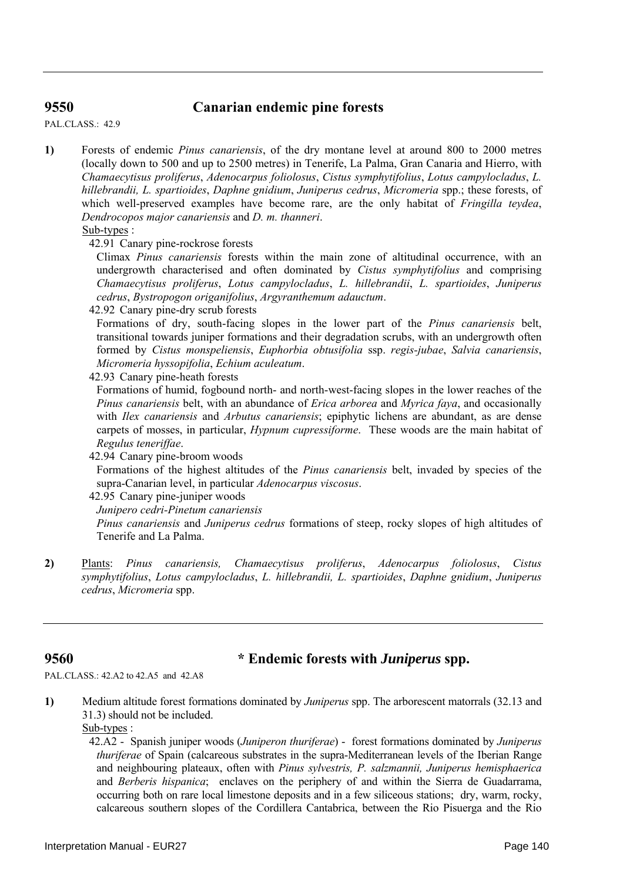## 9550 Canarian endemic pine forests

PAL.CLASS.: 42.9

**1)** Forests of endemic *Pinus canariensis*, of the dry montane level at around 800 to 2000 metres (locally down to 500 and up to 2500 metres) in Tenerife, La Palma, Gran Canaria and Hierro, with *Chamaecytisus proliferus*, *Adenocarpus foliolosus*, *Cistus symphytifolius*, *Lotus campylocladus*, *L. hillebrandii, L. spartioides*, *Daphne gnidium*, *Juniperus cedrus*, *Micromeria* spp.; these forests, of which well-preserved examples have become rare, are the only habitat of *Fringilla teydea*, *Dendrocopos major canariensis* and *D. m. thanneri*.

Sub-types :

42.91 Canary pine-rockrose forests

Climax *Pinus canariensis* forests within the main zone of altitudinal occurrence, with an undergrowth characterised and often dominated by *Cistus symphytifolius* and comprising *Chamaecytisus proliferus*, *Lotus campylocladus*, *L. hillebrandii*, *L. spartioides*, *Juniperus cedrus*, *Bystropogon origanifolius*, *Argyranthemum adauctum*.

42.92 Canary pine-dry scrub forests

Formations of dry, south-facing slopes in the lower part of the *Pinus canariensis* belt, transitional towards juniper formations and their degradation scrubs, with an undergrowth often formed by *Cistus monspeliensis*, *Euphorbia obtusifolia* ssp. *regis-jubae*, *Salvia canariensis*, *Micromeria hyssopifolia*, *Echium aculeatum*.

42.93 Canary pine-heath forests

Formations of humid, fogbound north- and north-west-facing slopes in the lower reaches of the *Pinus canariensis* belt, with an abundance of *Erica arborea* and *Myrica faya*, and occasionally with *Ilex canariensis* and *Arbutus canariensis*; epiphytic lichens are abundant, as are dense carpets of mosses, in particular, *Hypnum cupressiforme*. These woods are the main habitat of *Regulus teneriffae*.

42.94 Canary pine-broom woods

Formations of the highest altitudes of the *Pinus canariensis* belt, invaded by species of the supra-Canarian level, in particular *Adenocarpus viscosus*.

42.95 Canary pine-juniper woods

*Junipero cedri-Pinetum canariensis*

*Pinus canariensis* and *Juniperus cedrus* formations of steep, rocky slopes of high altitudes of Tenerife and La Palma.

**2)** Plants: *Pinus canariensis, Chamaecytisus proliferus*, *Adenocarpus foliolosus*, *Cistus symphytifolius*, *Lotus campylocladus*, *L. hillebrandii, L. spartioides*, *Daphne gnidium*, *Juniperus cedrus*, *Micromeria* spp.

## 9560 * Endemic forests with *Juniperus* spp.

PAL.CLASS.: 42.A2 to 42.A5 and 42.A8

**1)** Medium altitude forest formations dominated by *Juniperus* spp. The arborescent matorrals (32.13 and 31.3) should not be included.

Sub-types :

42.A2 - Spanish juniper woods (*Juniperon thuriferae*) - forest formations dominated by *Juniperus thuriferae* of Spain (calcareous substrates in the supra-Mediterranean levels of the Iberian Range and neighbouring plateaux, often with *Pinus sylvestris, P. salzmannii, Juniperus hemisphaerica* and *Berberis hispanica*; enclaves on the periphery of and within the Sierra de Guadarrama, occurring both on rare local limestone deposits and in a few siliceous stations; dry, warm, rocky, calcareous southern slopes of the Cordillera Cantabrica, between the Rio Pisuerga and the Rio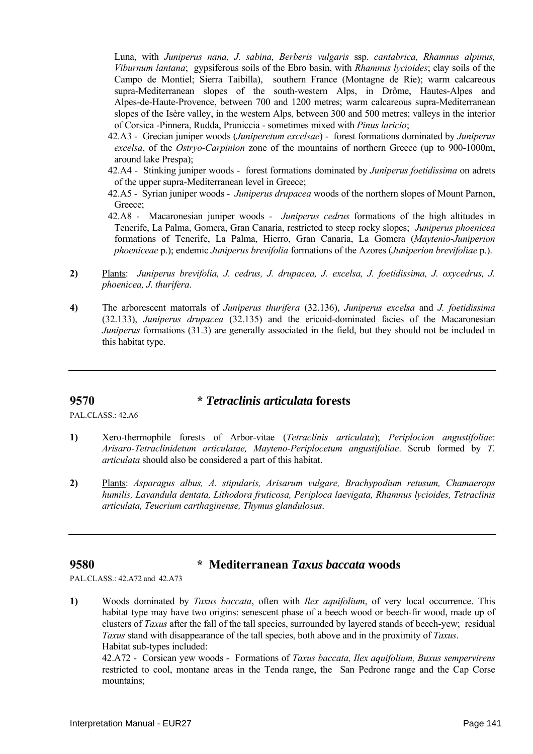Luna, with *Juniperus nana, J. sabina, Berberis vulgaris* ssp. *cantabrica, Rhamnus alpinus, Viburnum lantana*; gypsiferous soils of the Ebro basin, with *Rhamnus lycioides*; clay soils of the Campo de Montiel; Sierra Taibilla), southern France (Montagne de Rie); warm calcareous supra-Mediterranean slopes of the south-western Alps, in Drôme, Hautes-Alpes and Alpes-de-Haute-Provence, between 700 and 1200 metres; warm calcareous supra-Mediterranean slopes of the Isère valley, in the western Alps, between 300 and 500 metres; valleys in the interior of Corsica -Pinnera, Rudda, Pruniccia - sometimes mixed with *Pinus laricio*;

42.A3 - Grecian juniper woods (*Juniperetum excelsae*) - forest formations dominated by *Juniperus excelsa*, of the *Ostryo-Carpinion* zone of the mountains of northern Greece (up to 900-1000m, around lake Prespa);

42.A4 - Stinking juniper woods - forest formations dominated by *Juniperus foetidissima* on adrets of the upper supra-Mediterranean level in Greece;

42.A5 - Syrian juniper woods - *Juniperus drupacea* woods of the northern slopes of Mount Parnon, Greece;

42.A8 - Macaronesian juniper woods - *Juniperus cedrus* formations of the high altitudes in Tenerife, La Palma, Gomera, Gran Canaria, restricted to steep rocky slopes; *Juniperus phoenicea* formations of Tenerife, La Palma, Hierro, Gran Canaria, La Gomera (*Maytenio-Juniperion phoeniceae* p.); endemic *Juniperus brevifolia* formations of the Azores (*Juniperion brevifoliae* p.).

**2)** Plants: *Juniperus brevifolia, J. cedrus, J. drupacea, J. excelsa, J. foetidissima, J. oxycedrus, J. phoenicea, J. thurifera*.

**4)** The arborescent matorrals of *Juniperus thurifera* (32.136), *Juniperus excelsa* and *J. foetidissima* (32.133), *Juniperus drupacea* (32.135) and the ericoid-dominated facies of the Macaronesian *Juniperus* formations (31.3) are generally associated in the field, but they should not be included in this habitat type.

---

## 9570 * *Tetraclinis articulata* forests

PAL.CLASS.: 42.A6

**1)** Xero-thermophile forests of Arbor-vitae (*Tetraclinis articulata*); *Periplocion angustifoliae*: *Arisaro-Tetraclinidetum articulatae, Mayteno-Periplocetum angustifoliae*. Scrub formed by *T. articulata* should also be considered a part of this habitat.

**2)** Plants: *Asparagus albus, A. stipularis, Arisarum vulgare, Brachypodium retusum, Chamaerops humilis, Lavandula dentata, Lithodora fruticosa, Periploca laevigata, Rhamnus lycioides, Tetraclinis articulata, Teucrium carthaginense, Thymus glandulosus*.

---

## 9580 * Mediterranean *Taxus baccata* woods

PAL.CLASS.: 42.A72 and 42.A73

**1)** Woods dominated by *Taxus baccata*, often with *Ilex aquifolium*, of very local occurrence. This habitat type may have two origins: senescent phase of a beech wood or beech-fir wood, made up of clusters of *Taxus* after the fall of the tall species, surrounded by layered stands of beech-yew; residual *Taxus* stand with disappearance of the tall species, both above and in the proximity of *Taxus*.
Habitat sub-types included:
42.A72 - Corsican yew woods - Formations of *Taxus baccata, Ilex aquifolium, Buxus sempervirens* restricted to cool, montane areas in the Tenda range, the San Pedrone range and the Cap Corse mountains;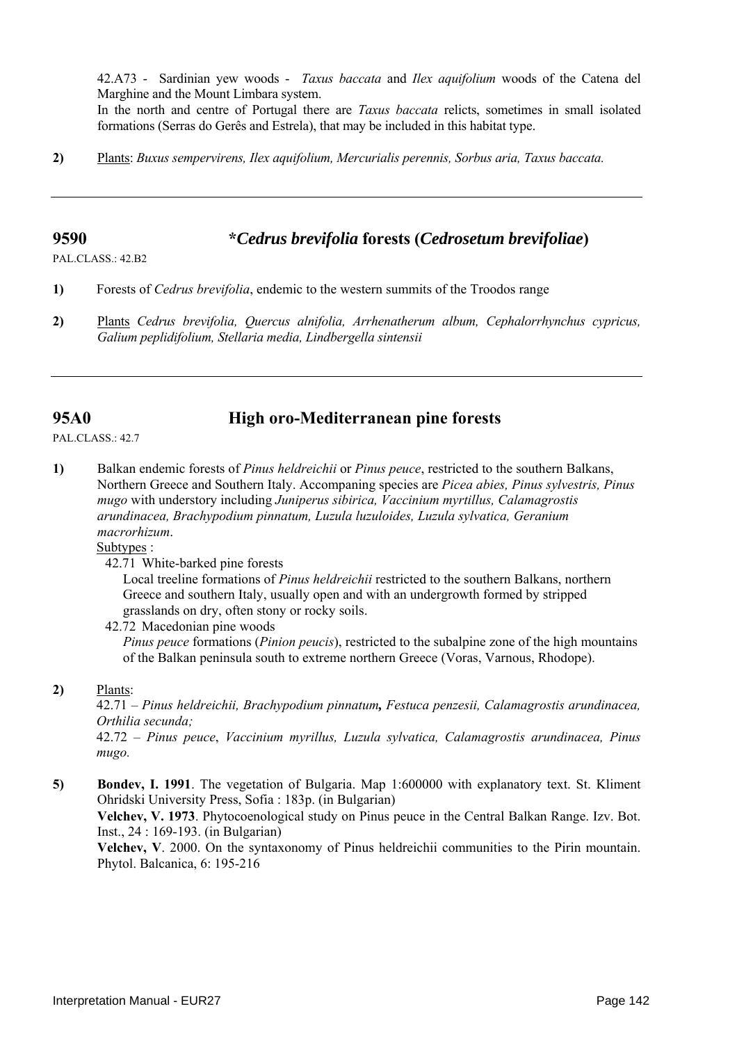42.A73 - Sardinian yew woods - *Taxus baccata* and *Ilex aquifolium* woods of the Catena del Marghine and the Mount Limbara system.

In the north and centre of Portugal there are *Taxus baccata* relicts, sometimes in small isolated formations (Serras do Gerês and Estrela), that may be included in this habitat type.

**2)** Plants: *Buxus sempervirens, Ilex aquifolium, Mercurialis perennis, Sorbus aria, Taxus baccata.*

---

## 9590 **Cedrus brevifolia* forests (*Cedrosetum brevifoliae*)

PAL.CLASS.: 42.B2

**1)** Forests of *Cedrus brevifolia*, endemic to the western summits of the Troodos range

**2)** Plants *Cedrus brevifolia, Quercus alnifolia, Arrhenatherum album, Cephalorrhynchus cypricus, Galium peplidifolium, Stellaria media, Lindbergella sintensii*

---

## 95A0 High oro-Mediterranean pine forests

PAL.CLASS.: 42.7

**1)** Balkan endemic forests of *Pinus heldreichii* or *Pinus peuce*, restricted to the southern Balkans, Northern Greece and Southern Italy. Accompaning species are *Picea abies, Pinus sylvestris, Pinus mugo* with understory including *Juniperus sibirica, Vaccinium myrtillus, Calamagrostis arundinacea, Brachypodium pinnatum, Luzula luzuloides, Luzula sylvatica, Geranium macrorhizum*.

Subtypes :

42.71 White-barked pine forests

Local treeline formations of *Pinus heldreichii* restricted to the southern Balkans, northern Greece and southern Italy, usually open and with an undergrowth formed by stripped grasslands on dry, often stony or rocky soils.

42.72 Macedonian pine woods

*Pinus peuce* formations (*Pinion peucis*), restricted to the subalpine zone of the high mountains of the Balkan peninsula south to extreme northern Greece (Voras, Varnous, Rhodope).

**2)** Plants:

42.71 – *Pinus heldreichii, Brachypodium pinnatum**,** Festuca penzesii, Calamagrostis arundinacea, Orthilia secunda;*

42.72 – *Pinus peuce*, *Vaccinium myrillus, Luzula sylvatica, Calamagrostis arundinacea, Pinus mugo.*

**5)** **Bondev, I. 1991**. The vegetation of Bulgaria. Map 1:600000 with explanatory text. St. Kliment Ohridski University Press, Sofia : 183p. (in Bulgarian)

**Velchev, V. 1973**. Phytocoenological study on Pinus peuce in the Central Balkan Range. Izv. Bot. Inst., 24 : 169-193. (in Bulgarian)

**Velchev, V**. 2000. On the syntaxonomy of Pinus heldreichii communities to the Pirin mountain. Phytol. Balcanica, 6: 195-216